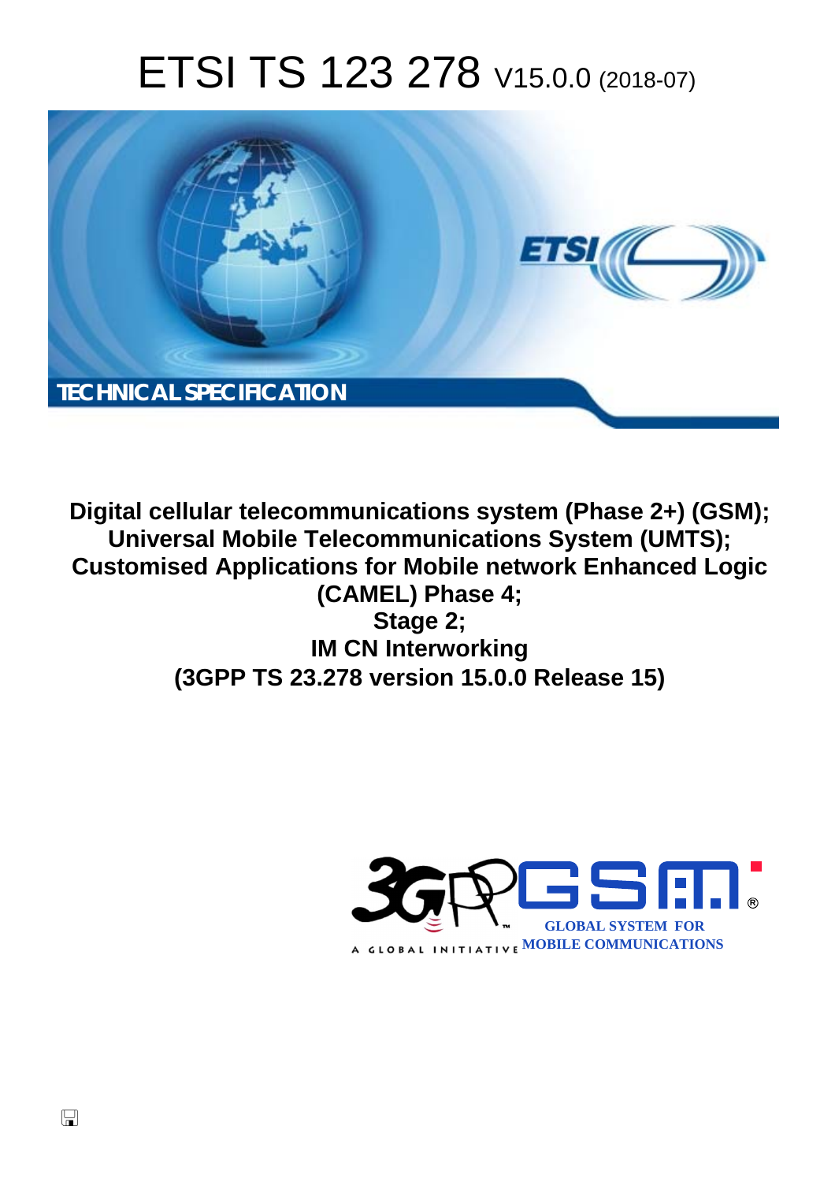# ETSI TS 123 278 V15.0.0 (2018-07)

TECHNICAL SPECIFICATION

**Digital cellular telecommunications system (Phase 2+) (GSM); Universal Mobile Telecommunications System (UMTS); Customised Applications for Mobile network Enhanced Logic (CAMEL) Phase 4; Stage 2; IM CN Interworking (3GPP TS 23.278 version 15.0.0 Release 15)**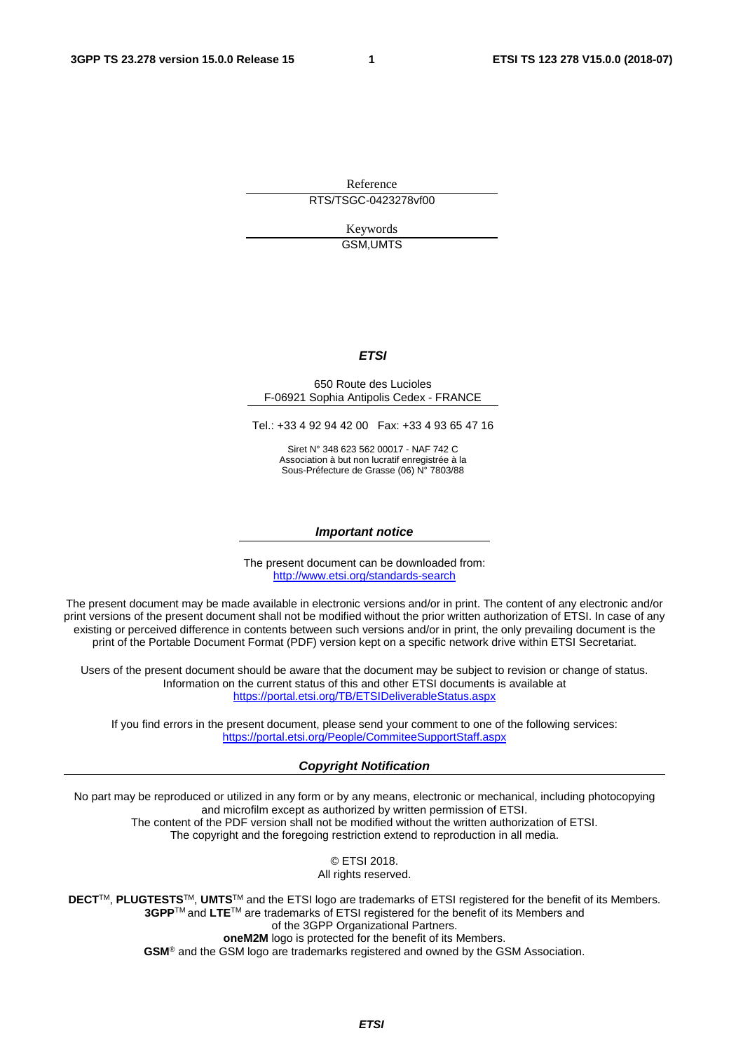Reference

RTS/TSGC-0423278vf00

Keywords

GSM,UMTS

***ETSI***

650 Route des Lucioles
F-06921 Sophia Antipolis Cedex - FRANCE

Tel.: +33 4 92 94 42 00 Fax: +33 4 93 65 47 16

Siret N° 348 623 562 00017 - NAF 742 C
Association à but non lucratif enregistrée à la
Sous-Préfecture de Grasse (06) N° 7803/88

***Important notice***

The present document can be downloaded from:
http://www.etsi.org/standards-search

The present document may be made available in electronic versions and/or in print. The content of any electronic and/or print versions of the present document shall not be modified without the prior written authorization of ETSI. In case of any existing or perceived difference in contents between such versions and/or in print, the only prevailing document is the print of the Portable Document Format (PDF) version kept on a specific network drive within ETSI Secretariat.

Users of the present document should be aware that the document may be subject to revision or change of status. Information on the current status of this and other ETSI documents is available at
https://portal.etsi.org/TB/ETSIDeliverableStatus.aspx

If you find errors in the present document, please send your comment to one of the following services:
https://portal.etsi.org/People/CommiteeSupportStaff.aspx

***Copyright Notification***

No part may be reproduced or utilized in any form or by any means, electronic or mechanical, including photocopying and microfilm except as authorized by written permission of ETSI.
The content of the PDF version shall not be modified without the written authorization of ETSI.
The copyright and the foregoing restriction extend to reproduction in all media.

© ETSI 2018.
All rights reserved.

**DECT**™, **PLUGTESTS**™, **UMTS**™ and the ETSI logo are trademarks of ETSI registered for the benefit of its Members.
**3GPP**™ and **LTE**™ are trademarks of ETSI registered for the benefit of its Members and of the 3GPP Organizational Partners.
**oneM2M** logo is protected for the benefit of its Members.
**GSM**® and the GSM logo are trademarks registered and owned by the GSM Association.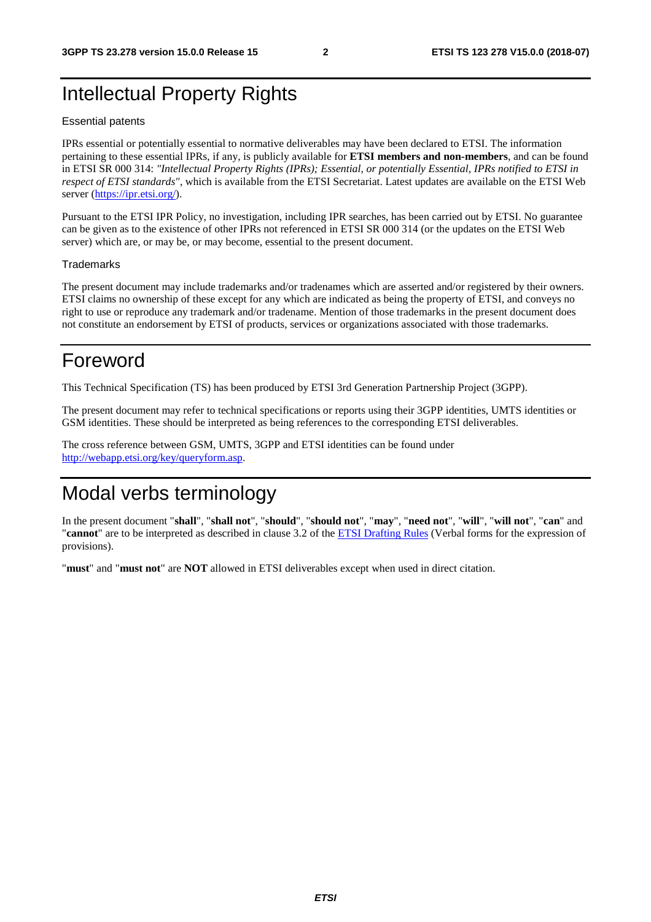# Intellectual Property Rights

Essential patents

IPRs essential or potentially essential to normative deliverables may have been declared to ETSI. The information pertaining to these essential IPRs, if any, is publicly available for **ETSI members and non-members**, and can be found in ETSI SR 000 314: *"Intellectual Property Rights (IPRs); Essential, or potentially Essential, IPRs notified to ETSI in respect of ETSI standards"*, which is available from the ETSI Secretariat. Latest updates are available on the ETSI Web server (https://ipr.etsi.org/).

Pursuant to the ETSI IPR Policy, no investigation, including IPR searches, has been carried out by ETSI. No guarantee can be given as to the existence of other IPRs not referenced in ETSI SR 000 314 (or the updates on the ETSI Web server) which are, or may be, or may become, essential to the present document.

Trademarks

The present document may include trademarks and/or tradenames which are asserted and/or registered by their owners. ETSI claims no ownership of these except for any which are indicated as being the property of ETSI, and conveys no right to use or reproduce any trademark and/or tradename. Mention of those trademarks in the present document does not constitute an endorsement by ETSI of products, services or organizations associated with those trademarks.

# Foreword

This Technical Specification (TS) has been produced by ETSI 3rd Generation Partnership Project (3GPP).

The present document may refer to technical specifications or reports using their 3GPP identities, UMTS identities or GSM identities. These should be interpreted as being references to the corresponding ETSI deliverables.

The cross reference between GSM, UMTS, 3GPP and ETSI identities can be found under http://webapp.etsi.org/key/queryform.asp.

# Modal verbs terminology

In the present document "**shall**", "**shall not**", "**should**", "**should not**", "**may**", "**need not**", "**will**", "**will not**", "**can**" and "**cannot**" are to be interpreted as described in clause 3.2 of the ETSI Drafting Rules (Verbal forms for the expression of provisions).

"**must**" and "**must not**" are **NOT** allowed in ETSI deliverables except when used in direct citation.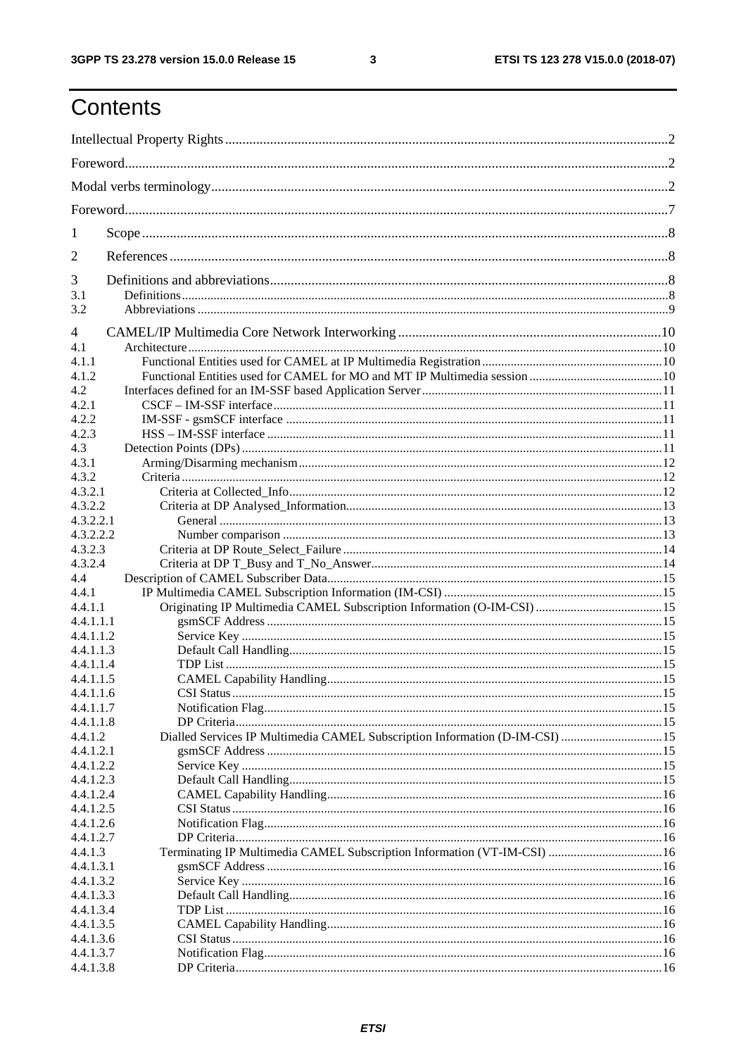# Contents

Intellectual Property Rights ....................................................................................................................2

Foreword....................................................................................................................................................2

Modal verbs terminology...........................................................................................................................2

Foreword....................................................................................................................................................7

1 Scope ....................................................................................................................................................8

2 References ............................................................................................................................................8

3 Definitions and abbreviations...............................................................................................................8
3.1 Definitions..............................................................................................................................................8
3.2 Abbreviations .........................................................................................................................................9

4 CAMEL/IP Multimedia Core Network Interworking .........................................................................10
4.1 Architecture..........................................................................................................................................10
4.1.1 Functional Entities used for CAMEL at IP Multimedia Registration ...............................................10
4.1.2 Functional Entities used for CAMEL for MO and MT IP Multimedia session ..................................10
4.2 Interfaces defined for an IM-SSF based Application Server...............................................................11
4.2.1 CSCF – IM-SSF interface ..................................................................................................................11
4.2.2 IM-SSF - gsmSCF interface ..............................................................................................................11
4.2.3 HSS – IM-SSF interface ....................................................................................................................11
4.3 Detection Points (DPs) .........................................................................................................................11
4.3.1 Arming/Disarming mechanism..........................................................................................................12
4.3.2 Criteria ..............................................................................................................................................12
4.3.2.1 Criteria at Collected_Info...............................................................................................................12
4.3.2.2 Criteria at DP Analysed_Information.............................................................................................13
4.3.2.2.1 General ......................................................................................................................................13
4.3.2.2.2 Number comparison ..................................................................................................................13
4.3.2.3 Criteria at DP Route_Select_Failure ..............................................................................................14
4.3.2.4 Criteria at DP T_Busy and T_No_Answer.....................................................................................14
4.4 Description of CAMEL Subscriber Data..............................................................................................15
4.4.1 IP Multimedia CAMEL Subscription Information (IM-CSI) ............................................................15
4.4.1.1 Originating IP Multimedia CAMEL Subscription Information (O-IM-CSI) ...................................15
4.4.1.1.1 gsmSCF Address ......................................................................................................................15
4.4.1.1.2 Service Key ...............................................................................................................................15
4.4.1.1.3 Default Call Handling................................................................................................................15
4.4.1.1.4 TDP List ....................................................................................................................................15
4.4.1.1.5 CAMEL Capability Handling.....................................................................................................15
4.4.1.1.6 CSI Status ..................................................................................................................................15
4.4.1.1.7 Notification Flag........................................................................................................................15
4.4.1.1.8 DP Criteria.................................................................................................................................15
4.4.1.2 Dialled Services IP Multimedia CAMEL Subscription Information (D-IM-CSI) ...........................15
4.4.1.2.1 gsmSCF Address ......................................................................................................................15
4.4.1.2.2 Service Key ...............................................................................................................................15
4.4.1.2.3 Default Call Handling................................................................................................................15
4.4.1.2.4 CAMEL Capability Handling.....................................................................................................16
4.4.1.2.5 CSI Status ..................................................................................................................................16
4.4.1.2.6 Notification Flag........................................................................................................................16
4.4.1.2.7 DP Criteria.................................................................................................................................16
4.4.1.3 Terminating IP Multimedia CAMEL Subscription Information (VT-IM-CSI) ...............................16
4.4.1.3.1 gsmSCF Address ......................................................................................................................16
4.4.1.3.2 Service Key ...............................................................................................................................16
4.4.1.3.3 Default Call Handling................................................................................................................16
4.4.1.3.4 TDP List ....................................................................................................................................16
4.4.1.3.5 CAMEL Capability Handling.....................................................................................................16
4.4.1.3.6 CSI Status ..................................................................................................................................16
4.4.1.3.7 Notification Flag........................................................................................................................16
4.4.1.3.8 DP Criteria.................................................................................................................................16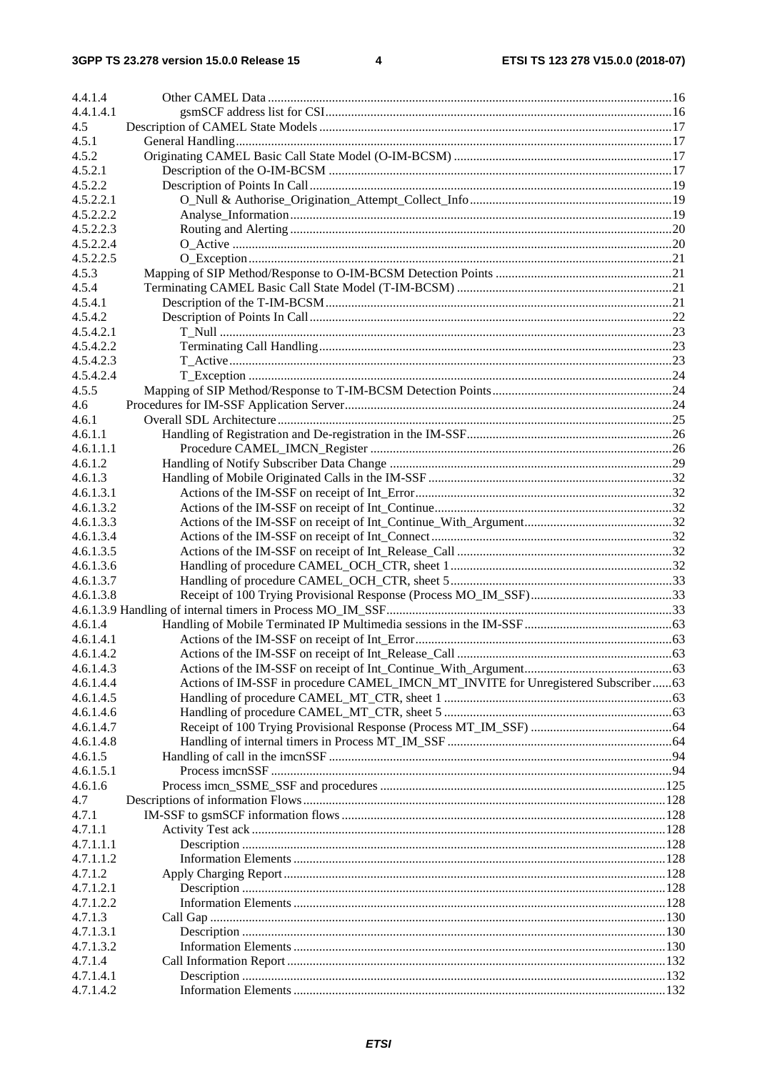| | | |
|---|---|---|
| 4.4.1.4 | Other CAMEL Data | 16 |
| 4.4.1.4.1 | gsmSCF address list for CSI | 16 |
| 4.5 | Description of CAMEL State Models | 17 |
| 4.5.1 | General Handling | 17 |
| 4.5.2 | Originating CAMEL Basic Call State Model (O-IM-BCSM) | 17 |
| 4.5.2.1 | Description of the O-IM-BCSM | 17 |
| 4.5.2.2 | Description of Points In Call | 19 |
| 4.5.2.2.1 | O_Null & Authorise_Origination_Attempt_Collect_Info | 19 |
| 4.5.2.2.2 | Analyse_Information | 19 |
| 4.5.2.2.3 | Routing and Alerting | 20 |
| 4.5.2.2.4 | O_Active | 20 |
| 4.5.2.2.5 | O_Exception | 21 |
| 4.5.3 | Mapping of SIP Method/Response to O-IM-BCSM Detection Points | 21 |
| 4.5.4 | Terminating CAMEL Basic Call State Model (T-IM-BCSM) | 21 |
| 4.5.4.1 | Description of the T-IM-BCSM | 21 |
| 4.5.4.2 | Description of Points In Call | 22 |
| 4.5.4.2.1 | T_Null | 23 |
| 4.5.4.2.2 | Terminating Call Handling | 23 |
| 4.5.4.2.3 | T_Active | 23 |
| 4.5.4.2.4 | T_Exception | 24 |
| 4.5.5 | Mapping of SIP Method/Response to T-IM-BCSM Detection Points | 24 |
| 4.6 | Procedures for IM-SSF Application Server | 24 |
| 4.6.1 | Overall SDL Architecture | 25 |
| 4.6.1.1 | Handling of Registration and De-registration in the IM-SSF | 26 |
| 4.6.1.1.1 | Procedure CAMEL_IMCN_Register | 26 |
| 4.6.1.2 | Handling of Notify Subscriber Data Change | 29 |
| 4.6.1.3 | Handling of Mobile Originated Calls in the IM-SSF | 32 |
| 4.6.1.3.1 | Actions of the IM-SSF on receipt of Int_Error | 32 |
| 4.6.1.3.2 | Actions of the IM-SSF on receipt of Int_Continue | 32 |
| 4.6.1.3.3 | Actions of the IM-SSF on receipt of Int_Continue_With_Argument | 32 |
| 4.6.1.3.4 | Actions of the IM-SSF on receipt of Int_Connect | 32 |
| 4.6.1.3.5 | Actions of the IM-SSF on receipt of Int_Release_Call | 32 |
| 4.6.1.3.6 | Handling of procedure CAMEL_OCH_CTR, sheet 1 | 32 |
| 4.6.1.3.7 | Handling of procedure CAMEL_OCH_CTR, sheet 5 | 33 |
| 4.6.1.3.8 | Receipt of 100 Trying Provisional Response (Process MO_IM_SSF) | 33 |
| 4.6.1.3.9 | Handling of internal timers in Process MO_IM_SSF | 33 |
| 4.6.1.4 | Handling of Mobile Terminated IP Multimedia sessions in the IM-SSF | 63 |
| 4.6.1.4.1 | Actions of the IM-SSF on receipt of Int_Error | 63 |
| 4.6.1.4.2 | Actions of the IM-SSF on receipt of Int_Release_Call | 63 |
| 4.6.1.4.3 | Actions of the IM-SSF on receipt of Int_Continue_With_Argument | 63 |
| 4.6.1.4.4 | Actions of IM-SSF in procedure CAMEL_IMCN_MT_INVITE for Unregistered Subscriber | 63 |
| 4.6.1.4.5 | Handling of procedure CAMEL_MT_CTR, sheet 1 | 63 |
| 4.6.1.4.6 | Handling of procedure CAMEL_MT_CTR, sheet 5 | 63 |
| 4.6.1.4.7 | Receipt of 100 Trying Provisional Response (Process MT_IM_SSF) | 64 |
| 4.6.1.4.8 | Handling of internal timers in Process MT_IM_SSF | 64 |
| 4.6.1.5 | Handling of call in the imcnSSF | 94 |
| 4.6.1.5.1 | Process imcnSSF | 94 |
| 4.6.1.6 | Process imcn_SSME_SSF and procedures | 125 |
| 4.7 | Descriptions of information Flows | 128 |
| 4.7.1 | IM-SSF to gsmSCF information flows | 128 |
| 4.7.1.1 | Activity Test ack | 128 |
| 4.7.1.1.1 | Description | 128 |
| 4.7.1.1.2 | Information Elements | 128 |
| 4.7.1.2 | Apply Charging Report | 128 |
| 4.7.1.2.1 | Description | 128 |
| 4.7.1.2.2 | Information Elements | 128 |
| 4.7.1.3 | Call Gap | 130 |
| 4.7.1.3.1 | Description | 130 |
| 4.7.1.3.2 | Information Elements | 130 |
| 4.7.1.4 | Call Information Report | 132 |
| 4.7.1.4.1 | Description | 132 |
| 4.7.1.4.2 | Information Elements | 132 |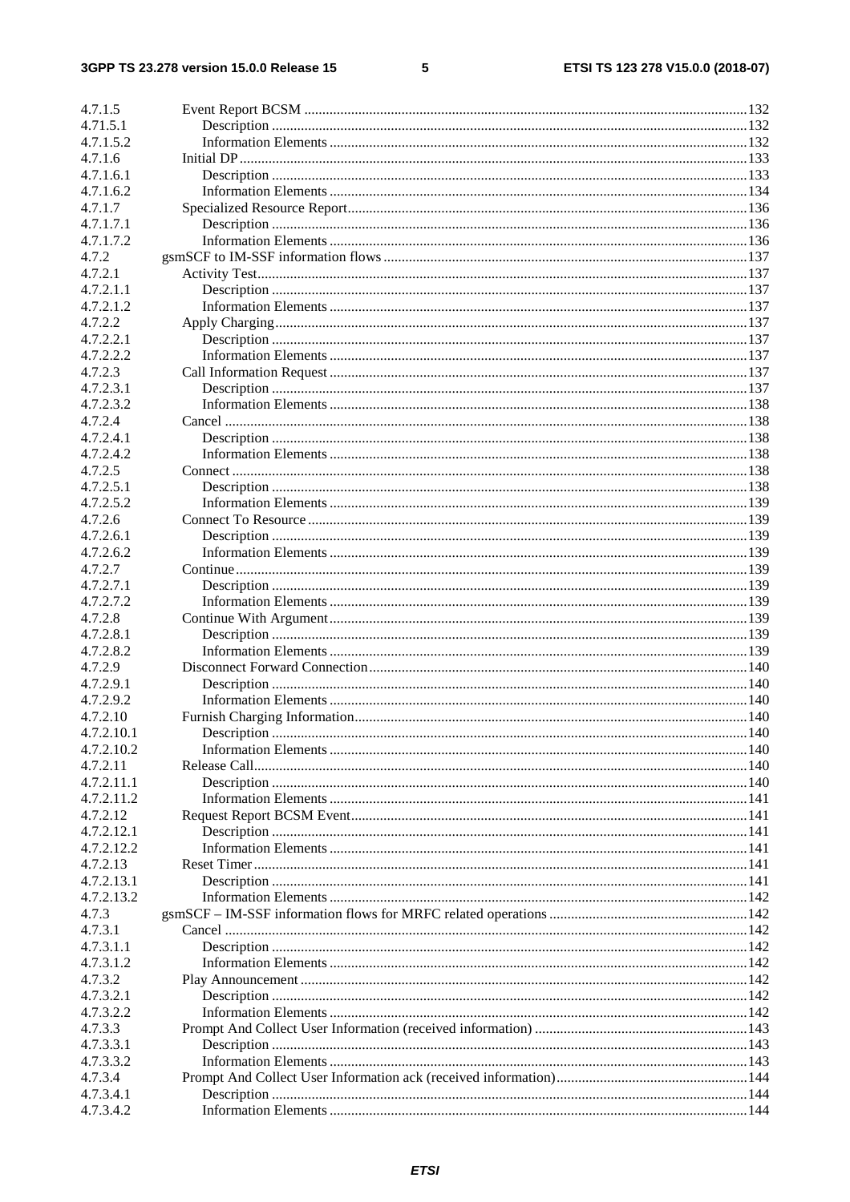| | | |
|---|---|---|
| 4.7.1.5 | Event Report BCSM | 132 |
| 4.71.5.1 | Description | 132 |
| 4.7.1.5.2 | Information Elements | 132 |
| 4.7.1.6 | Initial DP | 133 |
| 4.7.1.6.1 | Description | 133 |
| 4.7.1.6.2 | Information Elements | 134 |
| 4.7.1.7 | Specialized Resource Report | 136 |
| 4.7.1.7.1 | Description | 136 |
| 4.7.1.7.2 | Information Elements | 136 |
| 4.7.2 | gsmSCF to IM-SSF information flows | 137 |
| 4.7.2.1 | Activity Test | 137 |
| 4.7.2.1.1 | Description | 137 |
| 4.7.2.1.2 | Information Elements | 137 |
| 4.7.2.2 | Apply Charging | 137 |
| 4.7.2.2.1 | Description | 137 |
| 4.7.2.2.2 | Information Elements | 137 |
| 4.7.2.3 | Call Information Request | 137 |
| 4.7.2.3.1 | Description | 137 |
| 4.7.2.3.2 | Information Elements | 138 |
| 4.7.2.4 | Cancel | 138 |
| 4.7.2.4.1 | Description | 138 |
| 4.7.2.4.2 | Information Elements | 138 |
| 4.7.2.5 | Connect | 138 |
| 4.7.2.5.1 | Description | 138 |
| 4.7.2.5.2 | Information Elements | 139 |
| 4.7.2.6 | Connect To Resource | 139 |
| 4.7.2.6.1 | Description | 139 |
| 4.7.2.6.2 | Information Elements | 139 |
| 4.7.2.7 | Continue | 139 |
| 4.7.2.7.1 | Description | 139 |
| 4.7.2.7.2 | Information Elements | 139 |
| 4.7.2.8 | Continue With Argument | 139 |
| 4.7.2.8.1 | Description | 139 |
| 4.7.2.8.2 | Information Elements | 139 |
| 4.7.2.9 | Disconnect Forward Connection | 140 |
| 4.7.2.9.1 | Description | 140 |
| 4.7.2.9.2 | Information Elements | 140 |
| 4.7.2.10 | Furnish Charging Information | 140 |
| 4.7.2.10.1 | Description | 140 |
| 4.7.2.10.2 | Information Elements | 140 |
| 4.7.2.11 | Release Call | 140 |
| 4.7.2.11.1 | Description | 140 |
| 4.7.2.11.2 | Information Elements | 141 |
| 4.7.2.12 | Request Report BCSM Event | 141 |
| 4.7.2.12.1 | Description | 141 |
| 4.7.2.12.2 | Information Elements | 141 |
| 4.7.2.13 | Reset Timer | 141 |
| 4.7.2.13.1 | Description | 141 |
| 4.7.2.13.2 | Information Elements | 142 |
| 4.7.3 | gsmSCF – IM-SSF information flows for MRFC related operations | 142 |
| 4.7.3.1 | Cancel | 142 |
| 4.7.3.1.1 | Description | 142 |
| 4.7.3.1.2 | Information Elements | 142 |
| 4.7.3.2 | Play Announcement | 142 |
| 4.7.3.2.1 | Description | 142 |
| 4.7.3.2.2 | Information Elements | 142 |
| 4.7.3.3 | Prompt And Collect User Information (received information) | 143 |
| 4.7.3.3.1 | Description | 143 |
| 4.7.3.3.2 | Information Elements | 143 |
| 4.7.3.4 | Prompt And Collect User Information ack (received information) | 144 |
| 4.7.3.4.1 | Description | 144 |
| 4.7.3.4.2 | Information Elements | 144 |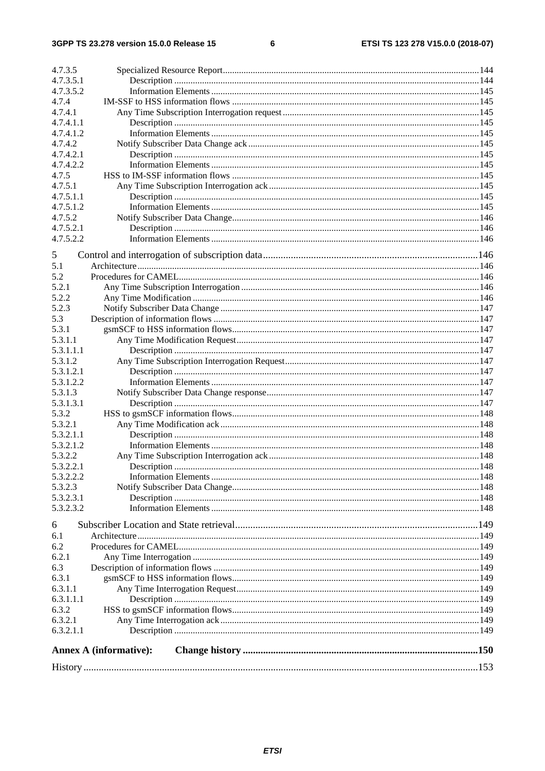4.7.3.5 Specialized Resource Report ..... 144
4.7.3.5.1 Description ..... 144
4.7.3.5.2 Information Elements ..... 145
4.7.4 IM-SSF to HSS information flows ..... 145
4.7.4.1 Any Time Subscription Interrogation request ..... 145
4.7.4.1.1 Description ..... 145
4.7.4.1.2 Information Elements ..... 145
4.7.4.2 Notify Subscriber Data Change ack ..... 145
4.7.4.2.1 Description ..... 145
4.7.4.2.2 Information Elements ..... 145
4.7.5 HSS to IM-SSF information flows ..... 145
4.7.5.1 Any Time Subscription Interrogation ack ..... 145
4.7.5.1.1 Description ..... 145
4.7.5.1.2 Information Elements ..... 145
4.7.5.2 Notify Subscriber Data Change ..... 146
4.7.5.2.1 Description ..... 146
4.7.5.2.2 Information Elements ..... 146

5 Control and interrogation of subscription data ..... 146
5.1 Architecture ..... 146
5.2 Procedures for CAMEL ..... 146
5.2.1 Any Time Subscription Interrogation ..... 146
5.2.2 Any Time Modification ..... 146
5.2.3 Notify Subscriber Data Change ..... 147
5.3 Description of information flows ..... 147
5.3.1 gsmSCF to HSS information flows ..... 147
5.3.1.1 Any Time Modification Request ..... 147
5.3.1.1.1 Description ..... 147
5.3.1.2 Any Time Subscription Interrogation Request ..... 147
5.3.1.2.1 Description ..... 147
5.3.1.2.2 Information Elements ..... 147
5.3.1.3 Notify Subscriber Data Change response ..... 147
5.3.1.3.1 Description ..... 147
5.3.2 HSS to gsmSCF information flows ..... 148
5.3.2.1 Any Time Modification ack ..... 148
5.3.2.1.1 Description ..... 148
5.3.2.1.2 Information Elements ..... 148
5.3.2.2 Any Time Subscription Interrogation ack ..... 148
5.3.2.2.1 Description ..... 148
5.3.2.2.2 Information Elements ..... 148
5.3.2.3 Notify Subscriber Data Change ..... 148
5.3.2.3.1 Description ..... 148
5.3.2.3.2 Information Elements ..... 148

6 Subscriber Location and State retrieval ..... 149
6.1 Architecture ..... 149
6.2 Procedures for CAMEL ..... 149
6.2.1 Any Time Interrogation ..... 149
6.3 Description of information flows ..... 149
6.3.1 gsmSCF to HSS information flows ..... 149
6.3.1.1 Any Time Interrogation Request ..... 149
6.3.1.1.1 Description ..... 149
6.3.2 HSS to gsmSCF information flows ..... 149
6.3.2.1 Any Time Interrogation ack ..... 149
6.3.2.1.1 Description ..... 149

**Annex A (informative): Change history ..... 150**

History ..... 153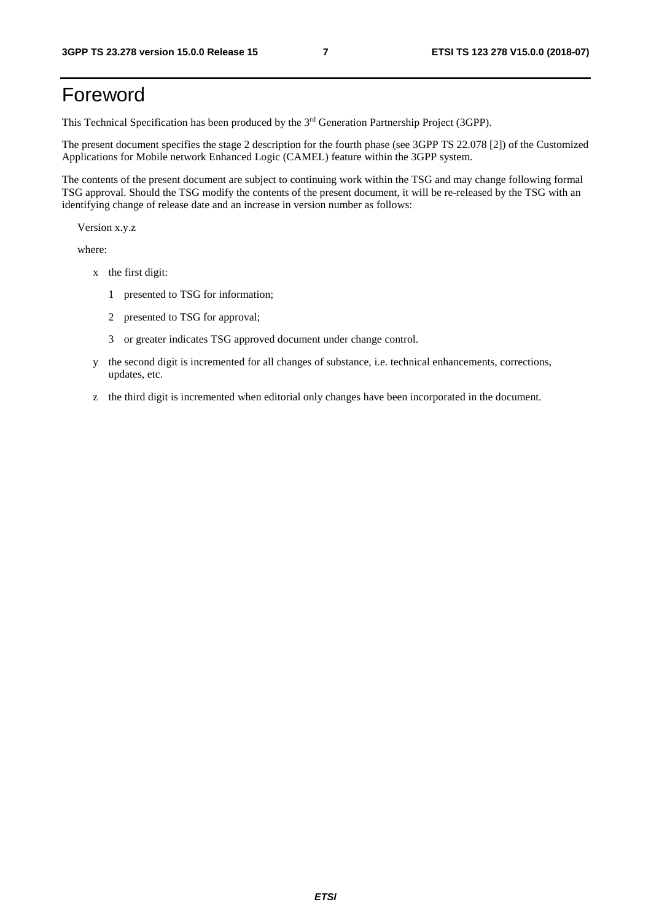# Foreword

This Technical Specification has been produced by the 3rd Generation Partnership Project (3GPP).

The present document specifies the stage 2 description for the fourth phase (see 3GPP TS 22.078 [2]) of the Customized Applications for Mobile network Enhanced Logic (CAMEL) feature within the 3GPP system.

The contents of the present document are subject to continuing work within the TSG and may change following formal TSG approval. Should the TSG modify the contents of the present document, it will be re-released by the TSG with an identifying change of release date and an increase in version number as follows:

Version x.y.z

where:

- x the first digit:
  - 1 presented to TSG for information;
  - 2 presented to TSG for approval;
  - 3 or greater indicates TSG approved document under change control.
- y the second digit is incremented for all changes of substance, i.e. technical enhancements, corrections, updates, etc.
- z the third digit is incremented when editorial only changes have been incorporated in the document.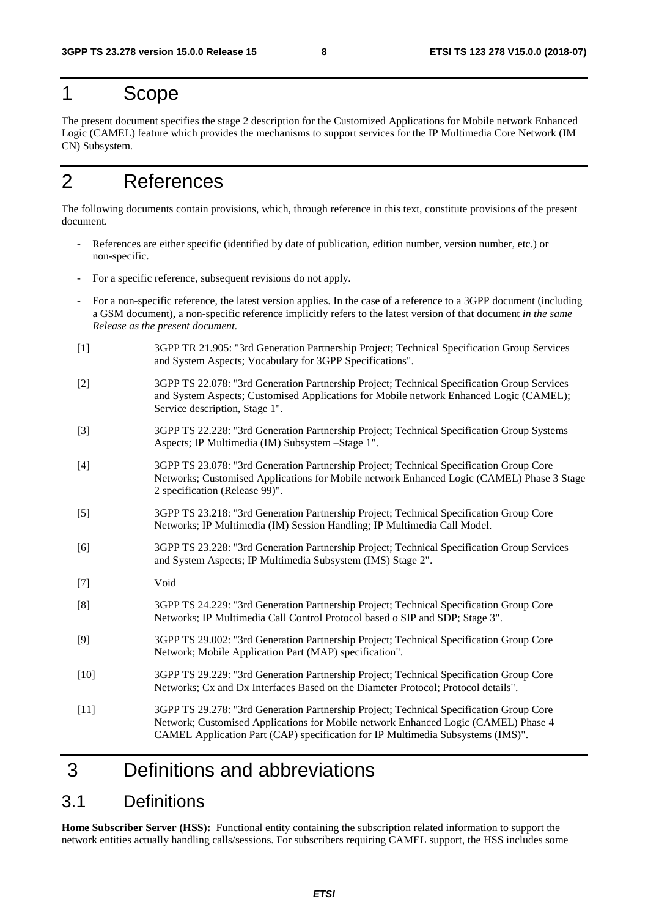# 1 Scope

The present document specifies the stage 2 description for the Customized Applications for Mobile network Enhanced Logic (CAMEL) feature which provides the mechanisms to support services for the IP Multimedia Core Network (IM CN) Subsystem.

# 2 References

The following documents contain provisions, which, through reference in this text, constitute provisions of the present document.

- References are either specific (identified by date of publication, edition number, version number, etc.) or non-specific.
- For a specific reference, subsequent revisions do not apply.
- For a non-specific reference, the latest version applies. In the case of a reference to a 3GPP document (including a GSM document), a non-specific reference implicitly refers to the latest version of that document *in the same Release as the present document.*

[1] 3GPP TR 21.905: "3rd Generation Partnership Project; Technical Specification Group Services and System Aspects; Vocabulary for 3GPP Specifications".

[2] 3GPP TS 22.078: "3rd Generation Partnership Project; Technical Specification Group Services and System Aspects; Customised Applications for Mobile network Enhanced Logic (CAMEL); Service description, Stage 1".

[3] 3GPP TS 22.228: "3rd Generation Partnership Project; Technical Specification Group Systems Aspects; IP Multimedia (IM) Subsystem –Stage 1".

[4] 3GPP TS 23.078: "3rd Generation Partnership Project; Technical Specification Group Core Networks; Customised Applications for Mobile network Enhanced Logic (CAMEL) Phase 3 Stage 2 specification (Release 99)".

[5] 3GPP TS 23.218: "3rd Generation Partnership Project; Technical Specification Group Core Networks; IP Multimedia (IM) Session Handling; IP Multimedia Call Model.

[6] 3GPP TS 23.228: "3rd Generation Partnership Project; Technical Specification Group Services and System Aspects; IP Multimedia Subsystem (IMS) Stage 2".

[7] Void

[8] 3GPP TS 24.229: "3rd Generation Partnership Project; Technical Specification Group Core Networks; IP Multimedia Call Control Protocol based o SIP and SDP; Stage 3".

[9] 3GPP TS 29.002: "3rd Generation Partnership Project; Technical Specification Group Core Network; Mobile Application Part (MAP) specification".

[10] 3GPP TS 29.229: "3rd Generation Partnership Project; Technical Specification Group Core Networks; Cx and Dx Interfaces Based on the Diameter Protocol; Protocol details".

[11] 3GPP TS 29.278: "3rd Generation Partnership Project; Technical Specification Group Core Network; Customised Applications for Mobile network Enhanced Logic (CAMEL) Phase 4 CAMEL Application Part (CAP) specification for IP Multimedia Subsystems (IMS)".

# 3 Definitions and abbreviations

## 3.1 Definitions

**Home Subscriber Server (HSS):** Functional entity containing the subscription related information to support the network entities actually handling calls/sessions. For subscribers requiring CAMEL support, the HSS includes some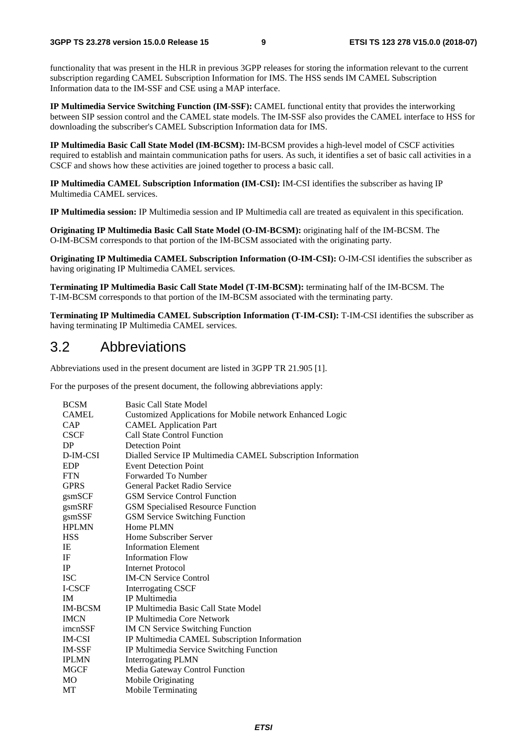functionality that was present in the HLR in previous 3GPP releases for storing the information relevant to the current subscription regarding CAMEL Subscription Information for IMS. The HSS sends IM CAMEL Subscription Information data to the IM-SSF and CSE using a MAP interface.

**IP Multimedia Service Switching Function (IM-SSF):** CAMEL functional entity that provides the interworking between SIP session control and the CAMEL state models. The IM-SSF also provides the CAMEL interface to HSS for downloading the subscriber's CAMEL Subscription Information data for IMS.

**IP Multimedia Basic Call State Model (IM-BCSM):** IM-BCSM provides a high-level model of CSCF activities required to establish and maintain communication paths for users. As such, it identifies a set of basic call activities in a CSCF and shows how these activities are joined together to process a basic call.

**IP Multimedia CAMEL Subscription Information (IM-CSI):** IM-CSI identifies the subscriber as having IP Multimedia CAMEL services.

**IP Multimedia session:** IP Multimedia session and IP Multimedia call are treated as equivalent in this specification.

**Originating IP Multimedia Basic Call State Model (O-IM-BCSM):** originating half of the IM-BCSM. The O-IM-BCSM corresponds to that portion of the IM-BCSM associated with the originating party.

**Originating IP Multimedia CAMEL Subscription Information (O-IM-CSI):** O-IM-CSI identifies the subscriber as having originating IP Multimedia CAMEL services.

**Terminating IP Multimedia Basic Call State Model (T-IM-BCSM):** terminating half of the IM-BCSM. The T-IM-BCSM corresponds to that portion of the IM-BCSM associated with the terminating party.

**Terminating IP Multimedia CAMEL Subscription Information (T-IM-CSI):** T-IM-CSI identifies the subscriber as having terminating IP Multimedia CAMEL services.

## 3.2 Abbreviations

Abbreviations used in the present document are listed in 3GPP TR 21.905 [1].

For the purposes of the present document, the following abbreviations apply:

| | |
|---|---|
| BCSM | Basic Call State Model |
| CAMEL | Customized Applications for Mobile network Enhanced Logic |
| CAP | CAMEL Application Part |
| CSCF | Call State Control Function |
| DP | Detection Point |
| D-IM-CSI | Dialled Service IP Multimedia CAMEL Subscription Information |
| EDP | Event Detection Point |
| FTN | Forwarded To Number |
| GPRS | General Packet Radio Service |
| gsmSCF | GSM Service Control Function |
| gsmSRF | GSM Specialised Resource Function |
| gsmSSF | GSM Service Switching Function |
| HPLMN | Home PLMN |
| HSS | Home Subscriber Server |
| IE | Information Element |
| IF | Information Flow |
| IP | Internet Protocol |
| ISC | IM-CN Service Control |
| I-CSCF | Interrogating CSCF |
| IM | IP Multimedia |
| IM-BCSM | IP Multimedia Basic Call State Model |
| IMCN | IP Multimedia Core Network |
| imcnSSF | IM CN Service Switching Function |
| IM-CSI | IP Multimedia CAMEL Subscription Information |
| IM-SSF | IP Multimedia Service Switching Function |
| IPLMN | Interrogating PLMN |
| MGCF | Media Gateway Control Function |
| MO | Mobile Originating |
| MT | Mobile Terminating |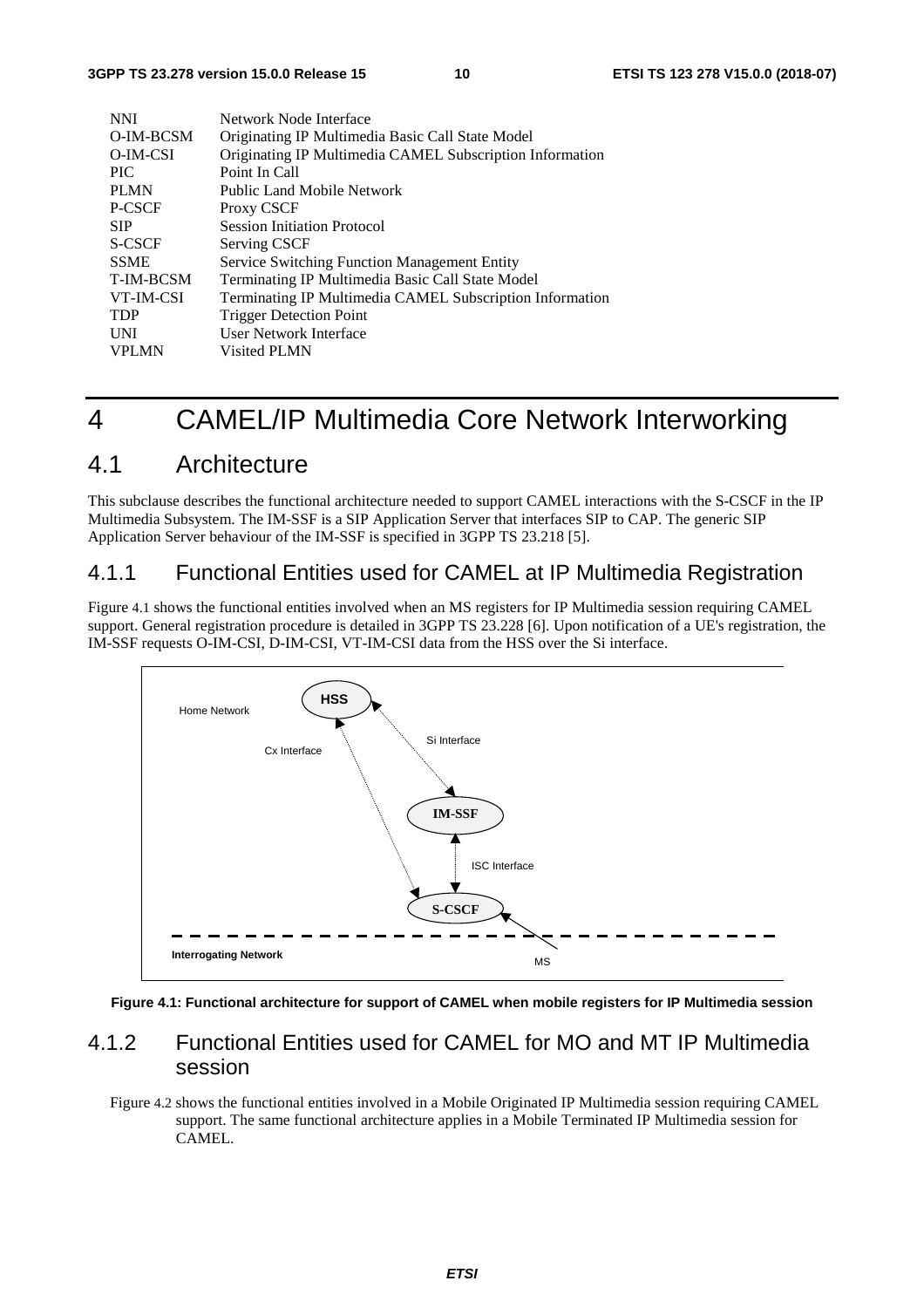| | |
|---|---|
| NNI | Network Node Interface |
| O-IM-BCSM | Originating IP Multimedia Basic Call State Model |
| O-IM-CSI | Originating IP Multimedia CAMEL Subscription Information |
| PIC | Point In Call |
| PLMN | Public Land Mobile Network |
| P-CSCF | Proxy CSCF |
| SIP | Session Initiation Protocol |
| S-CSCF | Serving CSCF |
| SSME | Service Switching Function Management Entity |
| T-IM-BCSM | Terminating IP Multimedia Basic Call State Model |
| VT-IM-CSI | Terminating IP Multimedia CAMEL Subscription Information |
| TDP | Trigger Detection Point |
| UNI | User Network Interface |
| VPLMN | Visited PLMN |

# 4 CAMEL/IP Multimedia Core Network Interworking

## 4.1 Architecture

This subclause describes the functional architecture needed to support CAMEL interactions with the S-CSCF in the IP Multimedia Subsystem. The IM-SSF is a SIP Application Server that interfaces SIP to CAP. The generic SIP Application Server behaviour of the IM-SSF is specified in 3GPP TS 23.218 [5].

### 4.1.1 Functional Entities used for CAMEL at IP Multimedia Registration

Figure 4.1 shows the functional entities involved when an MS registers for IP Multimedia session requiring CAMEL support. General registration procedure is detailed in 3GPP TS 23.228 [6]. Upon notification of a UE's registration, the IM-SSF requests O-IM-CSI, D-IM-CSI, VT-IM-CSI data from the HSS over the Si interface.

Home Network

HSS

Cx Interface

Si Interface

IM-SSF

ISC Interface

S-CSCF

Interrogating Network

MS

**Figure 4.1: Functional architecture for support of CAMEL when mobile registers for IP Multimedia session**

### 4.1.2 Functional Entities used for CAMEL for MO and MT IP Multimedia session

Figure 4.2 shows the functional entities involved in a Mobile Originated IP Multimedia session requiring CAMEL support. The same functional architecture applies in a Mobile Terminated IP Multimedia session for CAMEL.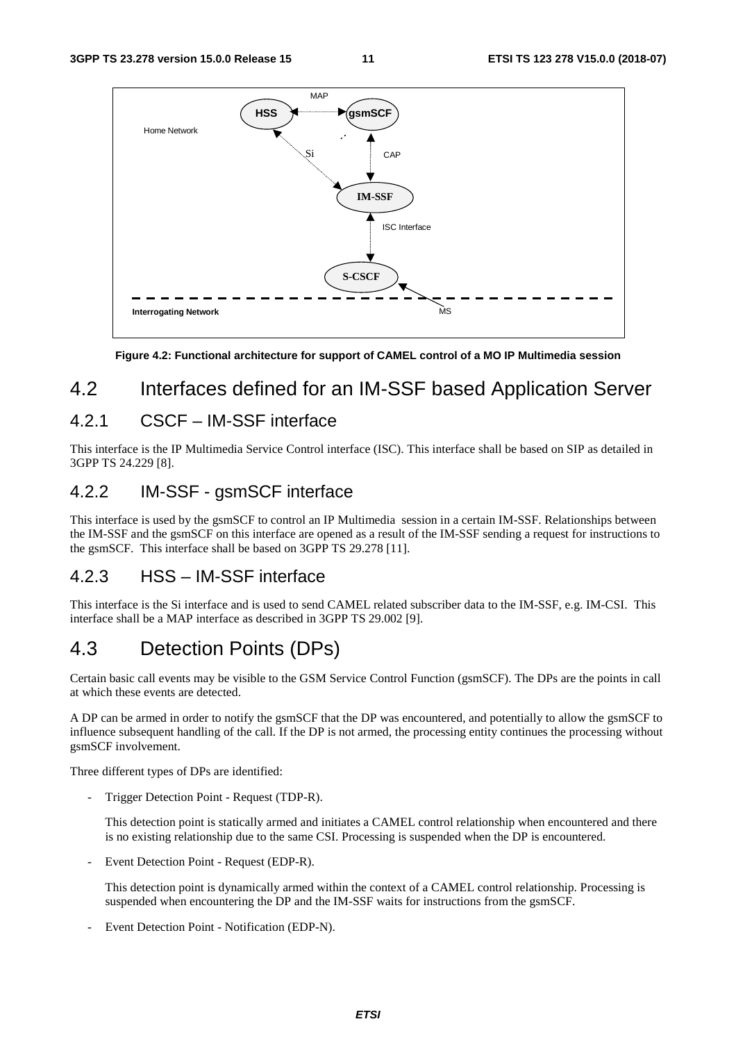MAP

HSS

gsmSCF

Home Network

Si

CAP

IM-SSF

ISC Interface

S-CSCF

Interrogating Network

MS

**Figure 4.2: Functional architecture for support of CAMEL control of a MO IP Multimedia session**

## 4.2 Interfaces defined for an IM-SSF based Application Server

### 4.2.1 CSCF – IM-SSF interface

This interface is the IP Multimedia Service Control interface (ISC). This interface shall be based on SIP as detailed in 3GPP TS 24.229 [8].

### 4.2.2 IM-SSF - gsmSCF interface

This interface is used by the gsmSCF to control an IP Multimedia session in a certain IM-SSF. Relationships between the IM-SSF and the gsmSCF on this interface are opened as a result of the IM-SSF sending a request for instructions to the gsmSCF. This interface shall be based on 3GPP TS 29.278 [11].

### 4.2.3 HSS – IM-SSF interface

This interface is the Si interface and is used to send CAMEL related subscriber data to the IM-SSF, e.g. IM-CSI. This interface shall be a MAP interface as described in 3GPP TS 29.002 [9].

## 4.3 Detection Points (DPs)

Certain basic call events may be visible to the GSM Service Control Function (gsmSCF). The DPs are the points in call at which these events are detected.

A DP can be armed in order to notify the gsmSCF that the DP was encountered, and potentially to allow the gsmSCF to influence subsequent handling of the call. If the DP is not armed, the processing entity continues the processing without gsmSCF involvement.

Three different types of DPs are identified:

- Trigger Detection Point - Request (TDP-R).

  This detection point is statically armed and initiates a CAMEL control relationship when encountered and there is no existing relationship due to the same CSI. Processing is suspended when the DP is encountered.

- Event Detection Point - Request (EDP-R).

  This detection point is dynamically armed within the context of a CAMEL control relationship. Processing is suspended when encountering the DP and the IM-SSF waits for instructions from the gsmSCF.

- Event Detection Point - Notification (EDP-N).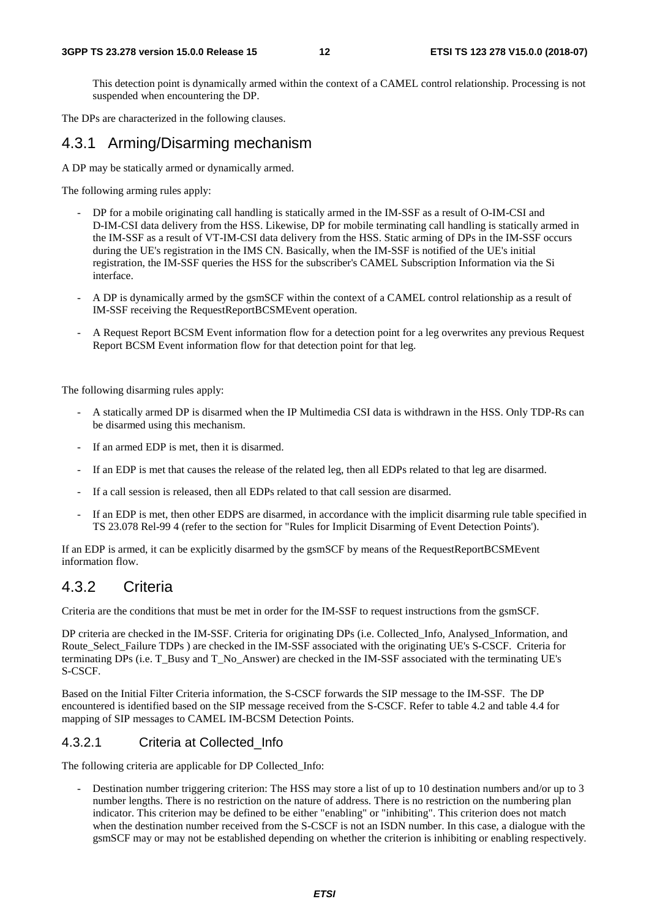This detection point is dynamically armed within the context of a CAMEL control relationship. Processing is not suspended when encountering the DP.

The DPs are characterized in the following clauses.

## 4.3.1 Arming/Disarming mechanism

A DP may be statically armed or dynamically armed.

The following arming rules apply:

- DP for a mobile originating call handling is statically armed in the IM-SSF as a result of O-IM-CSI and D-IM-CSI data delivery from the HSS. Likewise, DP for mobile terminating call handling is statically armed in the IM-SSF as a result of VT-IM-CSI data delivery from the HSS. Static arming of DPs in the IM-SSF occurs during the UE's registration in the IMS CN. Basically, when the IM-SSF is notified of the UE's initial registration, the IM-SSF queries the HSS for the subscriber's CAMEL Subscription Information via the Si interface.
- A DP is dynamically armed by the gsmSCF within the context of a CAMEL control relationship as a result of IM-SSF receiving the RequestReportBCSMEvent operation.
- A Request Report BCSM Event information flow for a detection point for a leg overwrites any previous Request Report BCSM Event information flow for that detection point for that leg.

The following disarming rules apply:

- A statically armed DP is disarmed when the IP Multimedia CSI data is withdrawn in the HSS. Only TDP-Rs can be disarmed using this mechanism.
- If an armed EDP is met, then it is disarmed.
- If an EDP is met that causes the release of the related leg, then all EDPs related to that leg are disarmed.
- If a call session is released, then all EDPs related to that call session are disarmed.
- If an EDP is met, then other EDPS are disarmed, in accordance with the implicit disarming rule table specified in TS 23.078 Rel-99 4 (refer to the section for "Rules for Implicit Disarming of Event Detection Points').

If an EDP is armed, it can be explicitly disarmed by the gsmSCF by means of the RequestReportBCSMEvent information flow.

## 4.3.2 Criteria

Criteria are the conditions that must be met in order for the IM-SSF to request instructions from the gsmSCF.

DP criteria are checked in the IM-SSF. Criteria for originating DPs (i.e. Collected_Info, Analysed_Information, and Route_Select_Failure TDPs ) are checked in the IM-SSF associated with the originating UE's S-CSCF. Criteria for terminating DPs (i.e. T_Busy and T_No_Answer) are checked in the IM-SSF associated with the terminating UE's S-CSCF.

Based on the Initial Filter Criteria information, the S-CSCF forwards the SIP message to the IM-SSF. The DP encountered is identified based on the SIP message received from the S-CSCF. Refer to table 4.2 and table 4.4 for mapping of SIP messages to CAMEL IM-BCSM Detection Points.

### 4.3.2.1 Criteria at Collected_Info

The following criteria are applicable for DP Collected_Info:

- Destination number triggering criterion: The HSS may store a list of up to 10 destination numbers and/or up to 3 number lengths. There is no restriction on the nature of address. There is no restriction on the numbering plan indicator. This criterion may be defined to be either "enabling" or "inhibiting". This criterion does not match when the destination number received from the S-CSCF is not an ISDN number. In this case, a dialogue with the gsmSCF may or may not be established depending on whether the criterion is inhibiting or enabling respectively.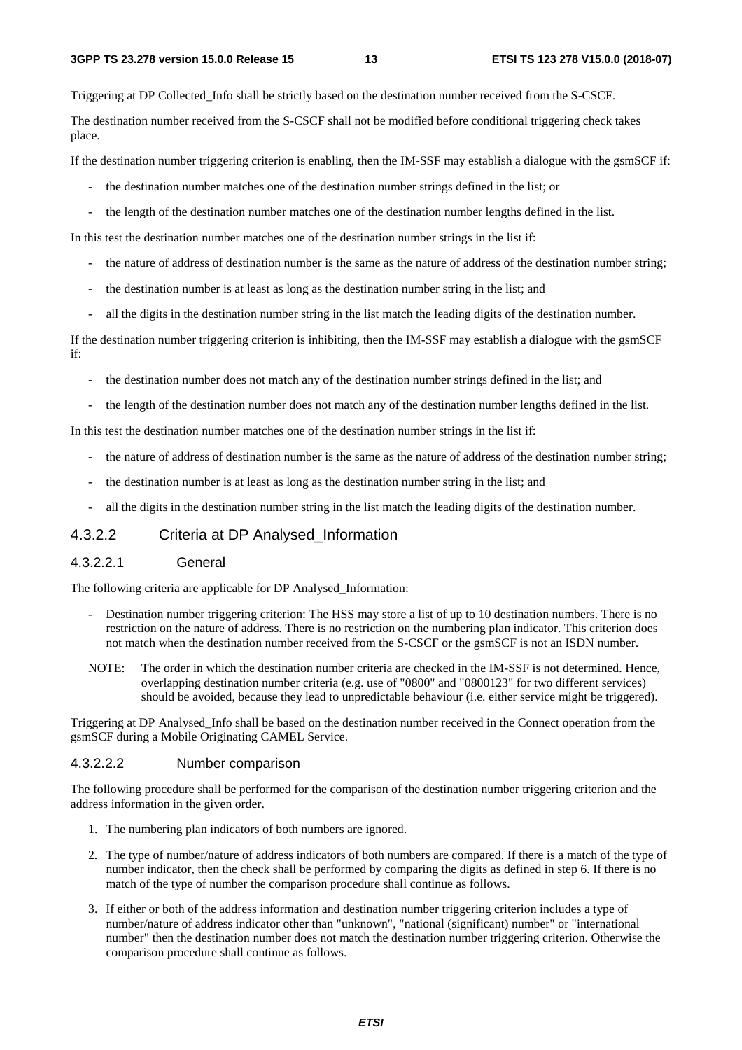Triggering at DP Collected_Info shall be strictly based on the destination number received from the S-CSCF.

The destination number received from the S-CSCF shall not be modified before conditional triggering check takes place.

If the destination number triggering criterion is enabling, then the IM-SSF may establish a dialogue with the gsmSCF if:

- the destination number matches one of the destination number strings defined in the list; or
- the length of the destination number matches one of the destination number lengths defined in the list.

In this test the destination number matches one of the destination number strings in the list if:

- the nature of address of destination number is the same as the nature of address of the destination number string;
- the destination number is at least as long as the destination number string in the list; and
- all the digits in the destination number string in the list match the leading digits of the destination number.

If the destination number triggering criterion is inhibiting, then the IM-SSF may establish a dialogue with the gsmSCF if:

- the destination number does not match any of the destination number strings defined in the list; and
- the length of the destination number does not match any of the destination number lengths defined in the list.

In this test the destination number matches one of the destination number strings in the list if:

- the nature of address of destination number is the same as the nature of address of the destination number string;
- the destination number is at least as long as the destination number string in the list; and
- all the digits in the destination number string in the list match the leading digits of the destination number.

#### 4.3.2.2 Criteria at DP Analysed_Information

##### 4.3.2.2.1 General

The following criteria are applicable for DP Analysed_Information:

- Destination number triggering criterion: The HSS may store a list of up to 10 destination numbers. There is no restriction on the nature of address. There is no restriction on the numbering plan indicator. This criterion does not match when the destination number received from the S-CSCF or the gsmSCF is not an ISDN number.

NOTE: The order in which the destination number criteria are checked in the IM-SSF is not determined. Hence, overlapping destination number criteria (e.g. use of "0800" and "0800123" for two different services) should be avoided, because they lead to unpredictable behaviour (i.e. either service might be triggered).

Triggering at DP Analysed_Info shall be based on the destination number received in the Connect operation from the gsmSCF during a Mobile Originating CAMEL Service.

##### 4.3.2.2.2 Number comparison

The following procedure shall be performed for the comparison of the destination number triggering criterion and the address information in the given order.

1. The numbering plan indicators of both numbers are ignored.
2. The type of number/nature of address indicators of both numbers are compared. If there is a match of the type of number indicator, then the check shall be performed by comparing the digits as defined in step 6. If there is no match of the type of number the comparison procedure shall continue as follows.
3. If either or both of the address information and destination number triggering criterion includes a type of number/nature of address indicator other than "unknown", "national (significant) number" or "international number" then the destination number does not match the destination number triggering criterion. Otherwise the comparison procedure shall continue as follows.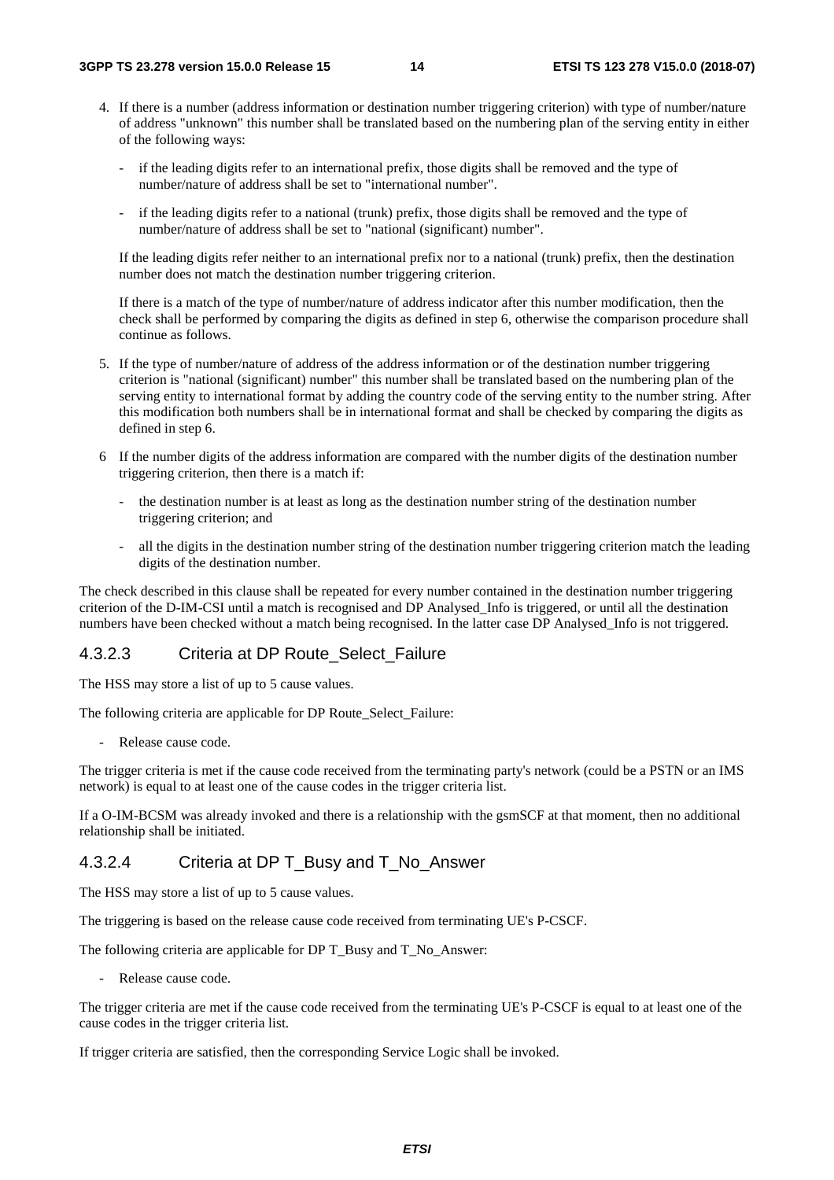4. If there is a number (address information or destination number triggering criterion) with type of number/nature of address "unknown" this number shall be translated based on the numbering plan of the serving entity in either of the following ways:

   - if the leading digits refer to an international prefix, those digits shall be removed and the type of number/nature of address shall be set to "international number".

   - if the leading digits refer to a national (trunk) prefix, those digits shall be removed and the type of number/nature of address shall be set to "national (significant) number".

   If the leading digits refer neither to an international prefix nor to a national (trunk) prefix, then the destination number does not match the destination number triggering criterion.

   If there is a match of the type of number/nature of address indicator after this number modification, then the check shall be performed by comparing the digits as defined in step 6, otherwise the comparison procedure shall continue as follows.

5. If the type of number/nature of address of the address information or of the destination number triggering criterion is "national (significant) number" this number shall be translated based on the numbering plan of the serving entity to international format by adding the country code of the serving entity to the number string. After this modification both numbers shall be in international format and shall be checked by comparing the digits as defined in step 6.

6 If the number digits of the address information are compared with the number digits of the destination number triggering criterion, then there is a match if:

   - the destination number is at least as long as the destination number string of the destination number triggering criterion; and

   - all the digits in the destination number string of the destination number triggering criterion match the leading digits of the destination number.

The check described in this clause shall be repeated for every number contained in the destination number triggering criterion of the D-IM-CSI until a match is recognised and DP Analysed_Info is triggered, or until all the destination numbers have been checked without a match being recognised. In the latter case DP Analysed_Info is not triggered.

#### 4.3.2.3 Criteria at DP Route_Select_Failure

The HSS may store a list of up to 5 cause values.

The following criteria are applicable for DP Route_Select_Failure:

- Release cause code.

The trigger criteria is met if the cause code received from the terminating party's network (could be a PSTN or an IMS network) is equal to at least one of the cause codes in the trigger criteria list.

If a O-IM-BCSM was already invoked and there is a relationship with the gsmSCF at that moment, then no additional relationship shall be initiated.

#### 4.3.2.4 Criteria at DP T_Busy and T_No_Answer

The HSS may store a list of up to 5 cause values.

The triggering is based on the release cause code received from terminating UE's P-CSCF.

The following criteria are applicable for DP T_Busy and T_No_Answer:

- Release cause code.

The trigger criteria are met if the cause code received from the terminating UE's P-CSCF is equal to at least one of the cause codes in the trigger criteria list.

If trigger criteria are satisfied, then the corresponding Service Logic shall be invoked.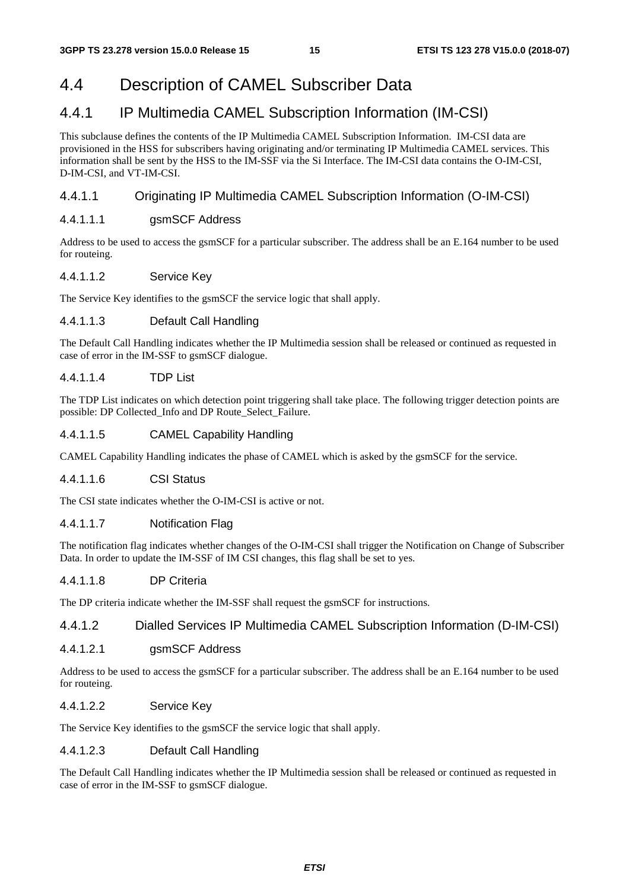# 4.4 Description of CAMEL Subscriber Data

## 4.4.1 IP Multimedia CAMEL Subscription Information (IM-CSI)

This subclause defines the contents of the IP Multimedia CAMEL Subscription Information. IM-CSI data are provisioned in the HSS for subscribers having originating and/or terminating IP Multimedia CAMEL services. This information shall be sent by the HSS to the IM-SSF via the Si Interface. The IM-CSI data contains the O-IM-CSI, D-IM-CSI, and VT-IM-CSI.

### 4.4.1.1 Originating IP Multimedia CAMEL Subscription Information (O-IM-CSI)

#### 4.4.1.1.1 gsmSCF Address

Address to be used to access the gsmSCF for a particular subscriber. The address shall be an E.164 number to be used for routeing.

#### 4.4.1.1.2 Service Key

The Service Key identifies to the gsmSCF the service logic that shall apply.

#### 4.4.1.1.3 Default Call Handling

The Default Call Handling indicates whether the IP Multimedia session shall be released or continued as requested in case of error in the IM-SSF to gsmSCF dialogue.

#### 4.4.1.1.4 TDP List

The TDP List indicates on which detection point triggering shall take place. The following trigger detection points are possible: DP Collected_Info and DP Route_Select_Failure.

#### 4.4.1.1.5 CAMEL Capability Handling

CAMEL Capability Handling indicates the phase of CAMEL which is asked by the gsmSCF for the service.

#### 4.4.1.1.6 CSI Status

The CSI state indicates whether the O-IM-CSI is active or not.

#### 4.4.1.1.7 Notification Flag

The notification flag indicates whether changes of the O-IM-CSI shall trigger the Notification on Change of Subscriber Data. In order to update the IM-SSF of IM CSI changes, this flag shall be set to yes.

#### 4.4.1.1.8 DP Criteria

The DP criteria indicate whether the IM-SSF shall request the gsmSCF for instructions.

### 4.4.1.2 Dialled Services IP Multimedia CAMEL Subscription Information (D-IM-CSI)

#### 4.4.1.2.1 gsmSCF Address

Address to be used to access the gsmSCF for a particular subscriber. The address shall be an E.164 number to be used for routeing.

#### 4.4.1.2.2 Service Key

The Service Key identifies to the gsmSCF the service logic that shall apply.

#### 4.4.1.2.3 Default Call Handling

The Default Call Handling indicates whether the IP Multimedia session shall be released or continued as requested in case of error in the IM-SSF to gsmSCF dialogue.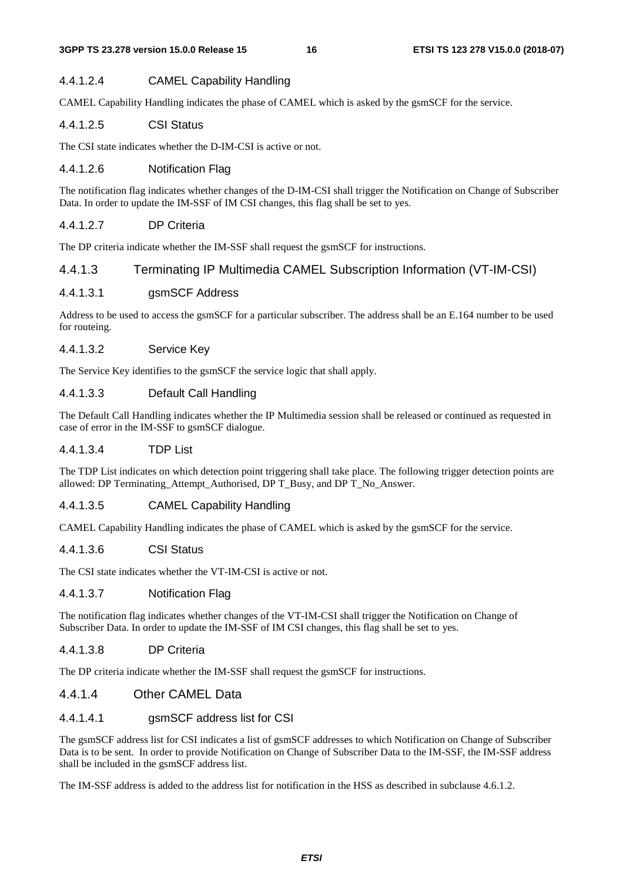#### 4.4.1.2.4 CAMEL Capability Handling

CAMEL Capability Handling indicates the phase of CAMEL which is asked by the gsmSCF for the service.

#### 4.4.1.2.5 CSI Status

The CSI state indicates whether the D-IM-CSI is active or not.

#### 4.4.1.2.6 Notification Flag

The notification flag indicates whether changes of the D-IM-CSI shall trigger the Notification on Change of Subscriber Data. In order to update the IM-SSF of IM CSI changes, this flag shall be set to yes.

#### 4.4.1.2.7 DP Criteria

The DP criteria indicate whether the IM-SSF shall request the gsmSCF for instructions.

### 4.4.1.3 Terminating IP Multimedia CAMEL Subscription Information (VT-IM-CSI)

#### 4.4.1.3.1 gsmSCF Address

Address to be used to access the gsmSCF for a particular subscriber. The address shall be an E.164 number to be used for routeing.

#### 4.4.1.3.2 Service Key

The Service Key identifies to the gsmSCF the service logic that shall apply.

#### 4.4.1.3.3 Default Call Handling

The Default Call Handling indicates whether the IP Multimedia session shall be released or continued as requested in case of error in the IM-SSF to gsmSCF dialogue.

#### 4.4.1.3.4 TDP List

The TDP List indicates on which detection point triggering shall take place. The following trigger detection points are allowed: DP Terminating_Attempt_Authorised, DP T_Busy, and DP T_No_Answer.

#### 4.4.1.3.5 CAMEL Capability Handling

CAMEL Capability Handling indicates the phase of CAMEL which is asked by the gsmSCF for the service.

#### 4.4.1.3.6 CSI Status

The CSI state indicates whether the VT-IM-CSI is active or not.

#### 4.4.1.3.7 Notification Flag

The notification flag indicates whether changes of the VT-IM-CSI shall trigger the Notification on Change of Subscriber Data. In order to update the IM-SSF of IM CSI changes, this flag shall be set to yes.

#### 4.4.1.3.8 DP Criteria

The DP criteria indicate whether the IM-SSF shall request the gsmSCF for instructions.

### 4.4.1.4 Other CAMEL Data

#### 4.4.1.4.1 gsmSCF address list for CSI

The gsmSCF address list for CSI indicates a list of gsmSCF addresses to which Notification on Change of Subscriber Data is to be sent. In order to provide Notification on Change of Subscriber Data to the IM-SSF, the IM-SSF address shall be included in the gsmSCF address list.

The IM-SSF address is added to the address list for notification in the HSS as described in subclause 4.6.1.2.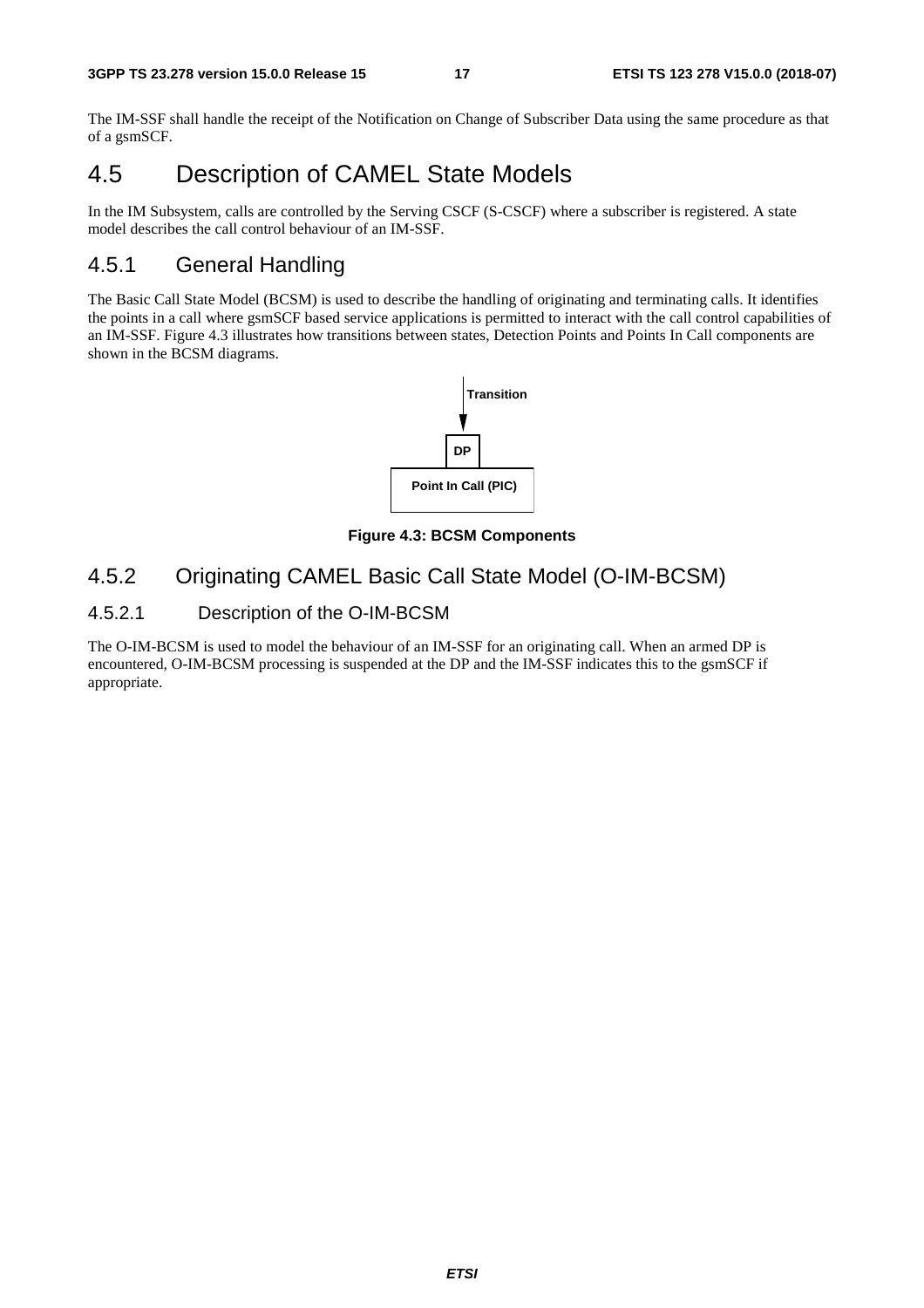The IM-SSF shall handle the receipt of the Notification on Change of Subscriber Data using the same procedure as that of a gsmSCF.

# 4.5 Description of CAMEL State Models

In the IM Subsystem, calls are controlled by the Serving CSCF (S-CSCF) where a subscriber is registered. A state model describes the call control behaviour of an IM-SSF.

## 4.5.1 General Handling

The Basic Call State Model (BCSM) is used to describe the handling of originating and terminating calls. It identifies the points in a call where gsmSCF based service applications is permitted to interact with the call control capabilities of an IM-SSF. Figure 4.3 illustrates how transitions between states, Detection Points and Points In Call components are shown in the BCSM diagrams.

Transition

DP

Point In Call (PIC)

**Figure 4.3: BCSM Components**

## 4.5.2 Originating CAMEL Basic Call State Model (O-IM-BCSM)

### 4.5.2.1 Description of the O-IM-BCSM

The O-IM-BCSM is used to model the behaviour of an IM-SSF for an originating call. When an armed DP is encountered, O-IM-BCSM processing is suspended at the DP and the IM-SSF indicates this to the gsmSCF if appropriate.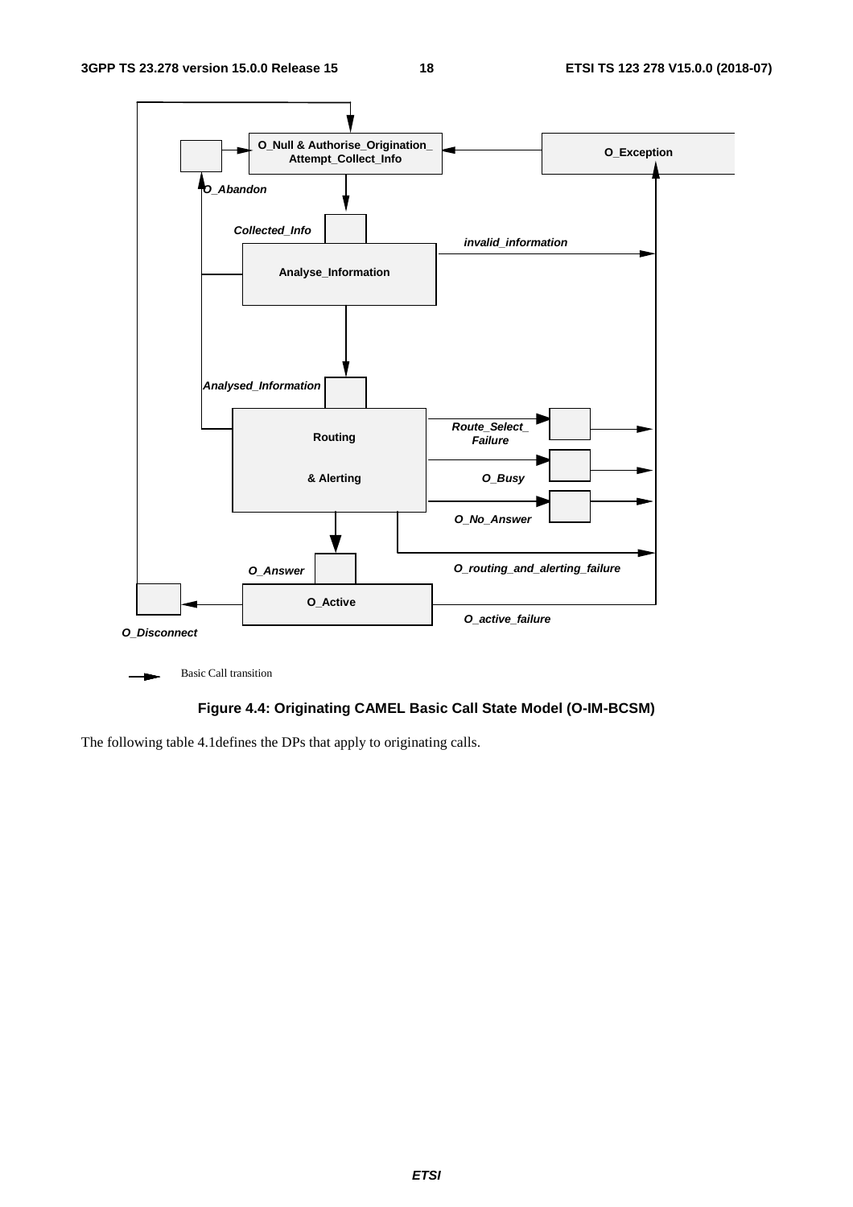O_Null & Authorise_Origination_Attempt_Collect_Info

O_Exception

O_Abandon

Collected_Info

invalid_information

Analyse_Information

Analysed_Information

Routing

& Alerting

Route_Select_Failure

O_Busy

O_No_Answer

O_routing_and_alerting_failure

O_Answer

O_Active

O_active_failure

O_Disconnect

Basic Call transition

**Figure 4.4: Originating CAMEL Basic Call State Model (O-IM-BCSM)**

The following table 4.1defines the DPs that apply to originating calls.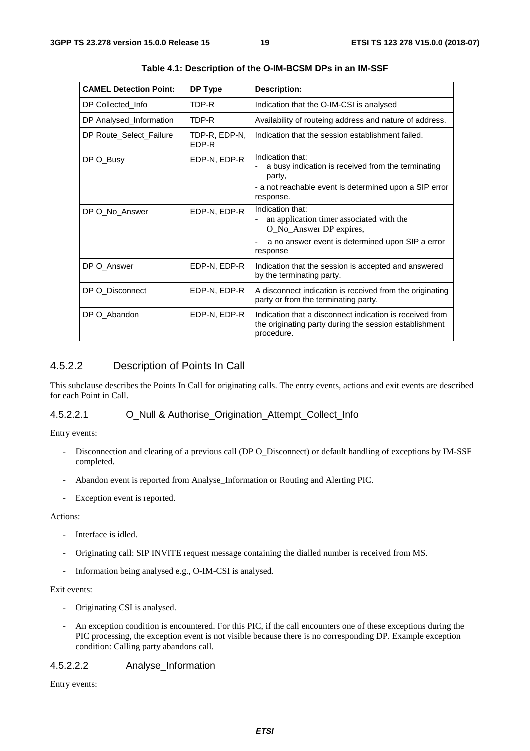**Table 4.1: Description of the O-IM-BCSM DPs in an IM-SSF**

| CAMEL Detection Point: | DP Type | Description: |
|---|---|---|
| DP Collected_Info | TDP-R | Indication that the O-IM-CSI is analysed |
| DP Analysed_Information | TDP-R | Availability of routeing address and nature of address. |
| DP Route_Select_Failure | TDP-R, EDP-N, EDP-R | Indication that the session establishment failed. |
| DP O_Busy | EDP-N, EDP-R | Indication that:<br>- a busy indication is received from the terminating party,<br>- a not reachable event is determined upon a SIP error response. |
| DP O_No_Answer | EDP-N, EDP-R | Indication that:<br>- an application timer associated with the O_No_Answer DP expires,<br>- a no answer event is determined upon SIP a error response |
| DP O_Answer | EDP-N, EDP-R | Indication that the session is accepted and answered by the terminating party. |
| DP O_Disconnect | EDP-N, EDP-R | A disconnect indication is received from the originating party or from the terminating party. |
| DP O_Abandon | EDP-N, EDP-R | Indication that a disconnect indication is received from the originating party during the session establishment procedure. |

### 4.5.2.2 Description of Points In Call

This subclause describes the Points In Call for originating calls. The entry events, actions and exit events are described for each Point in Call.

#### 4.5.2.2.1 O_Null & Authorise_Origination_Attempt_Collect_Info

Entry events:

- Disconnection and clearing of a previous call (DP O_Disconnect) or default handling of exceptions by IM-SSF completed.
- Abandon event is reported from Analyse_Information or Routing and Alerting PIC.
- Exception event is reported.

Actions:

- Interface is idled.
- Originating call: SIP INVITE request message containing the dialled number is received from MS.
- Information being analysed e.g., O-IM-CSI is analysed.

Exit events:

- Originating CSI is analysed.
- An exception condition is encountered. For this PIC, if the call encounters one of these exceptions during the PIC processing, the exception event is not visible because there is no corresponding DP. Example exception condition: Calling party abandons call.

#### 4.5.2.2.2 Analyse_Information

Entry events: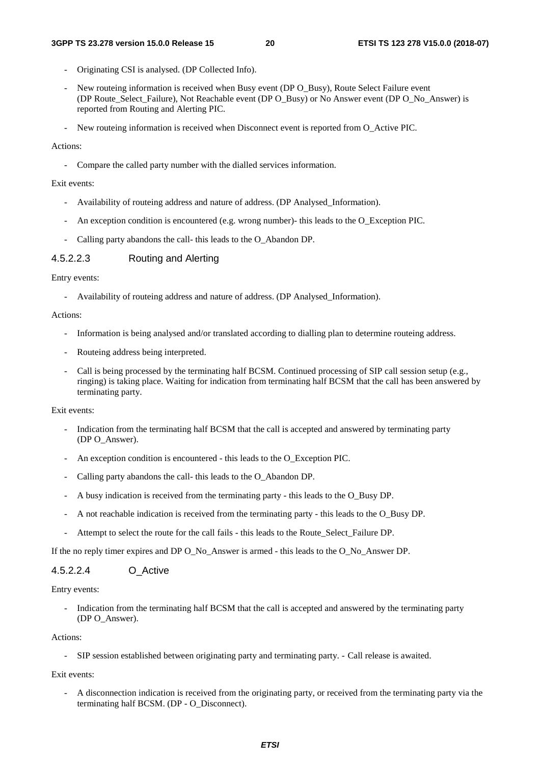- Originating CSI is analysed. (DP Collected Info).
- New routeing information is received when Busy event (DP O_Busy), Route Select Failure event (DP Route_Select_Failure), Not Reachable event (DP O_Busy) or No Answer event (DP O_No_Answer) is reported from Routing and Alerting PIC.
- New routeing information is received when Disconnect event is reported from O_Active PIC.

Actions:

- Compare the called party number with the dialled services information.

Exit events:

- Availability of routeing address and nature of address. (DP Analysed_Information).
- An exception condition is encountered (e.g. wrong number)- this leads to the O_Exception PIC.
- Calling party abandons the call- this leads to the O_Abandon DP.

#### 4.5.2.2.3 Routing and Alerting

Entry events:

- Availability of routeing address and nature of address. (DP Analysed_Information).

Actions:

- Information is being analysed and/or translated according to dialling plan to determine routeing address.
- Routeing address being interpreted.
- Call is being processed by the terminating half BCSM. Continued processing of SIP call session setup (e.g., ringing) is taking place. Waiting for indication from terminating half BCSM that the call has been answered by terminating party.

Exit events:

- Indication from the terminating half BCSM that the call is accepted and answered by terminating party (DP O_Answer).
- An exception condition is encountered - this leads to the O_Exception PIC.
- Calling party abandons the call- this leads to the O_Abandon DP.
- A busy indication is received from the terminating party - this leads to the O_Busy DP.
- A not reachable indication is received from the terminating party - this leads to the O_Busy DP.
- Attempt to select the route for the call fails - this leads to the Route_Select_Failure DP.

If the no reply timer expires and DP O_No_Answer is armed - this leads to the O_No_Answer DP.

#### 4.5.2.2.4 O_Active

Entry events:

- Indication from the terminating half BCSM that the call is accepted and answered by the terminating party (DP O_Answer).

Actions:

- SIP session established between originating party and terminating party. - Call release is awaited.

Exit events:

- A disconnection indication is received from the originating party, or received from the terminating party via the terminating half BCSM. (DP - O_Disconnect).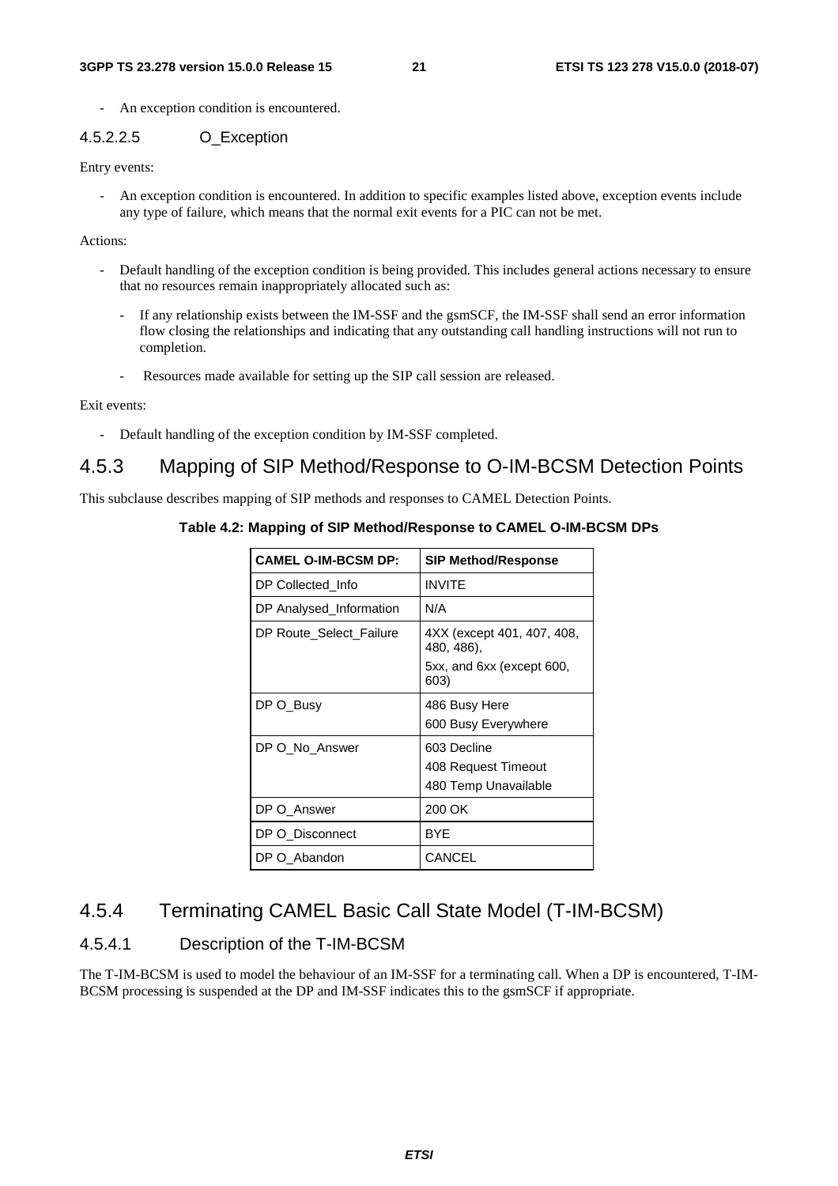- An exception condition is encountered.

#### 4.5.2.2.5 O_Exception

Entry events:

- An exception condition is encountered. In addition to specific examples listed above, exception events include any type of failure, which means that the normal exit events for a PIC can not be met.

Actions:

- Default handling of the exception condition is being provided. This includes general actions necessary to ensure that no resources remain inappropriately allocated such as:
    - If any relationship exists between the IM-SSF and the gsmSCF, the IM-SSF shall send an error information flow closing the relationships and indicating that any outstanding call handling instructions will not run to completion.
    - Resources made available for setting up the SIP call session are released.

Exit events:

- Default handling of the exception condition by IM-SSF completed.

## 4.5.3 Mapping of SIP Method/Response to O-IM-BCSM Detection Points

This subclause describes mapping of SIP methods and responses to CAMEL Detection Points.

**Table 4.2: Mapping of SIP Method/Response to CAMEL O-IM-BCSM DPs**

| CAMEL O-IM-BCSM DP: | SIP Method/Response |
|---|---|
| DP Collected_Info | INVITE |
| DP Analysed_Information | N/A |
| DP Route_Select_Failure | 4XX (except 401, 407, 408, 480, 486), 5xx, and 6xx (except 600, 603) |
| DP O_Busy | 486 Busy Here<br>600 Busy Everywhere |
| DP O_No_Answer | 603 Decline<br>408 Request Timeout<br>480 Temp Unavailable |
| DP O_Answer | 200 OK |
| DP O_Disconnect | BYE |
| DP O_Abandon | CANCEL |

## 4.5.4 Terminating CAMEL Basic Call State Model (T-IM-BCSM)

### 4.5.4.1 Description of the T-IM-BCSM

The T-IM-BCSM is used to model the behaviour of an IM-SSF for a terminating call. When a DP is encountered, T-IM-BCSM processing is suspended at the DP and IM-SSF indicates this to the gsmSCF if appropriate.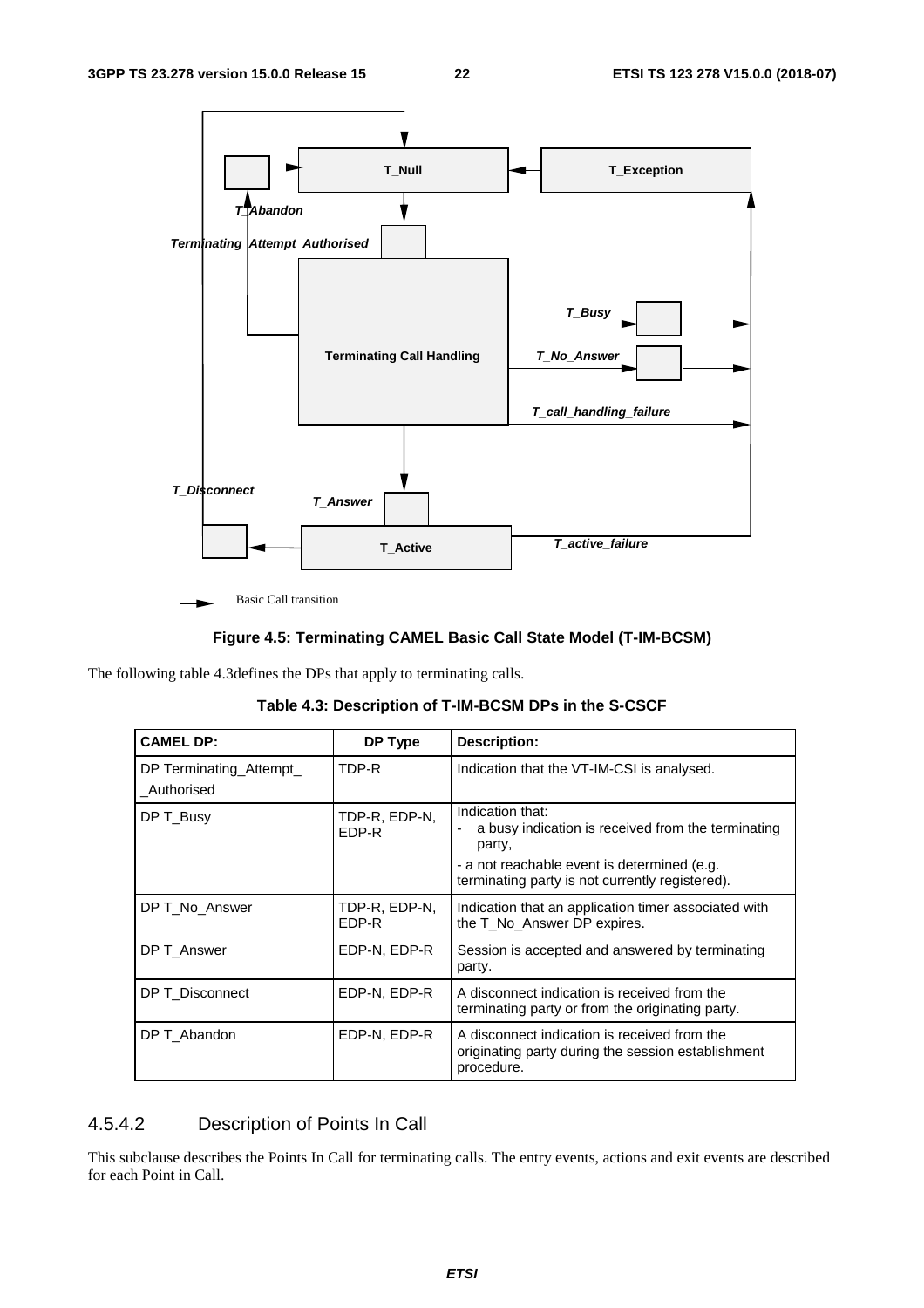T_Null

T_Exception

T_Abandon

Terminating_Attempt_Authorised

Terminating Call Handling

T_Busy

T_No_Answer

T_call_handling_failure

T_Disconnect

T_Answer

T_Active

T_active_failure

Basic Call transition

**Figure 4.5: Terminating CAMEL Basic Call State Model (T-IM-BCSM)**

The following table 4.3defines the DPs that apply to terminating calls.

**Table 4.3: Description of T-IM-BCSM DPs in the S-CSCF**

| CAMEL DP: | DP Type | Description: |
|---|---|---|
| DP Terminating_Attempt_ _Authorised | TDP-R | Indication that the VT-IM-CSI is analysed. |
| DP T_Busy | TDP-R, EDP-N, EDP-R | Indication that: - a busy indication is received from the terminating party, - a not reachable event is determined (e.g. terminating party is not currently registered). |
| DP T_No_Answer | TDP-R, EDP-N, EDP-R | Indication that an application timer associated with the T_No_Answer DP expires. |
| DP T_Answer | EDP-N, EDP-R | Session is accepted and answered by terminating party. |
| DP T_Disconnect | EDP-N, EDP-R | A disconnect indication is received from the terminating party or from the originating party. |
| DP T_Abandon | EDP-N, EDP-R | A disconnect indication is received from the originating party during the session establishment procedure. |

### 4.5.4.2 Description of Points In Call

This subclause describes the Points In Call for terminating calls. The entry events, actions and exit events are described for each Point in Call.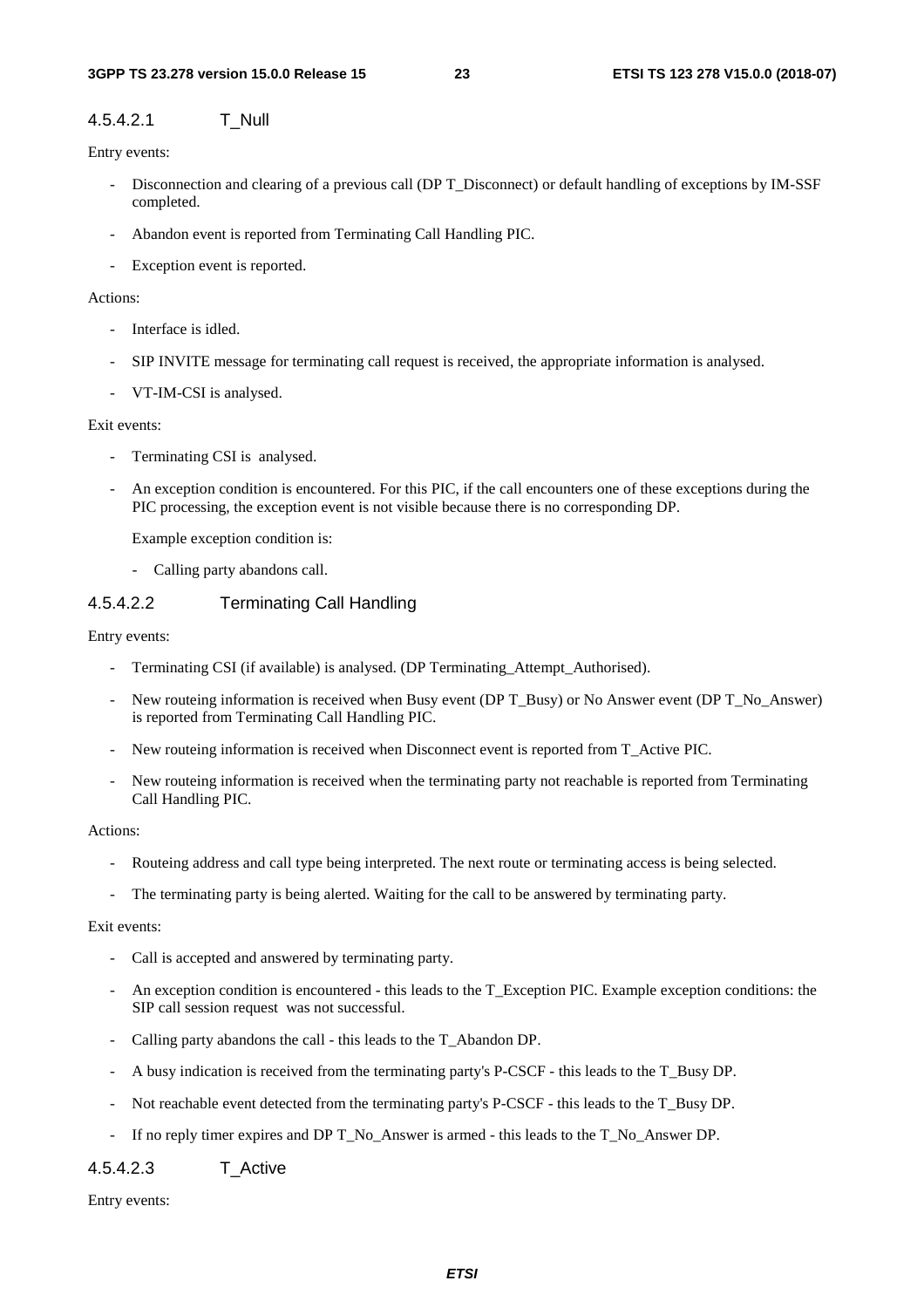#### 4.5.4.2.1 T_Null

Entry events:

- Disconnection and clearing of a previous call (DP T_Disconnect) or default handling of exceptions by IM-SSF completed.
- Abandon event is reported from Terminating Call Handling PIC.
- Exception event is reported.

Actions:

- Interface is idled.
- SIP INVITE message for terminating call request is received, the appropriate information is analysed.
- VT-IM-CSI is analysed.

Exit events:

- Terminating CSI is analysed.
- An exception condition is encountered. For this PIC, if the call encounters one of these exceptions during the PIC processing, the exception event is not visible because there is no corresponding DP.

  Example exception condition is:

  - Calling party abandons call.

#### 4.5.4.2.2 Terminating Call Handling

Entry events:

- Terminating CSI (if available) is analysed. (DP Terminating_Attempt_Authorised).
- New routeing information is received when Busy event (DP T_Busy) or No Answer event (DP T_No_Answer) is reported from Terminating Call Handling PIC.
- New routeing information is received when Disconnect event is reported from T_Active PIC.
- New routeing information is received when the terminating party not reachable is reported from Terminating Call Handling PIC.

Actions:

- Routeing address and call type being interpreted. The next route or terminating access is being selected.
- The terminating party is being alerted. Waiting for the call to be answered by terminating party.

Exit events:

- Call is accepted and answered by terminating party.
- An exception condition is encountered - this leads to the T_Exception PIC. Example exception conditions: the SIP call session request was not successful.
- Calling party abandons the call - this leads to the T_Abandon DP.
- A busy indication is received from the terminating party's P-CSCF - this leads to the T_Busy DP.
- Not reachable event detected from the terminating party's P-CSCF - this leads to the T_Busy DP.
- If no reply timer expires and DP T_No_Answer is armed - this leads to the T_No_Answer DP.

#### 4.5.4.2.3 T_Active

Entry events: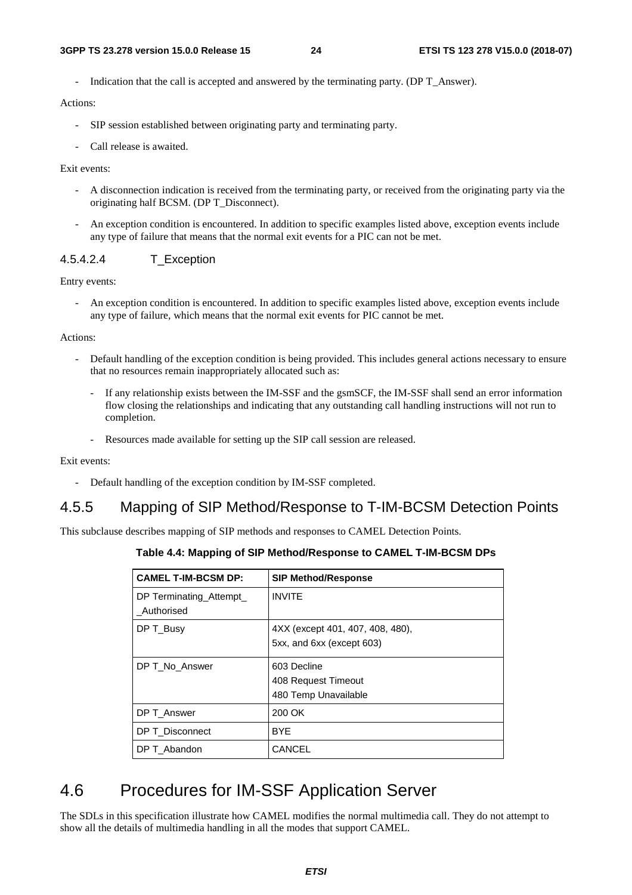- Indication that the call is accepted and answered by the terminating party. (DP T_Answer).

Actions:

- SIP session established between originating party and terminating party.
- Call release is awaited.

Exit events:

- A disconnection indication is received from the terminating party, or received from the originating party via the originating half BCSM. (DP T_Disconnect).
- An exception condition is encountered. In addition to specific examples listed above, exception events include any type of failure that means that the normal exit events for a PIC can not be met.

#### 4.5.4.2.4 T_Exception

Entry events:

- An exception condition is encountered. In addition to specific examples listed above, exception events include any type of failure, which means that the normal exit events for PIC cannot be met.

Actions:

- Default handling of the exception condition is being provided. This includes general actions necessary to ensure that no resources remain inappropriately allocated such as:
  - If any relationship exists between the IM-SSF and the gsmSCF, the IM-SSF shall send an error information flow closing the relationships and indicating that any outstanding call handling instructions will not run to completion.
  - Resources made available for setting up the SIP call session are released.

Exit events:

- Default handling of the exception condition by IM-SSF completed.

### 4.5.5 Mapping of SIP Method/Response to T-IM-BCSM Detection Points

This subclause describes mapping of SIP methods and responses to CAMEL Detection Points.

**Table 4.4: Mapping of SIP Method/Response to CAMEL T-IM-BCSM DPs**

| CAMEL T-IM-BCSM DP: | SIP Method/Response |
| --- | --- |
| DP Terminating_Attempt_ _Authorised | INVITE |
| DP T_Busy | 4XX (except 401, 407, 408, 480), 5xx, and 6xx (except 603) |
| DP T_No_Answer | 603 Decline<br>408 Request Timeout<br>480 Temp Unavailable |
| DP T_Answer | 200 OK |
| DP T_Disconnect | BYE |
| DP T_Abandon | CANCEL |

## 4.6 Procedures for IM-SSF Application Server

The SDLs in this specification illustrate how CAMEL modifies the normal multimedia call. They do not attempt to show all the details of multimedia handling in all the modes that support CAMEL.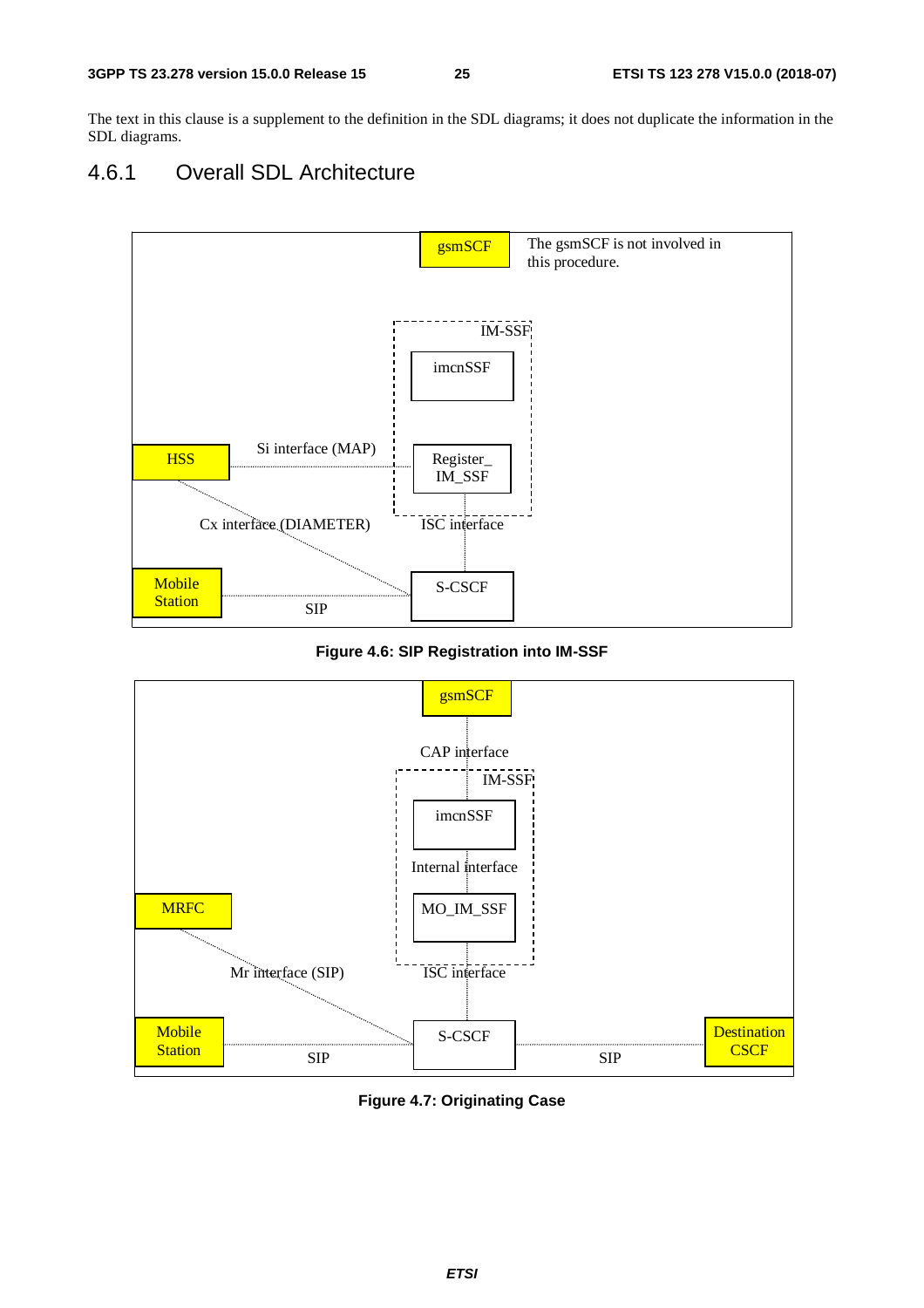The text in this clause is a supplement to the definition in the SDL diagrams; it does not duplicate the information in the SDL diagrams.

### 4.6.1 Overall SDL Architecture

gsmSCF

The gsmSCF is not involved in this procedure.

IM-SSF

imcnSSF

HSS

Si interface (MAP)

Register_IM_SSF

Cx interface (DIAMETER)

ISC interface

Mobile Station

S-CSCF

SIP

**Figure 4.6: SIP Registration into IM-SSF**

gsmSCF

CAP interface

IM-SSF

imcnSSF

Internal interface

MRFC

MO_IM_SSF

Mr interface (SIP)

ISC interface

Mobile Station

S-CSCF

Destination CSCF

SIP

SIP

**Figure 4.7: Originating Case**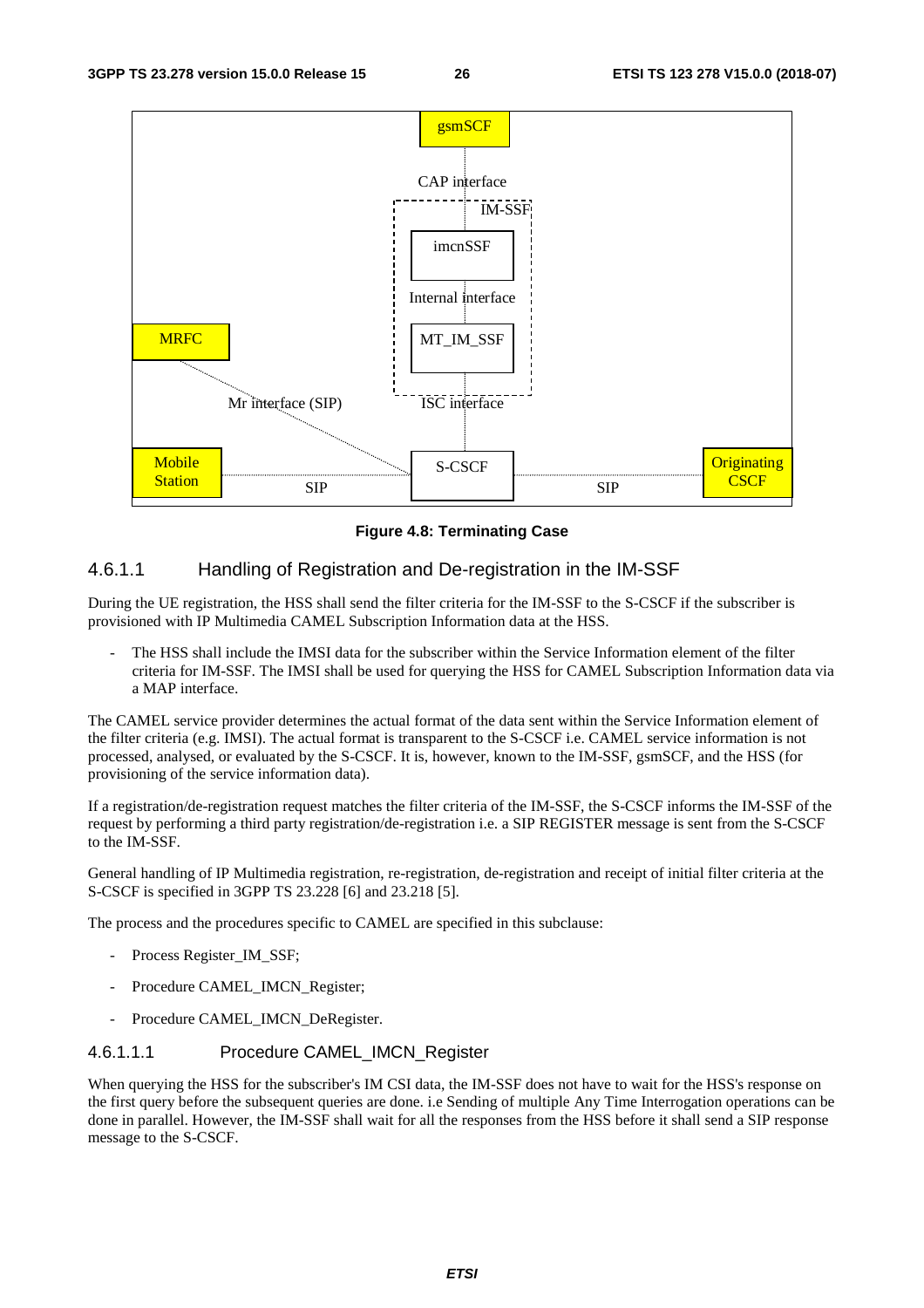gsmSCF

CAP interface

IM-SSF

imcnSSF

Internal interface

MRFC

MT_IM_SSF

Mr interface (SIP)

ISC interface

Mobile Station

SIP

S-CSCF

SIP

Originating CSCF

**Figure 4.8: Terminating Case**

#### 4.6.1.1 Handling of Registration and De-registration in the IM-SSF

During the UE registration, the HSS shall send the filter criteria for the IM-SSF to the S-CSCF if the subscriber is provisioned with IP Multimedia CAMEL Subscription Information data at the HSS.

- The HSS shall include the IMSI data for the subscriber within the Service Information element of the filter criteria for IM-SSF. The IMSI shall be used for querying the HSS for CAMEL Subscription Information data via a MAP interface.

The CAMEL service provider determines the actual format of the data sent within the Service Information element of the filter criteria (e.g. IMSI). The actual format is transparent to the S-CSCF i.e. CAMEL service information is not processed, analysed, or evaluated by the S-CSCF. It is, however, known to the IM-SSF, gsmSCF, and the HSS (for provisioning of the service information data).

If a registration/de-registration request matches the filter criteria of the IM-SSF, the S-CSCF informs the IM-SSF of the request by performing a third party registration/de-registration i.e. a SIP REGISTER message is sent from the S-CSCF to the IM-SSF.

General handling of IP Multimedia registration, re-registration, de-registration and receipt of initial filter criteria at the S-CSCF is specified in 3GPP TS 23.228 [6] and 23.218 [5].

The process and the procedures specific to CAMEL are specified in this subclause:

- Process Register_IM_SSF;
- Procedure CAMEL_IMCN_Register;
- Procedure CAMEL_IMCN_DeRegister.

##### 4.6.1.1.1 Procedure CAMEL_IMCN_Register

When querying the HSS for the subscriber's IM CSI data, the IM-SSF does not have to wait for the HSS's response on the first query before the subsequent queries are done. i.e Sending of multiple Any Time Interrogation operations can be done in parallel. However, the IM-SSF shall wait for all the responses from the HSS before it shall send a SIP response message to the S-CSCF.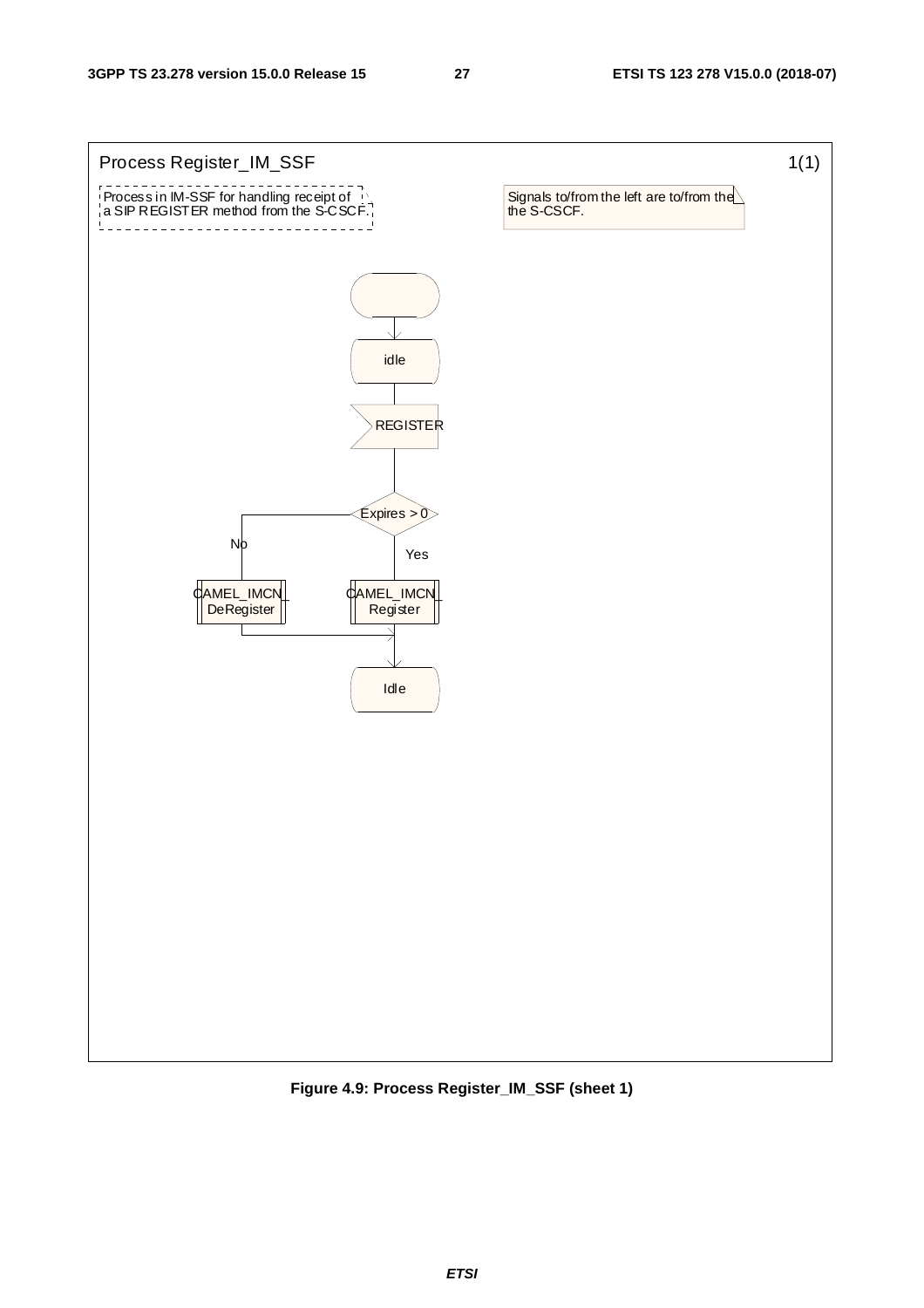Process Register_IM_SSF 1(1)

Process in IM-SSF for handling receipt of a SIP REGISTER method from the S-CSCF.

Signals to/from the left are to/from the the S-CSCF.

idle

REGISTER

Expires > 0

No

Yes

CAMEL_IMCN_DeRegister

CAMEL_IMCN_Register

Idle

**Figure 4.9: Process Register_IM_SSF (sheet 1)**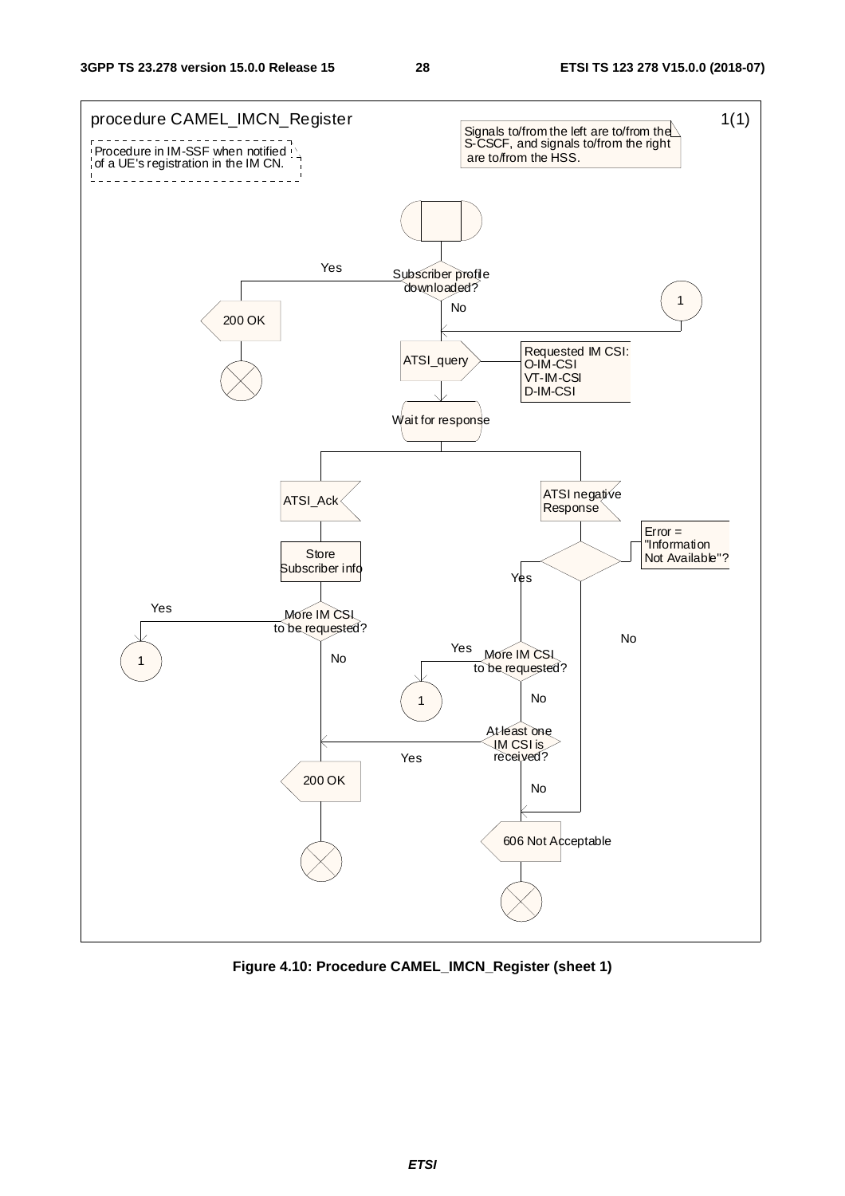procedure CAMEL_IMCN_Register

1(1)

Procedure in IM-SSF when notified of a UE's registration in the IM CN.

Signals to/from the left are to/from the S-CSCF, and signals to/from the right are to/from the HSS.

Subscriber profile downloaded?

Yes

No

200 OK

1

ATSI_query

Requested IM CSI:
O-IM-CSI
VT-IM-CSI
D-IM-CSI

Wait for response

ATSI_Ack

ATSI negative Response

Store Subscriber info

Error = "Information Not Available"?

Yes

No

More IM CSI to be requested?

Yes

No

1

More IM CSI to be requested?

Yes

No

1

At least one IM CSI is received?

Yes

No

200 OK

606 Not Acceptable

**Figure 4.10: Procedure CAMEL_IMCN_Register (sheet 1)**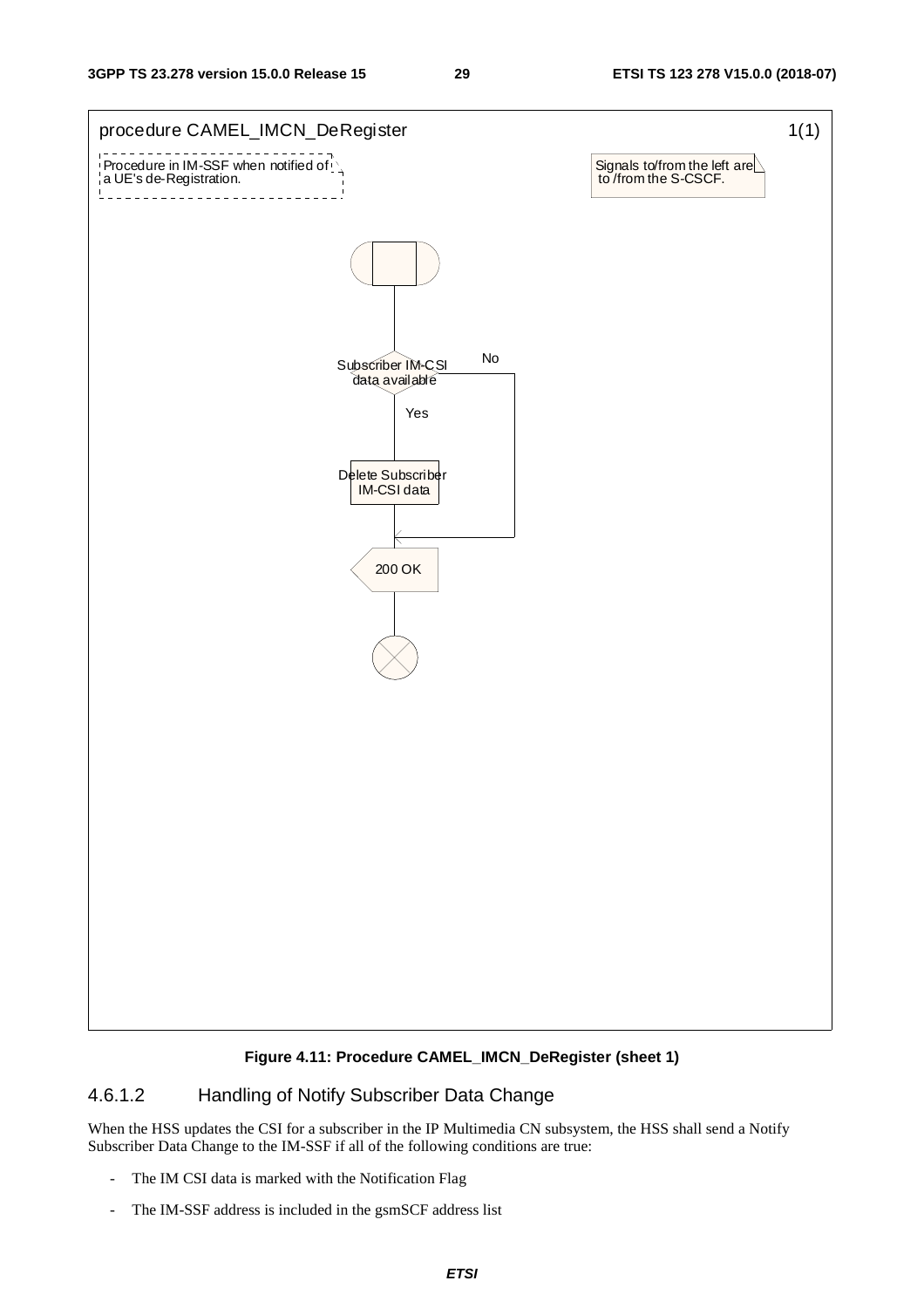procedure CAMEL_IMCN_DeRegister

1(1)

Procedure in IM-SSF when notified of a UE's de-Registration.

Signals to/from the left are to /from the S-CSCF.

Subscriber IM-CSI data available

No

Yes

Delete Subscriber IM-CSI data

200 OK

**Figure 4.11: Procedure CAMEL_IMCN_DeRegister (sheet 1)**

#### 4.6.1.2 Handling of Notify Subscriber Data Change

When the HSS updates the CSI for a subscriber in the IP Multimedia CN subsystem, the HSS shall send a Notify Subscriber Data Change to the IM-SSF if all of the following conditions are true:

- The IM CSI data is marked with the Notification Flag
- The IM-SSF address is included in the gsmSCF address list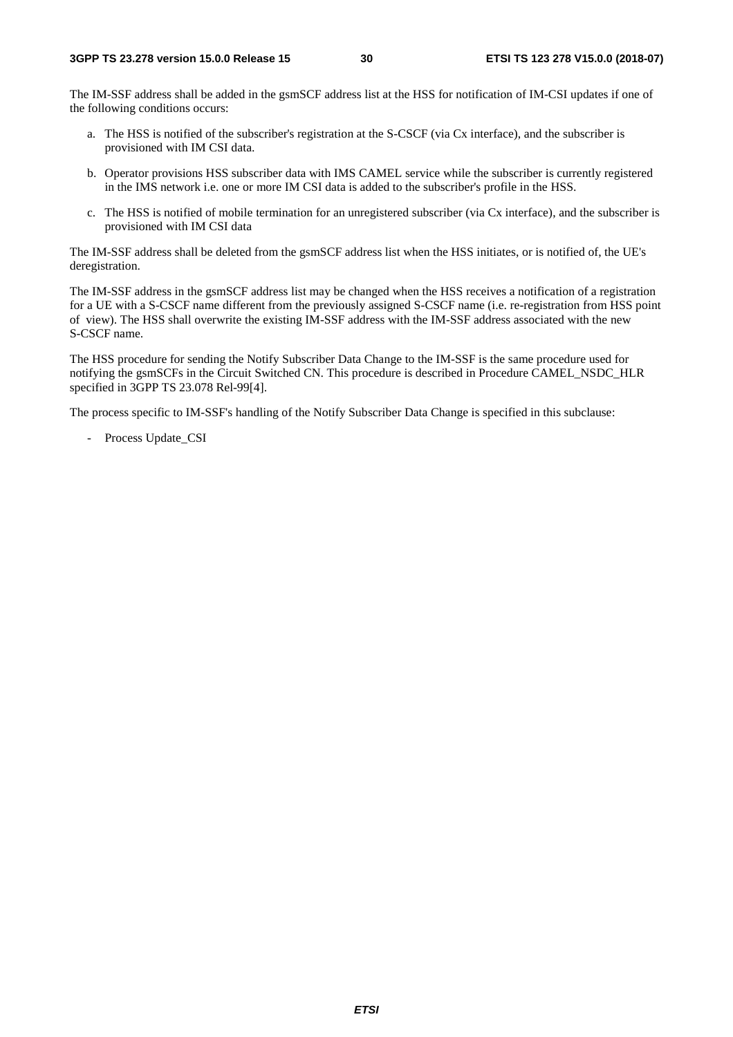The IM-SSF address shall be added in the gsmSCF address list at the HSS for notification of IM-CSI updates if one of the following conditions occurs:

a. The HSS is notified of the subscriber's registration at the S-CSCF (via Cx interface), and the subscriber is provisioned with IM CSI data.

b. Operator provisions HSS subscriber data with IMS CAMEL service while the subscriber is currently registered in the IMS network i.e. one or more IM CSI data is added to the subscriber's profile in the HSS.

c. The HSS is notified of mobile termination for an unregistered subscriber (via Cx interface), and the subscriber is provisioned with IM CSI data

The IM-SSF address shall be deleted from the gsmSCF address list when the HSS initiates, or is notified of, the UE's deregistration.

The IM-SSF address in the gsmSCF address list may be changed when the HSS receives a notification of a registration for a UE with a S-CSCF name different from the previously assigned S-CSCF name (i.e. re-registration from HSS point of view). The HSS shall overwrite the existing IM-SSF address with the IM-SSF address associated with the new S-CSCF name.

The HSS procedure for sending the Notify Subscriber Data Change to the IM-SSF is the same procedure used for notifying the gsmSCFs in the Circuit Switched CN. This procedure is described in Procedure CAMEL_NSDC_HLR specified in 3GPP TS 23.078 Rel-99[4].

The process specific to IM-SSF's handling of the Notify Subscriber Data Change is specified in this subclause:

- Process Update_CSI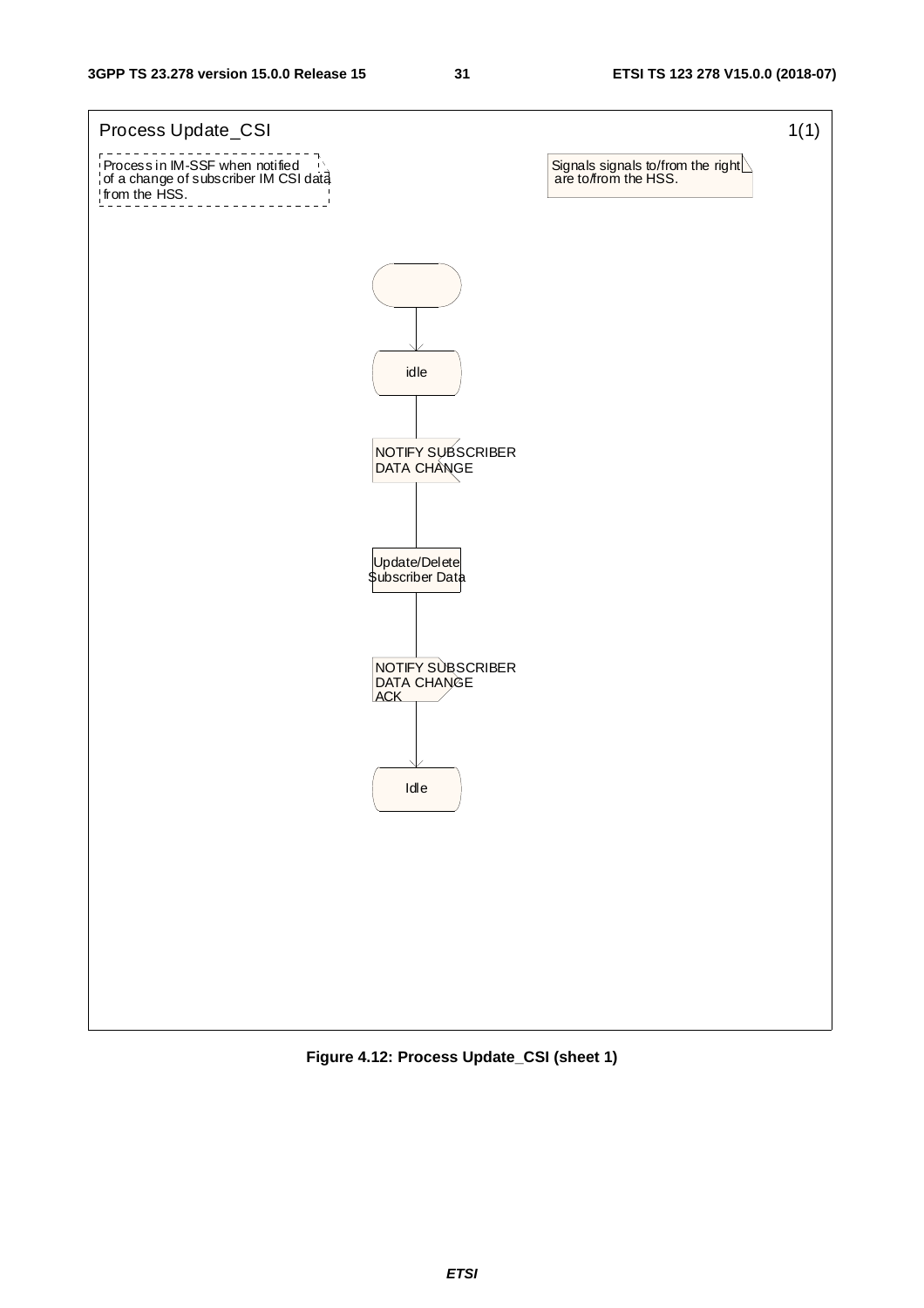Process Update_CSI

1(1)

Process in IM-SSF when notified of a change of subscriber IM CSI data from the HSS.

Signals signals to/from the right are to/from the HSS.

idle

NOTIFY SUBSCRIBER DATA CHANGE

Update/Delete Subscriber Data

NOTIFY SUBSCRIBER DATA CHANGE ACK

Idle

**Figure 4.12: Process Update_CSI (sheet 1)**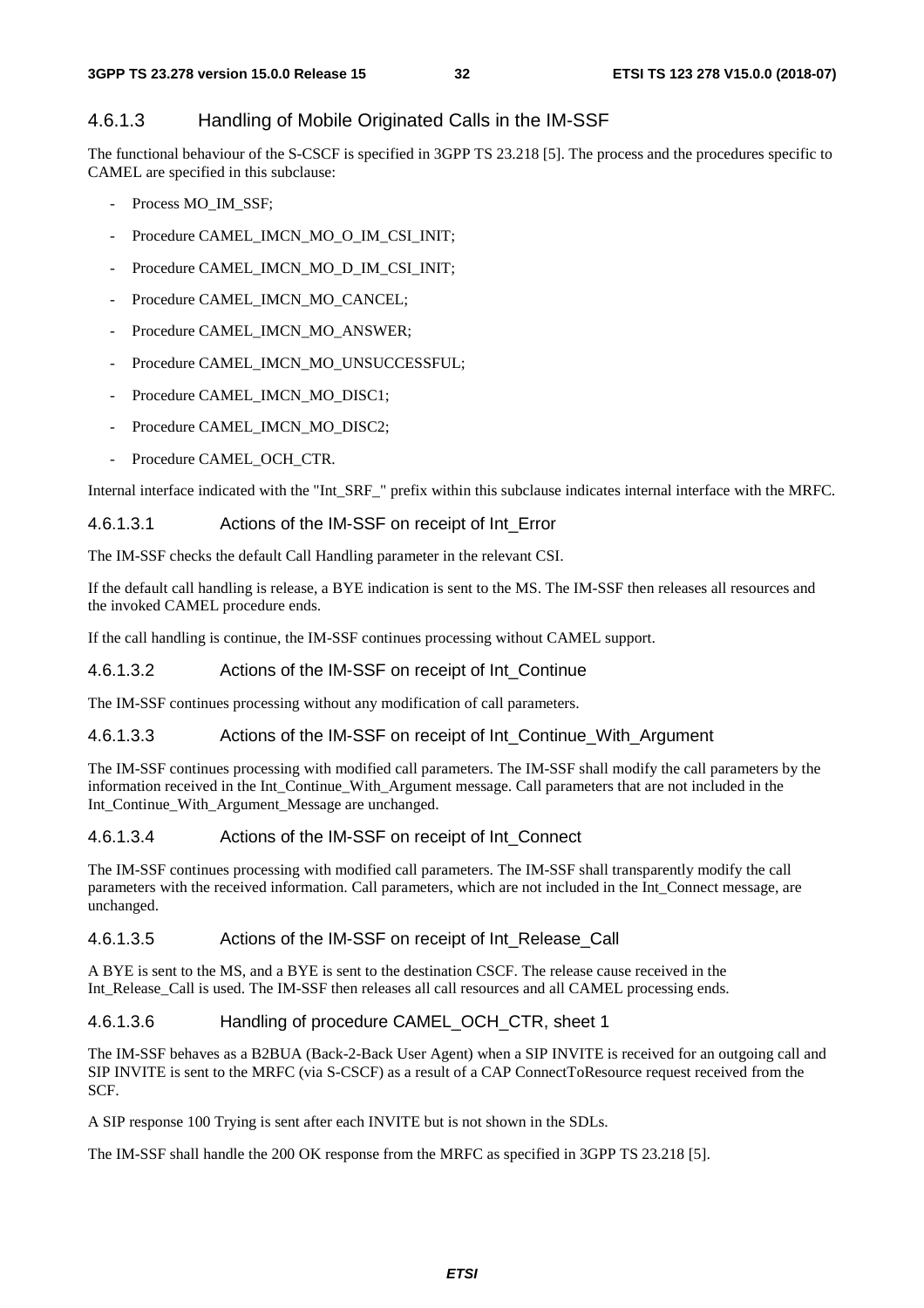#### 4.6.1.3 Handling of Mobile Originated Calls in the IM-SSF

The functional behaviour of the S-CSCF is specified in 3GPP TS 23.218 [5]. The process and the procedures specific to CAMEL are specified in this subclause:

- Process MO_IM_SSF;
- Procedure CAMEL_IMCN_MO_O_IM_CSI_INIT;
- Procedure CAMEL_IMCN_MO_D_IM_CSI_INIT;
- Procedure CAMEL_IMCN_MO_CANCEL;
- Procedure CAMEL_IMCN_MO_ANSWER;
- Procedure CAMEL_IMCN_MO_UNSUCCESSFUL;
- Procedure CAMEL_IMCN_MO_DISC1;
- Procedure CAMEL_IMCN_MO_DISC2;
- Procedure CAMEL_OCH_CTR.

Internal interface indicated with the "Int_SRF_" prefix within this subclause indicates internal interface with the MRFC.

##### 4.6.1.3.1 Actions of the IM-SSF on receipt of Int_Error

The IM-SSF checks the default Call Handling parameter in the relevant CSI.

If the default call handling is release, a BYE indication is sent to the MS. The IM-SSF then releases all resources and the invoked CAMEL procedure ends.

If the call handling is continue, the IM-SSF continues processing without CAMEL support.

##### 4.6.1.3.2 Actions of the IM-SSF on receipt of Int_Continue

The IM-SSF continues processing without any modification of call parameters.

##### 4.6.1.3.3 Actions of the IM-SSF on receipt of Int_Continue_With_Argument

The IM-SSF continues processing with modified call parameters. The IM-SSF shall modify the call parameters by the information received in the Int_Continue_With_Argument message. Call parameters that are not included in the Int_Continue_With_Argument_Message are unchanged.

##### 4.6.1.3.4 Actions of the IM-SSF on receipt of Int_Connect

The IM-SSF continues processing with modified call parameters. The IM-SSF shall transparently modify the call parameters with the received information. Call parameters, which are not included in the Int_Connect message, are unchanged.

##### 4.6.1.3.5 Actions of the IM-SSF on receipt of Int_Release_Call

A BYE is sent to the MS, and a BYE is sent to the destination CSCF. The release cause received in the Int_Release_Call is used. The IM-SSF then releases all call resources and all CAMEL processing ends.

##### 4.6.1.3.6 Handling of procedure CAMEL_OCH_CTR, sheet 1

The IM-SSF behaves as a B2BUA (Back-2-Back User Agent) when a SIP INVITE is received for an outgoing call and SIP INVITE is sent to the MRFC (via S-CSCF) as a result of a CAP ConnectToResource request received from the SCF.

A SIP response 100 Trying is sent after each INVITE but is not shown in the SDLs.

The IM-SSF shall handle the 200 OK response from the MRFC as specified in 3GPP TS 23.218 [5].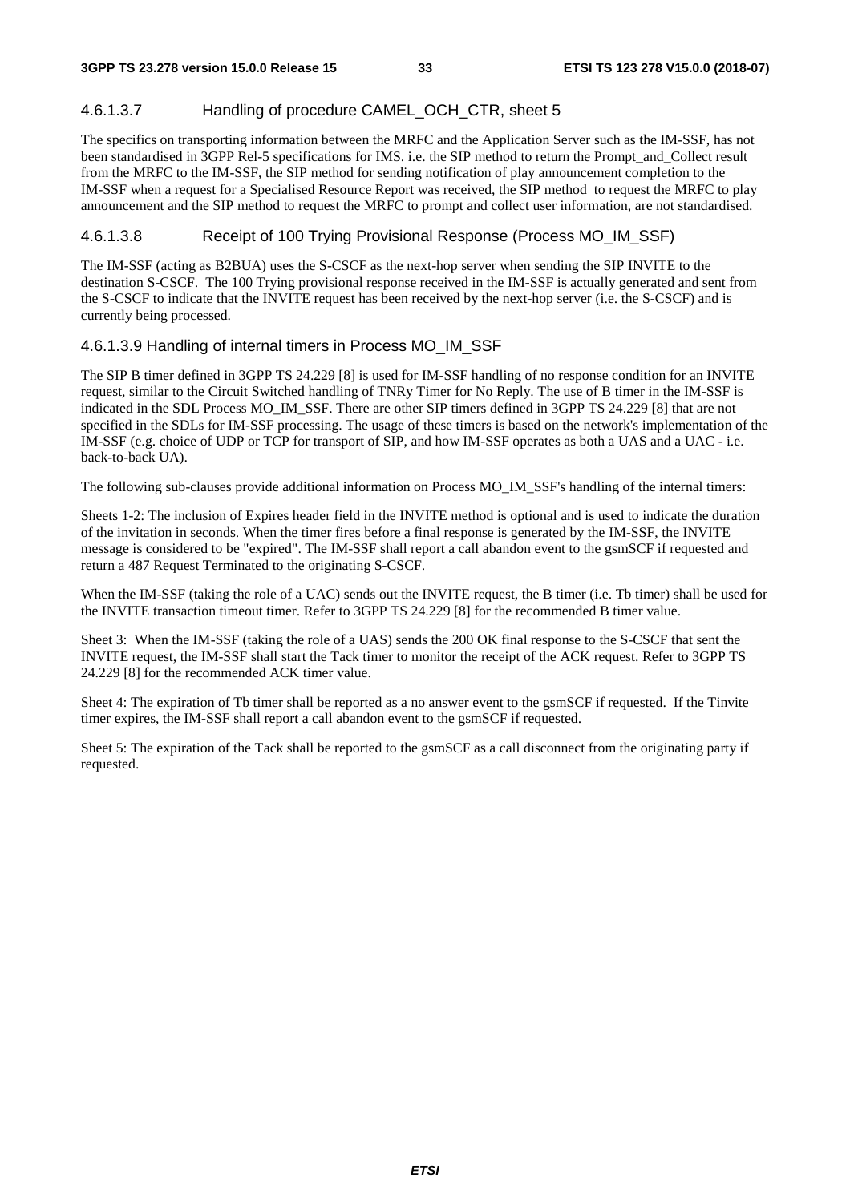#### 4.6.1.3.7 Handling of procedure CAMEL_OCH_CTR, sheet 5

The specifics on transporting information between the MRFC and the Application Server such as the IM-SSF, has not been standardised in 3GPP Rel-5 specifications for IMS. i.e. the SIP method to return the Prompt_and_Collect result from the MRFC to the IM-SSF, the SIP method for sending notification of play announcement completion to the IM-SSF when a request for a Specialised Resource Report was received, the SIP method to request the MRFC to play announcement and the SIP method to request the MRFC to prompt and collect user information, are not standardised.

#### 4.6.1.3.8 Receipt of 100 Trying Provisional Response (Process MO_IM_SSF)

The IM-SSF (acting as B2BUA) uses the S-CSCF as the next-hop server when sending the SIP INVITE to the destination S-CSCF. The 100 Trying provisional response received in the IM-SSF is actually generated and sent from the S-CSCF to indicate that the INVITE request has been received by the next-hop server (i.e. the S-CSCF) and is currently being processed.

#### 4.6.1.3.9 Handling of internal timers in Process MO_IM_SSF

The SIP B timer defined in 3GPP TS 24.229 [8] is used for IM-SSF handling of no response condition for an INVITE request, similar to the Circuit Switched handling of TNRy Timer for No Reply. The use of B timer in the IM-SSF is indicated in the SDL Process MO_IM_SSF. There are other SIP timers defined in 3GPP TS 24.229 [8] that are not specified in the SDLs for IM-SSF processing. The usage of these timers is based on the network's implementation of the IM-SSF (e.g. choice of UDP or TCP for transport of SIP, and how IM-SSF operates as both a UAS and a UAC - i.e. back-to-back UA).

The following sub-clauses provide additional information on Process MO_IM_SSF's handling of the internal timers:

Sheets 1-2: The inclusion of Expires header field in the INVITE method is optional and is used to indicate the duration of the invitation in seconds. When the timer fires before a final response is generated by the IM-SSF, the INVITE message is considered to be "expired". The IM-SSF shall report a call abandon event to the gsmSCF if requested and return a 487 Request Terminated to the originating S-CSCF.

When the IM-SSF (taking the role of a UAC) sends out the INVITE request, the B timer (i.e. Tb timer) shall be used for the INVITE transaction timeout timer. Refer to 3GPP TS 24.229 [8] for the recommended B timer value.

Sheet 3: When the IM-SSF (taking the role of a UAS) sends the 200 OK final response to the S-CSCF that sent the INVITE request, the IM-SSF shall start the Tack timer to monitor the receipt of the ACK request. Refer to 3GPP TS 24.229 [8] for the recommended ACK timer value.

Sheet 4: The expiration of Tb timer shall be reported as a no answer event to the gsmSCF if requested. If the Tinvite timer expires, the IM-SSF shall report a call abandon event to the gsmSCF if requested.

Sheet 5: The expiration of the Tack shall be reported to the gsmSCF as a call disconnect from the originating party if requested.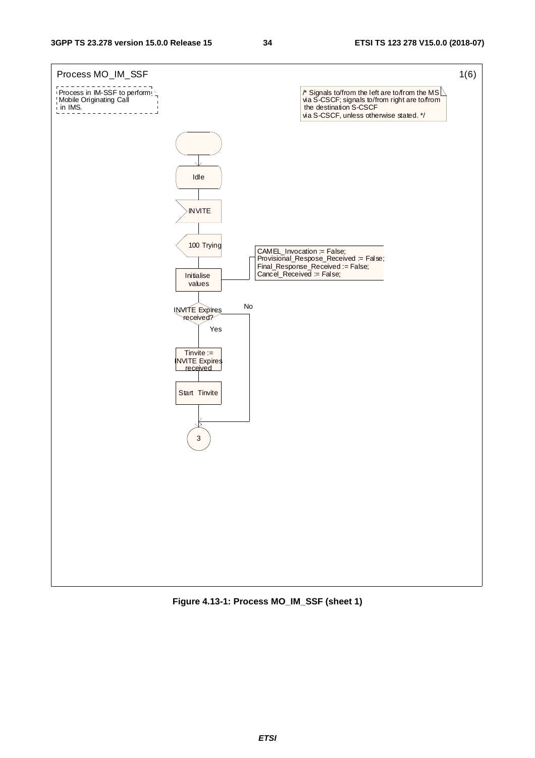Process MO_IM_SSF

1(6)

Process in IM-SSF to perform Mobile Originating Call in IMS.

/* Signals to/from the left are to/from the MS via S-CSCF; signals to/from right are to/from the destination S-CSCF via S-CSCF, unless otherwise stated. */

Idle

INVITE

100 Trying

Initialise values

CAMEL_Invocation := False;
Provisional_Respose_Received := False;
Final_Response_Received := False;
Cancel_Received := False;

INVITE Expires received?

No

Yes

Tinvite := INVITE Expires received

Start Tinvite

3

**Figure 4.13-1: Process MO_IM_SSF (sheet 1)**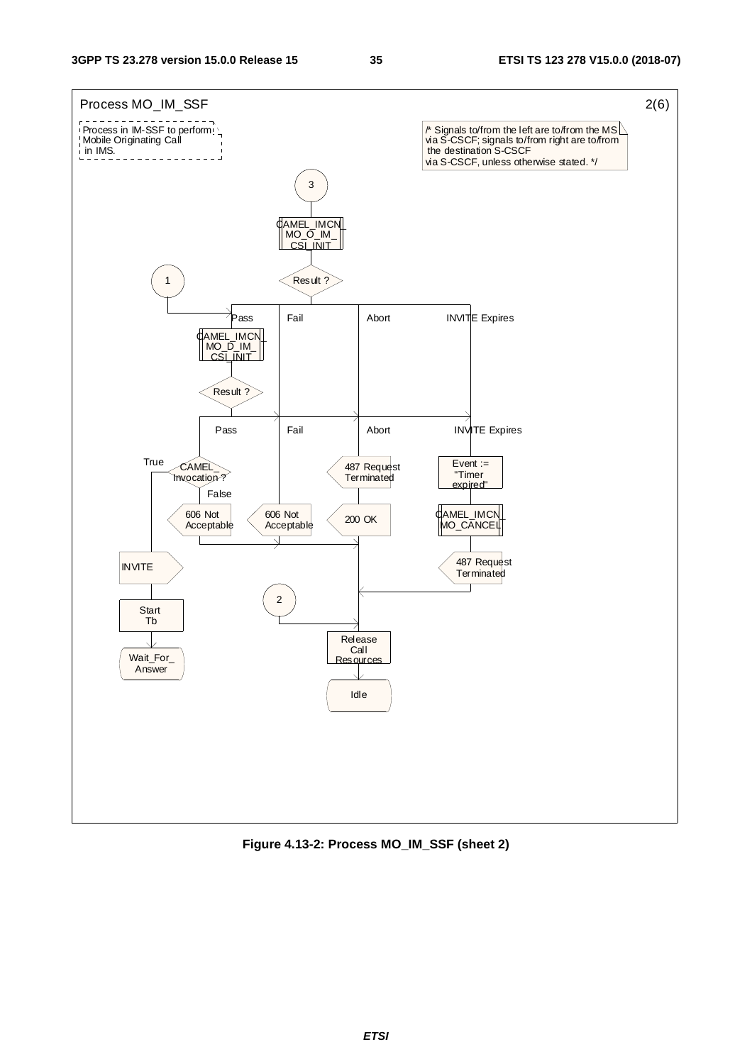Process MO_IM_SSF

2(6)

Process in IM-SSF to perform Mobile Originating Call in IMS.

/* Signals to/from the left are to/from the MS via S-CSCF; signals to/from right are to/from the destination S-CSCF via S-CSCF, unless otherwise stated. */

3

CAMEL_IMCN_MO_O_IM_CSI_INIT

Result ?

1

Pass

Fail

Abort

INVITE Expires

CAMEL_IMCN_MO_D_IM_CSI_INIT

Result ?

Pass

Fail

Abort

INVITE Expires

True

CAMEL_Invocation ?

False

487 Request Terminated

Event := "Timer expired"

606 Not Acceptable

606 Not Acceptable

200 OK

CAMEL_IMCN_MO_CANCEL

INVITE

487 Request Terminated

2

Start Tb

Release Call Resources

Wait_For_Answer

Idle

**Figure 4.13-2: Process MO_IM_SSF (sheet 2)**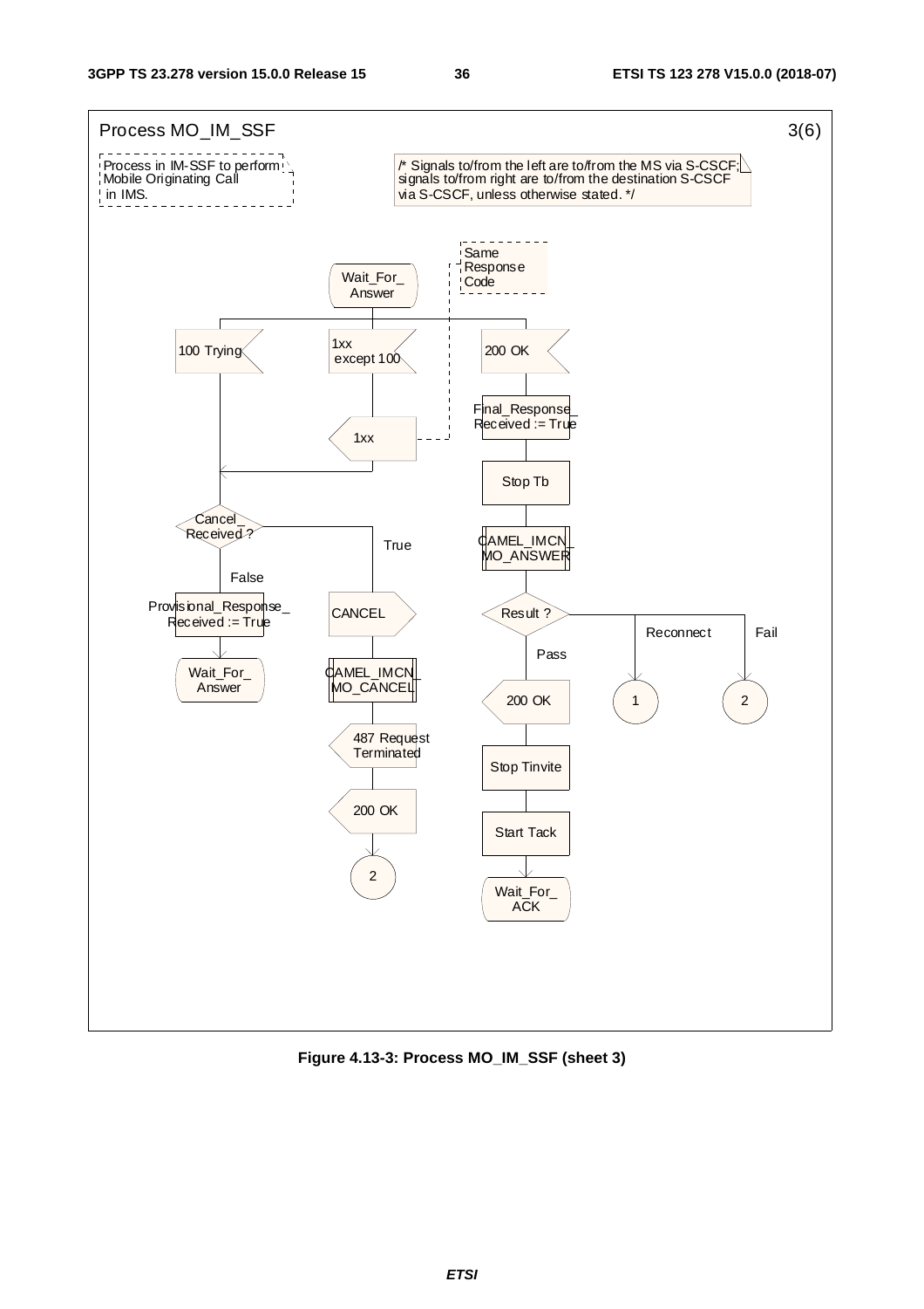Process MO_IM_SSF

3(6)

Process in IM-SSF to perform Mobile Originating Call in IMS.

/* Signals to/from the left are to/from the MS via S-CSCF; signals to/from right are to/from the destination S-CSCF via S-CSCF, unless otherwise stated. */

Wait_For_Answer

Same Response Code

100 Trying

1xx except 100

200 OK

1xx

Final_Response_Received := True

Stop Tb

Cancel_Received ?

True

False

CAMEL_IMCN_MO_ANSWER

Provisional_Response_Received := True

CANCEL

Result ?

Reconnect

Fail

Pass

Wait_For_Answer

CAMEL_IMCN_MO_CANCEL

200 OK

1

2

487 Request Terminated

Stop Tinvite

200 OK

Start Tack

2

Wait_For_ACK

Figure 4.13-3: Process MO_IM_SSF (sheet 3)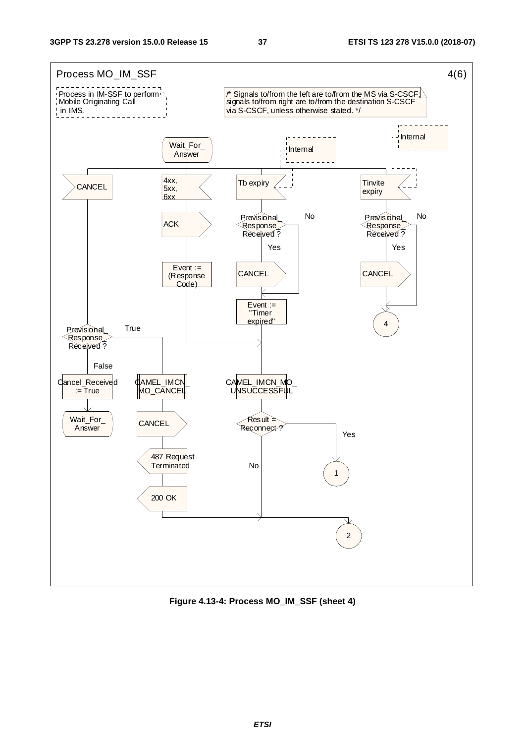Process MO_IM_SSF 4(6)

Process in IM-SSF to perform Mobile Originating Call in IMS.

/* Signals to/from the left are to/from the MS via S-CSCF; signals to/from right are to/from the destination S-CSCF via S-CSCF, unless otherwise stated. */

Wait_For_Answer

CANCEL

4xx, 5xx, 6xx

ACK

Event := (Response Code)

Internal

Tb expiry

Provisional_Response_Received ?

No

Yes

CANCEL

Event := "Timer expired"

Internal

Tinvite expiry

Provisional_Response_Received ?

No

Yes

CANCEL

4

Provisional_Response_Received ?

True

False

Cancel_Received := True

Wait_For_Answer

CAMEL_IMCN_MO_CANCEL

CANCEL

487 Request Terminated

200 OK

CAMEL_IMCN_MO_UNSUCCESSFUL

Result = Reconnect ?

Yes

1

No

2

**Figure 4.13-4: Process MO_IM_SSF (sheet 4)**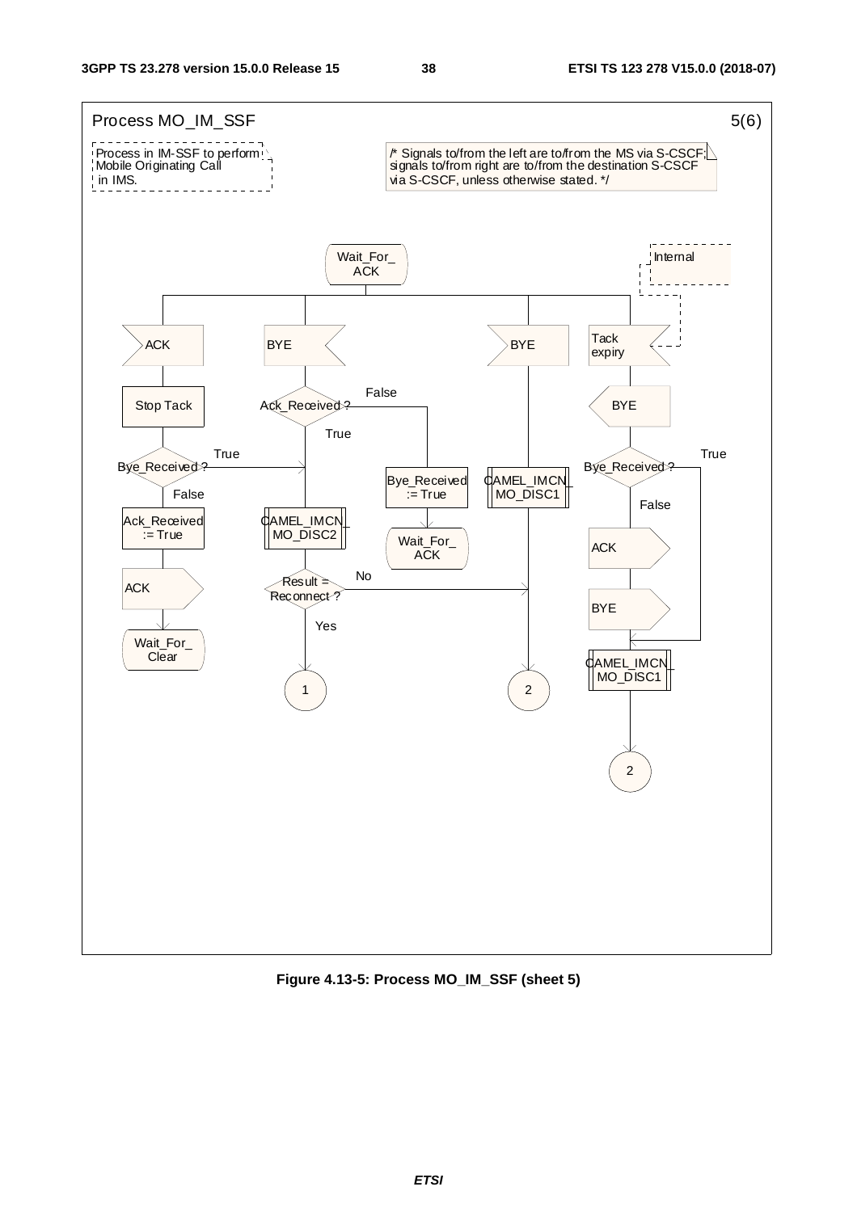Process MO_IM_SSF 5(6)

Process in IM-SSF to perform Mobile Originating Call in IMS.

/* Signals to/from the left are to/from the MS via S-CSCF; signals to/from right are to/from the destination S-CSCF via S-CSCF, unless otherwise stated. */

Wait_For_ ACK

Internal

ACK

Stop Tack

Bye_Received ?

True

False

Ack_Received := True

ACK

Wait_For_ Clear

BYE

Ack_Received ?

False

True

Bye_Received := True

Wait_For_ ACK

CAMEL_IMCN_ MO_DISC2

Result = Reconnect ?

No

Yes

1

BYE

CAMEL_IMCN_ MO_DISC1

2

Tack expiry

BYE

Bye_Received ?

True

False

ACK

BYE

CAMEL_IMCN_ MO_DISC1

2

Figure 4.13-5: Process MO_IM_SSF (sheet 5)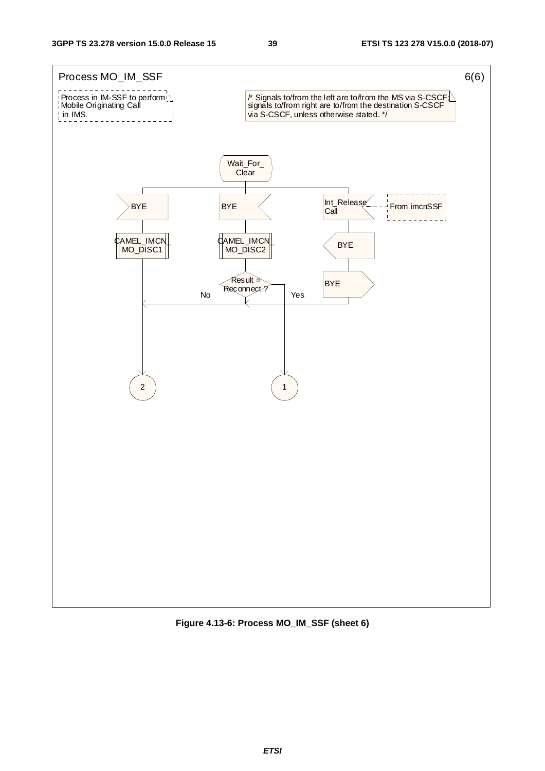Process MO_IM_SSF 6(6)

Process in IM-SSF to perform Mobile Originating Call in IMS.

/* Signals to/from the left are to/from the MS via S-CSCF; signals to/from right are to/from the destination S-CSCF via S-CSCF, unless otherwise stated. */

Wait_For_Clear

BYE

BYE

Int_Release_Call

From imcnSSF

CAMEL_IMCN_MO_DISC1

CAMEL_IMCN_MO_DISC2

BYE

Result = Reconnect ?

BYE

No

Yes

2

1

**Figure 4.13-6: Process MO_IM_SSF (sheet 6)**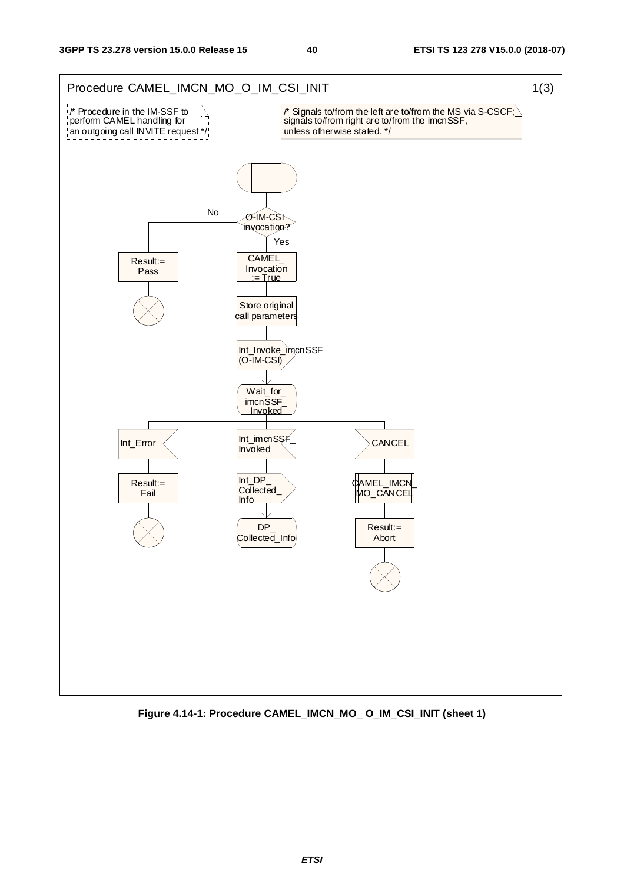Procedure CAMEL_IMCN_MO_O_IM_CSI_INIT

1(3)

/* Procedure in the IM-SSF to perform CAMEL handling for an outgoing call INVITE request */

/* Signals to/from the left are to/from the MS via S-CSCF; signals to/from right are to/from the imcnSSF, unless otherwise stated. */

O-IM-CSI invocation?

No

Yes

Result:= Pass

CAMEL_ Invocation := True

Store original call parameters

Int_Invoke_imcnSSF (O-IM-CSI)

Wait_for_ imcnSSF_ Invoked

Int_Error

Int_imcnSSF_ Invoked

CANCEL

Result:= Fail

Int_DP_ Collected_ Info

CAMEL_IMCN_ MO_CANCEL

DP_ Collected_Info

Result:= Abort

**Figure 4.14-1: Procedure CAMEL_IMCN_MO_ O_IM_CSI_INIT (sheet 1)**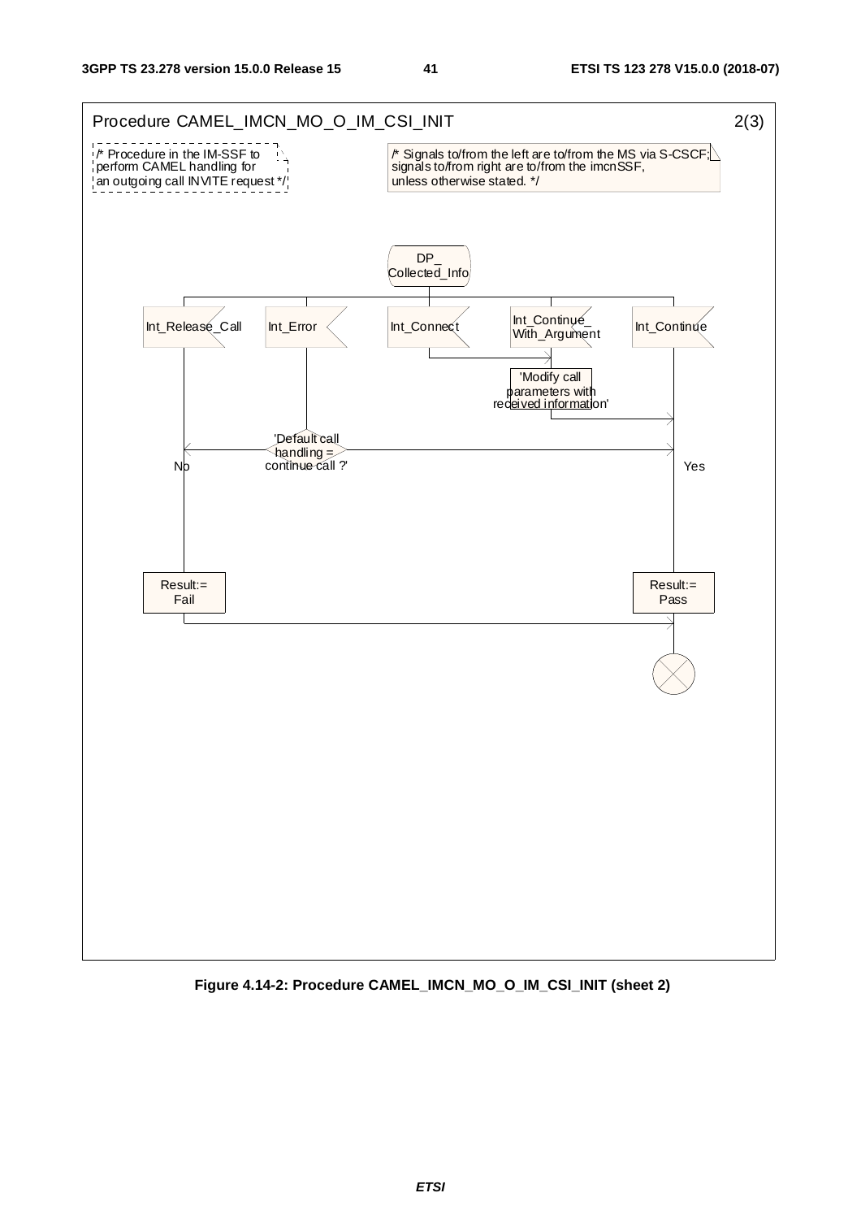Procedure CAMEL_IMCN_MO_O_IM_CSI_INIT

2(3)

/* Procedure in the IM-SSF to perform CAMEL handling for an outgoing call INVITE request */

/* Signals to/from the left are to/from the MS via S-CSCF; signals to/from right are to/from the imcnSSF, unless otherwise stated. */

DP_ Collected_Info

Int_Release_Call

Int_Error

Int_Connect

Int_Continue_ With_Argument

Int_Continue

'Modify call parameters with received information'

'Default call handling = continue call ?'

No

Yes

Result:= Fail

Result:= Pass

**Figure 4.14-2: Procedure CAMEL_IMCN_MO_O_IM_CSI_INIT (sheet 2)**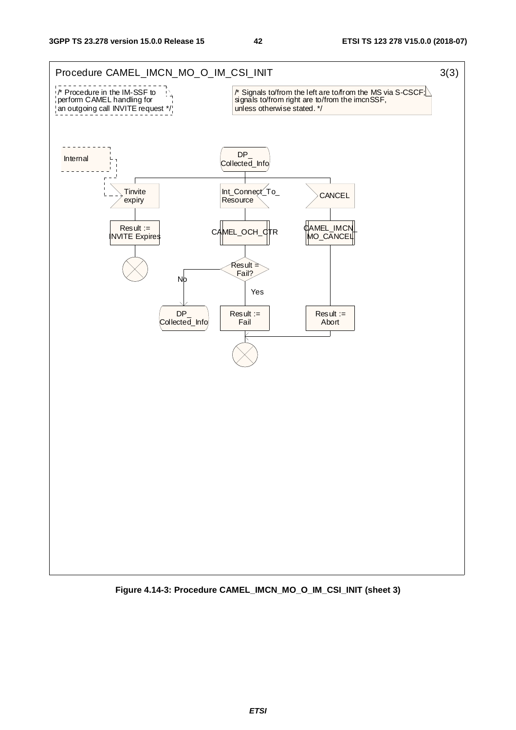Procedure CAMEL_IMCN_MO_O_IM_CSI_INIT 3(3)

/* Procedure in the IM-SSF to perform CAMEL handling for an outgoing call INVITE request */

/* Signals to/from the left are to/from the MS via S-CSCF; signals to/from right are to/from the imcnSSF, unless otherwise stated. */

DP_Collected_Info

Internal

Tinvite expiry

Result := INVITE Expires

Int_Connect_To_Resource

CAMEL_OCH_CTR

Result = Fail?

No

Yes

DP_Collected_Info

Result := Fail

CANCEL

CAMEL_IMCN_MO_CANCEL

Result := Abort

**Figure 4.14-3: Procedure CAMEL_IMCN_MO_O_IM_CSI_INIT (sheet 3)**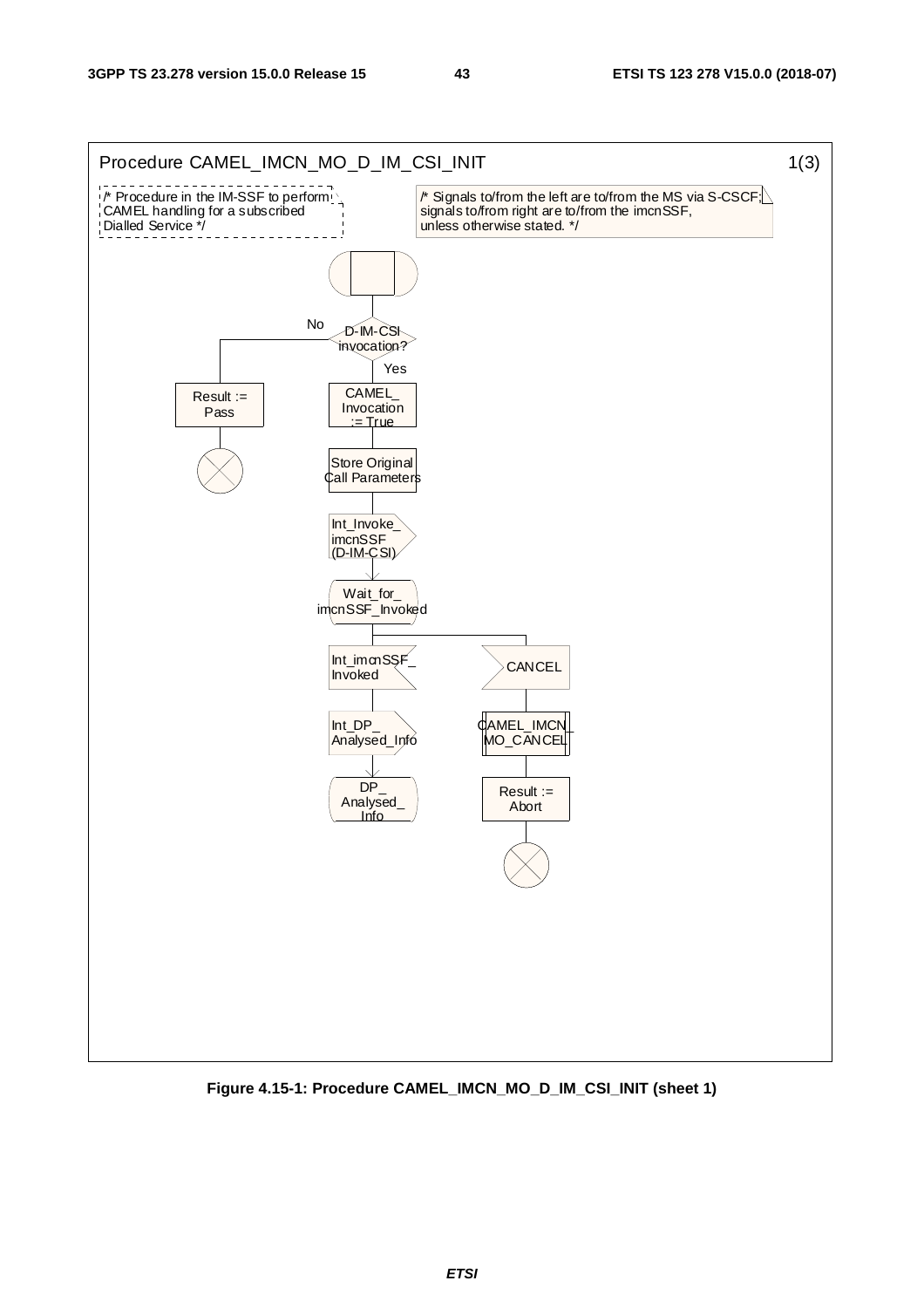Procedure CAMEL_IMCN_MO_D_IM_CSI_INIT 1(3)

/* Procedure in the IM-SSF to perform CAMEL handling for a subscribed Dialled Service */

/* Signals to/from the left are to/from the MS via S-CSCF; signals to/from right are to/from the imcnSSF, unless otherwise stated. */

D-IM-CSI invocation?

No

Yes

Result := Pass

CAMEL_ Invocation := True

Store Original Call Parameters

Int_Invoke_ imcnSSF (D-IM-CSI)

Wait_for_ imcnSSF_Invoked

Int_imcnSSF_ Invoked

CANCEL

Int_DP_ Analysed_Info

CAMEL_IMCN_ MO_CANCEL

DP_ Analysed_ Info

Result := Abort

**Figure 4.15-1: Procedure CAMEL_IMCN_MO_D_IM_CSI_INIT (sheet 1)**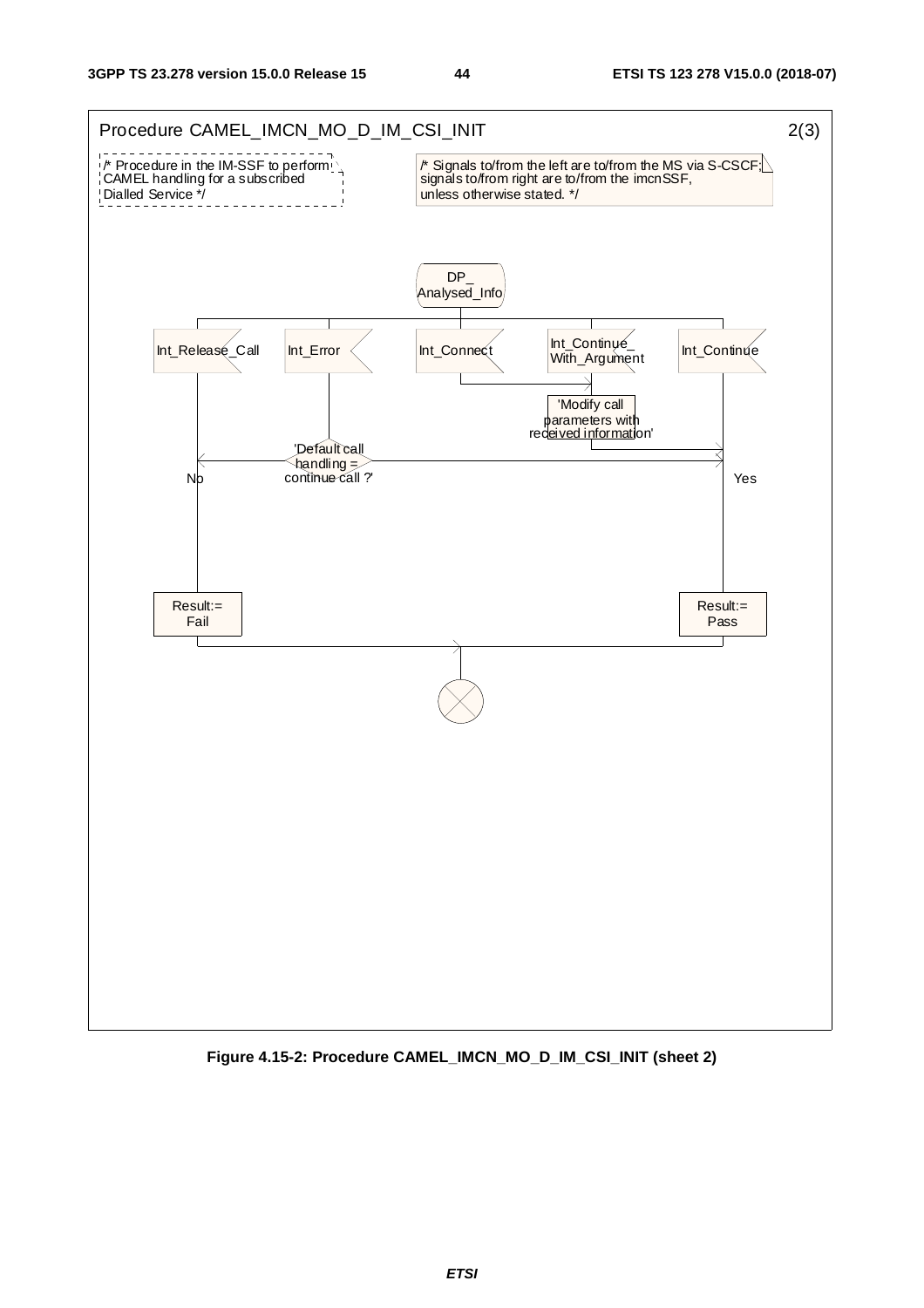Procedure CAMEL_IMCN_MO_D_IM_CSI_INIT 2(3)

/* Procedure in the IM-SSF to perform CAMEL handling for a subscribed Dialled Service */

/* Signals to/from the left are to/from the MS via S-CSCF; signals to/from right are to/from the imcnSSF, unless otherwise stated. */

DP_ Analysed_Info

Int_Release_Call

Int_Error

Int_Connect

Int_Continue_ With_Argument

Int_Continue

'Modify call parameters with received information'

'Default call handling = continue call ?'

No

Yes

Result:= Fail

Result:= Pass

**Figure 4.15-2: Procedure CAMEL_IMCN_MO_D_IM_CSI_INIT (sheet 2)**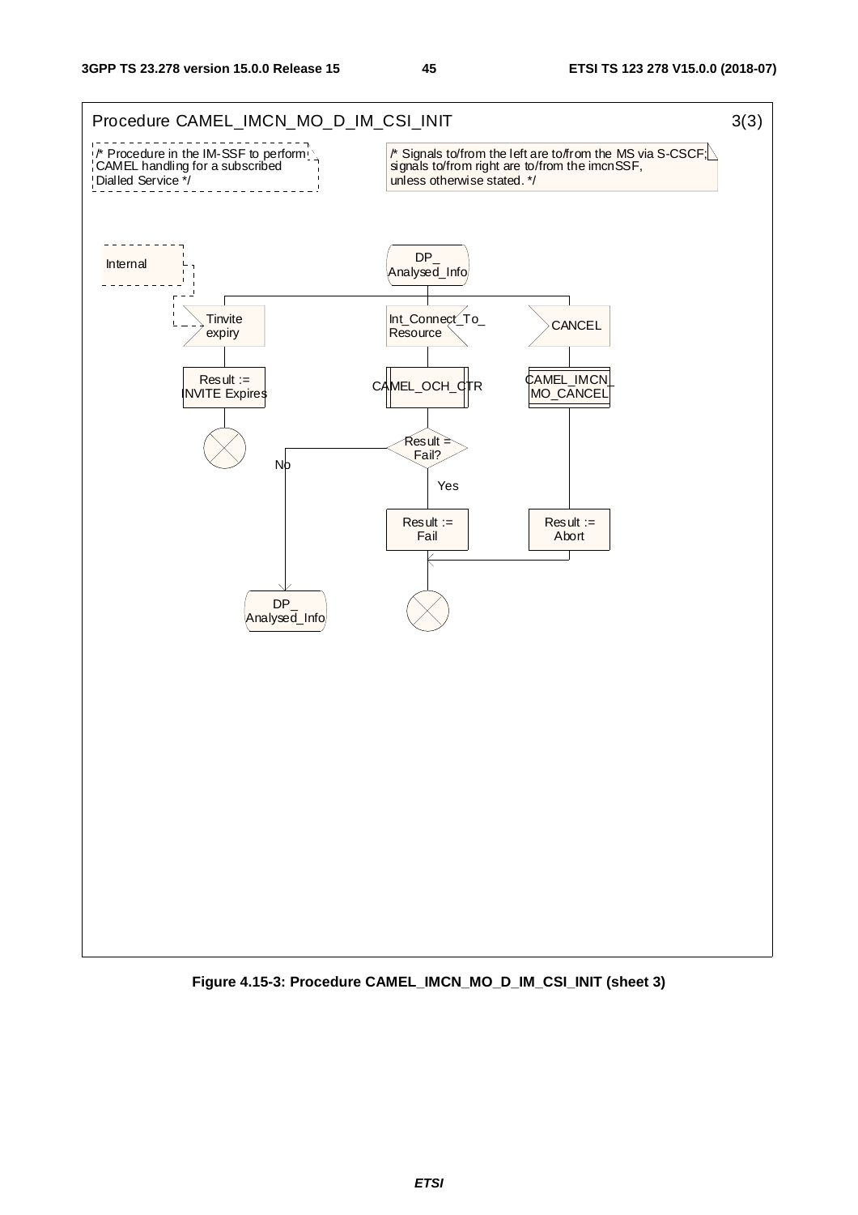Procedure CAMEL_IMCN_MO_D_IM_CSI_INIT 3(3)

/* Procedure in the IM-SSF to perform CAMEL handling for a subscribed Dialled Service */

/* Signals to/from the left are to/from the MS via S-CSCF; signals to/from right are to/from the imcnSSF, unless otherwise stated. */

DP_Analysed_Info

Internal

Tinvite expiry

Int_Connect_To_Resource

CANCEL

Result := INVITE Expires

CAMEL_OCH_CTR

CAMEL_IMCN_MO_CANCEL

Result = Fail?

No

Yes

Result := Fail

Result := Abort

DP_Analysed_Info

**Figure 4.15-3: Procedure CAMEL_IMCN_MO_D_IM_CSI_INIT (sheet 3)**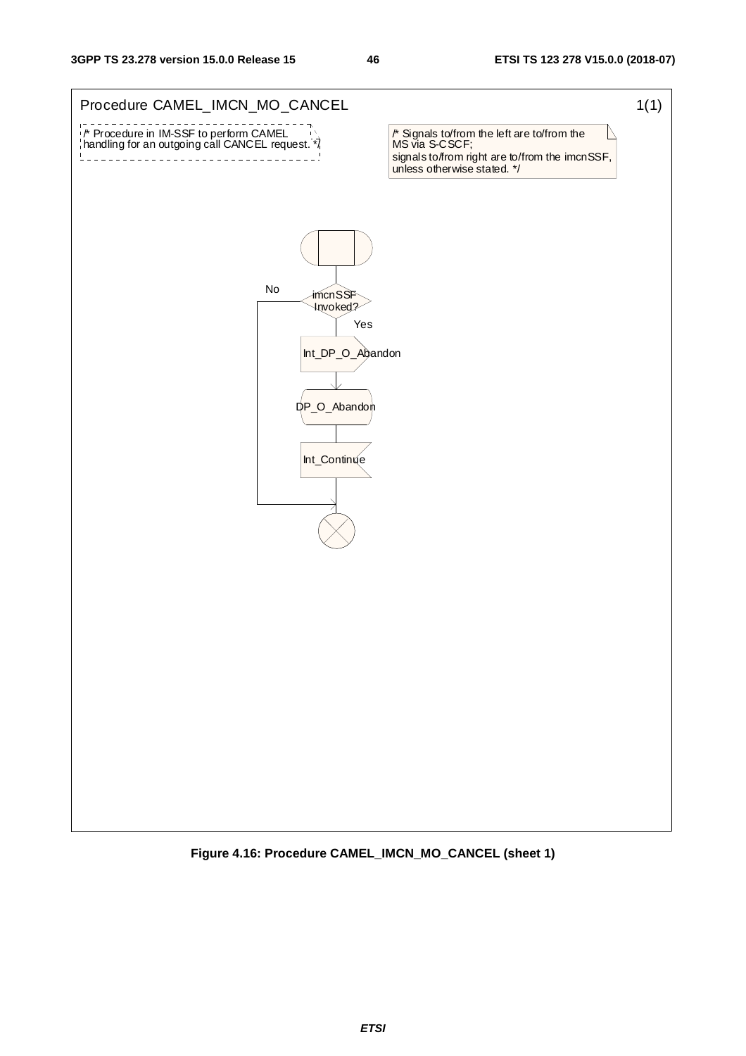Procedure CAMEL_IMCN_MO_CANCEL

1(1)

/* Procedure in IM-SSF to perform CAMEL handling for an outgoing call CANCEL request. */

/* Signals to/from the left are to/from the MS via S-CSCF;
signals to/from right are to/from the imcnSSF, unless otherwise stated. */

imcnSSF Invoked?

No

Yes

Int_DP_O_Abandon

DP_O_Abandon

Int_Continue

**Figure 4.16: Procedure CAMEL_IMCN_MO_CANCEL (sheet 1)**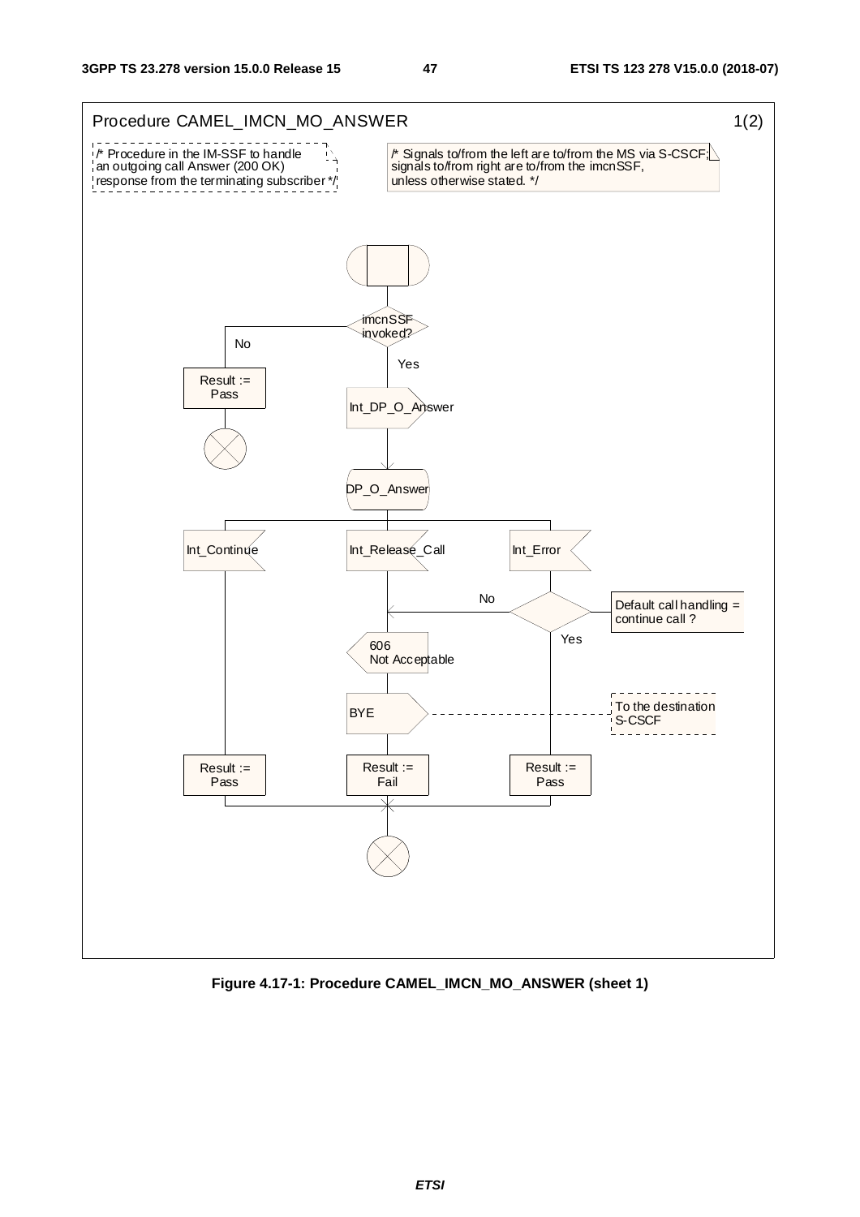Procedure CAMEL_IMCN_MO_ANSWER 1(2)

/* Procedure in the IM-SSF to handle an outgoing call Answer (200 OK) response from the terminating subscriber */

/* Signals to/from the left are to/from the MS via S-CSCF; signals to/from right are to/from the imcnSSF, unless otherwise stated. */

imcnSSF invoked?

No

Result := Pass

Yes

Int_DP_O_Answer

DP_O_Answer

Int_Continue

Int_Release_Call

Int_Error

No

Default call handling = continue call ?

Yes

606 Not Acceptable

BYE

To the destination S-CSCF

Result := Pass

Result := Fail

Result := Pass

**Figure 4.17-1: Procedure CAMEL_IMCN_MO_ANSWER (sheet 1)**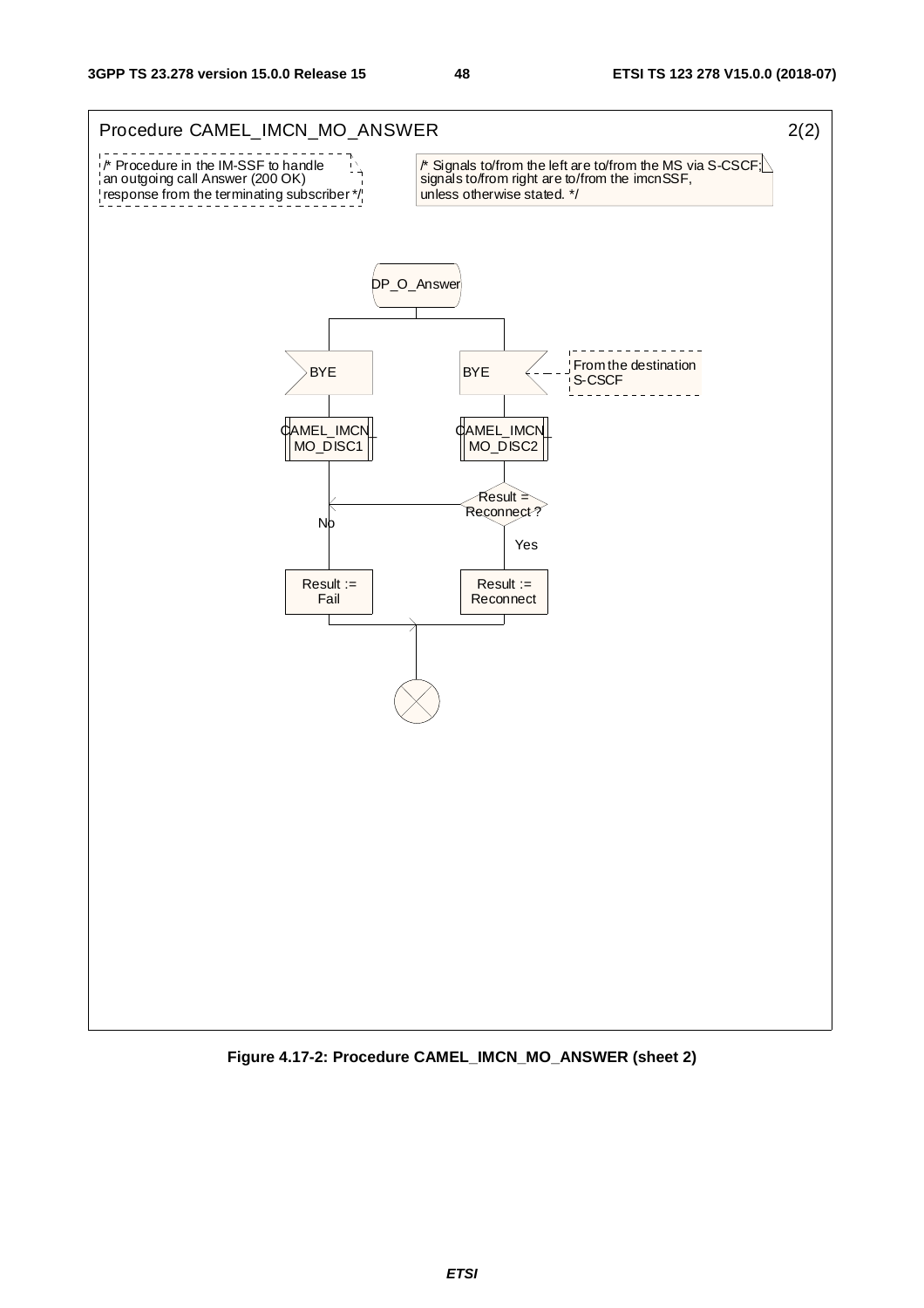Procedure CAMEL_IMCN_MO_ANSWER 2(2)

/* Procedure in the IM-SSF to handle an outgoing call Answer (200 OK) response from the terminating subscriber */

/* Signals to/from the left are to/from the MS via S-CSCF; signals to/from right are to/from the imcnSSF, unless otherwise stated. */

DP_O_Answer

BYE

BYE

From the destination S-CSCF

CAMEL_IMCN_MO_DISC1

CAMEL_IMCN_MO_DISC2

Result = Reconnect ?

No

Yes

Result := Fail

Result := Reconnect

**Figure 4.17-2: Procedure CAMEL_IMCN_MO_ANSWER (sheet 2)**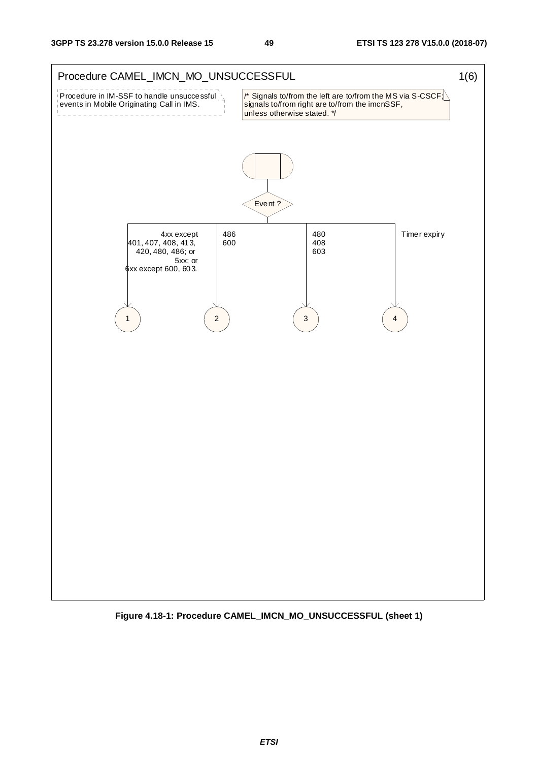Procedure CAMEL_IMCN_MO_UNSUCCESSFUL

1(6)

Procedure in IM-SSF to handle unsuccessful events in Mobile Originating Call in IMS.

/* Signals to/from the left are to/from the MS via S-CSCF; signals to/from right are to/from the imcnSSF, unless otherwise stated. */

Event ?

4xx except 401, 407, 408, 413, 420, 480, 486; or 5xx; or 6xx except 600, 603.

486
600

480
408
603

Timer expiry

1

2

3

4

**Figure 4.18-1: Procedure CAMEL_IMCN_MO_UNSUCCESSFUL (sheet 1)**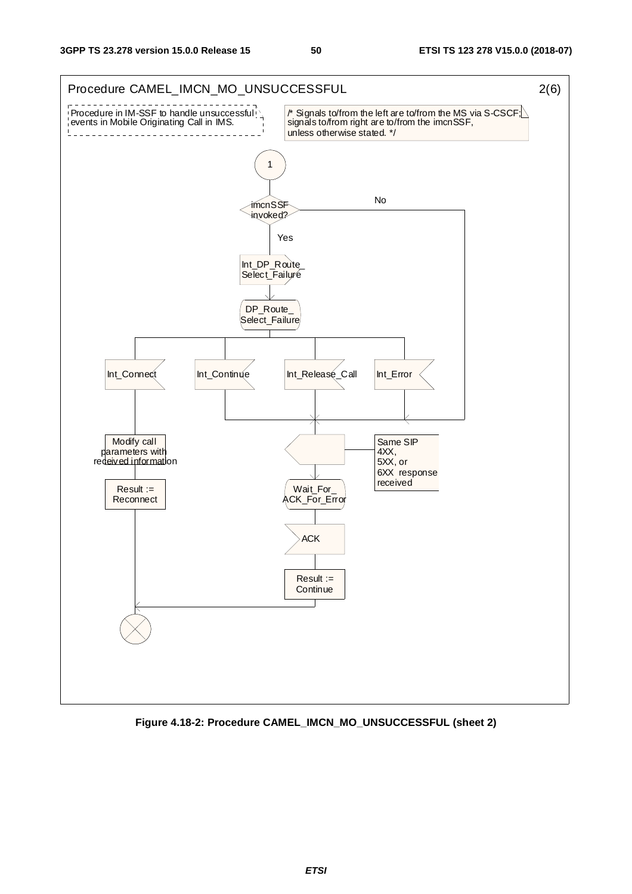Procedure CAMEL_IMCN_MO_UNSUCCESSFUL 2(6)

Procedure in IM-SSF to handle unsuccessful events in Mobile Originating Call in IMS.

/* Signals to/from the left are to/from the MS via S-CSCF; signals to/from right are to/from the imcnSSF, unless otherwise stated. */

1

imcnSSF invoked?

No

Yes

Int_DP_Route_ Select_Failure

DP_Route_ Select_Failure

Int_Connect

Int_Continue

Int_Release_Call

Int_Error

Modify call parameters with received information

Same SIP 4XX, 5XX, or 6XX response received

Result := Reconnect

Wait_For_ ACK_For_Error

ACK

Result := Continue

**Figure 4.18-2: Procedure CAMEL_IMCN_MO_UNSUCCESSFUL (sheet 2)**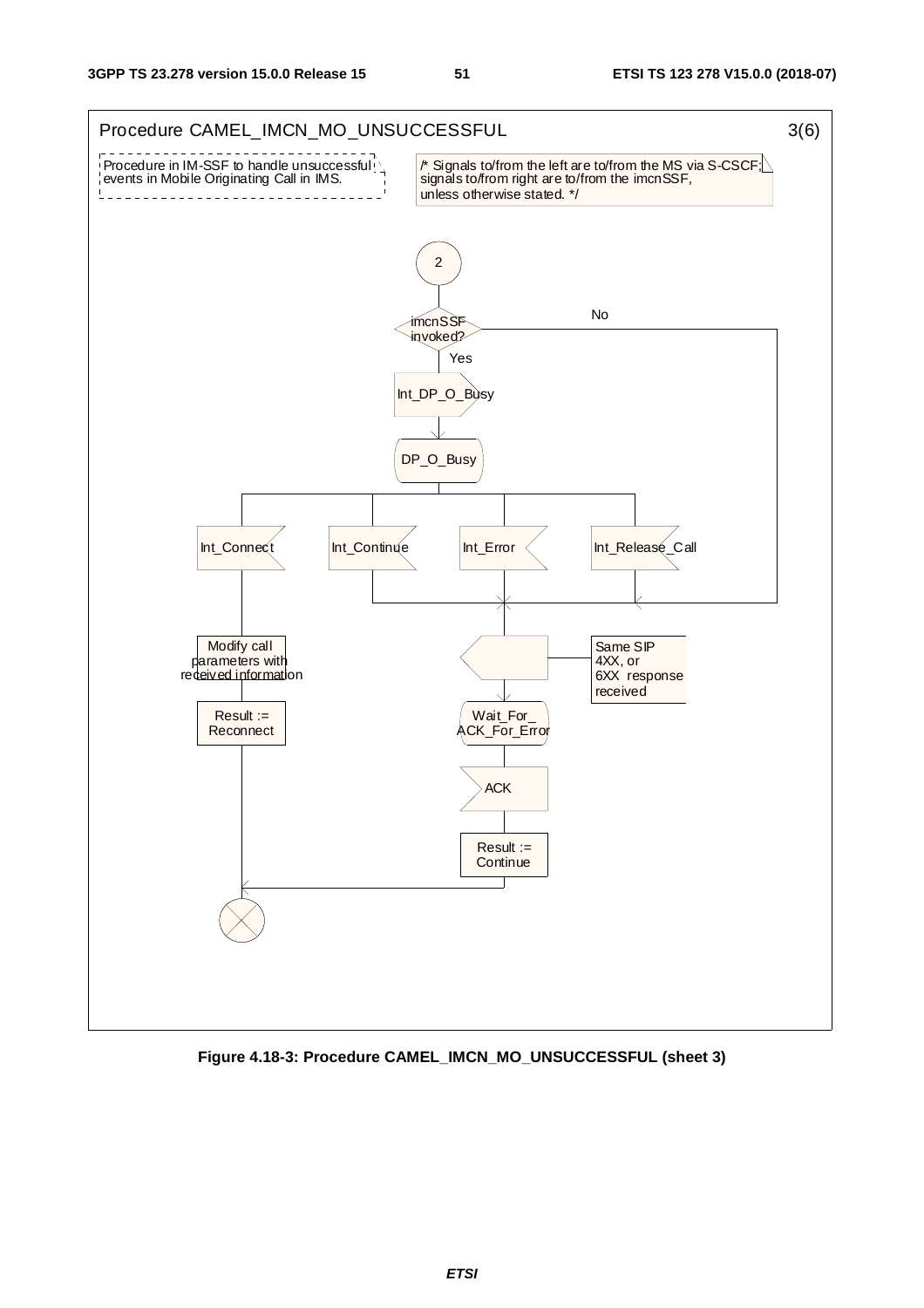Procedure CAMEL_IMCN_MO_UNSUCCESSFUL

3(6)

Procedure in IM-SSF to handle unsuccessful events in Mobile Originating Call in IMS.

/* Signals to/from the left are to/from the MS via S-CSCF; signals to/from right are to/from the imcnSSF, unless otherwise stated. */

2

imcnSSF invoked?

No

Yes

Int_DP_O_Busy

DP_O_Busy

Int_Connect

Int_Continue

Int_Error

Int_Release_Call

Modify call parameters with received information

Same SIP 4XX, or 6XX response received

Result := Reconnect

Wait_For_ ACK_For_Error

ACK

Result := Continue

**Figure 4.18-3: Procedure CAMEL_IMCN_MO_UNSUCCESSFUL (sheet 3)**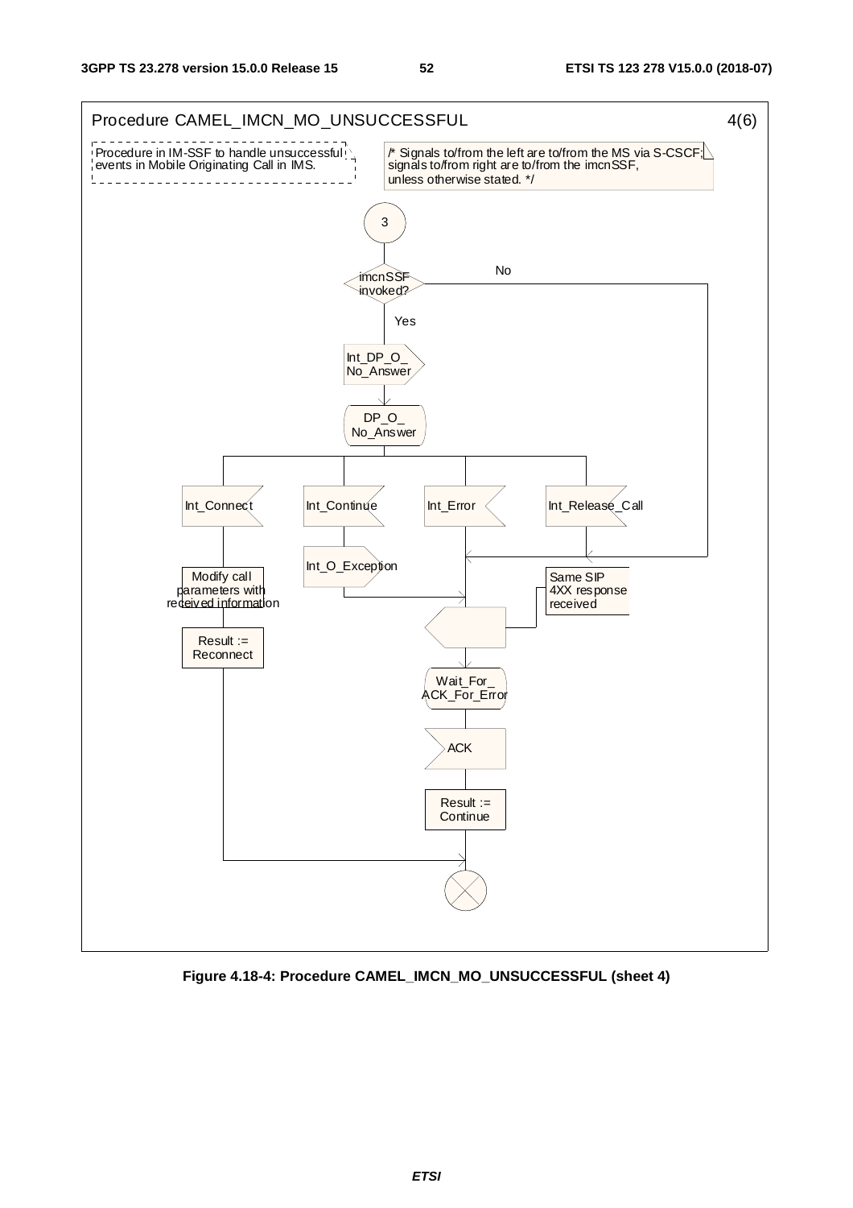Procedure CAMEL_IMCN_MO_UNSUCCESSFUL

4(6)

Procedure in IM-SSF to handle unsuccessful events in Mobile Originating Call in IMS.

/* Signals to/from the left are to/from the MS via S-CSCF; signals to/from right are to/from the imcnSSF, unless otherwise stated. */

3

imcnSSF invoked?

No

Yes

Int_DP_O_No_Answer

DP_O_No_Answer

Int_Connect

Int_Continue

Int_Error

Int_Release_Call

Int_O_Exception

Modify call parameters with received information

Same SIP 4XX response received

Result := Reconnect

Wait_For_ACK_For_Error

ACK

Result := Continue

**Figure 4.18-4: Procedure CAMEL_IMCN_MO_UNSUCCESSFUL (sheet 4)**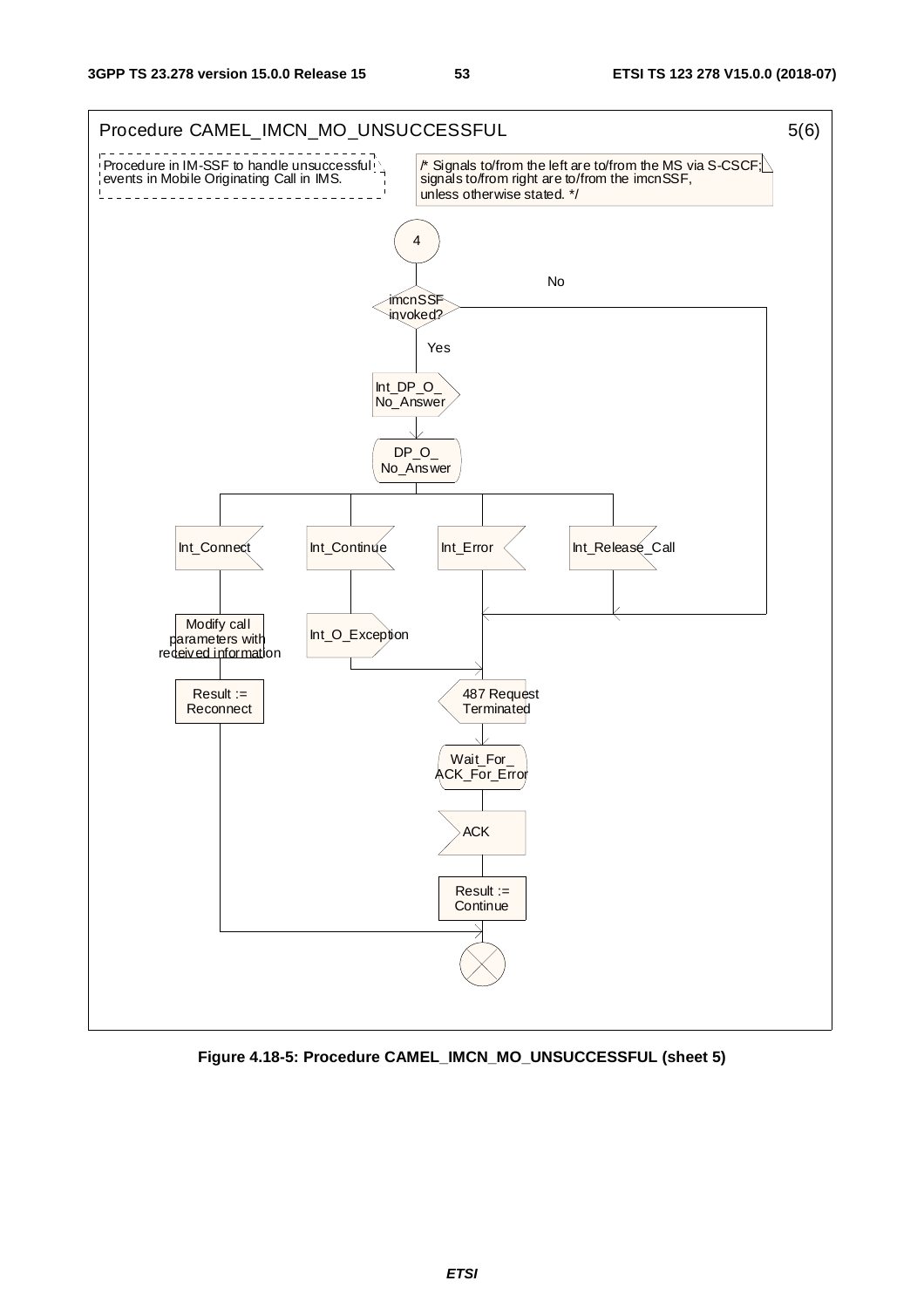Procedure CAMEL_IMCN_MO_UNSUCCESSFUL

5(6)

Procedure in IM-SSF to handle unsuccessful events in Mobile Originating Call in IMS.

/* Signals to/from the left are to/from the MS via S-CSCF; signals to/from right are to/from the imcnSSF, unless otherwise stated. */

4

imcnSSF invoked?

No

Yes

Int_DP_O_ No_Answer

DP_O_ No_Answer

Int_Connect

Int_Continue

Int_Error

Int_Release_Call

Modify call parameters with received information

Int_O_Exception

Result := Reconnect

487 Request Terminated

Wait_For_ ACK_For_Error

ACK

Result := Continue

**Figure 4.18-5: Procedure CAMEL_IMCN_MO_UNSUCCESSFUL (sheet 5)**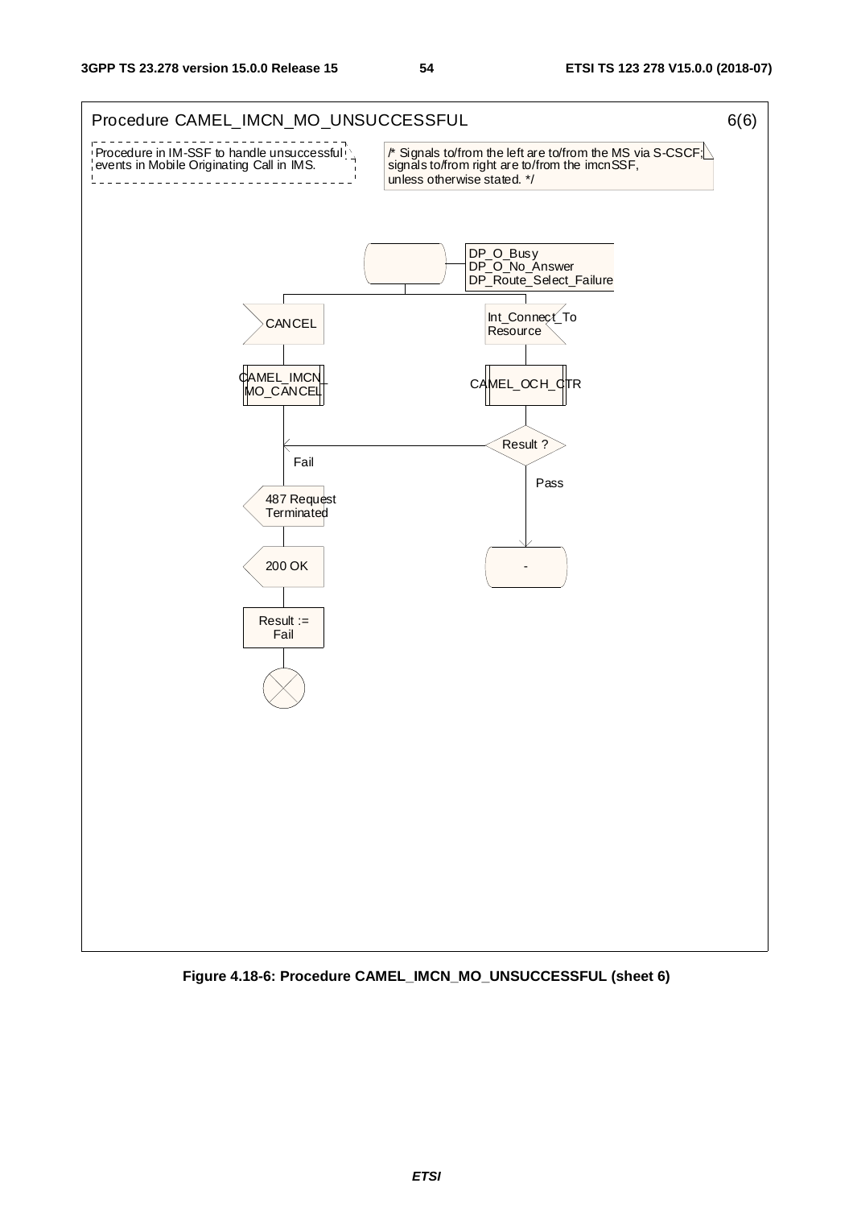Procedure CAMEL_IMCN_MO_UNSUCCESSFUL 6(6)

Procedure in IM-SSF to handle unsuccessful events in Mobile Originating Call in IMS.

/* Signals to/from the left are to/from the MS via S-CSCF; signals to/from right are to/from the imcnSSF, unless otherwise stated. */

DP_O_Busy
DP_O_No_Answer
DP_Route_Select_Failure

CANCEL

Int_Connect_To Resource

CAMEL_IMCN_ MO_CANCEL

CAMEL_OCH_CTR

Result ?

Fail

Pass

487 Request Terminated

200 OK

-

Result := Fail

**Figure 4.18-6: Procedure CAMEL_IMCN_MO_UNSUCCESSFUL (sheet 6)**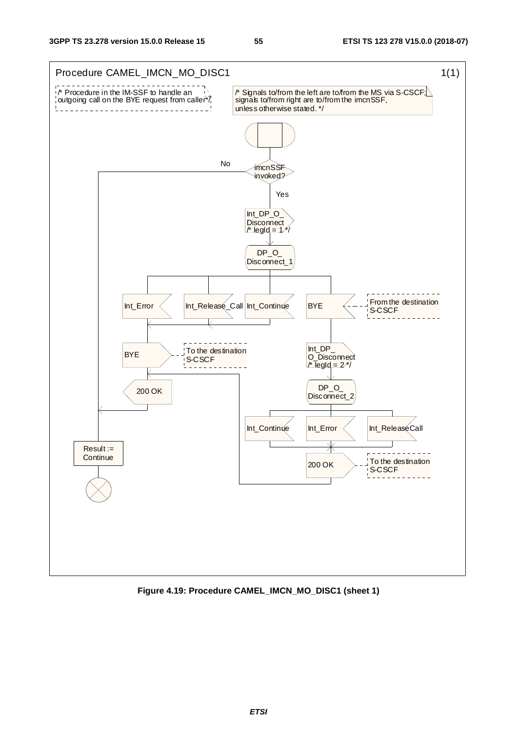Procedure CAMEL_IMCN_MO_DISC1

1(1)

/* Procedure in the IM-SSF to handle an outgoing call on the BYE request from caller*/

/* Signals to/from the left are to/from the MS via S-CSCF; signals to/from right are to/from the imcnSSF, unless otherwise stated. */

imcnSSF invoked?

No

Yes

Int_DP_O_Disconnect /* legId = 1 */

DP_O_Disconnect_1

Int_Error

Int_Release_Call

Int_Continue

BYE

From the destination S-CSCF

BYE

To the destination S-CSCF

Int_DP_O_Disconnect /* legId = 2 */

200 OK

DP_O_Disconnect_2

Int_Continue

Int_Error

Int_ReleaseCall

Result := Continue

200 OK

To the destination S-CSCF

**Figure 4.19: Procedure CAMEL_IMCN_MO_DISC1 (sheet 1)**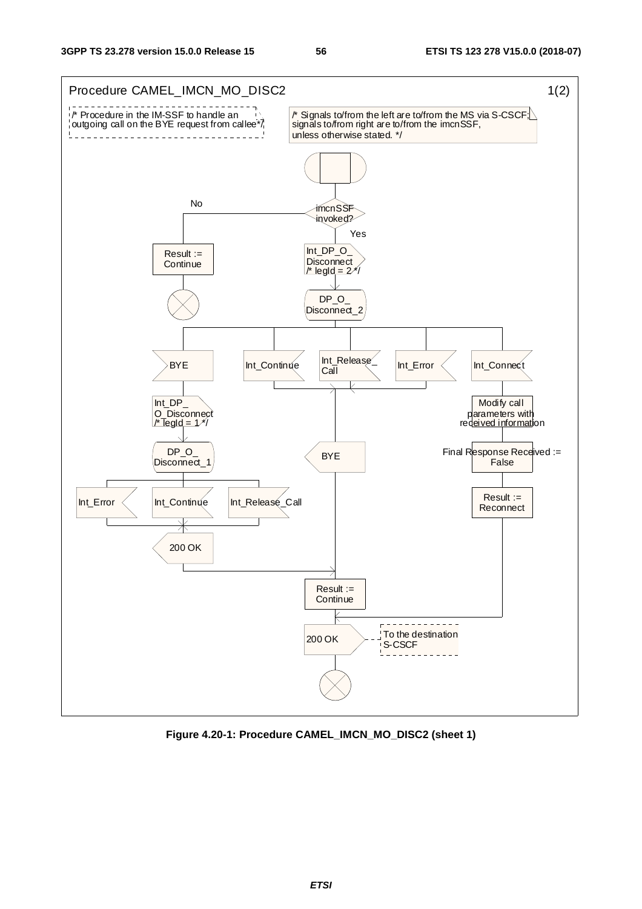Procedure CAMEL_IMCN_MO_DISC2

1(2)

/* Procedure in the IM-SSF to handle an outgoing call on the BYE request from callee*/

/* Signals to/from the left are to/from the MS via S-CSCF; signals to/from right are to/from the imcnSSF, unless otherwise stated. */

imcnSSF invoked?

No

Yes

Result := Continue

Int_DP_O_ Disconnect /* legId = 2 */

DP_O_ Disconnect_2

BYE

Int_Continue

Int_Release_ Call

Int_Error

Int_Connect

Int_DP_ O_Disconnect /* legId = 1 */

Modify call parameters with received information

DP_O_ Disconnect_1

BYE

Final Response Received := False

Int_Error

Int_Continue

Int_Release_Call

Result := Reconnect

200 OK

Result := Continue

200 OK

To the destination S-CSCF

**Figure 4.20-1: Procedure CAMEL_IMCN_MO_DISC2 (sheet 1)**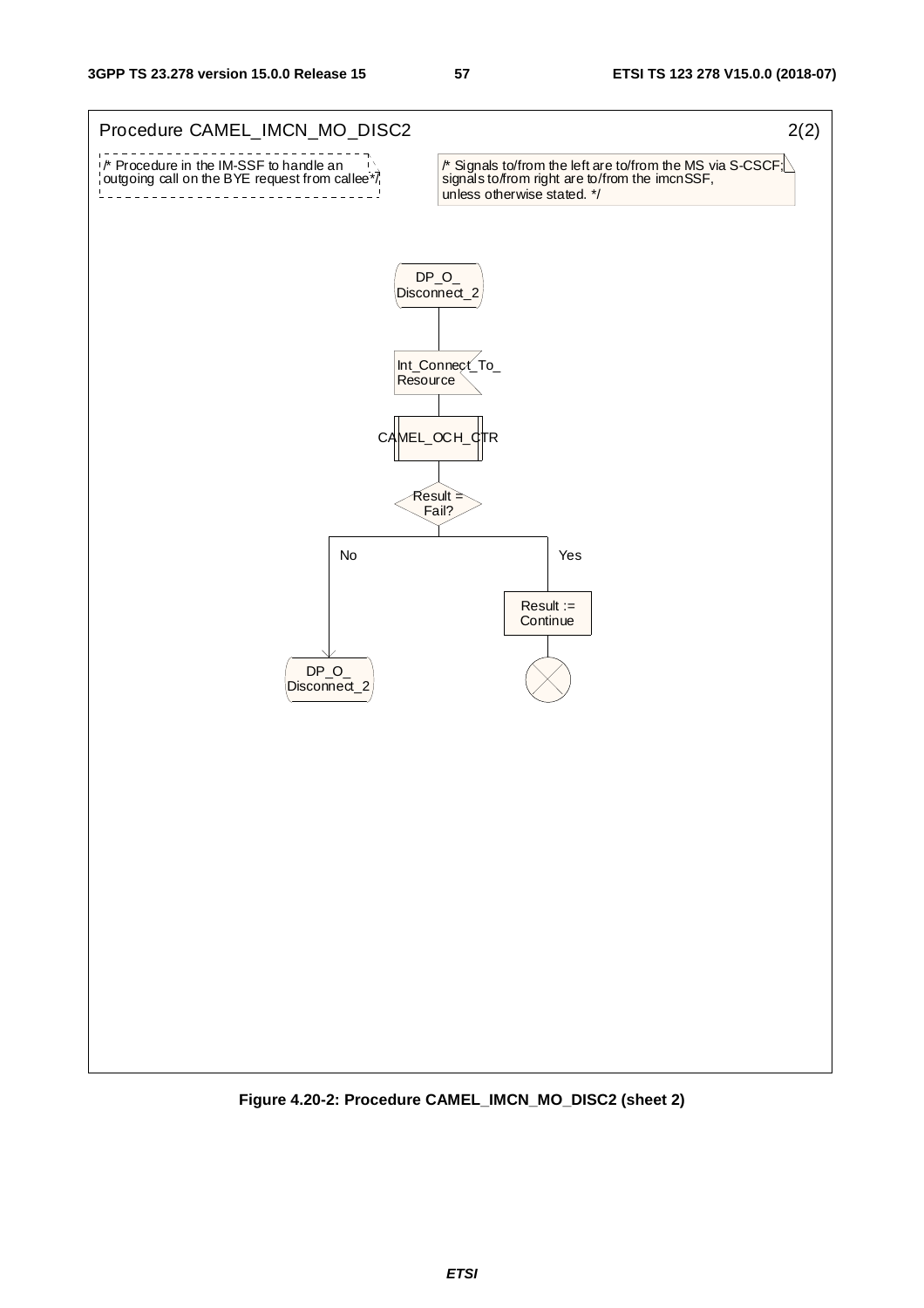Procedure CAMEL_IMCN_MO_DISC2

2(2)

/* Procedure in the IM-SSF to handle an outgoing call on the BYE request from callee*/

/* Signals to/from the left are to/from the MS via S-CSCF; signals to/from right are to/from the imcnSSF, unless otherwise stated. */

DP_O_Disconnect_2

Int_Connect_To_Resource

CAMEL_OCH_CTR

Result = Fail?

No

Yes

Result := Continue

DP_O_Disconnect_2

**Figure 4.20-2: Procedure CAMEL_IMCN_MO_DISC2 (sheet 2)**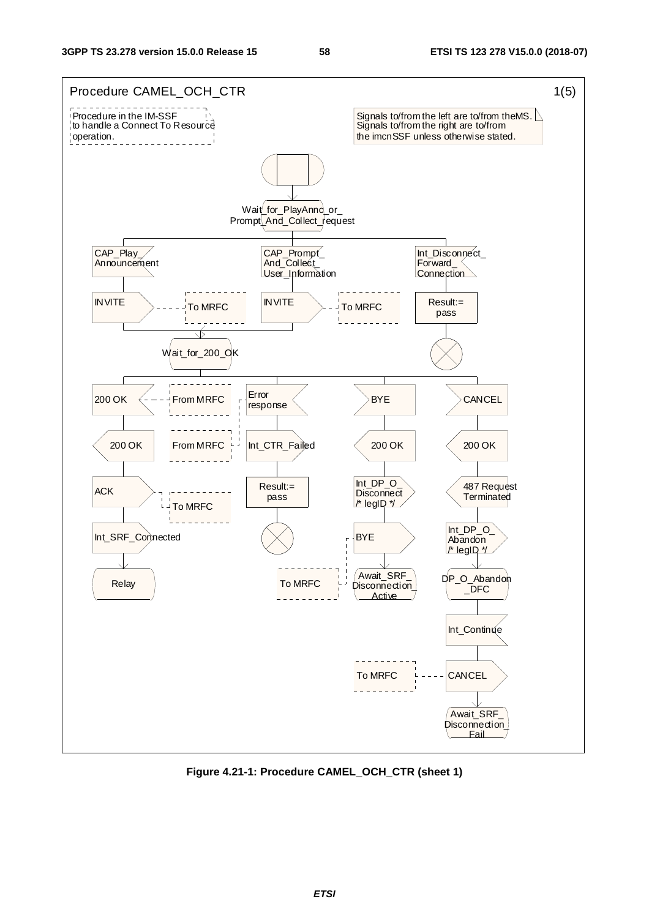Procedure CAMEL_OCH_CTR

1(5)

Procedure in the IM-SSF to handle a Connect To Resource operation.

Signals to/from the left are to/from theMS. Signals to/from the right are to/from the imcnSSF unless otherwise stated.

Wait_for_PlayAnnc_or_Prompt_And_Collect_request

CAP_Play_Announcement

CAP_Prompt_And_Collect_User_Information

Int_Disconnect_Forward_Connection

INVITE

To MRFC

INVITE

To MRFC

Result:= pass

Wait_for_200_OK

200 OK

From MRFC

Error response

BYE

CANCEL

200 OK

From MRFC

Int_CTR_Failed

200 OK

200 OK

ACK

To MRFC

Result:= pass

Int_DP_O_Disconnect /* legID */

487 Request Terminated

Int_SRF_Connected

BYE

Int_DP_O_Abandon /* legID */

Relay

To MRFC

Await_SRF_Disconnection_Active

DP_O_Abandon_DFC

Int_Continue

To MRFC

CANCEL

Await_SRF_Disconnection_Fail

**Figure 4.21-1: Procedure CAMEL_OCH_CTR (sheet 1)**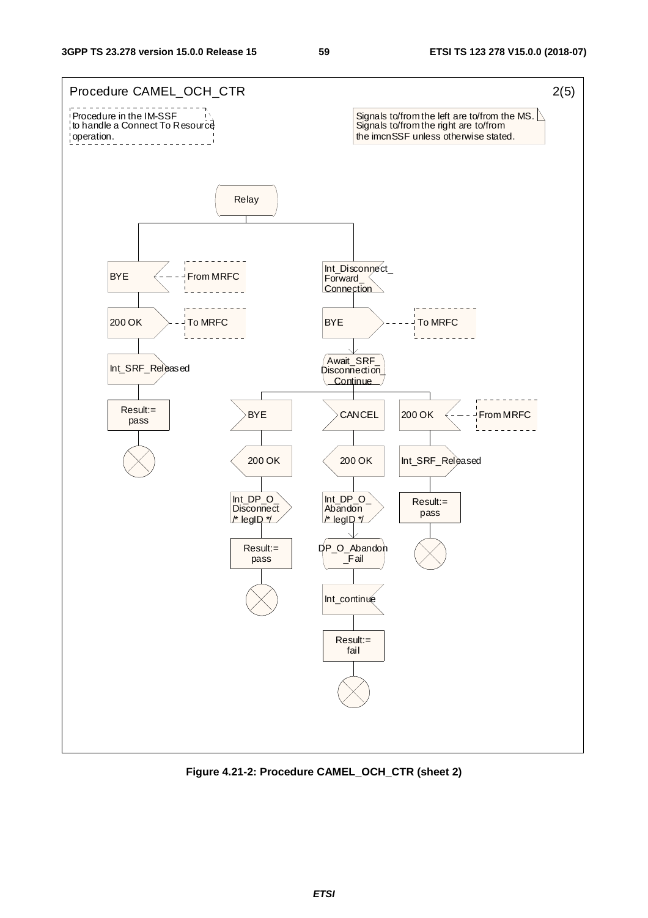Procedure CAMEL_OCH_CTR 2(5)

Procedure in the IM-SSF to handle a Connect To Resource operation.

Signals to/from the left are to/from the MS. Signals to/from the right are to/from the imcnSSF unless otherwise stated.

Relay

BYE — From MRFC
200 OK — To MRFC
Int_SRF_Released
Result:= pass

Int_Disconnect_Forward_Connection
BYE — To MRFC
Await_SRF_Disconnection_Continue

BYE
200 OK
Int_DP_O_Disconnect /* legID */
Result:= pass

CANCEL
200 OK
Int_DP_O_Abandon /* legID */
DP_O_Abandon_Fail
Int_continue
Result:= fail

200 OK — From MRFC
Int_SRF_Released
Result:= pass

**Figure 4.21-2: Procedure CAMEL_OCH_CTR (sheet 2)**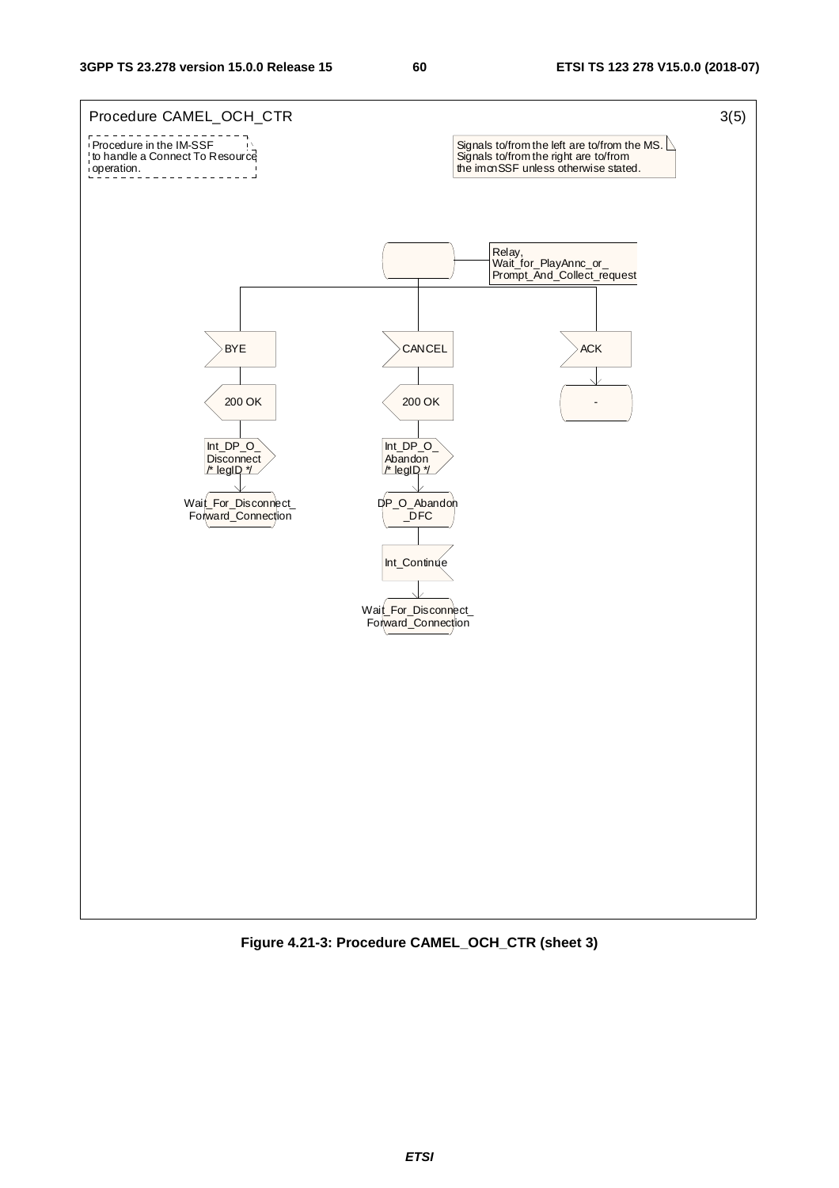Procedure CAMEL_OCH_CTR 3(5)

Procedure in the IM-SSF to handle a Connect To Resource operation.

Signals to/from the left are to/from the MS. Signals to/from the right are to/from the imcnSSF unless otherwise stated.

Relay, Wait_for_PlayAnnc_or_ Prompt_And_Collect_request

BYE

200 OK

Int_DP_O_ Disconnect /* legID */

Wait_For_Disconnect_ Forward_Connection

CANCEL

200 OK

Int_DP_O_ Abandon /* legID */

DP_O_Abandon _DFC

Int_Continue

Wait_For_Disconnect_ Forward_Connection

ACK

-

**Figure 4.21-3: Procedure CAMEL_OCH_CTR (sheet 3)**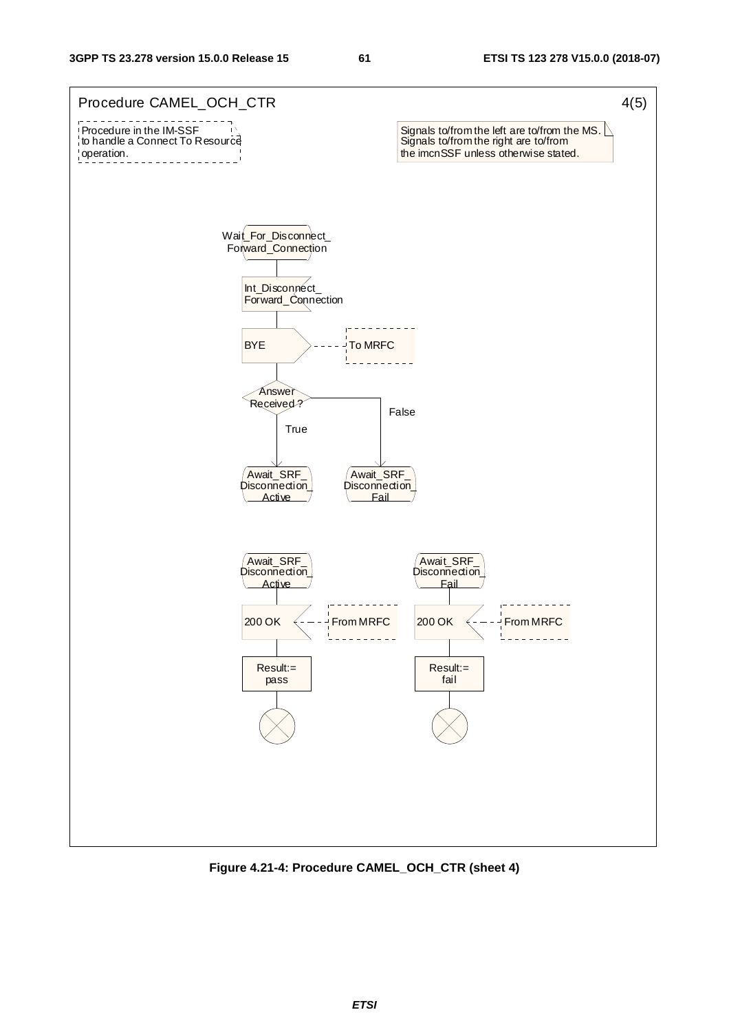Procedure CAMEL_OCH_CTR

4(5)

Procedure in the IM-SSF to handle a Connect To Resource operation.

Signals to/from the left are to/from the MS. Signals to/from the right are to/from the imcnSSF unless otherwise stated.

Wait_For_Disconnect_Forward_Connection

Int_Disconnect_Forward_Connection

BYE

To MRFC

Answer Received ?

True

False

Await_SRF_Disconnection_Active

Await_SRF_Disconnection_Fail

Await_SRF_Disconnection_Active

200 OK

From MRFC

Result:= pass

Await_SRF_Disconnection_Fail

200 OK

From MRFC

Result:= fail

**Figure 4.21-4: Procedure CAMEL_OCH_CTR (sheet 4)**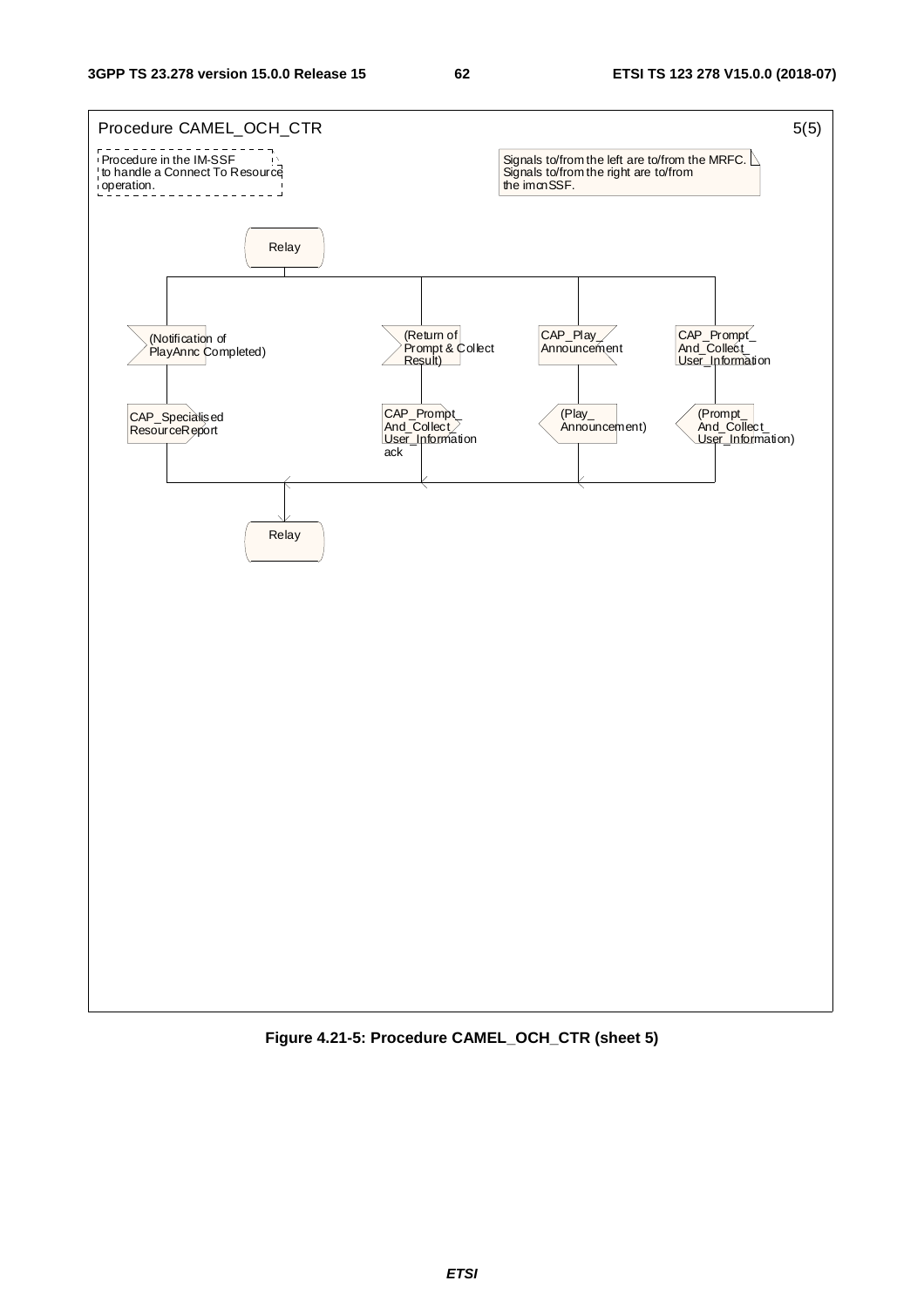Procedure CAMEL_OCH_CTR

5(5)

Procedure in the IM-SSF to handle a Connect To Resource operation.

Signals to/from the left are to/from the MRFC.
Signals to/from the right are to/from the imcnSSF.

Relay

(Notification of PlayAnnc Completed)

CAP_Specialised ResourceReport

(Return of Prompt & Collect Result)

CAP_Prompt_ And_Collect_ User_Information ack

CAP_Play_ Announcement

(Play_ Announcement)

CAP_Prompt_ And_Collect_ User_Information

(Prompt_ And_Collect_ User_Information)

Relay

**Figure 4.21-5: Procedure CAMEL_OCH_CTR (sheet 5)**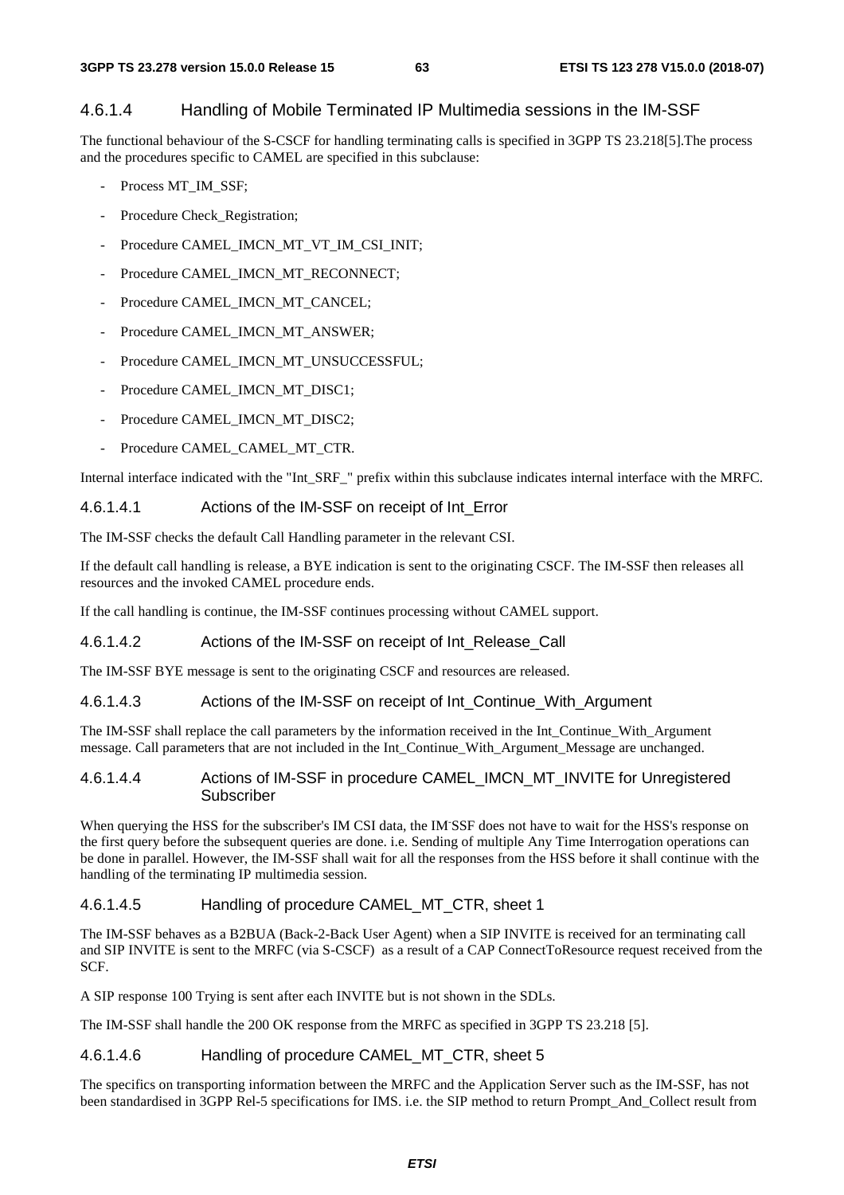#### 4.6.1.4 Handling of Mobile Terminated IP Multimedia sessions in the IM-SSF

The functional behaviour of the S-CSCF for handling terminating calls is specified in 3GPP TS 23.218[5].The process and the procedures specific to CAMEL are specified in this subclause:

- Process MT_IM_SSF;
- Procedure Check_Registration;
- Procedure CAMEL_IMCN_MT_VT_IM_CSI_INIT;
- Procedure CAMEL_IMCN_MT_RECONNECT;
- Procedure CAMEL_IMCN_MT_CANCEL;
- Procedure CAMEL_IMCN_MT_ANSWER;
- Procedure CAMEL_IMCN_MT_UNSUCCESSFUL;
- Procedure CAMEL_IMCN_MT_DISC1;
- Procedure CAMEL_IMCN_MT_DISC2;
- Procedure CAMEL_CAMEL_MT_CTR.

Internal interface indicated with the "Int_SRF_" prefix within this subclause indicates internal interface with the MRFC.

##### 4.6.1.4.1 Actions of the IM-SSF on receipt of Int_Error

The IM-SSF checks the default Call Handling parameter in the relevant CSI.

If the default call handling is release, a BYE indication is sent to the originating CSCF. The IM-SSF then releases all resources and the invoked CAMEL procedure ends.

If the call handling is continue, the IM-SSF continues processing without CAMEL support.

##### 4.6.1.4.2 Actions of the IM-SSF on receipt of Int_Release_Call

The IM-SSF BYE message is sent to the originating CSCF and resources are released.

##### 4.6.1.4.3 Actions of the IM-SSF on receipt of Int_Continue_With_Argument

The IM-SSF shall replace the call parameters by the information received in the Int_Continue_With_Argument message. Call parameters that are not included in the Int_Continue_With_Argument_Message are unchanged.

##### 4.6.1.4.4 Actions of IM-SSF in procedure CAMEL_IMCN_MT_INVITE for Unregistered Subscriber

When querying the HSS for the subscriber's IM CSI data, the IM-SSF does not have to wait for the HSS's response on the first query before the subsequent queries are done. i.e. Sending of multiple Any Time Interrogation operations can be done in parallel. However, the IM-SSF shall wait for all the responses from the HSS before it shall continue with the handling of the terminating IP multimedia session.

##### 4.6.1.4.5 Handling of procedure CAMEL_MT_CTR, sheet 1

The IM-SSF behaves as a B2BUA (Back-2-Back User Agent) when a SIP INVITE is received for an terminating call and SIP INVITE is sent to the MRFC (via S-CSCF) as a result of a CAP ConnectToResource request received from the SCF.

A SIP response 100 Trying is sent after each INVITE but is not shown in the SDLs.

The IM-SSF shall handle the 200 OK response from the MRFC as specified in 3GPP TS 23.218 [5].

##### 4.6.1.4.6 Handling of procedure CAMEL_MT_CTR, sheet 5

The specifics on transporting information between the MRFC and the Application Server such as the IM-SSF, has not been standardised in 3GPP Rel-5 specifications for IMS. i.e. the SIP method to return Prompt_And_Collect result from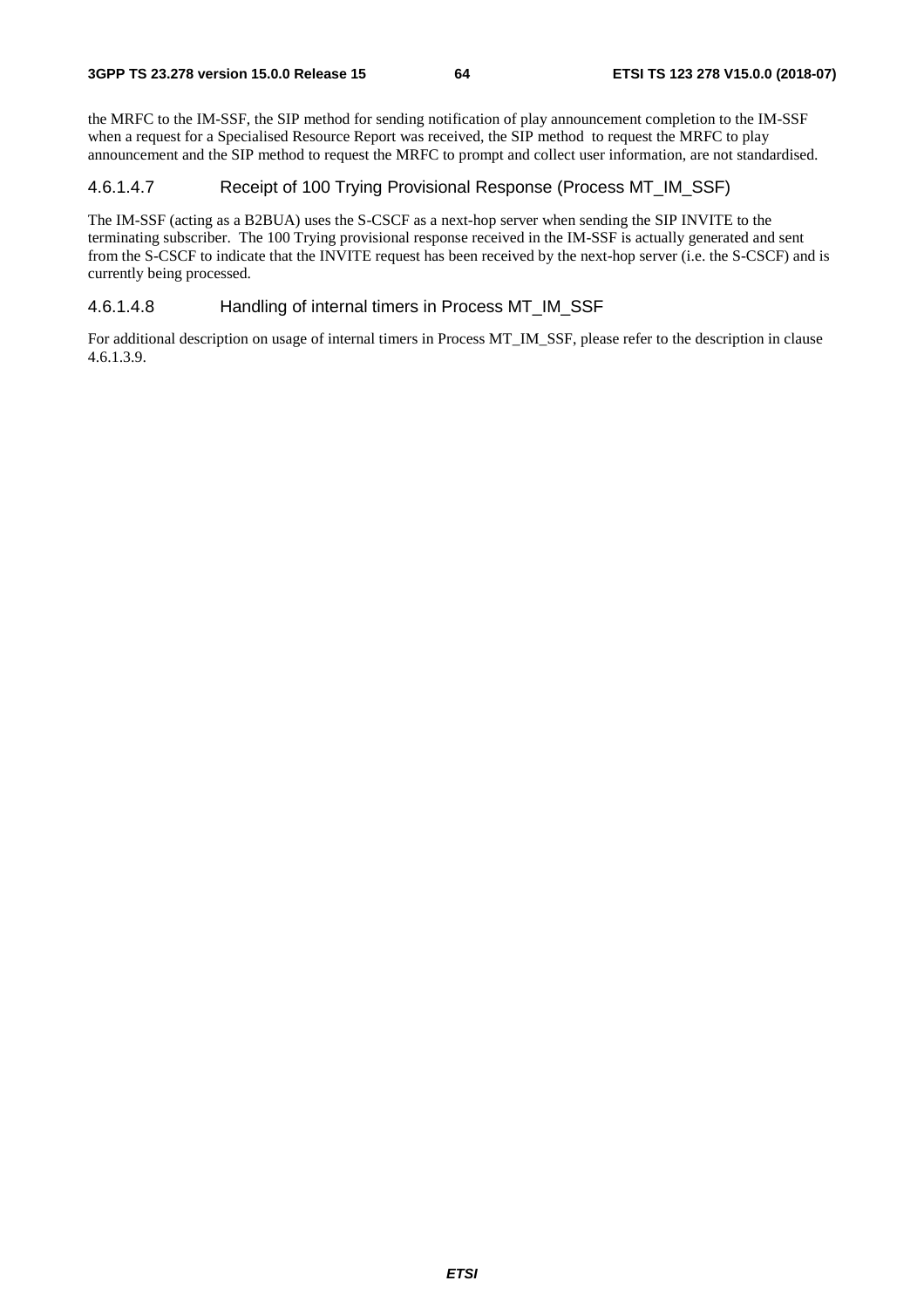the MRFC to the IM-SSF, the SIP method for sending notification of play announcement completion to the IM-SSF when a request for a Specialised Resource Report was received, the SIP method to request the MRFC to play announcement and the SIP method to prompt and collect user information, are not standardised.

##### 4.6.1.4.7 Receipt of 100 Trying Provisional Response (Process MT_IM_SSF)

The IM-SSF (acting as a B2BUA) uses the S-CSCF as a next-hop server when sending the SIP INVITE to the terminating subscriber. The 100 Trying provisional response received in the IM-SSF is actually generated and sent from the S-CSCF to indicate that the INVITE request has been received by the next-hop server (i.e. the S-CSCF) and is currently being processed.

##### 4.6.1.4.8 Handling of internal timers in Process MT_IM_SSF

For additional description on usage of internal timers in Process MT_IM_SSF, please refer to the description in clause 4.6.1.3.9.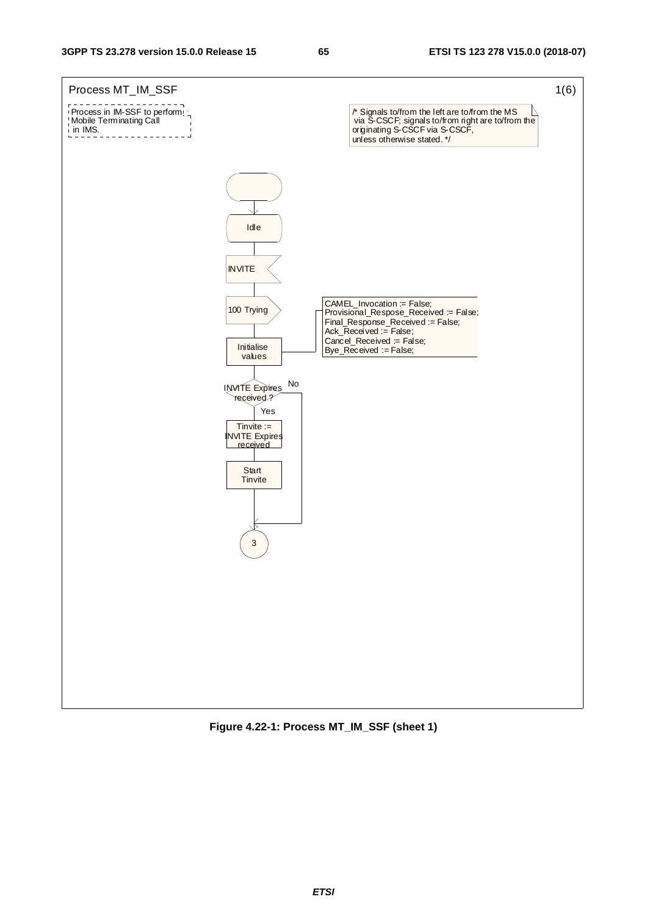Process MT_IM_SSF

1(6)

Process in IM-SSF to perform Mobile Terminating Call in IMS.

/* Signals to/from the left are to/from the MS via S-CSCF; signals to/from right are to/from the originating S-CSCF via S-CSCF, unless otherwise stated. */

Idle

INVITE

100 Trying

Initialise values

CAMEL_Invocation := False;
Provisional_Respose_Received := False;
Final_Response_Received := False;
Ack_Received := False;
Cancel_Received := False;
Bye_Received := False;

INVITE Expires received ?

No

Yes

Tinvite := INVITE Expires received

Start Tinvite

3

**Figure 4.22-1: Process MT_IM_SSF (sheet 1)**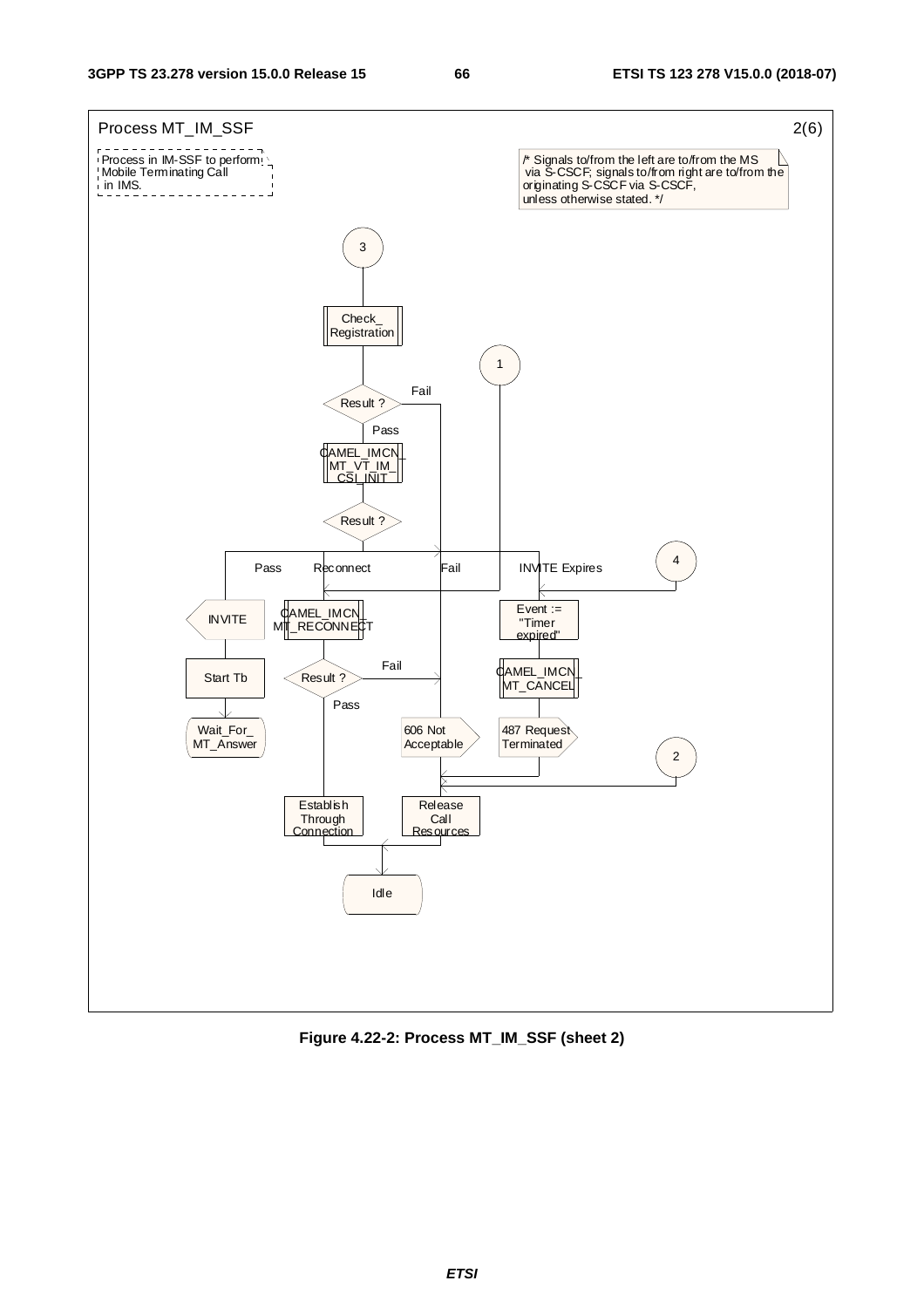Process MT_IM_SSF

2(6)

Process in IM-SSF to perform Mobile Terminating Call in IMS.

/* Signals to/from the left are to/from the MS via S-CSCF; signals to/from right are to/from the originating S-CSCF via S-CSCF, unless otherwise stated. */

3

Check_Registration

Result ?

Fail

Pass

1

CAMEL_IMCN_MT_VT_IM_CSI_INIT

Result ?

Pass

Reconnect

Fail

INVITE Expires

4

INVITE

CAMEL_IMCN_MT_RECONNECT

Event := "Timer expired"

Start Tb

Result ?

Fail

Pass

CAMEL_IMCN_MT_CANCEL

Wait_For_MT_Answer

606 Not Acceptable

487 Request Terminated

2

Establish Through Connection

Release Call Resources

Idle

**Figure 4.22-2: Process MT_IM_SSF (sheet 2)**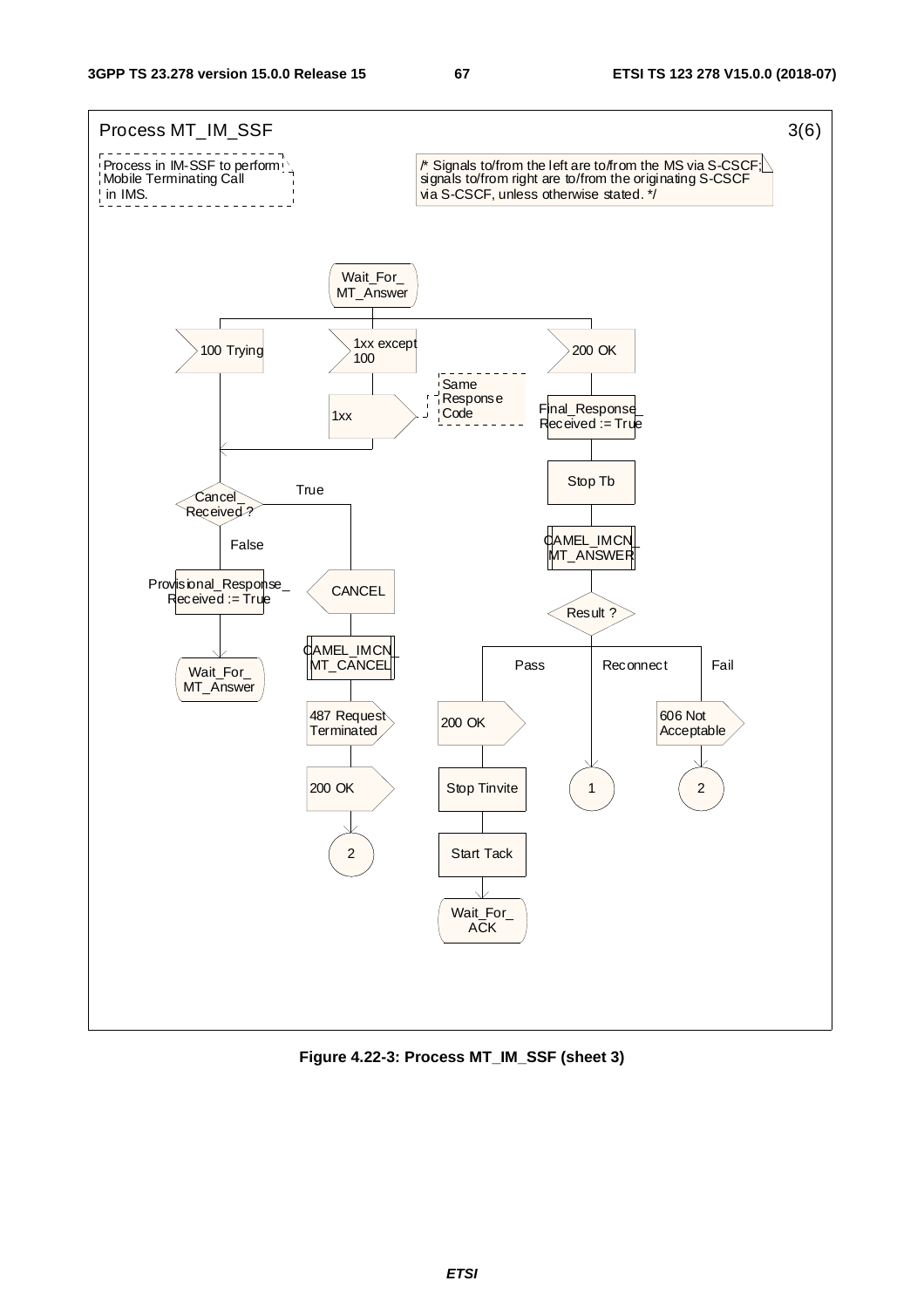Process MT_IM_SSF

3(6)

Process in IM-SSF to perform Mobile Terminating Call in IMS.

/* Signals to/from the left are to/from the MS via S-CSCF; signals to/from right are to/from the originating S-CSCF via S-CSCF, unless otherwise stated. */

Wait_For_ MT_Answer

100 Trying

1xx except 100

200 OK

1xx

Same Response Code

Final_Response_ Received := True

Stop Tb

CAMEL_IMCN_ MT_ANSWER

Result ?

Pass

Reconnect

Fail

Cancel_ Received ?

True

False

Provisional_Response_ Received := True

Wait_For_ MT_Answer

CANCEL

CAMEL_IMCN_ MT_CANCEL

487 Request Terminated

200 OK

2

200 OK

Stop Tinvite

Start Tack

Wait_For_ ACK

1

606 Not Acceptable

2

**Figure 4.22-3: Process MT_IM_SSF (sheet 3)**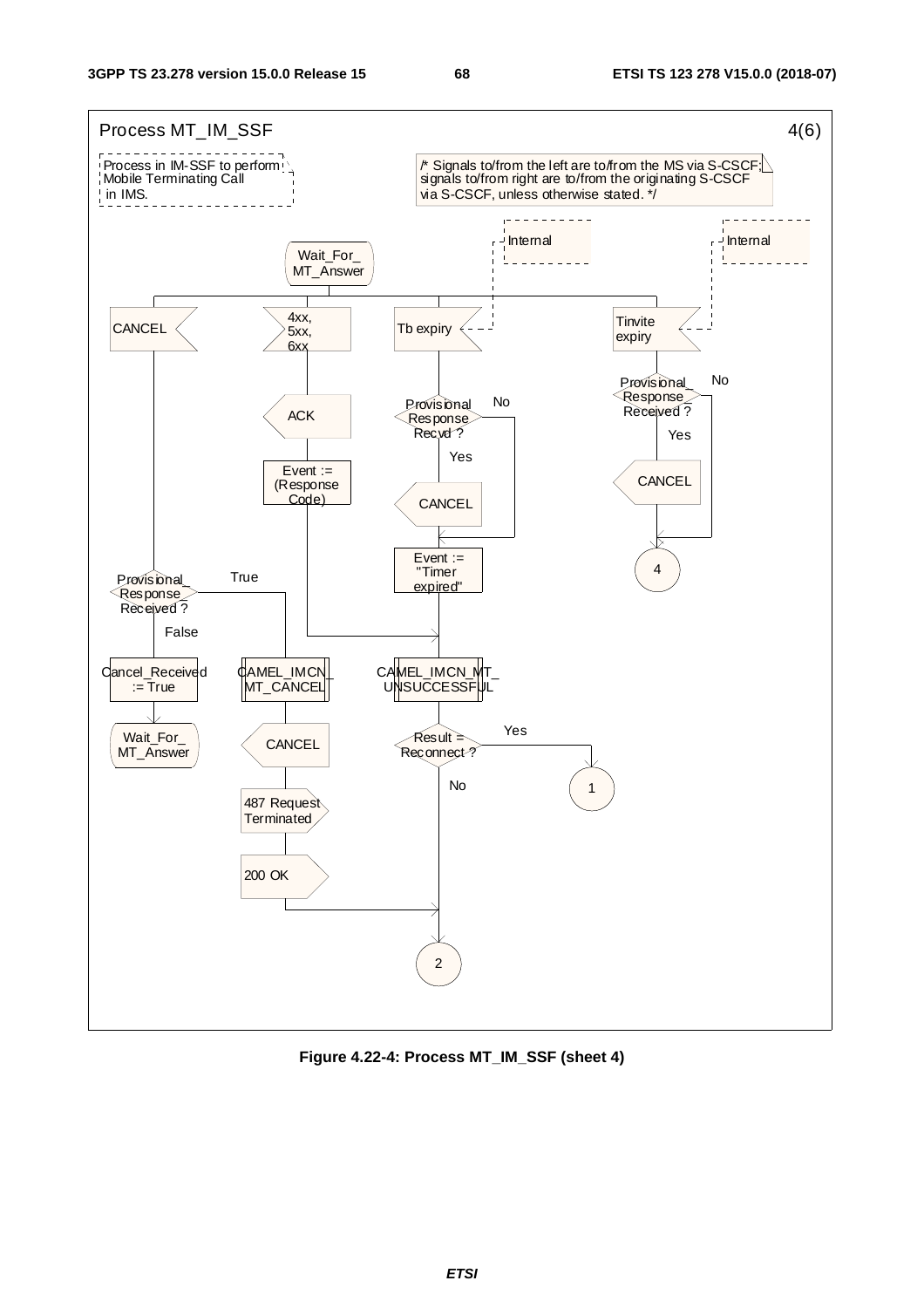Process MT_IM_SSF 4(6)

Process in IM-SSF to perform Mobile Terminating Call in IMS.

/* Signals to/from the left are to/from the MS via S-CSCF; signals to/from right are to/from the originating S-CSCF via S-CSCF, unless otherwise stated. */

Internal

Internal

Wait_For_ MT_Answer

CANCEL

4xx, 5xx, 6xx

Tb expiry

Tinvite expiry

ACK

Provisional Response Recvd ?

No

Yes

Provisional_ Response_ Received ?

No

Yes

CANCEL

Event := (Response Code)

CANCEL

Event := "Timer expired"

4

Provisional_ Response_ Received ?

True

False

Cancel_Received := True

CAMEL_IMCN_ MT_CANCEL

CAMEL_IMCN_MT_ UNSUCCESSFUL

Wait_For_ MT_Answer

CANCEL

Result = Reconnect ?

Yes

No

1

487 Request Terminated

200 OK

2

**Figure 4.22-4: Process MT_IM_SSF (sheet 4)**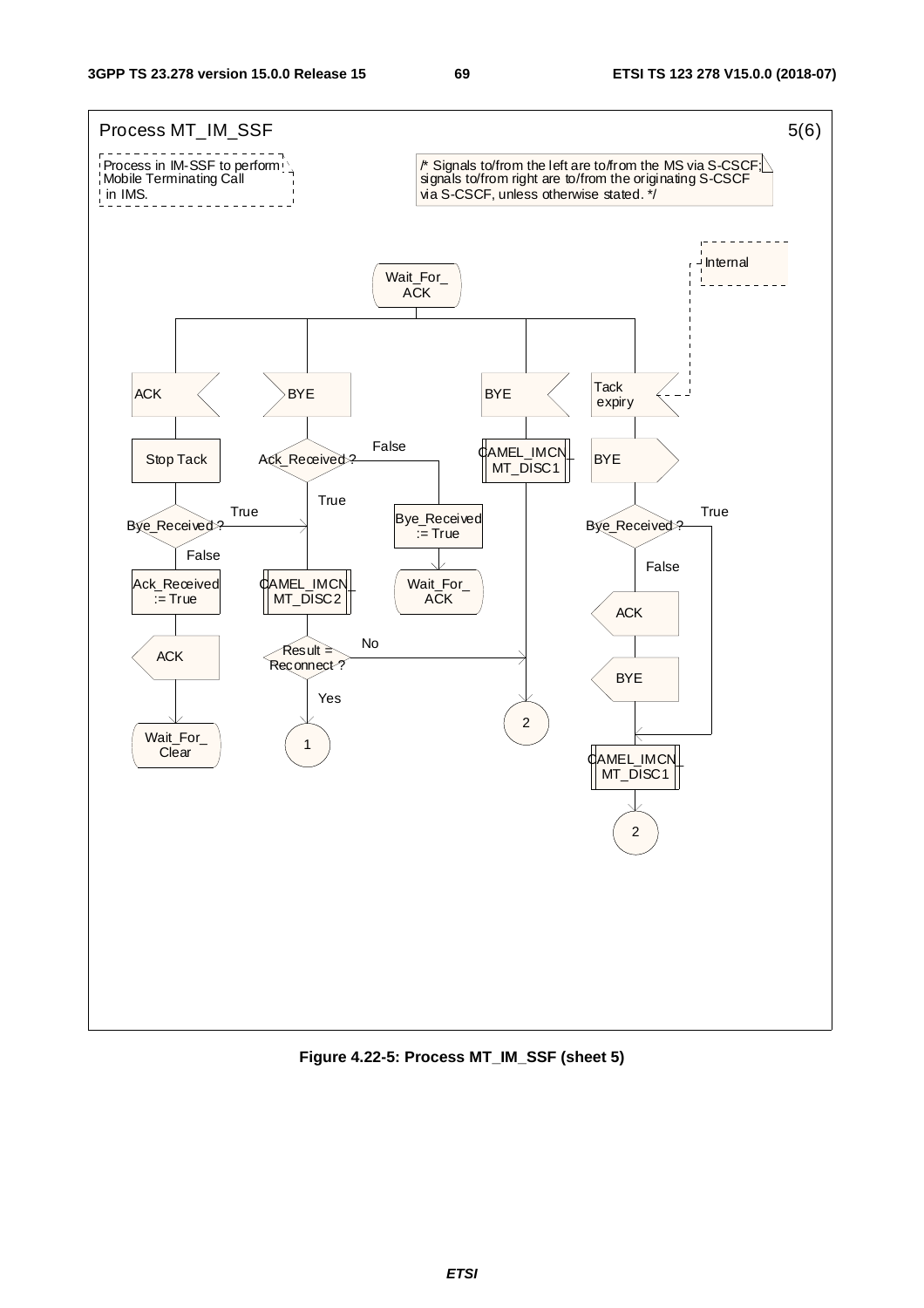Process MT_IM_SSF 5(6)

Process in IM-SSF to perform Mobile Terminating Call in IMS.

/* Signals to/from the left are to/from the MS via S-CSCF; signals to/from right are to/from the originating S-CSCF via S-CSCF, unless otherwise stated. */

Internal

Wait_For_ ACK

ACK

Stop Tack

Bye_Received ?

True

False

Ack_Received := True

ACK

Wait_For_ Clear

BYE

Ack_Received ?

False

True

Bye_Received := True

Wait_For_ ACK

CAMEL_IMCN_ MT_DISC2

Result = Reconnect ?

No

Yes

1

BYE

CAMEL_IMCN_ MT_DISC1

2

Tack expiry

BYE

Bye_Received ?

True

False

ACK

BYE

CAMEL_IMCN_ MT_DISC1

2

**Figure 4.22-5: Process MT_IM_SSF (sheet 5)**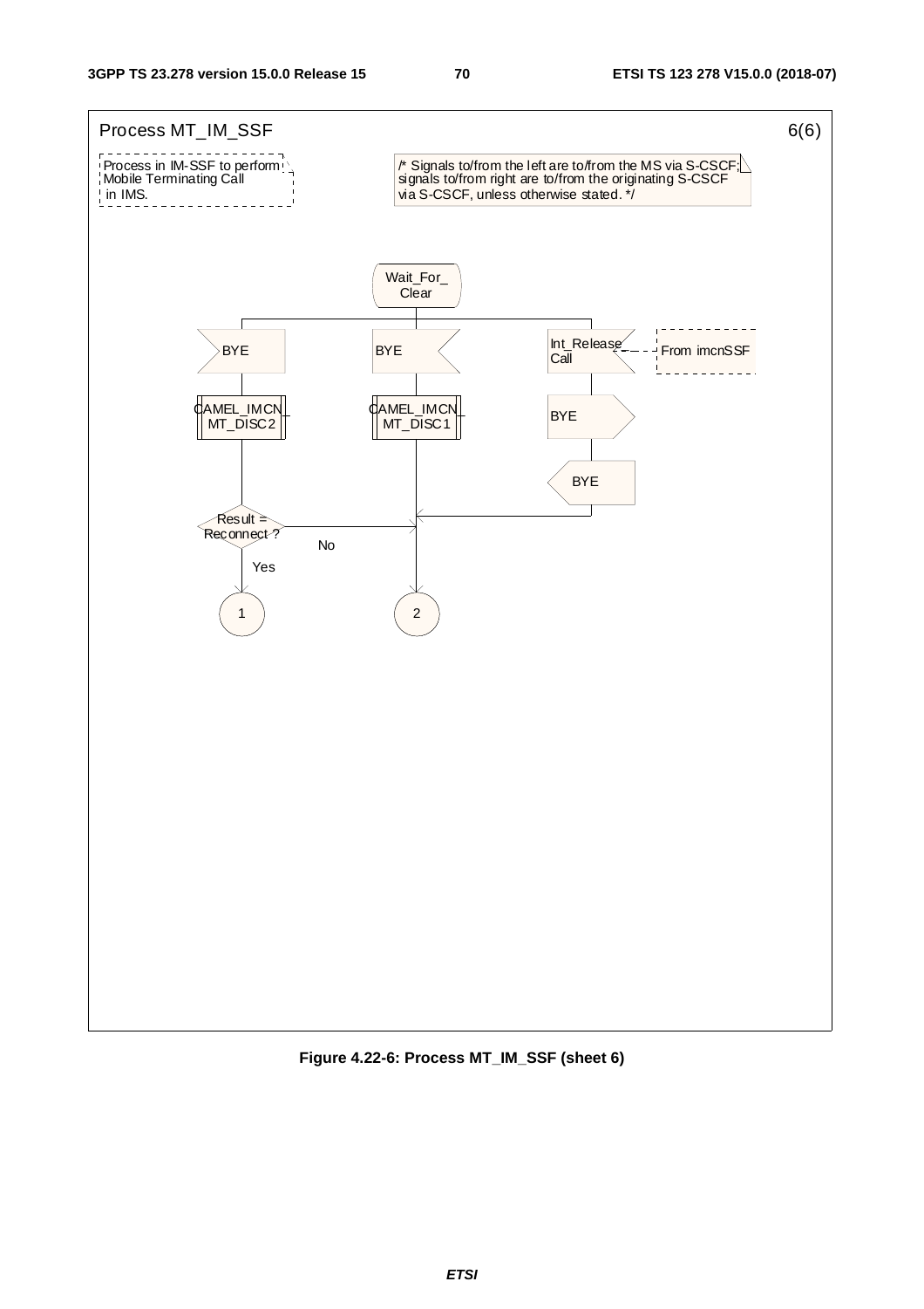Process MT_IM_SSF

6(6)

Process in IM-SSF to perform Mobile Terminating Call in IMS.

/* Signals to/from the left are to/from the MS via S-CSCF; signals to/from right are to/from the originating S-CSCF via S-CSCF, unless otherwise stated. */

Wait_For_ Clear

BYE

BYE

Int_Release_ Call

From imcnSSF

CAMEL_IMCN_ MT_DISC2

CAMEL_IMCN_ MT_DISC1

BYE

BYE

Result = Reconnect ?

No

Yes

1

2

**Figure 4.22-6: Process MT_IM_SSF (sheet 6)**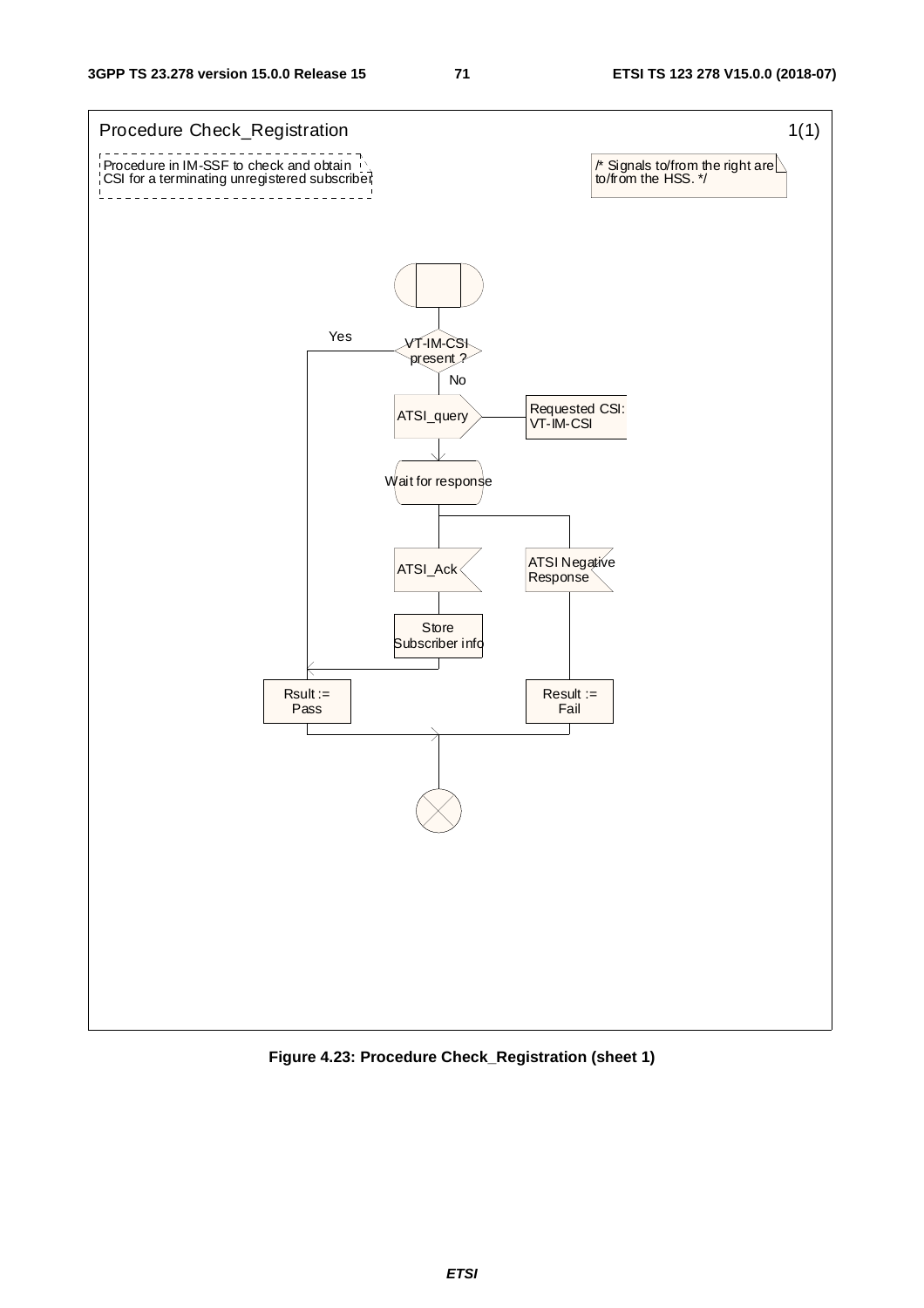Procedure Check_Registration

1(1)

Procedure in IM-SSF to check and obtain CSI for a terminating unregistered subscriber

/* Signals to/from the right are to/from the HSS. */

VT-IM-CSI present ?

Yes

No

ATSI_query

Requested CSI: VT-IM-CSI

Wait for response

ATSI_Ack

ATSI Negative Response

Store Subscriber info

Rsult := Pass

Result := Fail

**Figure 4.23: Procedure Check_Registration (sheet 1)**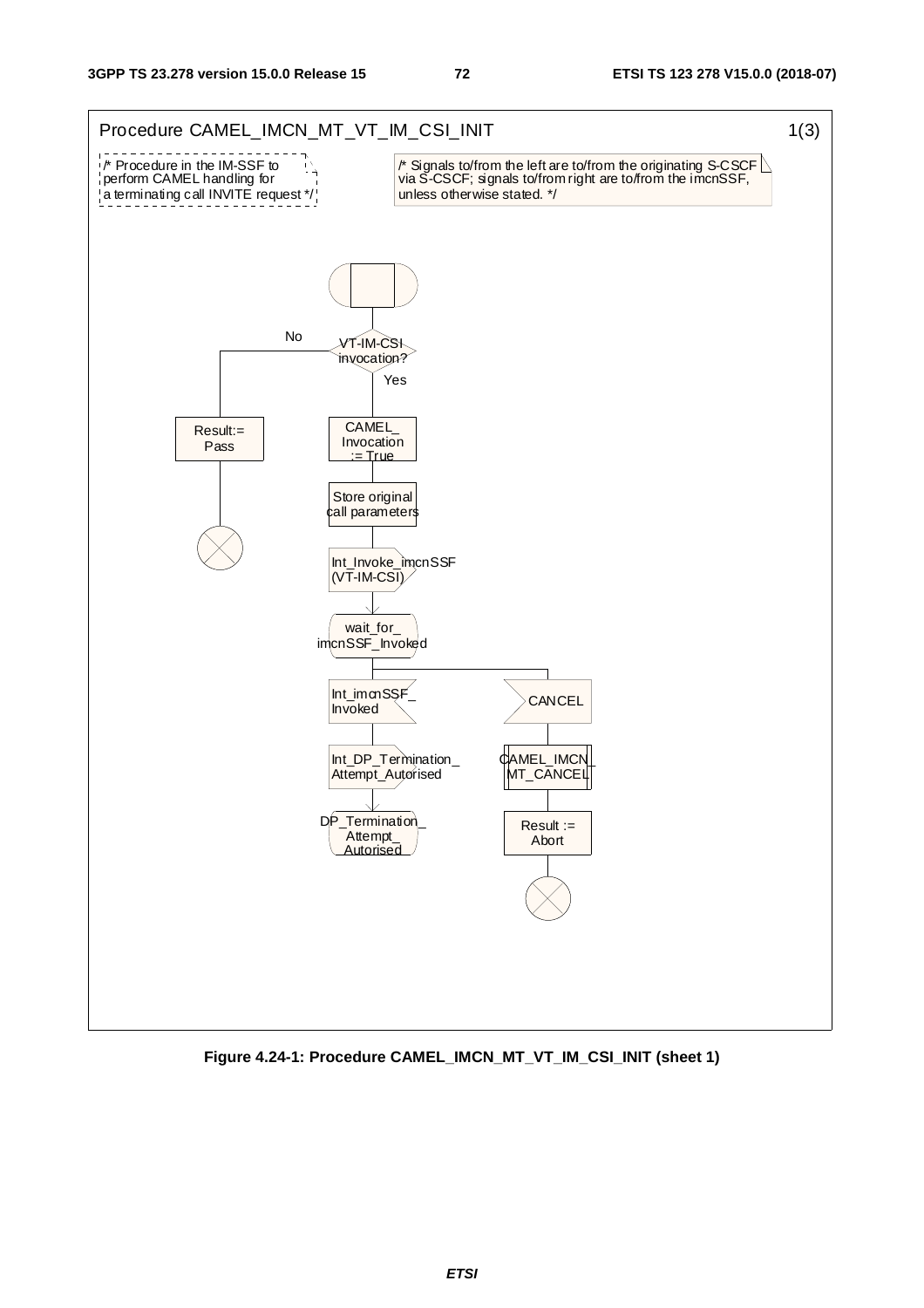Procedure CAMEL_IMCN_MT_VT_IM_CSI_INIT

1(3)

/* Procedure in the IM-SSF to perform CAMEL handling for a terminating call INVITE request */

/* Signals to/from the left are to/from the originating S-CSCF via S-CSCF; signals to/from right are to/from the imcnSSF, unless otherwise stated. */

VT-IM-CSI invocation?

No

Yes

Result:= Pass

CAMEL_ Invocation := True

Store original call parameters

Int_Invoke_imcnSSF (VT-IM-CSI)

wait_for_ imcnSSF_Invoked

Int_imcnSSF_ Invoked

CANCEL

Int_DP_Termination_ Attempt_Autorised

CAMEL_IMCN_ MT_CANCEL

DP_Termination_ Attempt_ Autorised

Result := Abort

**Figure 4.24-1: Procedure CAMEL_IMCN_MT_VT_IM_CSI_INIT (sheet 1)**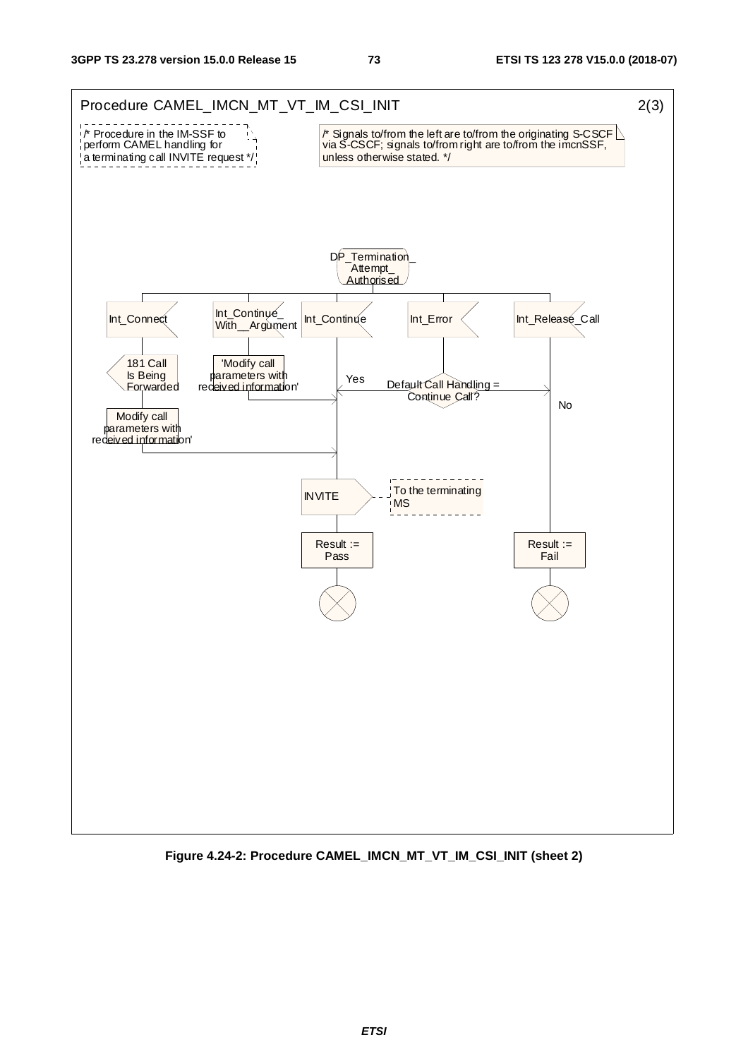Procedure CAMEL_IMCN_MT_VT_IM_CSI_INIT

2(3)

/* Procedure in the IM-SSF to perform CAMEL handling for a terminating call INVITE request */

/* Signals to/from the left are to/from the originating S-CSCF via S-CSCF; signals to/from right are to/from the imcnSSF, unless otherwise stated. */

DP_Termination_Attempt_Authorised

Int_Connect

Int_Continue_With__Argument

Int_Continue

Int_Error

Int_Release_Call

181 Call Is Being Forwarded

'Modify call parameters with received information'

Modify call parameters with received information'

Default Call Handling = Continue Call?

Yes

No

INVITE

To the terminating MS

Result := Pass

Result := Fail

**Figure 4.24-2: Procedure CAMEL_IMCN_MT_VT_IM_CSI_INIT (sheet 2)**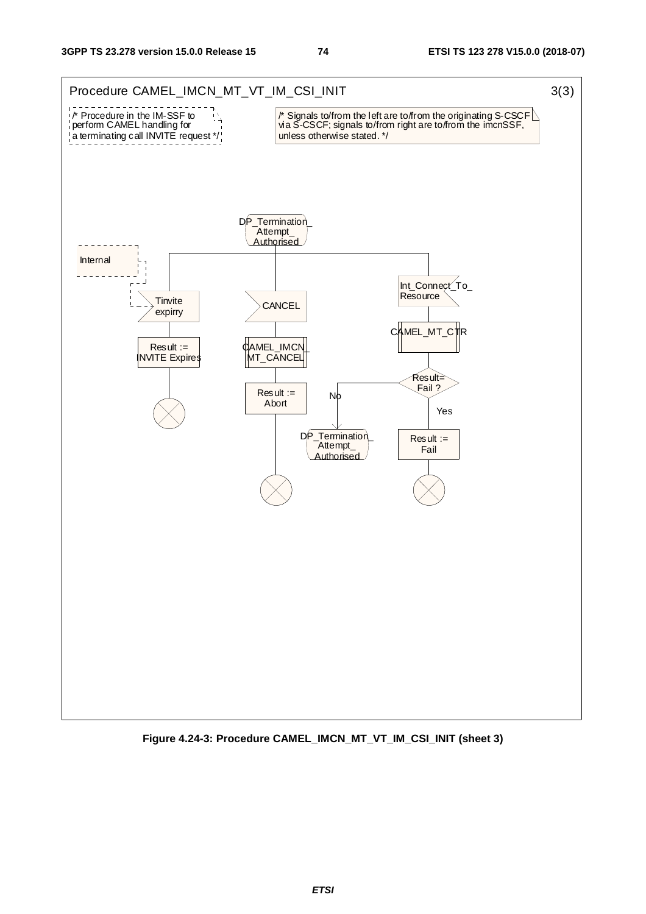Procedure CAMEL_IMCN_MT_VT_IM_CSI_INIT

3(3)

/* Procedure in the IM-SSF to perform CAMEL handling for a terminating call INVITE request */

/* Signals to/from the left are to/from the originating S-CSCF via S-CSCF; signals to/from right are to/from the imcnSSF, unless otherwise stated. */

DP_Termination_Attempt_Authorised

Internal

Tinvite expirry

Result := INVITE Expires

CANCEL

CAMEL_IMCN_MT_CANCEL

Result := Abort

Int_Connect_To_Resource

CAMEL_MT_CTR

Result= Fail ?

No

Yes

DP_Termination_Attempt_Authorised

Result := Fail

**Figure 4.24-3: Procedure CAMEL_IMCN_MT_VT_IM_CSI_INIT (sheet 3)**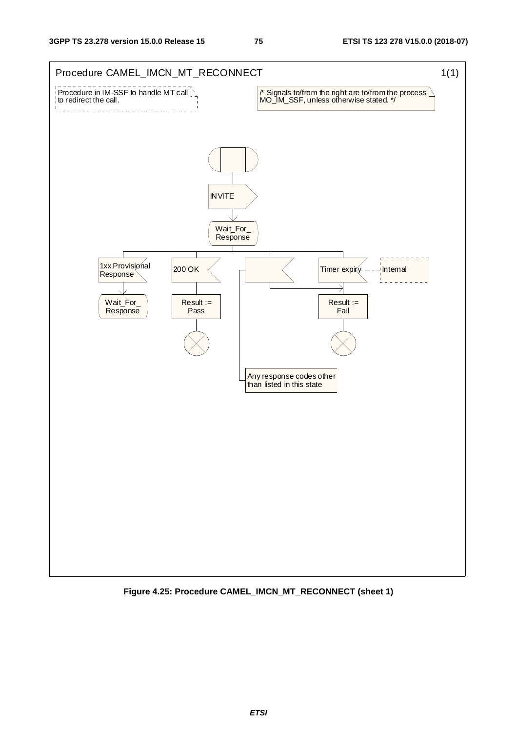Procedure CAMEL_IMCN_MT_RECONNECT

1(1)

Procedure in IM-SSF to handle MT call to redirect the call.

/* Signals to/from the right are to/from the process MO_IM_SSF, unless otherwise stated. */

INVITE

Wait_For_ Response

1xx Provisional Response

200 OK

Timer expiry

Internal

Wait_For_ Response

Result := Pass

Result := Fail

Any response codes other than listed in this state

Figure 4.25: Procedure CAMEL_IMCN_MT_RECONNECT (sheet 1)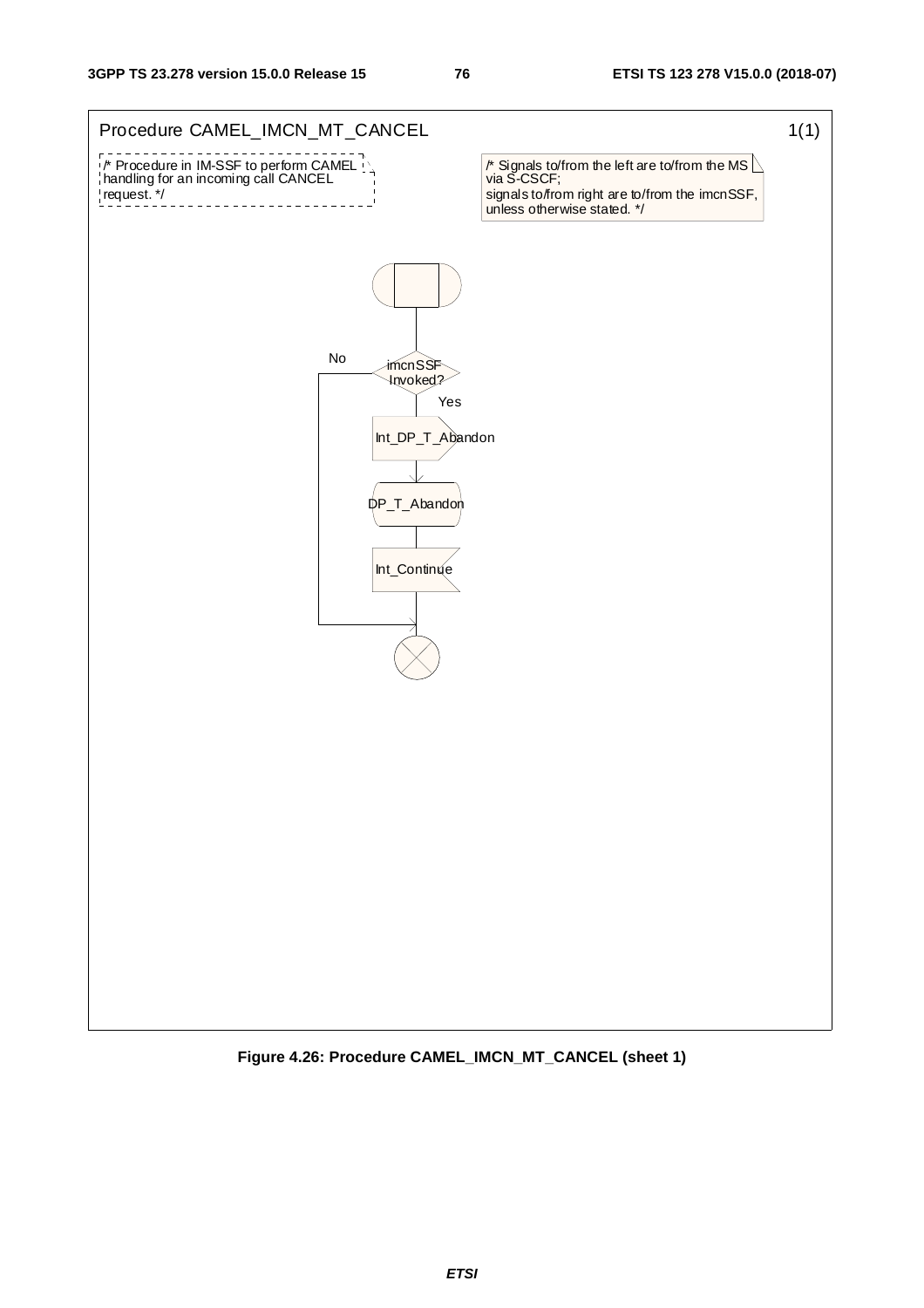Procedure CAMEL_IMCN_MT_CANCEL

1(1)

/* Procedure in IM-SSF to perform CAMEL handling for an incoming call CANCEL request. */

/* Signals to/from the left are to/from the MS via S-CSCF;
signals to/from right are to/from the imcnSSF, unless otherwise stated. */

imcnSSF Invoked?

No

Yes

Int_DP_T_Abandon

DP_T_Abandon

Int_Continue

**Figure 4.26: Procedure CAMEL_IMCN_MT_CANCEL (sheet 1)**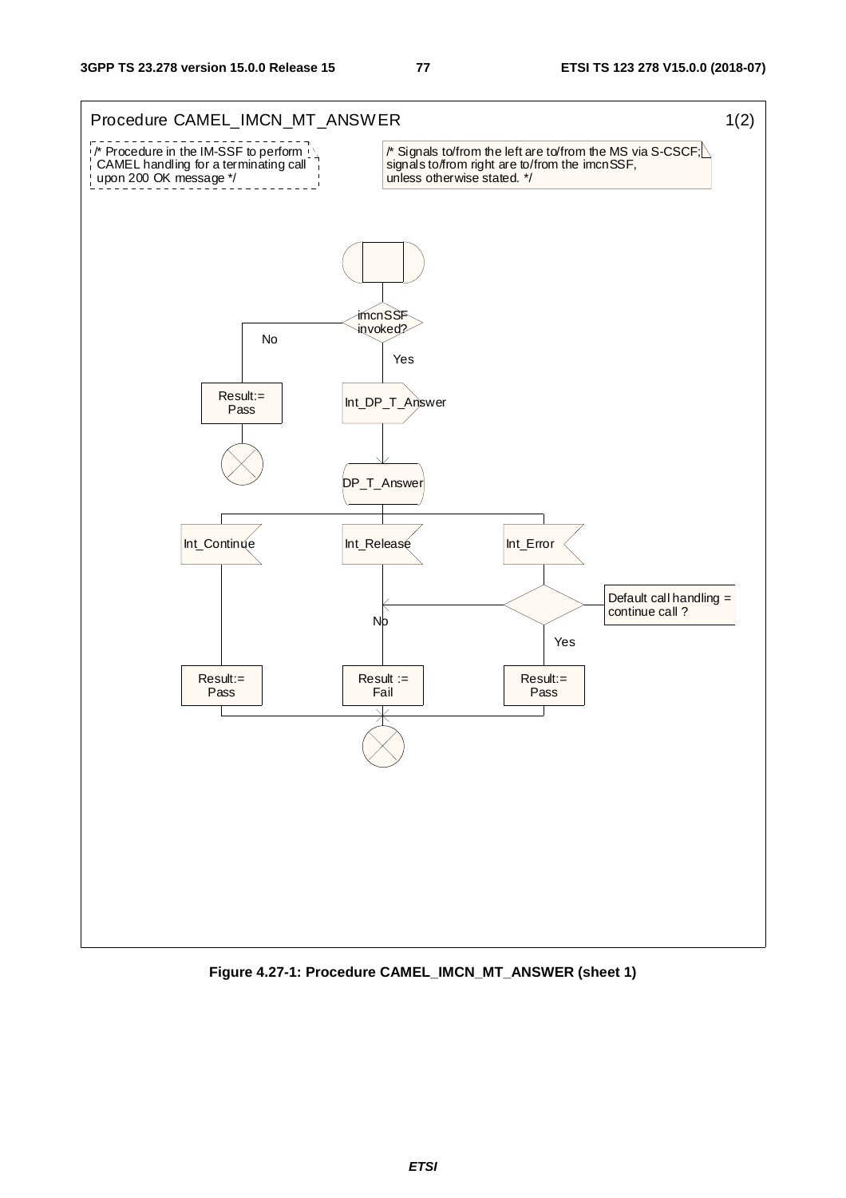Procedure CAMEL_IMCN_MT_ANSWER

1(2)

/* Procedure in the IM-SSF to perform CAMEL handling for a terminating call upon 200 OK message */

/* Signals to/from the left are to/from the MS via S-CSCF; signals to/from right are to/from the imcnSSF, unless otherwise stated. */

imcnSSF invoked?

No

Yes

Result:= Pass

Int_DP_T_Answer

DP_T_Answer

Int_Continue

Int_Release

Int_Error

Default call handling = continue call ?

No

Yes

Result:= Pass

Result := Fail

Result:= Pass

**Figure 4.27-1: Procedure CAMEL_IMCN_MT_ANSWER (sheet 1)**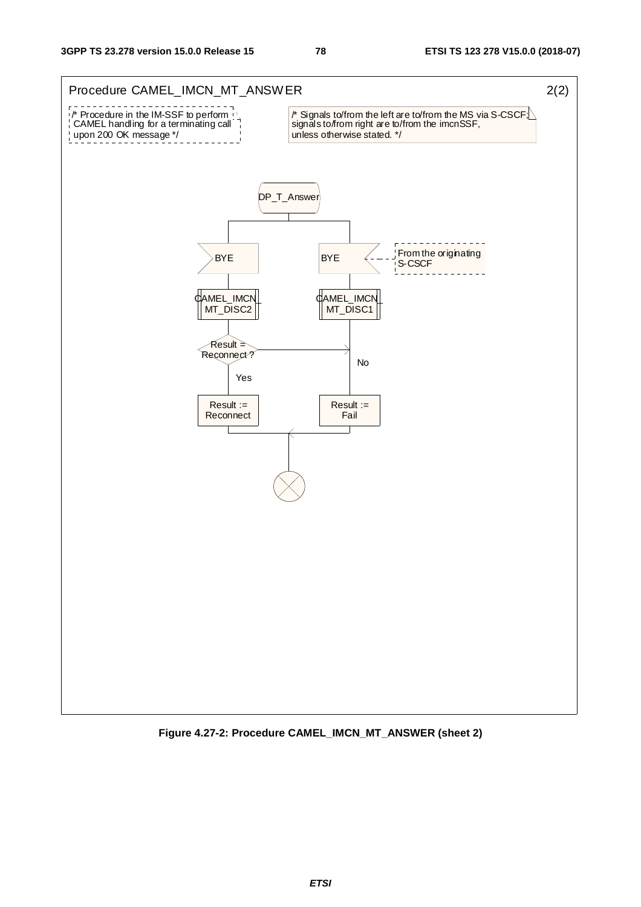Procedure CAMEL_IMCN_MT_ANSWER

2(2)

/* Procedure in the IM-SSF to perform CAMEL handling for a terminating call upon 200 OK message */

/* Signals to/from the left are to/from the MS via S-CSCF; signals to/from right are to/from the imcnSSF, unless otherwise stated. */

DP_T_Answer

BYE

BYE

From the originating S-CSCF

CAMEL_IMCN_MT_DISC2

CAMEL_IMCN_MT_DISC1

Result = Reconnect ?

No

Yes

Result := Reconnect

Result := Fail

**Figure 4.27-2: Procedure CAMEL_IMCN_MT_ANSWER (sheet 2)**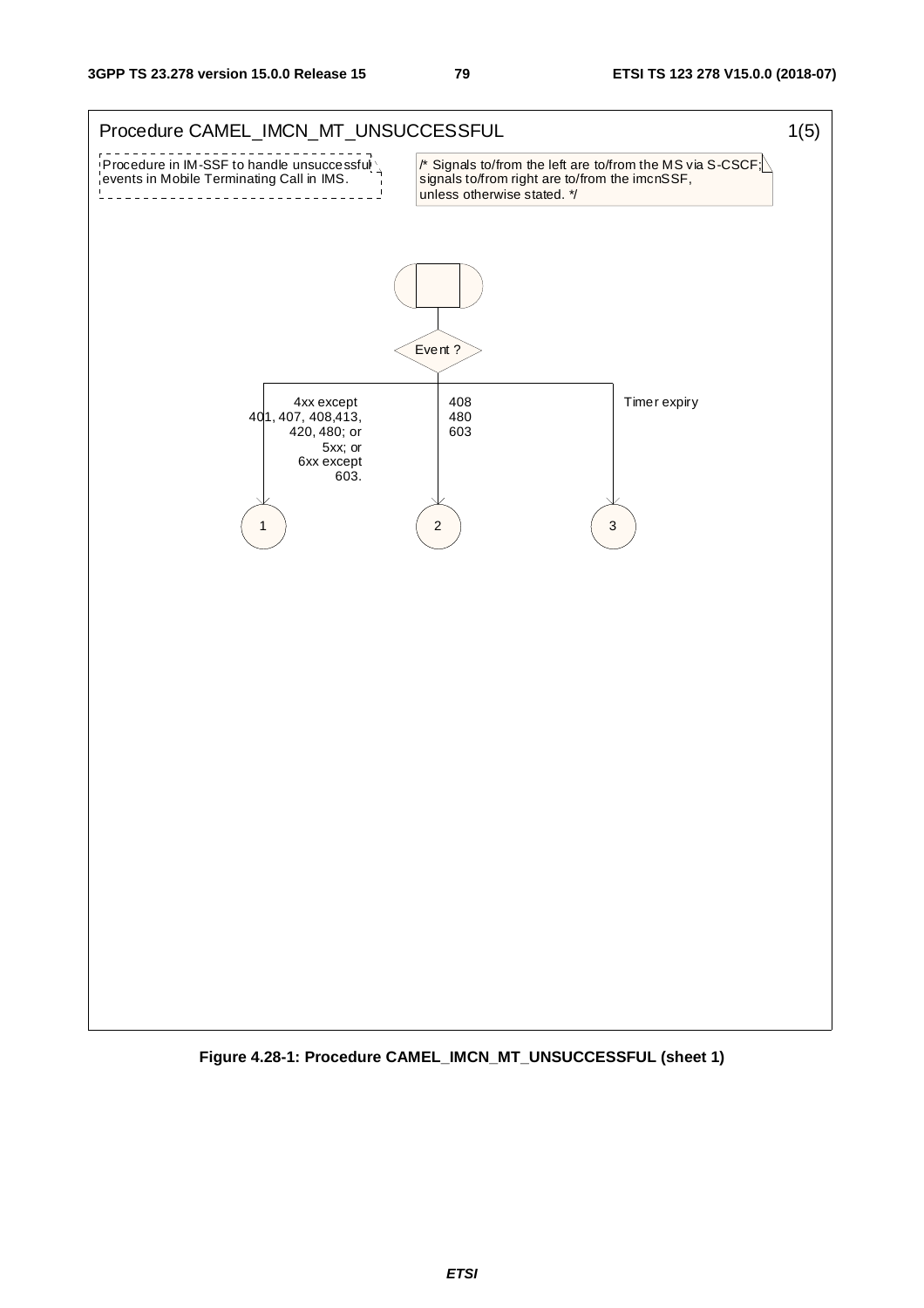Procedure CAMEL_IMCN_MT_UNSUCCESSFUL

1(5)

Procedure in IM-SSF to handle unsuccessful events in Mobile Terminating Call in IMS.

/* Signals to/from the left are to/from the MS via S-CSCF; signals to/from right are to/from the imcnSSF, unless otherwise stated. */

Event ?

4xx except 401, 407, 408,413, 420, 480; or 5xx; or 6xx except 603.

408
480
603

Timer expiry

1

2

3

**Figure 4.28-1: Procedure CAMEL_IMCN_MT_UNSUCCESSFUL (sheet 1)**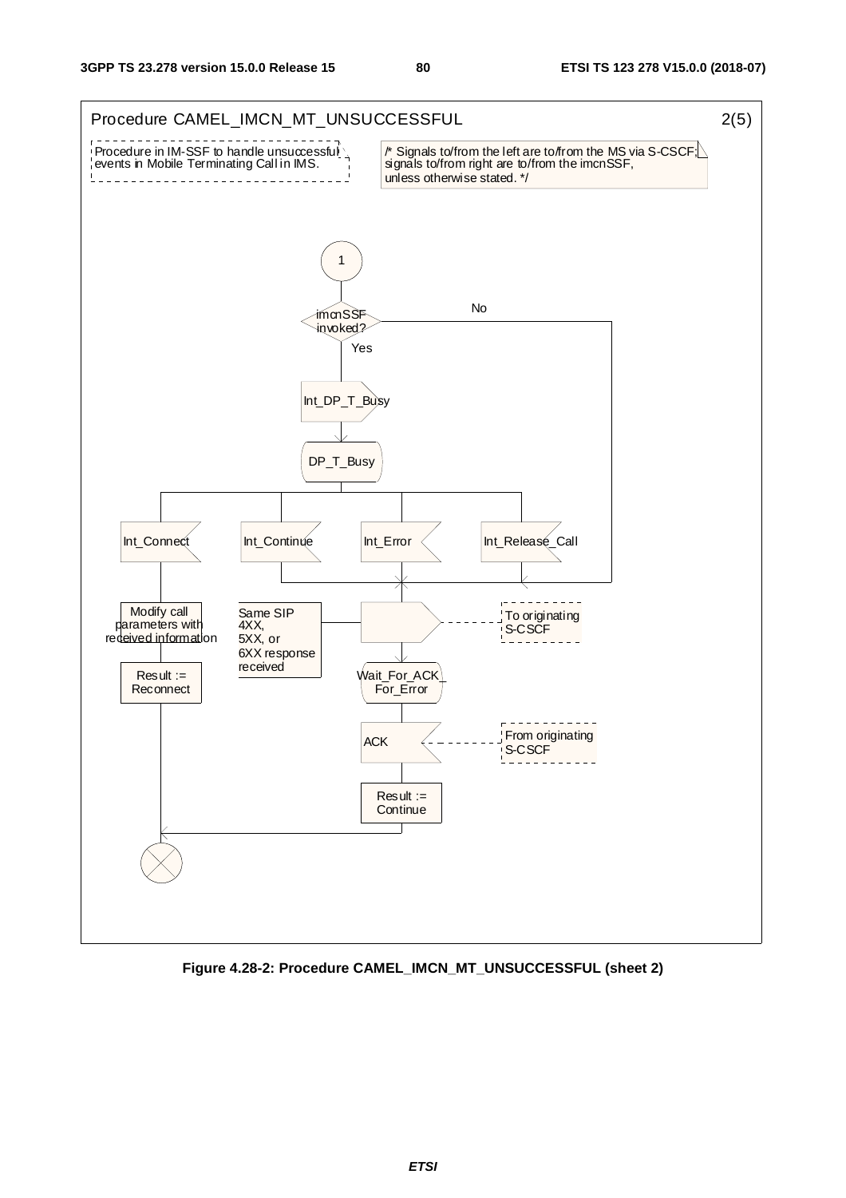Procedure CAMEL_IMCN_MT_UNSUCCESSFUL

2(5)

Procedure in IM-SSF to handle unsuccessful events in Mobile Terminating Call in IMS.

/* Signals to/from the left are to/from the MS via S-CSCF; signals to/from right are to/from the imcnSSF, unless otherwise stated. */

1

imcnSSF invoked?

No

Yes

Int_DP_T_Busy

DP_T_Busy

Int_Connect

Int_Continue

Int_Error

Int_Release_Call

Modify call parameters with received information

Result := Reconnect

Same SIP 4XX, 5XX, or 6XX response received

To originating S-CSCF

Wait_For_ACK_For_Error

ACK

From originating S-CSCF

Result := Continue

**Figure 4.28-2: Procedure CAMEL_IMCN_MT_UNSUCCESSFUL (sheet 2)**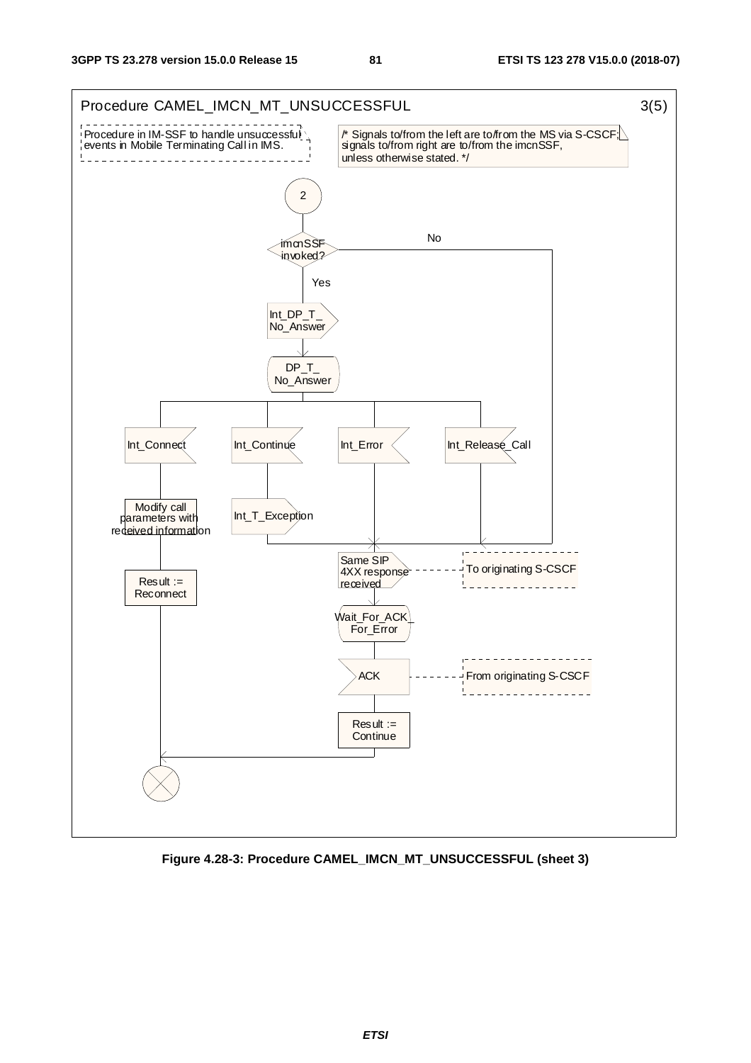Procedure CAMEL_IMCN_MT_UNSUCCESSFUL

3(5)

Procedure in IM-SSF to handle unsuccessful events in Mobile Terminating Call in IMS.

/* Signals to/from the left are to/from the MS via S-CSCF; signals to/from right are to/from the imcnSSF, unless otherwise stated. */

2

imcnSSF invoked?

No

Yes

Int_DP_T_ No_Answer

DP_T_ No_Answer

Int_Connect

Int_Continue

Int_Error

Int_Release_Call

Modify call parameters with received information

Int_T_Exception

Same SIP 4XX response received

To originating S-CSCF

Result := Reconnect

Wait_For_ACK_ For_Error

ACK

From originating S-CSCF

Result := Continue

**Figure 4.28-3: Procedure CAMEL_IMCN_MT_UNSUCCESSFUL (sheet 3)**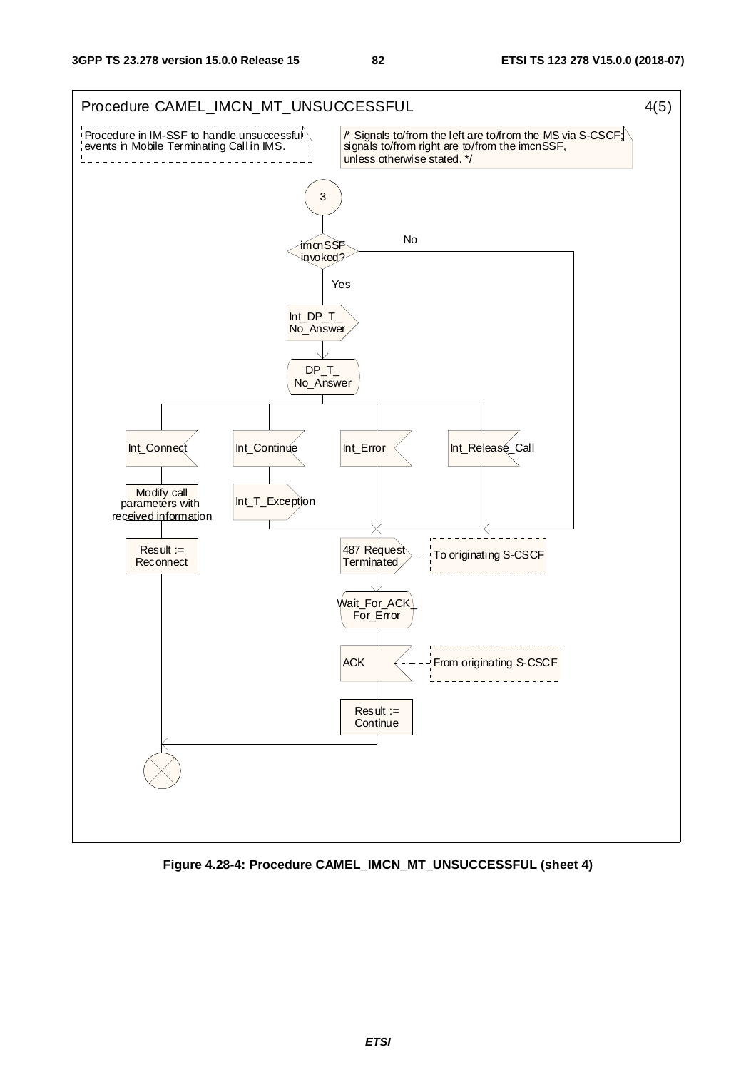Procedure CAMEL_IMCN_MT_UNSUCCESSFUL 4(5)

Procedure in IM-SSF to handle unsuccessful events in Mobile Terminating Call in IMS.

/* Signals to/from the left are to/from the MS via S-CSCF; signals to/from right are to/from the imcnSSF, unless otherwise stated. */

3

imcnSSF invoked?

No

Yes

Int_DP_T_No_Answer

DP_T_No_Answer

Int_Connect

Int_Continue

Int_Error

Int_Release_Call

Modify call parameters with received information

Int_T_Exception

Result := Reconnect

487 Request Terminated

To originating S-CSCF

Wait_For_ACK_For_Error

ACK

From originating S-CSCF

Result := Continue

**Figure 4.28-4: Procedure CAMEL_IMCN_MT_UNSUCCESSFUL (sheet 4)**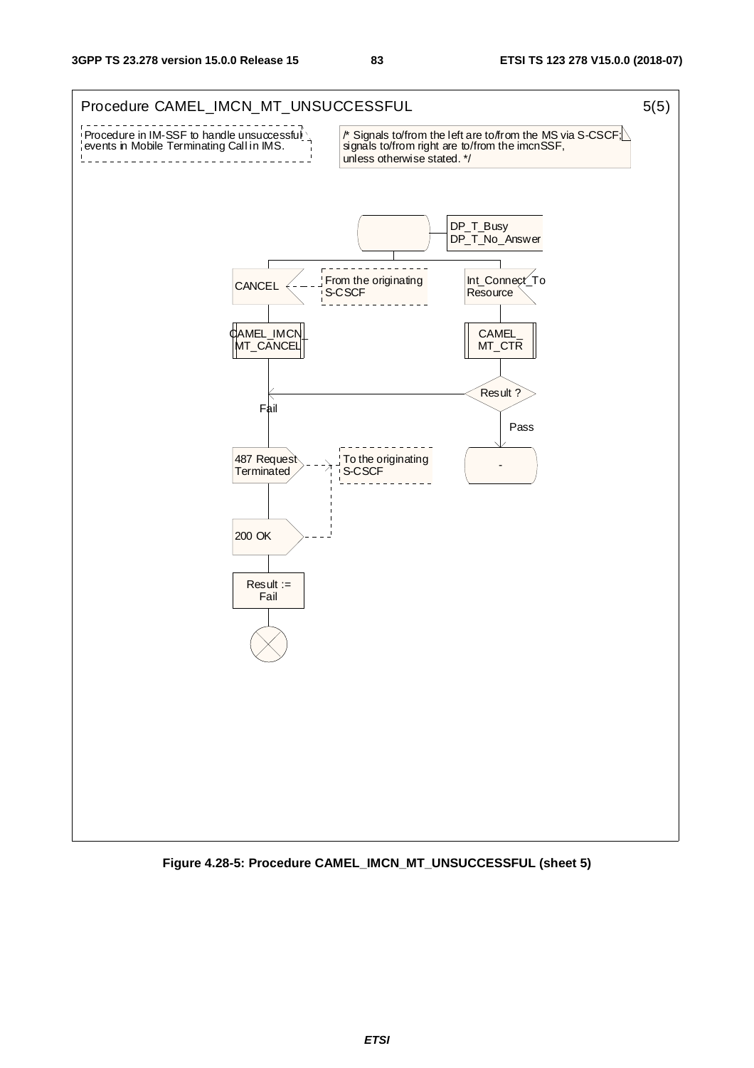Procedure CAMEL_IMCN_MT_UNSUCCESSFUL

5(5)

Procedure in IM-SSF to handle unsuccessful events in Mobile Terminating Call in IMS.

/* Signals to/from the left are to/from the MS via S-CSCF; signals to/from right are to/from the imcnSSF, unless otherwise stated. */

DP_T_Busy
DP_T_No_Answer

CANCEL

From the originating S-CSCF

Int_Connect_To Resource

CAMEL_IMCN_MT_CANCEL

CAMEL_MT_CTR

Result ?

Fail

Pass

487 Request Terminated

To the originating S-CSCF

-

200 OK

Result := Fail

**Figure 4.28-5: Procedure CAMEL_IMCN_MT_UNSUCCESSFUL (sheet 5)**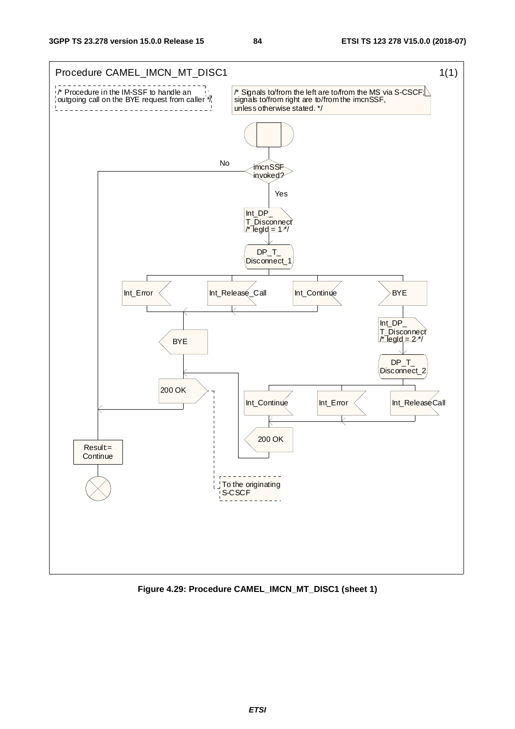Procedure CAMEL_IMCN_MT_DISC1

1(1)

/* Procedure in the IM-SSF to handle an outgoing call on the BYE request from caller */

/* Signals to/from the left are to/from the MS via S-CSCF; signals to/from right are to/from the imcnSSF, unless otherwise stated. */

imcnSSF invoked?

No

Yes

Int_DP_T_Disconnect /* legId = 1 */

DP_T_Disconnect_1

Int_Error

Int_Release_Call

Int_Continue

BYE

Int_DP_T_Disconnect /* legId = 2 */

DP_T_Disconnect_2

BYE

200 OK

Int_Continue

Int_Error

Int_ReleaseCall

200 OK

Result:= Continue

To the originating S-CSCF

**Figure 4.29: Procedure CAMEL_IMCN_MT_DISC1 (sheet 1)**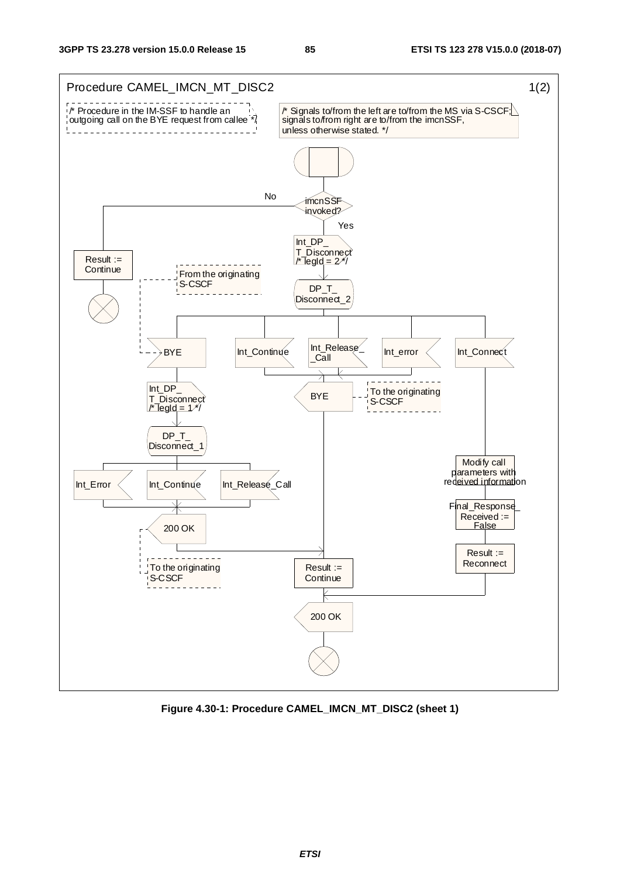Procedure CAMEL_IMCN_MT_DISC2

1(2)

/* Procedure in the IM-SSF to handle an outgoing call on the BYE request from callee */

/* Signals to/from the left are to/from the MS via S-CSCF; signals to/from right are to/from the imcnSSF, unless otherwise stated. */

imcnSSF invoked?

No

Yes

Result := Continue

Int_DP_ T_Disconnect /* legId = 2 */

DP_T_ Disconnect_2

From the originating S-CSCF

BYE

Int_Continue

Int_Release_ _Call

Int_error

Int_Connect

Int_DP_ T_Disconnect /* legId = 1 */

BYE

To the originating S-CSCF

DP_T_ Disconnect_1

Int_Error

Int_Continue

Int_Release_Call

Modify call parameters with received information

Final_Response_ Received := False

200 OK

Result := Reconnect

To the originating S-CSCF

Result := Continue

200 OK

**Figure 4.30-1: Procedure CAMEL_IMCN_MT_DISC2 (sheet 1)**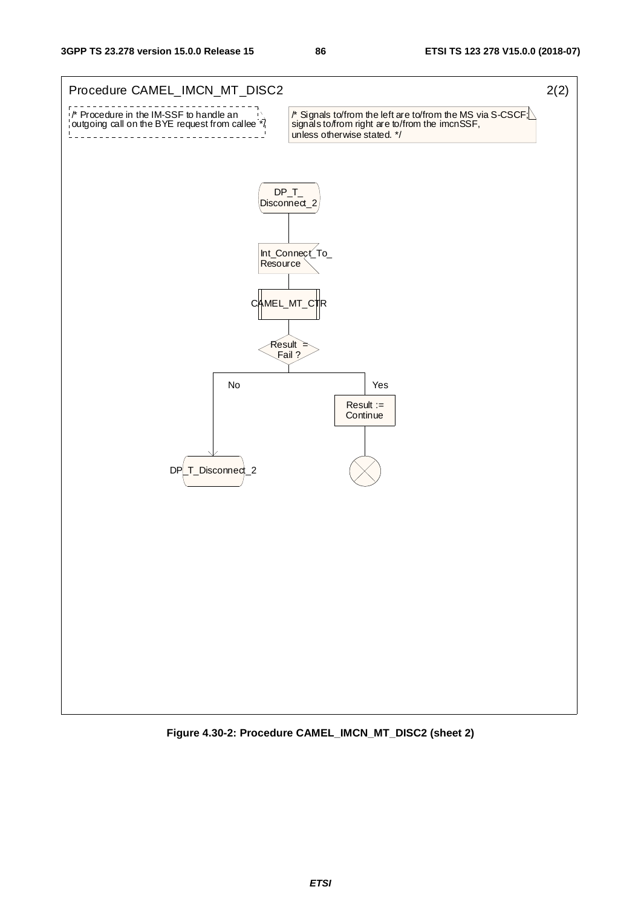Procedure CAMEL_IMCN_MT_DISC2 2(2)

/* Procedure in the IM-SSF to handle an outgoing call on the BYE request from callee */

/* Signals to/from the left are to/from the MS via S-CSCF; signals to/from right are to/from the imcnSSF, unless otherwise stated. */

DP_T_Disconnect_2

Int_Connect_To_Resource

CAMEL_MT_CTR

Result = Fail ?

No

Yes

Result := Continue

DP_T_Disconnect_2

**Figure 4.30-2: Procedure CAMEL_IMCN_MT_DISC2 (sheet 2)**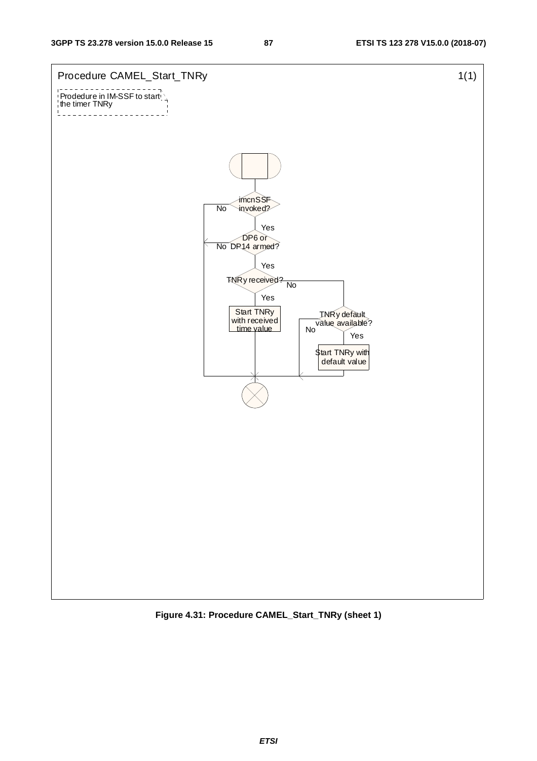Procedure CAMEL_Start_TNRy

1(1)

Prodedure in IM-SSF to start the timer TNRy

imcnSSF invoked?

No

Yes

DP6 or DP14 armed?

No

Yes

TNRy received?

No

Yes

Start TNRy with received time value

TNRy default value available?

No

Yes

Start TNRy with default value

**Figure 4.31: Procedure CAMEL_Start_TNRy (sheet 1)**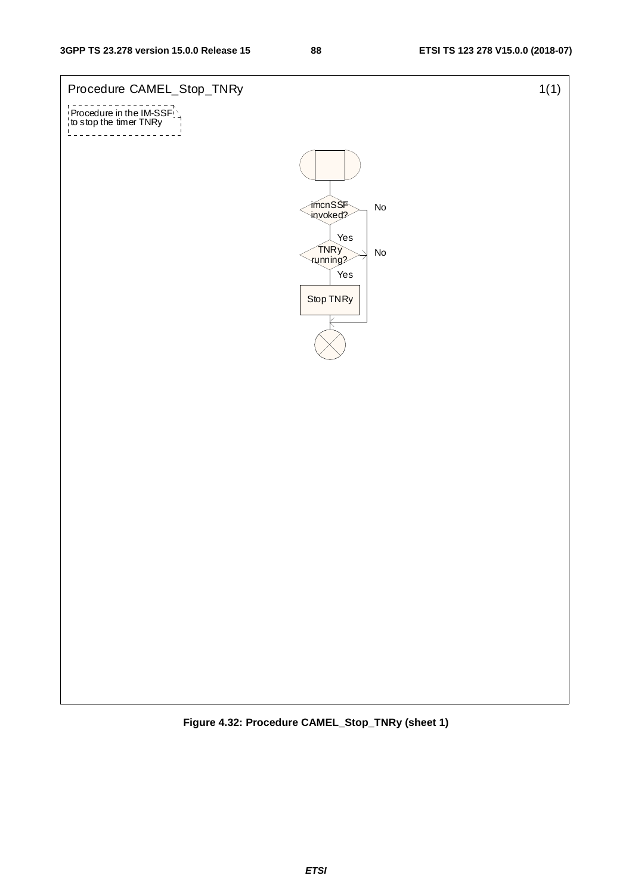Procedure CAMEL_Stop_TNRy

1(1)

Procedure in the IM-SSF to stop the timer TNRy

imcnSSF invoked?

No

Yes

TNRy running?

No

Yes

Stop TNRy

**Figure 4.32: Procedure CAMEL_Stop_TNRy (sheet 1)**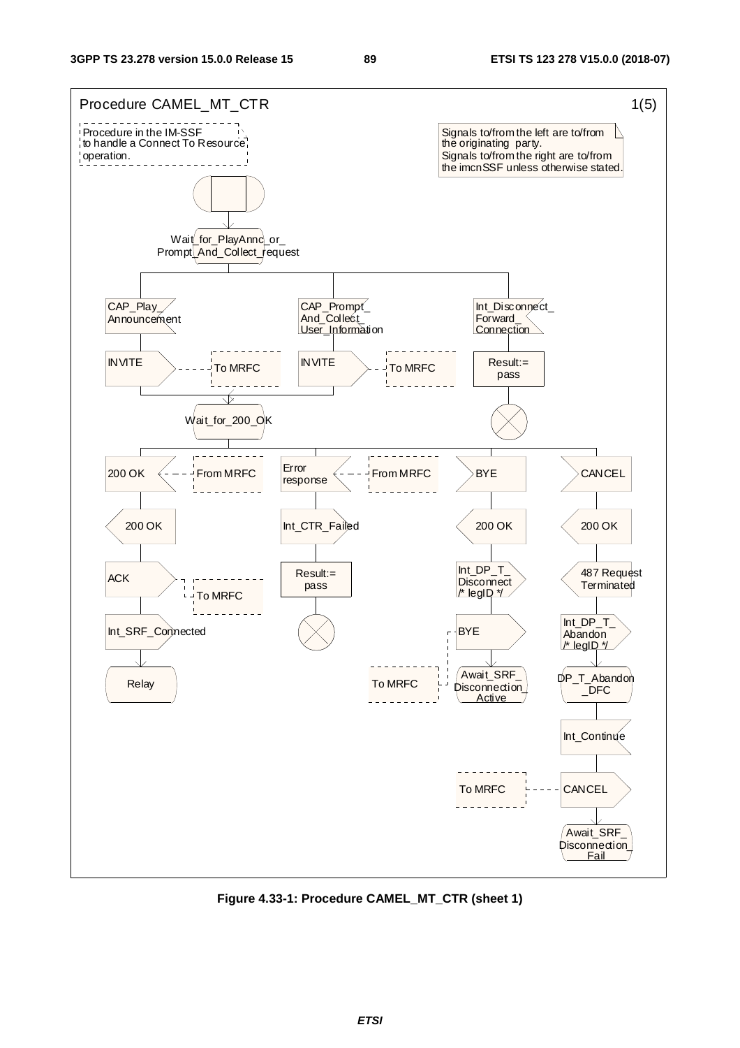Procedure CAMEL_MT_CTR

1(5)

Procedure in the IM-SSF to handle a Connect To Resource operation.

Signals to/from the left are to/from the originating party.
Signals to/from the right are to/from the imcnSSF unless otherwise stated.

Wait_for_PlayAnnc_or_Prompt_And_Collect_request

CAP_Play_Announcement

CAP_Prompt_And_Collect_User_Information

Int_Disconnect_Forward_Connection

INVITE

To MRFC

INVITE

To MRFC

Result:= pass

Wait_for_200_OK

200 OK

From MRFC

Error response

From MRFC

BYE

CANCEL

200 OK

Int_CTR_Failed

200 OK

200 OK

ACK

To MRFC

Result:= pass

Int_DP_T_Disconnect /* legID */

487 Request Terminated

Int_SRF_Connected

BYE

Int_DP_T_Abandon /* legID */

Relay

To MRFC

Await_SRF_Disconnection_Active

DP_T_Abandon_DFC

Int_Continue

To MRFC

CANCEL

Await_SRF_Disconnection_Fail

Figure 4.33-1: Procedure CAMEL_MT_CTR (sheet 1)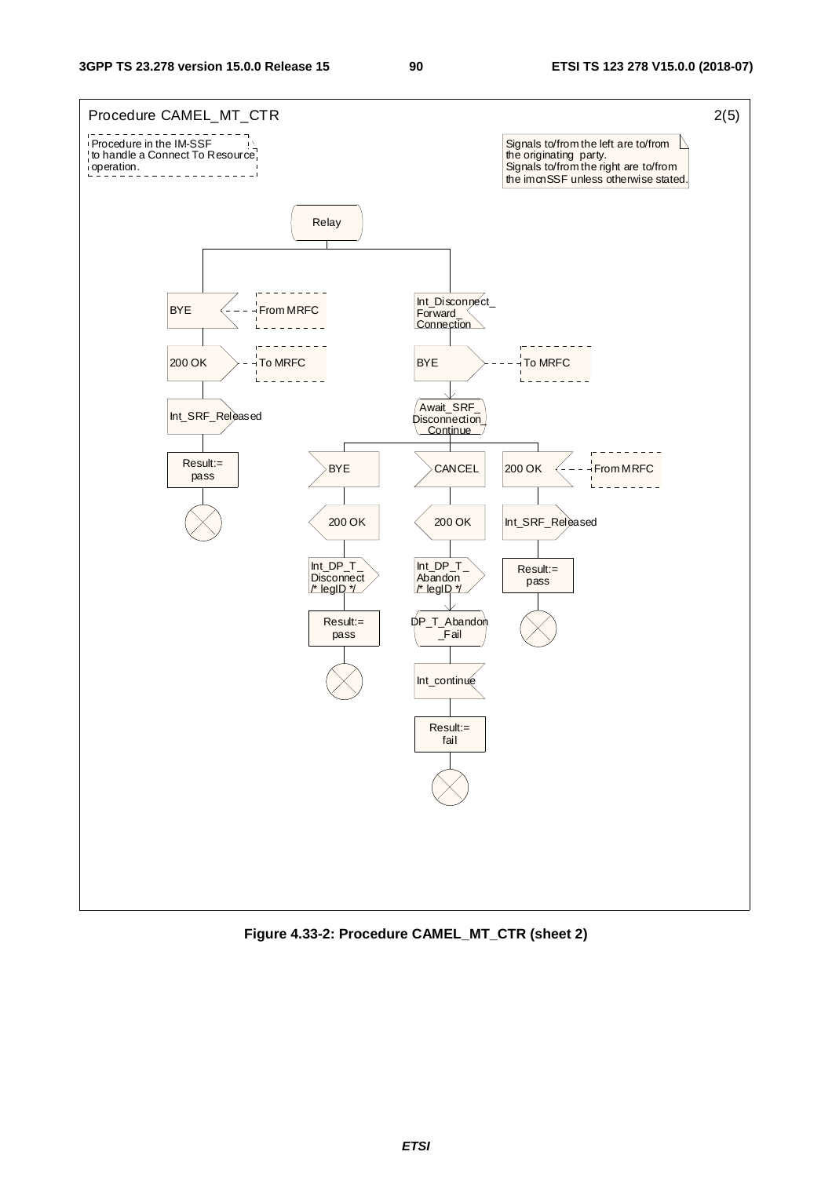Procedure CAMEL_MT_CTR

2(5)

Procedure in the IM-SSF to handle a Connect To Resource operation.

Signals to/from the left are to/from the originating party.
Signals to/from the right are to/from the imcnSSF unless otherwise stated.

Relay

BYE

From MRFC

200 OK

To MRFC

Int_SRF_Released

Result:= pass

Int_Disconnect_Forward_Connection

BYE

To MRFC

Await_SRF_Disconnection_Continue

BYE

200 OK

Int_DP_T_Disconnect /* legID */

Result:= pass

CANCEL

200 OK

Int_DP_T_Abandon /* legID */

DP_T_Abandon_Fail

Int_continue

Result:= fail

200 OK

From MRFC

Int_SRF_Released

Result:= pass

**Figure 4.33-2: Procedure CAMEL_MT_CTR (sheet 2)**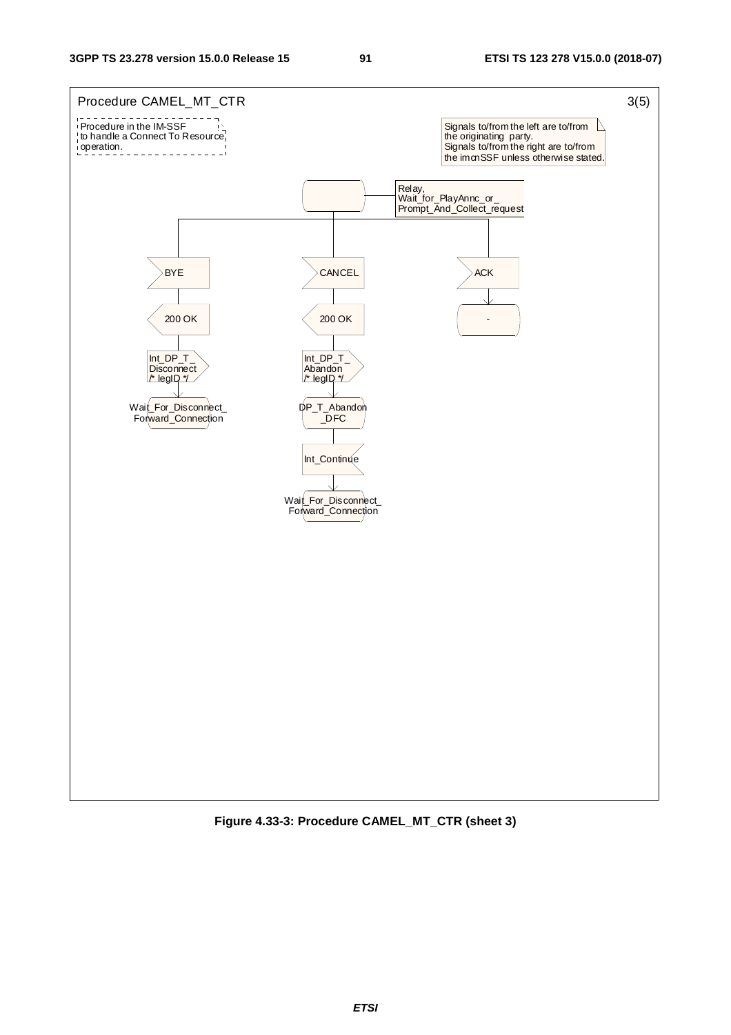Procedure CAMEL_MT_CTR

3(5)

Procedure in the IM-SSF to handle a Connect To Resource operation.

Signals to/from the left are to/from the originating party.
Signals to/from the right are to/from the imcnSSF unless otherwise stated.

Relay,
Wait_for_PlayAnnc_or_Prompt_And_Collect_request

BYE

200 OK

Int_DP_T_Disconnect /* legID */

Wait_For_Disconnect_Forward_Connection

CANCEL

200 OK

Int_DP_T_Abandon /* legID */

DP_T_Abandon_DFC

Int_Continue

Wait_For_Disconnect_Forward_Connection

ACK

-

**Figure 4.33-3: Procedure CAMEL_MT_CTR (sheet 3)**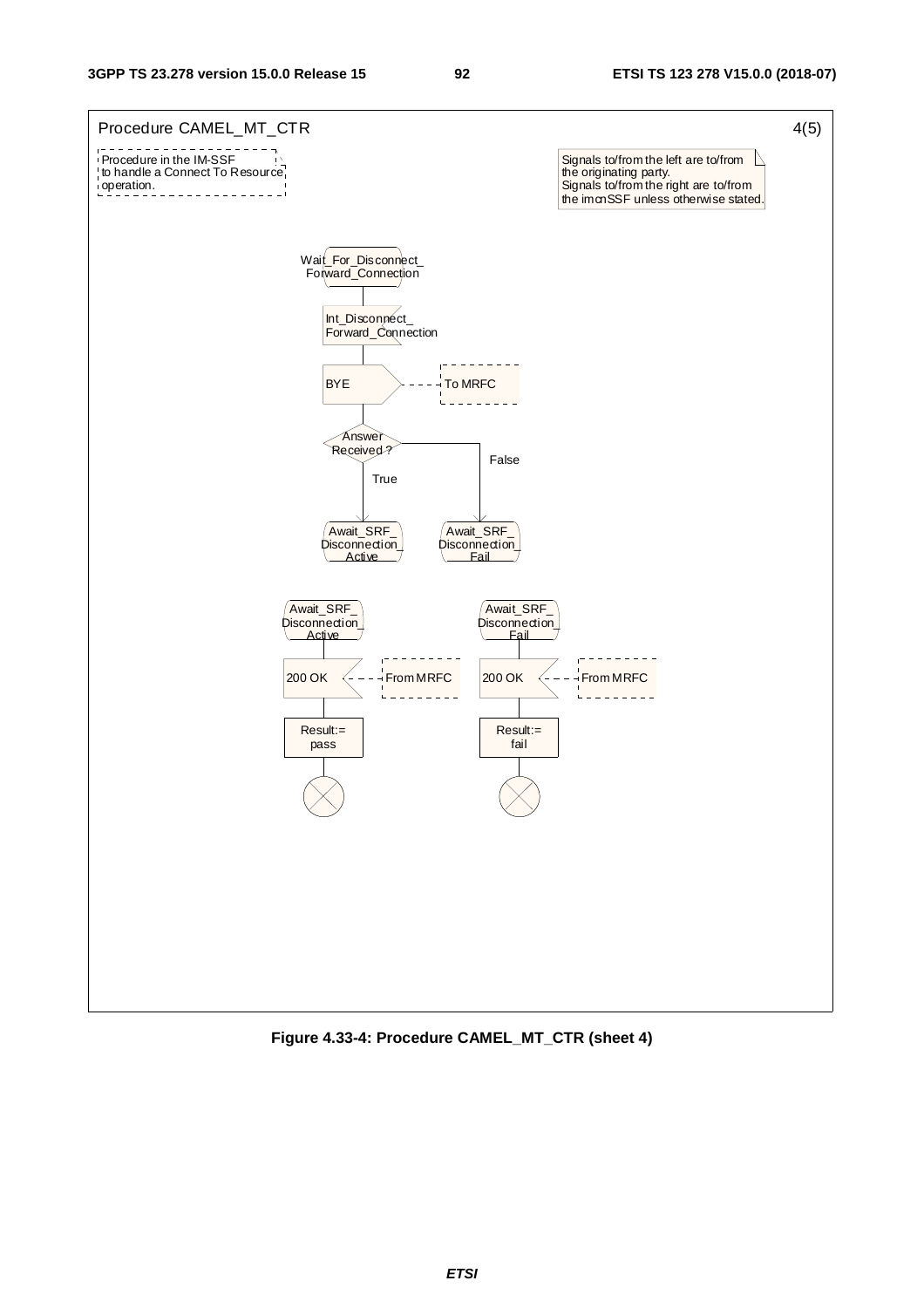Procedure CAMEL_MT_CTR

4(5)

Procedure in the IM-SSF to handle a Connect To Resource operation.

Signals to/from the left are to/from the originating party.
Signals to/from the right are to/from the imcnSSF unless otherwise stated.

Wait_For_Disconnect_Forward_Connection

Int_Disconnect_Forward_Connection

BYE

To MRFC

Answer Received ?

True

False

Await_SRF_Disconnection_Active

Await_SRF_Disconnection_Fail

Await_SRF_Disconnection_Active

200 OK

From MRFC

Result:= pass

Await_SRF_Disconnection_Fail

200 OK

From MRFC

Result:= fail

**Figure 4.33-4: Procedure CAMEL_MT_CTR (sheet 4)**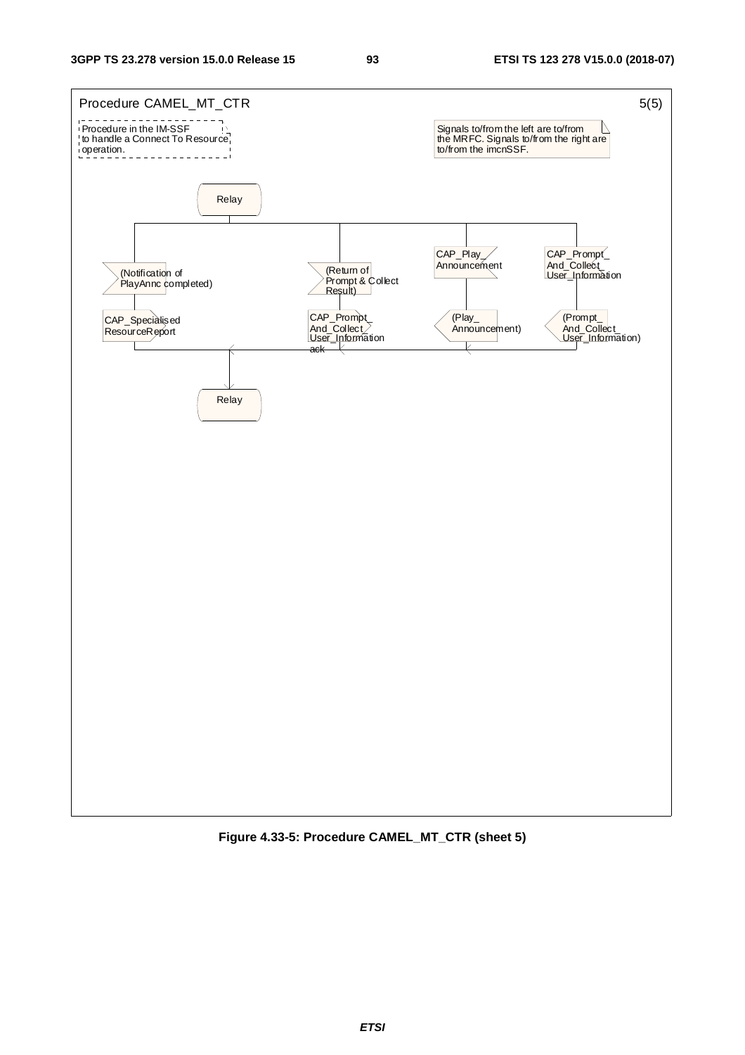Procedure CAMEL_MT_CTR

5(5)

Procedure in the IM-SSF to handle a Connect To Resource operation.

Signals to/from the left are to/from the MRFC. Signals to/from the right are to/from the imcnSSF.

Relay

(Notification of PlayAnnc completed)

CAP_Specialised ResourceReport

(Return of Prompt & Collect Result)

CAP_Prompt_ And_Collect_ User_Information ack

CAP_Play_ Announcement

(Play_ Announcement)

CAP_Prompt_ And_Collect_ User_Information

(Prompt_ And_Collect_ User_Information)

Relay

**Figure 4.33-5: Procedure CAMEL_MT_CTR (sheet 5)**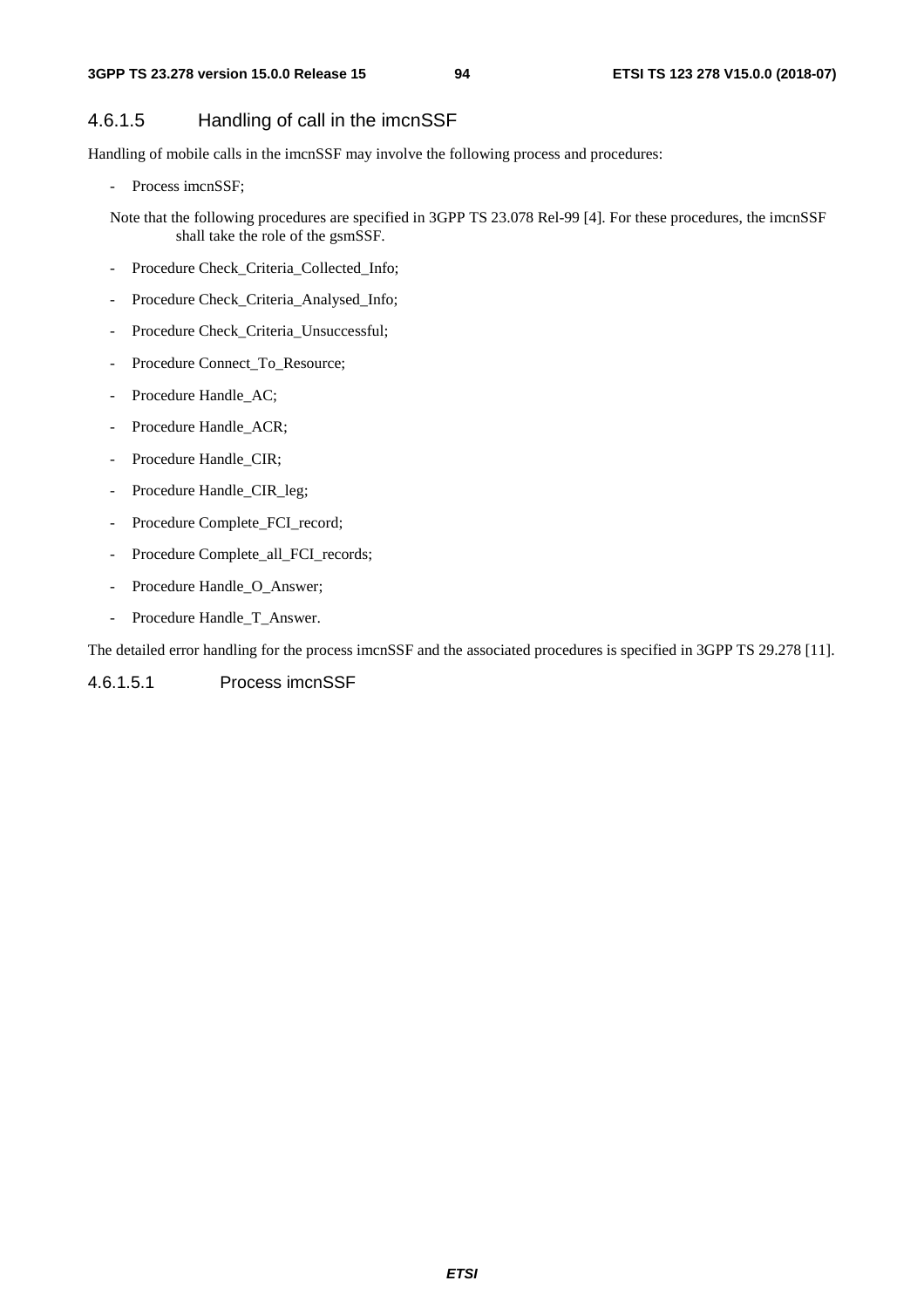#### 4.6.1.5 Handling of call in the imcnSSF

Handling of mobile calls in the imcnSSF may involve the following process and procedures:

- Process imcnSSF;

Note that the following procedures are specified in 3GPP TS 23.078 Rel-99 [4]. For these procedures, the imcnSSF shall take the role of the gsmSSF.

- Procedure Check_Criteria_Collected_Info;
- Procedure Check_Criteria_Analysed_Info;
- Procedure Check_Criteria_Unsuccessful;
- Procedure Connect_To_Resource;
- Procedure Handle_AC;
- Procedure Handle_ACR;
- Procedure Handle_CIR;
- Procedure Handle_CIR_leg;
- Procedure Complete_FCI_record;
- Procedure Complete_all_FCI_records;
- Procedure Handle_O_Answer;
- Procedure Handle_T_Answer.

The detailed error handling for the process imcnSSF and the associated procedures is specified in 3GPP TS 29.278 [11].

##### 4.6.1.5.1 Process imcnSSF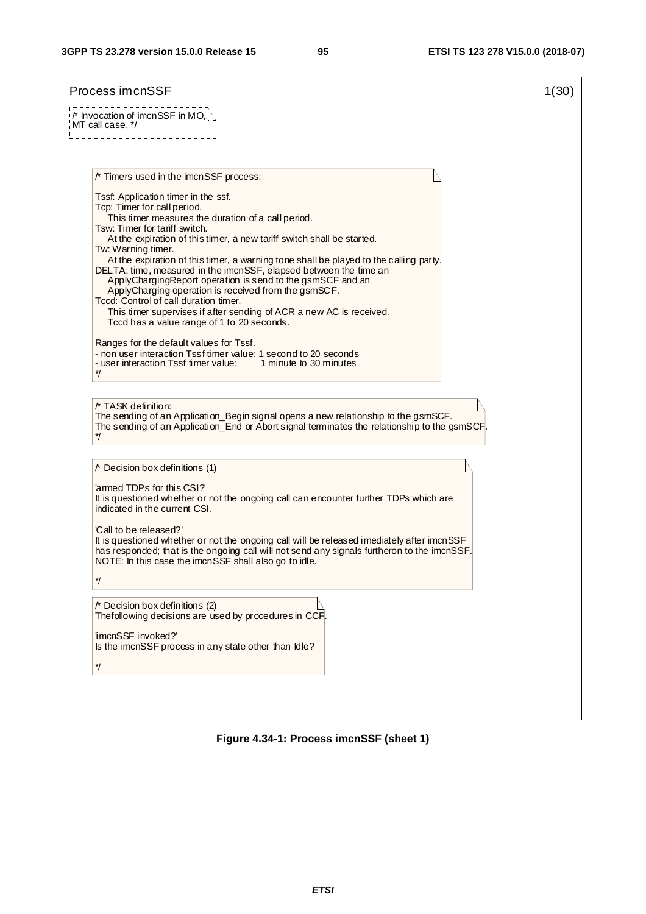Process imcnSSF 1(30)

/* Invocation of imcnSSF in MO, MT call case. */

/* Timers used in the imcnSSF process:

Tssf: Application timer in the ssf.
Tcp: Timer for call period.
 This timer measures the duration of a call period.
Tsw: Timer for tariff switch.
 At the expiration of this timer, a new tariff switch shall be started.
Tw: Warning timer.
 At the expiration of this timer, a warning tone shall be played to the calling party.
DELTA: time, measured in the imcnSSF, elapsed between the time an
 ApplyChargingReport operation is send to the gsmSCF and an
 ApplyCharging operation is received from the gsmSCF.
Tccd: Control of call duration timer.
 This timer supervises if after sending of ACR a new AC is received.
 Tccd has a value range of 1 to 20 seconds.

Ranges for the default values for Tssf.
- non user interaction Tssf timer value: 1 second to 20 seconds
- user interaction Tssf timer value: 1 minute to 30 minutes
*/

/* TASK definition:
The sending of an Application_Begin signal opens a new relationship to the gsmSCF.
The sending of an Application_End or Abort signal terminates the relationship to the gsmSCF.
*/

/* Decision box definitions (1)

'armed TDPs for this CSI?'
It is questioned whether or not the ongoing call can encounter further TDPs which are indicated in the current CSI.

'Call to be released?'
It is questioned whether or not the ongoing call will be released imediately after imcnSSF has responded; that is the ongoing call will not send any signals furtheron to the imcnSSF.
NOTE: In this case the imcnSSF shall also go to idle.

*/

/* Decision box definitions (2)
Thefollowing decisions are used by procedures in CCF.

'imcnSSF invoked?'
Is the imcnSSF process in any state other than Idle?

*/

**Figure 4.34-1: Process imcnSSF (sheet 1)**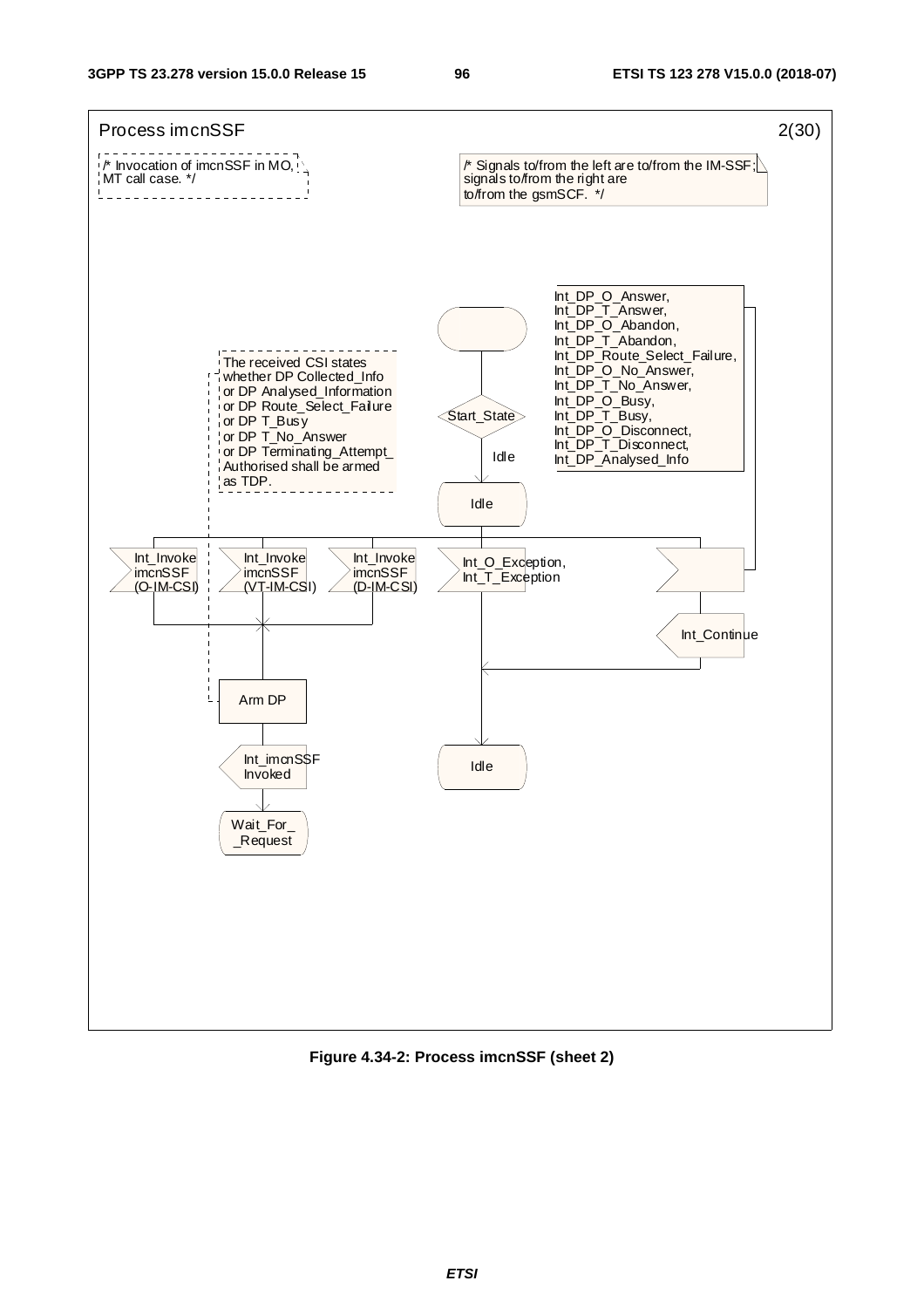Process imcnSSF 2(30)

/* Invocation of imcnSSF in MO, MT call case. */

/* Signals to/from the left are to/from the IM-SSF; signals to/from the right are to/from the gsmSCF. */

Start_State

Idle

Idle

The received CSI states whether DP Collected_Info or DP Analysed_Information or DP Route_Select_Failure or DP T_Busy or DP T_No_Answer or DP Terminating_Attempt_ Authorised shall be armed as TDP.

Int_DP_O_Answer, Int_DP_T_Answer, Int_DP_O_Abandon, Int_DP_T_Abandon, Int_DP_Route_Select_Failure, Int_DP_O_No_Answer, Int_DP_T_No_Answer, Int_DP_O_Busy, Int_DP_T_Busy, Int_DP_O_Disconnect, Int_DP_T_Disconnect, Int_DP_Analysed_Info

Int_Invoke imcnSSF (O-IM-CSI)

Int_Invoke imcnSSF (VT-IM-CSI)

Int_Invoke imcnSSF (D-IM-CSI)

Int_O_Exception, Int_T_Exception

Int_Continue

Arm DP

Int_imcnSSF Invoked

Wait_For_ _Request

Idle

**Figure 4.34-2: Process imcnSSF (sheet 2)**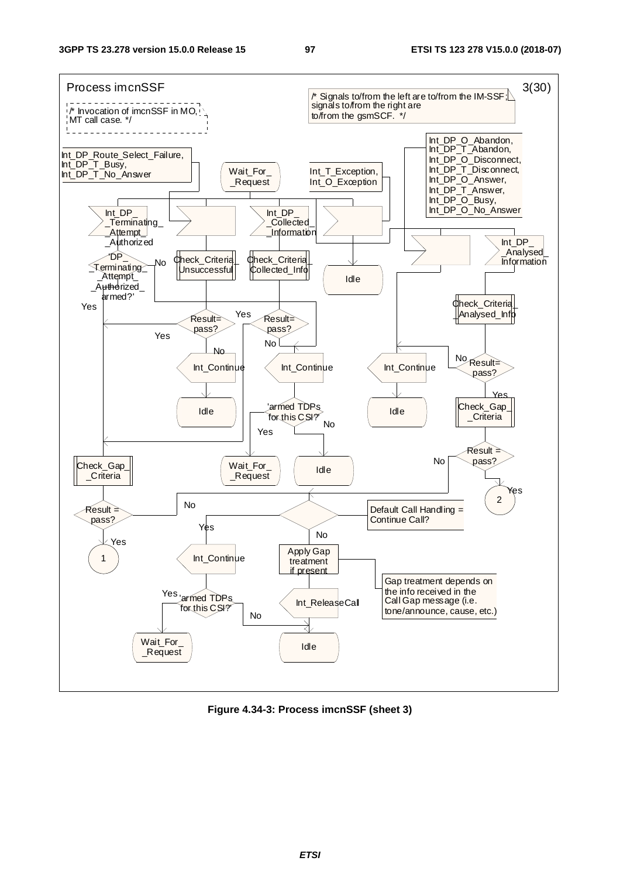Process imcnSSF 3(30)

/* Invocation of imcnSSF in MO, MT call case. */

/* Signals to/from the left are to/from the IM-SSF; signals to/from the right are to/from the gsmSCF. */

Int_DP_Route_Select_Failure, Int_DP_T_Busy, Int_DP_T_No_Answer

Wait_For_Request

Int_T_Exception, Int_O_Exception

Int_DP_O_Abandon, Int_DP_T_Abandon, Int_DP_O_Disconnect, Int_DP_T_Disconnect, Int_DP_O_Answer, Int_DP_T_Answer, Int_DP_O_Busy, Int_DP_O_No_Answer

Int_DP_Terminating_Attempt_Authorized

'DP_Terminating_Attempt_Authorized armed?' — No / Yes

Check_Criteria_Unsuccessful

Result= pass? — Yes / No

Int_Continue

Idle

Int_DP_Collected_Information

Check_Criteria_Collected_Info

Result= pass? — Yes / No

Int_Continue

'armed TDPs for this CSI?' — Yes / No

Wait_For_Request

Idle

Idle

Int_Continue

Idle

Int_DP_Analysed_Information

Check_Criteria_Analysed_Info

Result= pass? — No / Yes

Check_Gap_Criteria

Result = pass? — No / Yes

2

Check_Gap_Criteria

Result = pass? — No / Yes

1

Default Call Handling = Continue Call? — Yes / No

Int_Continue

'armed TDPs for this CSI?' — Yes / No

Wait_For_Request

Apply Gap treatment if present

Gap treatment depends on the info received in the Call Gap message (i.e. tone/announce, cause, etc.)

Int_ReleaseCall

Idle

**Figure 4.34-3: Process imcnSSF (sheet 3)**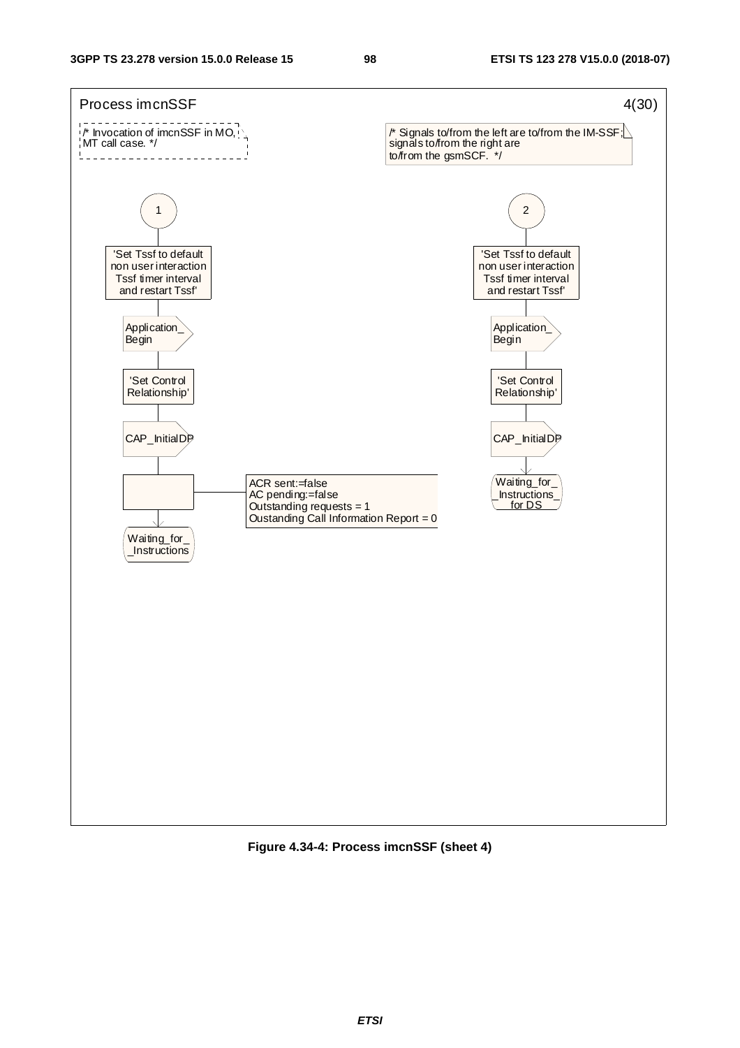Process imcnSSF 4(30)

/* Invocation of imcnSSF in MO, MT call case. */

/* Signals to/from the left are to/from the IM-SSF; signals to/from the right are to/from the gsmSCF. */

1

'Set Tssf to default non user interaction Tssf timer interval and restart Tssf'

Application_Begin

'Set Control Relationship'

CAP_InitialDP

ACR sent:=false
AC pending:=false
Outstanding requests = 1
Oustanding Call Information Report = 0

Waiting_for_ _Instructions

2

'Set Tssf to default non user interaction Tssf timer interval and restart Tssf'

Application_Begin

'Set Control Relationship'

CAP_InitialDP

Waiting_for_ _Instructions_ for DS

**Figure 4.34-4: Process imcnSSF (sheet 4)**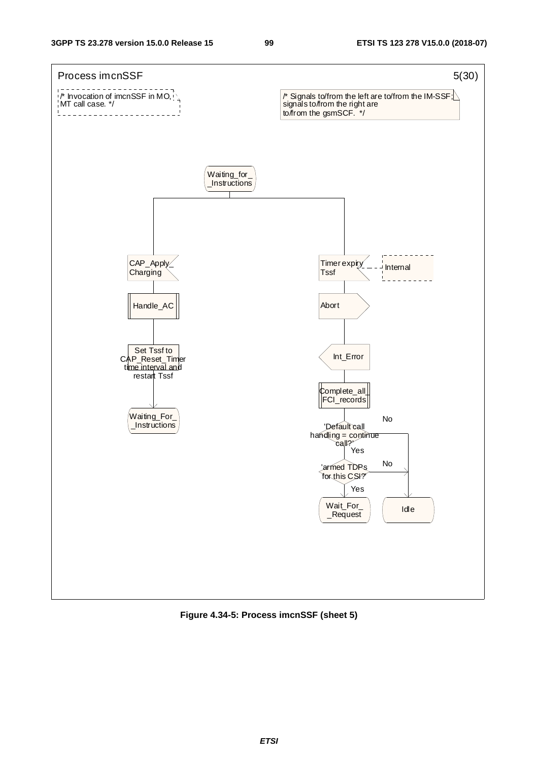Process imcnSSF 5(30)

/* Invocation of imcnSSF in MO, MT call case. */

/* Signals to/from the left are to/from the IM-SSF; signals to/from the right are to/from the gsmSCF. */

Waiting_for_ _Instructions

CAP_Apply_ Charging

Handle_AC

Set Tssf to CAP_Reset_Timer time interval and restart Tssf

Waiting_For_ _Instructions

Timer expiry Tssf

Internal

Abort

Int_Error

Complete_all_ FCI_records

'Default call handling = continue call?'

No

Yes

'armed TDPs for this CSI?'

No

Yes

Wait_For_ _Request

Idle

**Figure 4.34-5: Process imcnSSF (sheet 5)**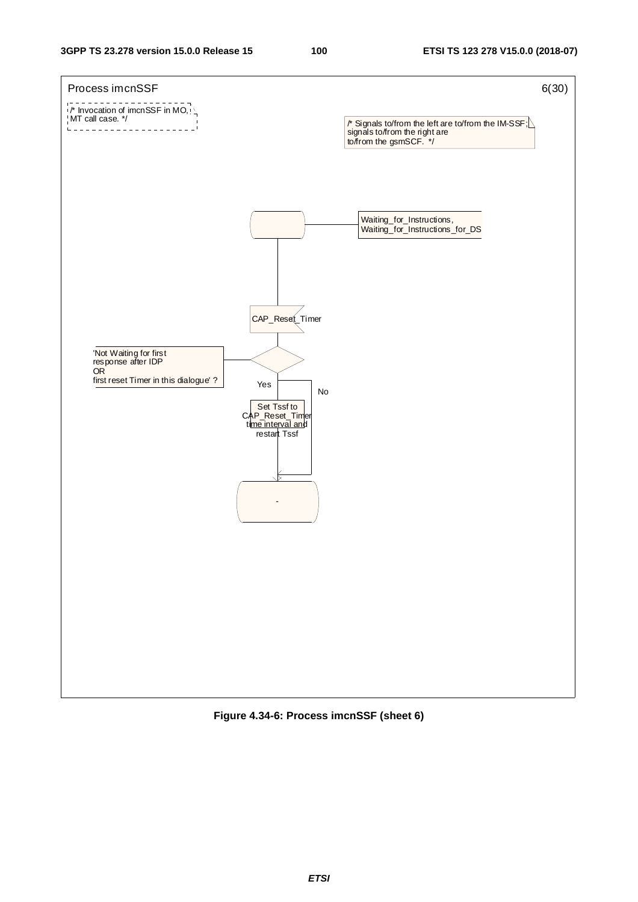Process imcnSSF 6(30)

/* Invocation of imcnSSF in MO, MT call case. */

/* Signals to/from the left are to/from the IM-SSF; signals to/from the right are to/from the gsmSCF. */

Waiting_for_Instructions, Waiting_for_Instructions_for_DS

CAP_Reset_Timer

'Not Waiting for first response after IDP OR first reset Timer in this dialogue' ?

Yes

No

Set Tssf to CAP_Reset_Timer time interval and restart Tssf

-

**Figure 4.34-6: Process imcnSSF (sheet 6)**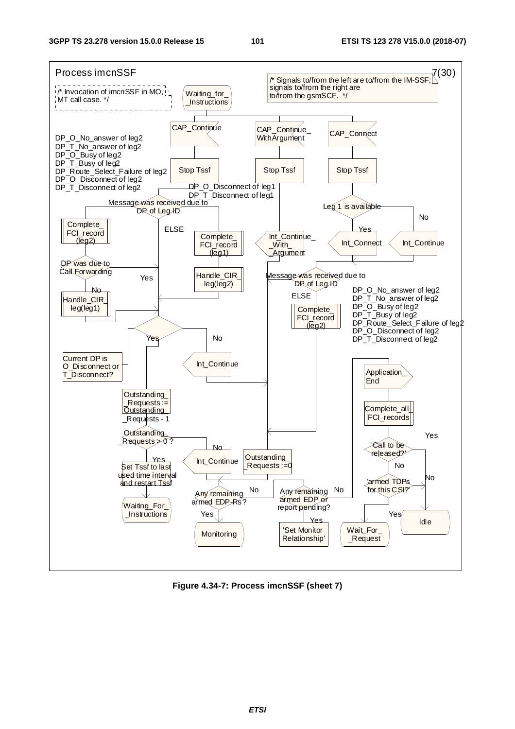Process imcnSSF 7(30)

/* Invocation of imcnSSF in MO, MT call case. */

/* Signals to/from the left are to/from the IM-SSF; signals to/from the right are to/from the gsmSCF. */

Waiting_for_ _Instructions

CAP_Continue

CAP_Continue_ WithArgument

CAP_Connect

DP_O_No_answer of leg2
DP_T_No_answer of leg2
DP_O_Busy of leg2
DP_T_Busy of leg2
DP_Route_Select_Failure of leg2
DP_O_Disconnect of leg2
DP_T_Disconnect of leg2

Stop Tssf

Stop Tssf

Stop Tssf

DP_O_Disconnect of leg1
DP_T_Disconnect of leg1

Message was received due to DP of Leg ID

Leg 1 is available

Yes

No

ELSE

Complete_ FCI_record (leg2)

Complete_ FCI_record (leg1)

Int_Continue_ _With_ _Argument

Int_Connect

Int_Continue

DP was due to Call Forwarding

Yes

No

Handle_CIR_ leg(leg2)

Handle_CIR_ leg(leg1)

Message was received due to DP of Leg ID

ELSE

Complete_ FCI_record (leg2)

DP_O_No_answer of leg2
DP_T_No_answer of leg2
DP_O_Busy of leg2
DP_T_Busy of leg2
DP_Route_Select_Failure of leg2
DP_O_Disconnect of leg2
DP_T_Disconnect of leg2

Yes

No

Current DP is O_Disconnect or T_Disconnect?

Int_Continue

Application_ End

Outstanding_ _Requests := Outstanding_ _Requests - 1

Complete_all_ FCI_records

Outstanding_ _Requests > 0 ?

Yes

No

Yes

'Call to be released?'

No

Int_Continue

Outstanding_ _Requests :=0

Set Tssf to last used time interval and restart Tssf

'armed TDPs for this CSI?'

No

Any remaining armed EDP-Rs?

No

Any remaining armed EDP or report pending?

No

Yes

Waiting_For_ _Instructions

Yes

Yes

Idle

Monitoring

'Set Monitor Relationship'

Wait_For_ _Request

**Figure 4.34-7: Process imcnSSF (sheet 7)**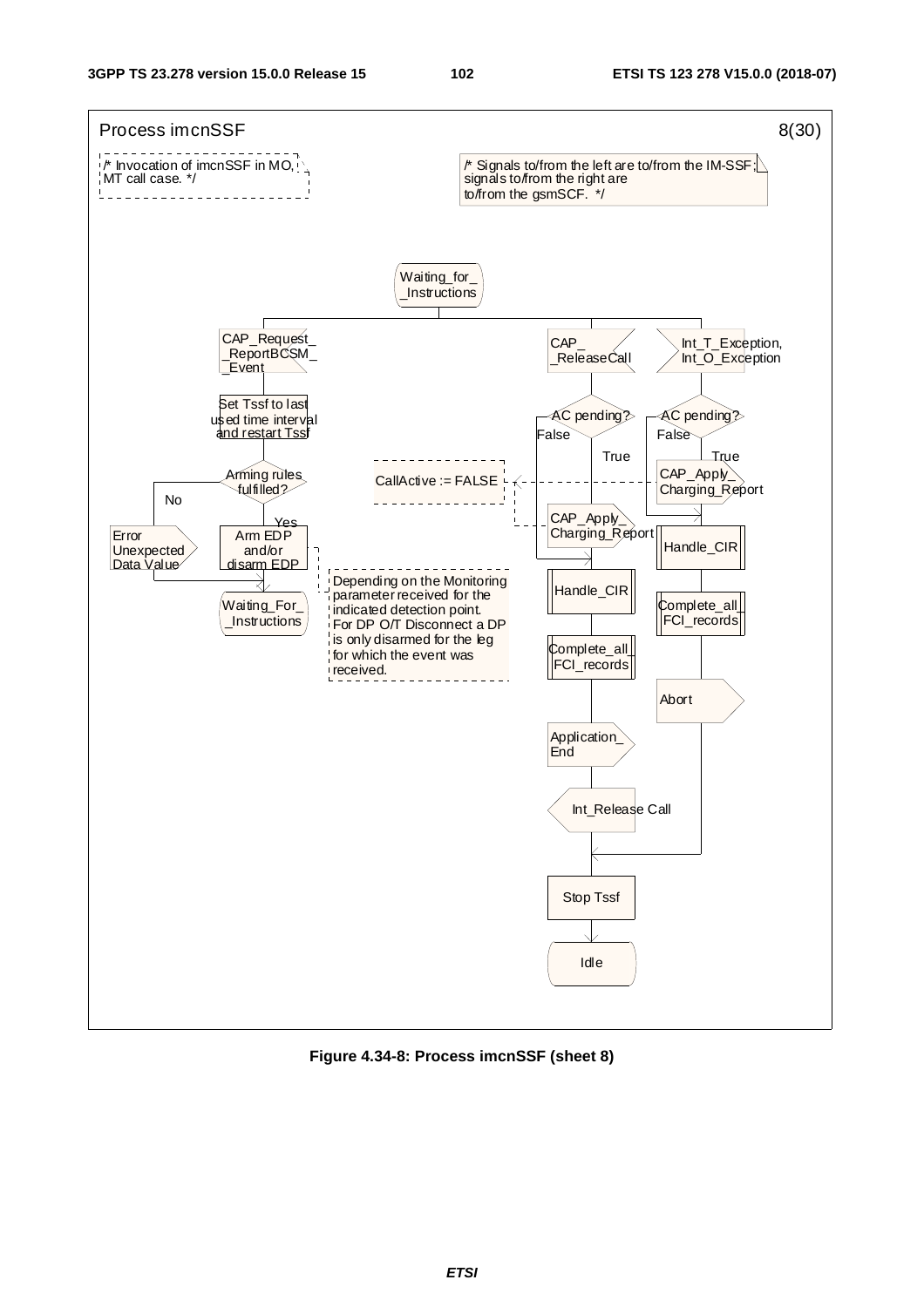Process imcnSSF 8(30)

/* Invocation of imcnSSF in MO, MT call case. */

/* Signals to/from the left are to/from the IM-SSF; signals to/from the right are to/from the gsmSCF. */

Waiting_for_ _Instructions

CAP_Request_ _ReportBCSM_ _Event

Set Tssf to last used time interval and restart Tssf

Arming rules fulfilled?

No

Yes

Error Unexpected Data Value

Arm EDP and/or disarm EDP

Waiting_For_ _Instructions

Depending on the Monitoring parameter received for the indicated detection point. For DP O/T Disconnect a DP is only disarmed for the leg for which the event was received.

CAP_ _ReleaseCall

AC pending?

False

True

CallActive := FALSE

CAP_Apply_ Charging_Report

Handle_CIR

Complete_all_ FCI_records

Application_ End

Int_Release Call

Int_T_Exception, Int_O_Exception

AC pending?

False

True

CAP_Apply_ Charging_Report

Handle_CIR

Complete_all_ FCI_records

Abort

Stop Tssf

Idle

**Figure 4.34-8: Process imcnSSF (sheet 8)**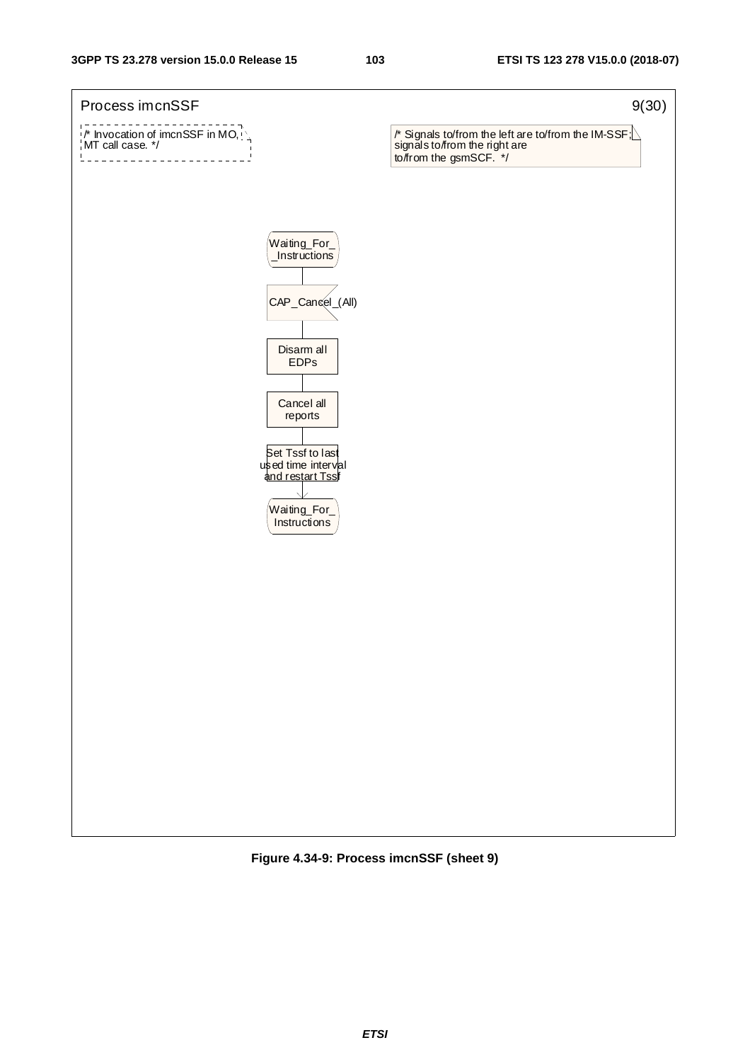Process imcnSSF 9(30)

/* Invocation of imcnSSF in MO, MT call case. */

/* Signals to/from the left are to/from the IM-SSF; signals to/from the right are to/from the gsmSCF. */

Waiting_For_ _Instructions

CAP_Cancel_(All)

Disarm all EDPs

Cancel all reports

Set Tssf to last used time interval and restart Tssf

Waiting_For_ Instructions

**Figure 4.34-9: Process imcnSSF (sheet 9)**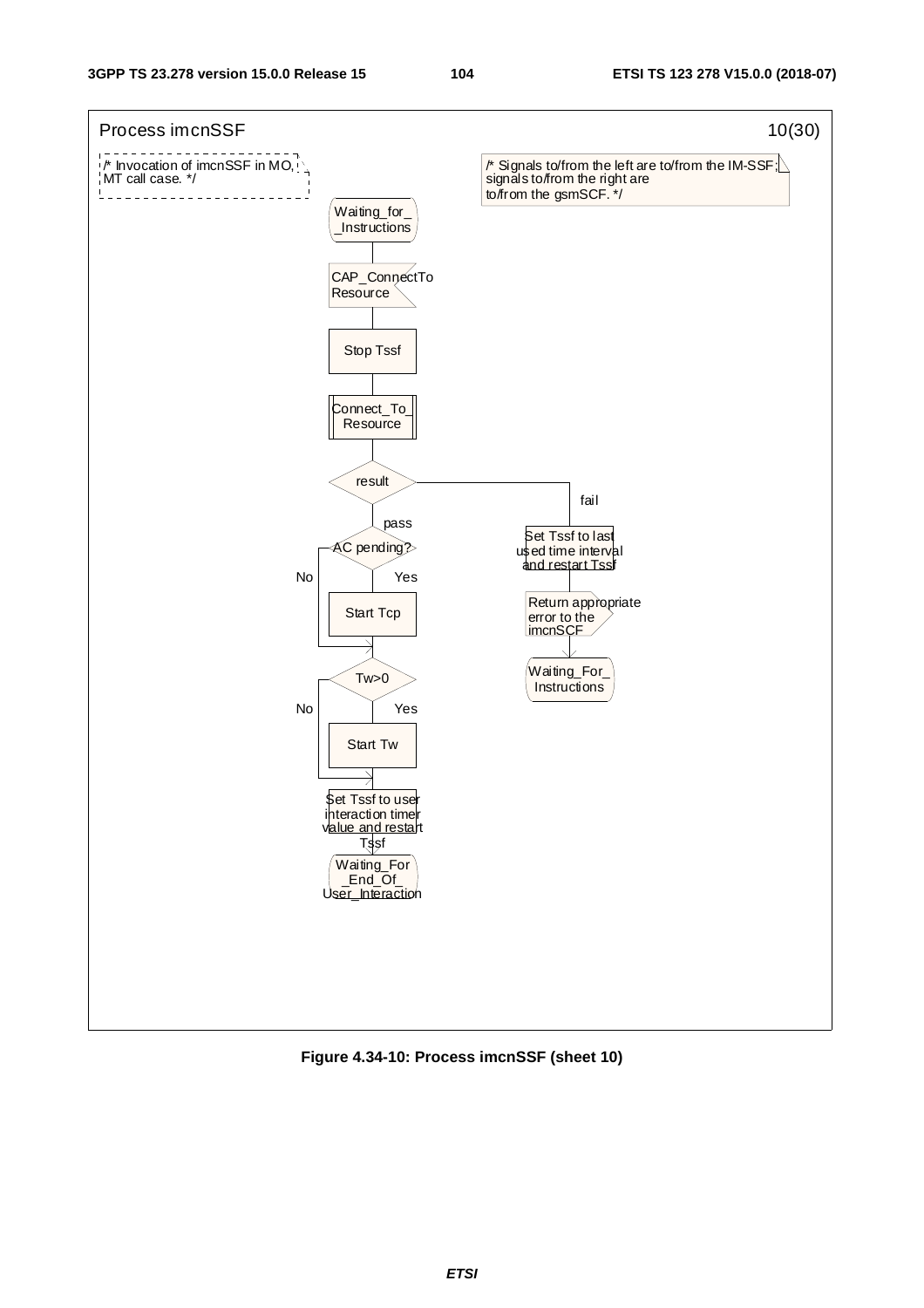Process imcnSSF 10(30)

/* Invocation of imcnSSF in MO, MT call case. */

/* Signals to/from the left are to/from the IM-SSF; signals to/from the right are to/from the gsmSCF. */

Waiting_for_ _Instructions

CAP_ConnectTo Resource

Stop Tssf

Connect_To_ Resource

result

pass

fail

AC pending?

No

Yes

Start Tcp

Tw>0

No

Yes

Start Tw

Set Tssf to user interaction timer value and restart Tssf

Waiting_For _End_Of_ User_Interaction

Set Tssf to last used time interval and restart Tssf

Return appropriate error to the imcnSCF

Waiting_For_ Instructions

**Figure 4.34-10: Process imcnSSF (sheet 10)**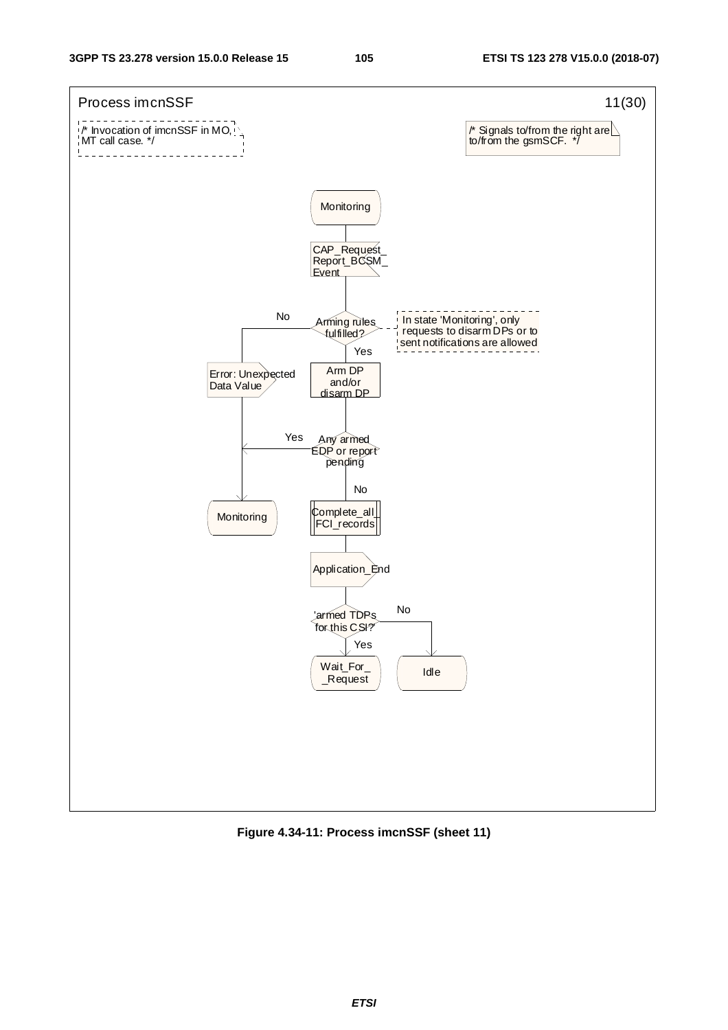Process imcnSSF 11(30)

/* Invocation of imcnSSF in MO, MT call case. */

/* Signals to/from the right are to/from the gsmSCF. */

Monitoring

CAP_Request_Report_BCSM_Event

Arming rules fulfilled?

In state 'Monitoring', only requests to disarm DPs or to sent notifications are allowed

No

Yes

Error: Unexpected Data Value

Arm DP and/or disarm DP

Any armed EDP or report pending

Yes

No

Monitoring

Complete_all_FCI_records

Application_End

'armed TDPs for this CSI?'

No

Yes

Wait_For_ _Request

Idle

**Figure 4.34-11: Process imcnSSF (sheet 11)**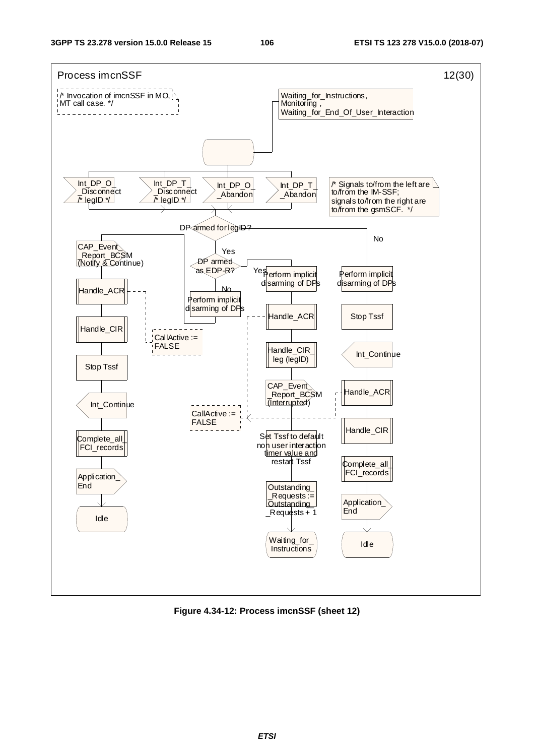Process imcnSSF 12(30)

/* Invocation of imcnSSF in MO, MT call case. */

Waiting_for_Instructions,
Monitoring ,
Waiting_for_End_Of_User_Interaction

Int_DP_O_ _Disconnect /* legID */

Int_DP_T_ _Disconnect /* legID */

Int_DP_O_ _Abandon

Int_DP_T_ _Abandon

/* Signals to/from the left are to/from the IM-SSF; signals to/from the right are to/from the gsmSCF. */

DP armed for legID?

Yes

No

DP armed as EDP-R?

Yes

No

CAP_Event_ _Report_BCSM (Notify & Continue)

Handle_ACR

Handle_CIR

Stop Tssf

Int_Continue

Complete_all_ FCI_records

Application_ End

Idle

CallActive := FALSE

Perform implicit disarming of DPs

Perform implicit disarming of DPs

Handle_ACR

Handle_CIR_ leg (legID)

CAP_Event_ _Report_BCSM (Interrupted)

CallActive := FALSE

Set Tssf to default non user interaction timer value and restart Tssf

Outstanding_ _Requests := Outstanding_ _Requests + 1

Waiting_for_ Instructions

Perform implicit disarming of DPs

Stop Tssf

Int_Continue

Handle_ACR

Handle_CIR

Complete_all_ FCI_records

Application_ End

Idle

Figure 4.34-12: Process imcnSSF (sheet 12)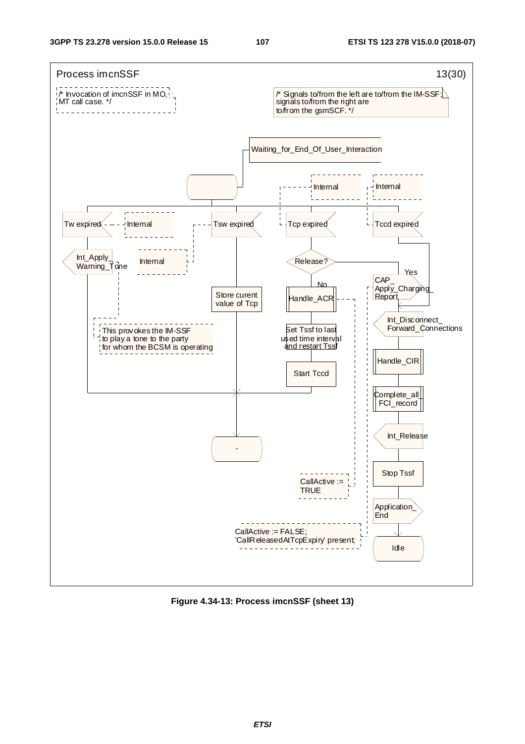Process imcnSSF 13(30)

/* Invocation of imcnSSF in MO, MT call case. */

/* Signals to/from the left are to/from the IM-SSF; signals to/from the right are to/from the gsmSCF. */

Waiting_for_End_Of_User_Interaction

Tw expired

Internal

Tsw expired

Internal

Tcp expired

Internal

Tccd expired

Internal

Int_Apply_Warning_Tone

This provokes the IM-SSF to play a tone to the party for whom the BCSM is operating

Store curent value of Tcp

Release?

Yes

No

Handle_ACR

Set Tssf to last used time interval and restart Tssf

Start Tccd

CAP_Apply_Charging_Report

Int_Disconnect_Forward_Connections

Handle_CIR

Complete_all_FCI_record

Int_Release

Stop Tssf

Application_End

Idle

-

CallActive := TRUE

CallActive := FALSE; 'CallReleasedAtTcpExpiry' present;

**Figure 4.34-13: Process imcnSSF (sheet 13)**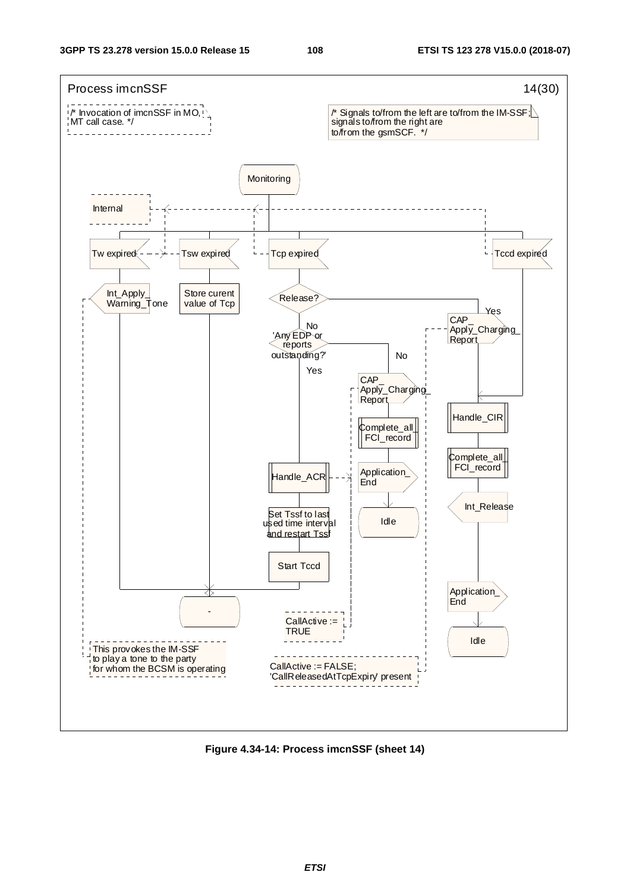Process imcnSSF 14(30)

/* Invocation of imcnSSF in MO, MT call case. */

/* Signals to/from the left are to/from the IM-SSF; signals to/from the right are to/from the gsmSCF. */

Monitoring

Internal

Tw expired

Tsw expired

Tcp expired

Tccd expired

Int_Apply_Warning_Tone

Store curent value of Tcp

Release?

Yes

No

'Any EDP or reports outstanding?'

No

Yes

CAP_Apply_Charging_Report

CAP_Apply_Charging_Report

Handle_CIR

Complete_all_FCI_record

Complete_all_FCI_record

Handle_ACR

Application_End

Int_Release

Set Tssf to last used time interval and restart Tssf

Idle

Start Tccd

Application_End

-

CallActive := TRUE

Idle

This provokes the IM-SSF to play a tone to the party for whom the BCSM is operating

CallActive := FALSE; 'CallReleasedAtTcpExpiry' present

**Figure 4.34-14: Process imcnSSF (sheet 14)**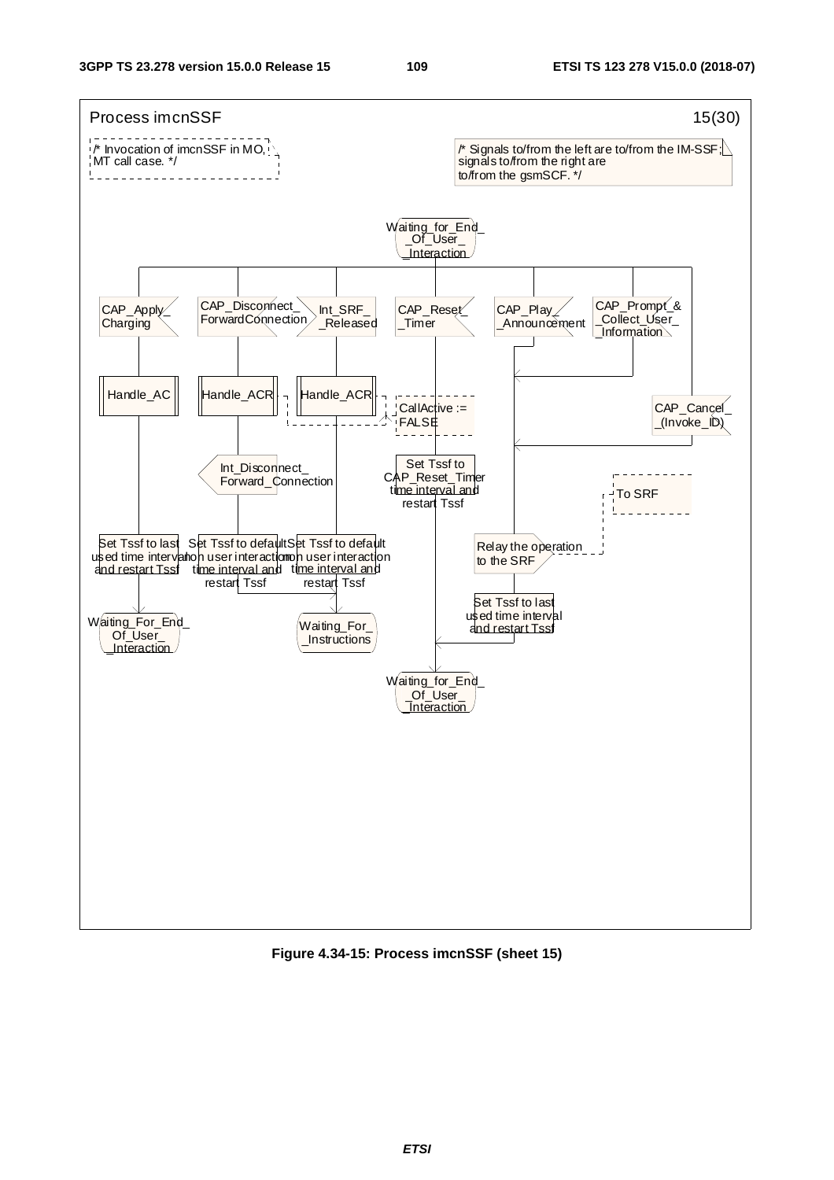Process imcnSSF 15(30)

/* Invocation of imcnSSF in MO, MT call case. */

/* Signals to/from the left are to/from the IM-SSF; signals to/from the right are to/from the gsmSCF. */

Waiting_for_End_ _Of_User_ _Interaction

CAP_Apply_ Charging

CAP_Disconnect_ ForwardConnection

Int_SRF_ _Released

CAP_Reset_ _Timer

CAP_Play_ _Announcement

CAP_Prompt_& _Collect_User_ _Information

Handle_AC

Handle_ACR

Handle_ACR

CallActive := FALSE

CAP_Cancel_ _(Invoke_ID)

Int_Disconnect_ Forward_Connection

Set Tssf to CAP_Reset_Timer time interval and restart Tssf

To SRF

Set Tssf to last used time interval and restart Tssf

Set Tssf to default non user interaction time interval and restart Tssf

Set Tssf to default non user interaction time interval and restart Tssf

Relay the operation to the SRF

Set Tssf to last used time interval and restart Tssf

Waiting_For_End_ Of_User_ _Interaction

Waiting_For_ _Instructions

Waiting_for_End_ _Of_User_ _Interaction

**Figure 4.34-15: Process imcnSSF (sheet 15)**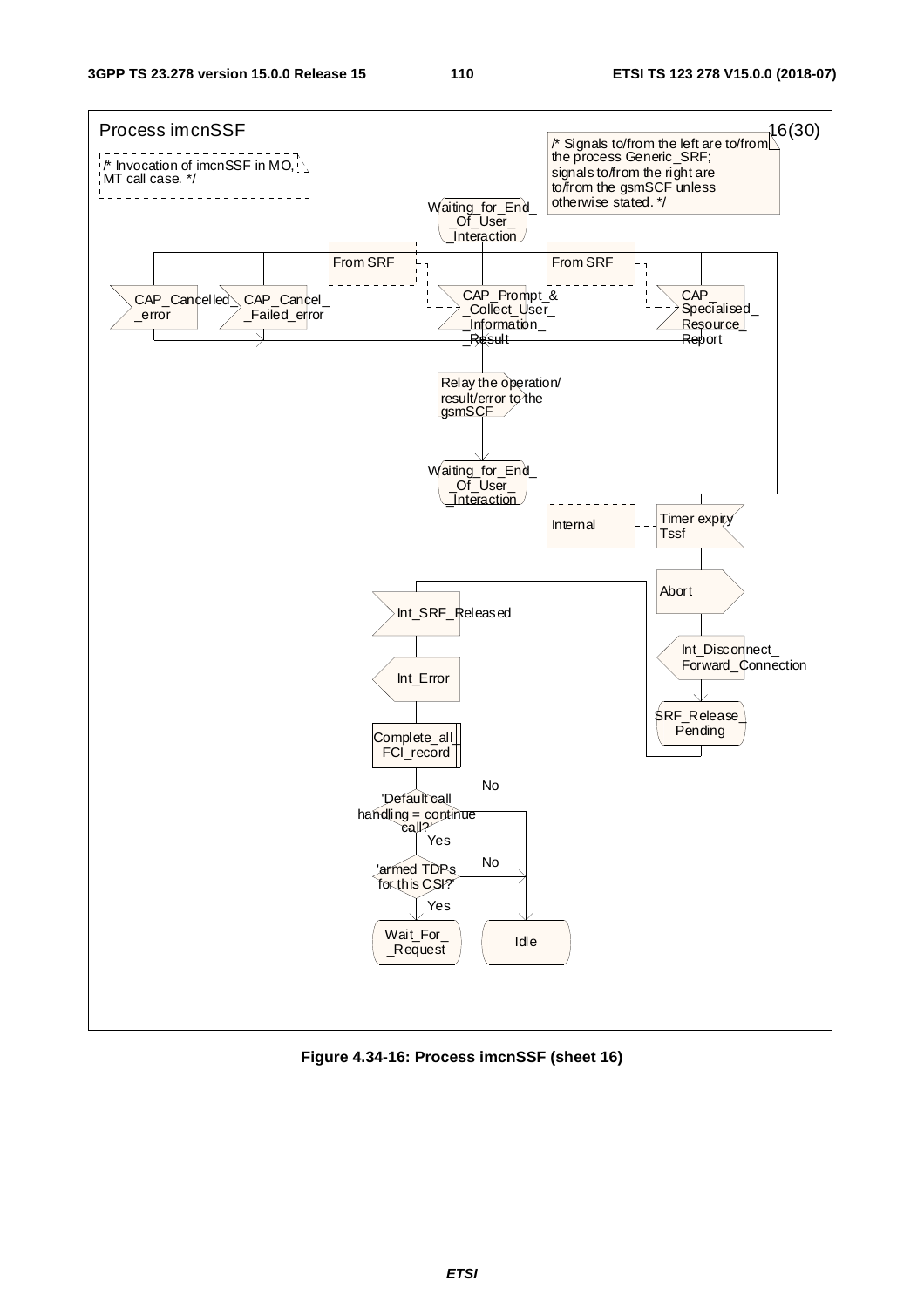Process imcnSSF 16(30)

/* Invocation of imcnSSF in MO, MT call case. */

/* Signals to/from the left are to/from the process Generic_SRF; signals to/from the right are to/from the gsmSCF unless otherwise stated. */

Waiting_for_End_ _Of_User_ _Interaction

CAP_Cancelled_ _error

CAP_Cancel_ _Failed_error

From SRF

CAP_Prompt_& _Collect_User_ _Information_ _Result

From SRF

CAP_ Specialised_ Resource_ Report

Relay the operation/ result/error to the gsmSCF

Waiting_for_End_ _Of_User_ _Interaction

Internal

Timer expiry Tssf

Abort

Int_Disconnect_ Forward_Connection

SRF_Release_ Pending

Int_SRF_Released

Int_Error

Complete_all_ FCI_record

'Default call handling = continue call?'

No

Yes

'armed TDPs for this CSI?'

No

Yes

Wait_For_ _Request

Idle

**Figure 4.34-16: Process imcnSSF (sheet 16)**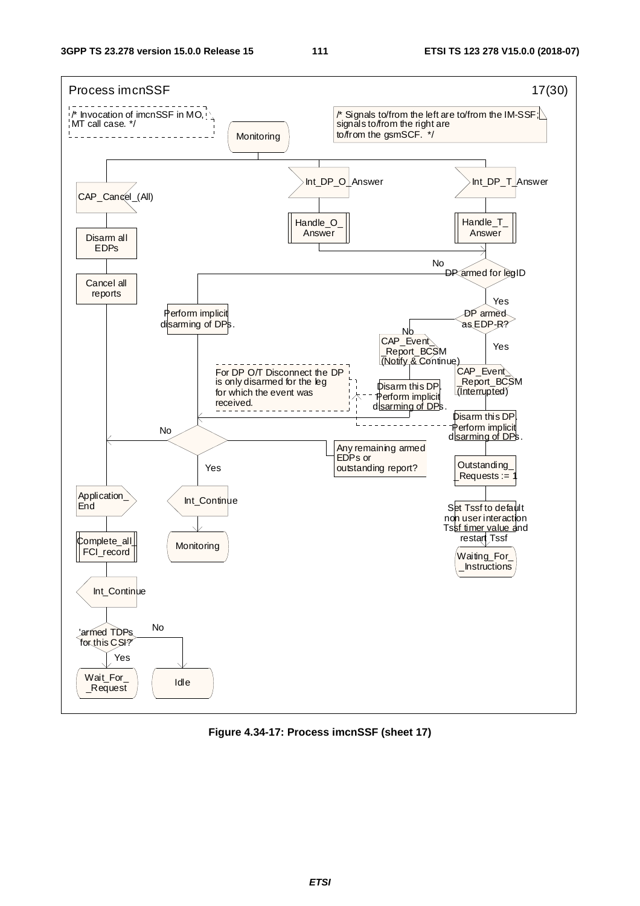Process imcnSSF 17(30)

/* Invocation of imcnSSF in MO, MT call case. */

/* Signals to/from the left are to/from the IM-SSF; signals to/from the right are to/from the gsmSCF. */

Monitoring

CAP_Cancel_(All)

Disarm all EDPs

Cancel all reports

Int_DP_O_Answer

Handle_O_ Answer

Int_DP_T_Answer

Handle_T_ Answer

DP armed for legID

No

Yes

Perform implicit disarming of DPs.

DP armed as EDP-R?

No

Yes

CAP_Event_ _Report_BCSM (Notify & Continue)

CAP_Event_ _Report_BCSM (Interrupted)

For DP O/T Disconnect the DP is only disarmed for the leg for which the event was received.

Disarm this DP. Perform implicit disarming of DPs.

Disarm this DP. Perform implicit disarming of DPs.

No

Any remaining armed EDPs or outstanding report?

Yes

Outstanding_ _Requests := 1

Set Tssf to default non user interaction Tssf timer value and restart Tssf

Waiting_For_ _Instructions

Application_ End

Int_Continue

Monitoring

Complete_all_ FCI_record

Int_Continue

'armed TDPs for this CSI?'

No

Yes

Wait_For_ _Request

Idle

**Figure 4.34-17: Process imcnSSF (sheet 17)**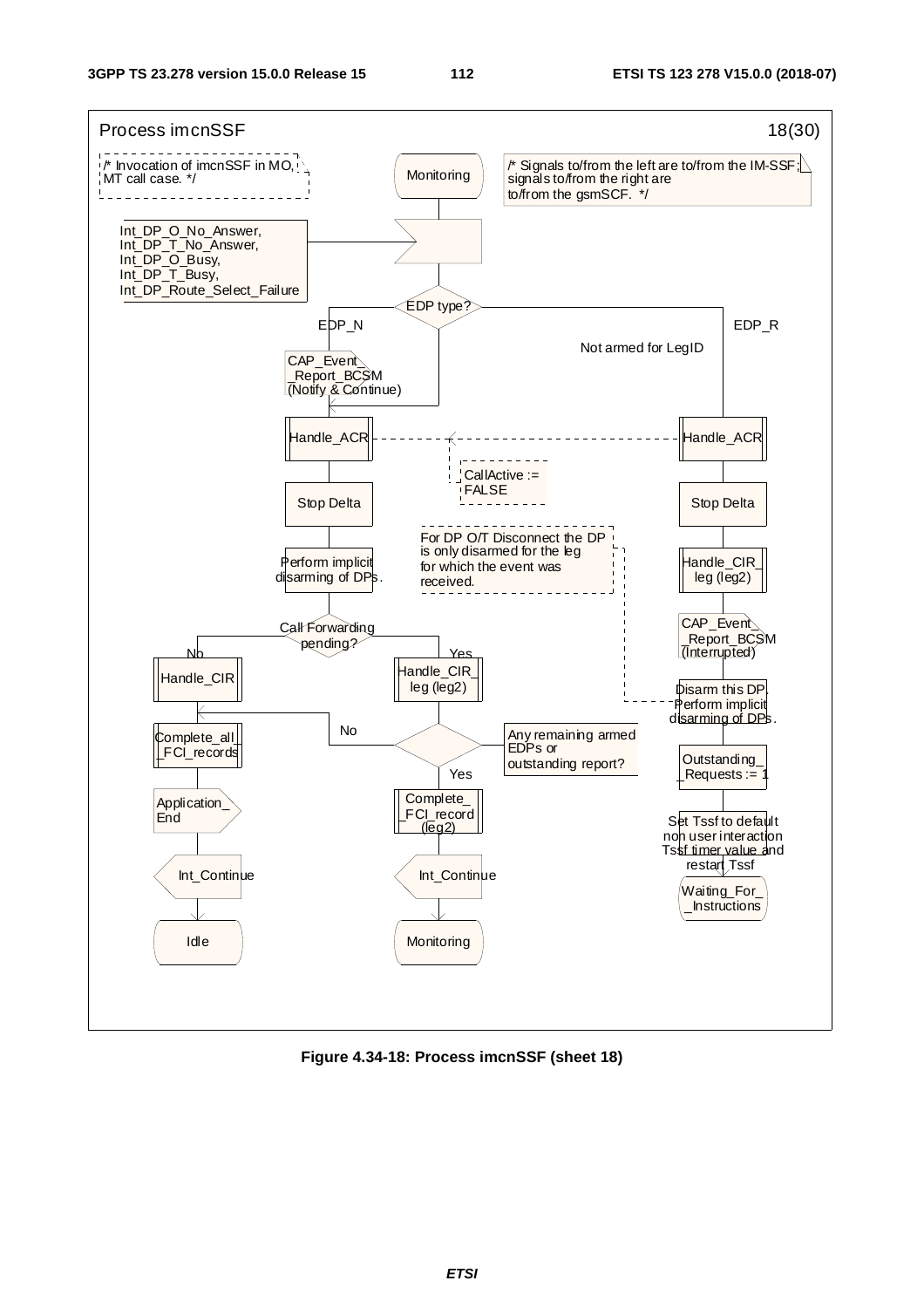Process imcnSSF 18(30)

/* Invocation of imcnSSF in MO, MT call case. */

/* Signals to/from the left are to/from the IM-SSF; signals to/from the right are to/from the gsmSCF. */

Monitoring

Int_DP_O_No_Answer,
Int_DP_T_No_Answer,
Int_DP_O_Busy,
Int_DP_T_Busy,
Int_DP_Route_Select_Failure

EDP type?

EDP_N

Not armed for LegID

EDP_R

CAP_Event_
_Report_BCSM
(Notify & Continue)

Handle_ACR

Handle_ACR

CallActive := FALSE

Stop Delta

Stop Delta

For DP O/T Disconnect the DP is only disarmed for the leg for which the event was received.

Perform implicit disarming of DPs.

Handle_CIR_
leg (leg2)

CAP_Event_
_Report_BCSM
(Interrupted)

Call Forwarding pending?

No

Yes

Handle_CIR

Handle_CIR_
leg (leg2)

Disarm this DP.
Perform implicit disarming of DPs.

No

Any remaining armed EDPs or outstanding report?

Complete_all_
_FCI_records

Yes

Outstanding_
_Requests := 1

Application_
End

Complete_
_FCI_record
(leg2)

Set Tssf to default non user interaction Tssf timer value and restart Tssf

Int_Continue

Int_Continue

Waiting_For_
_Instructions

Idle

Monitoring

**Figure 4.34-18: Process imcnSSF (sheet 18)**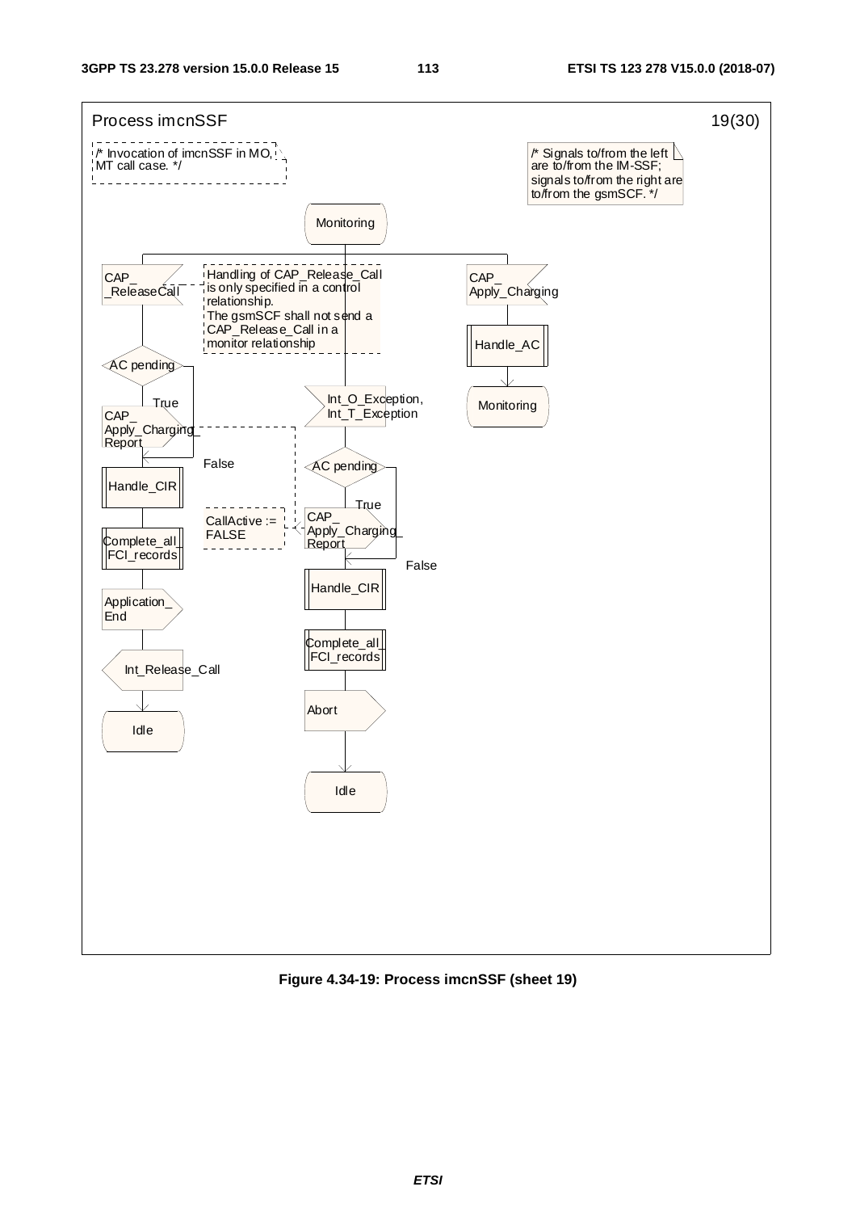Process imcnSSF 19(30)

/* Invocation of imcnSSF in MO, MT call case. */

/* Signals to/from the left are to/from the IM-SSF; signals to/from the right are to/from the gsmSCF. */

Monitoring

CAP_ _ReleaseCall

Handling of CAP_Release_Call is only specified in a control relationship.
The gsmSCF shall not send a CAP_Release_Call in a monitor relationship

CAP_ Apply_Charging

Handle_AC

Monitoring

AC pending

True

CAP_ Apply_Charging_ Report

False

Handle_CIR

Complete_all_ FCI_records

Application_ End

Int_Release_Call

Idle

Int_O_Exception, Int_T_Exception

AC pending

True

CallActive := FALSE

CAP_ Apply_Charging_ Report

False

Handle_CIR

Complete_all_ FCI_records

Abort

Idle

**Figure 4.34-19: Process imcnSSF (sheet 19)**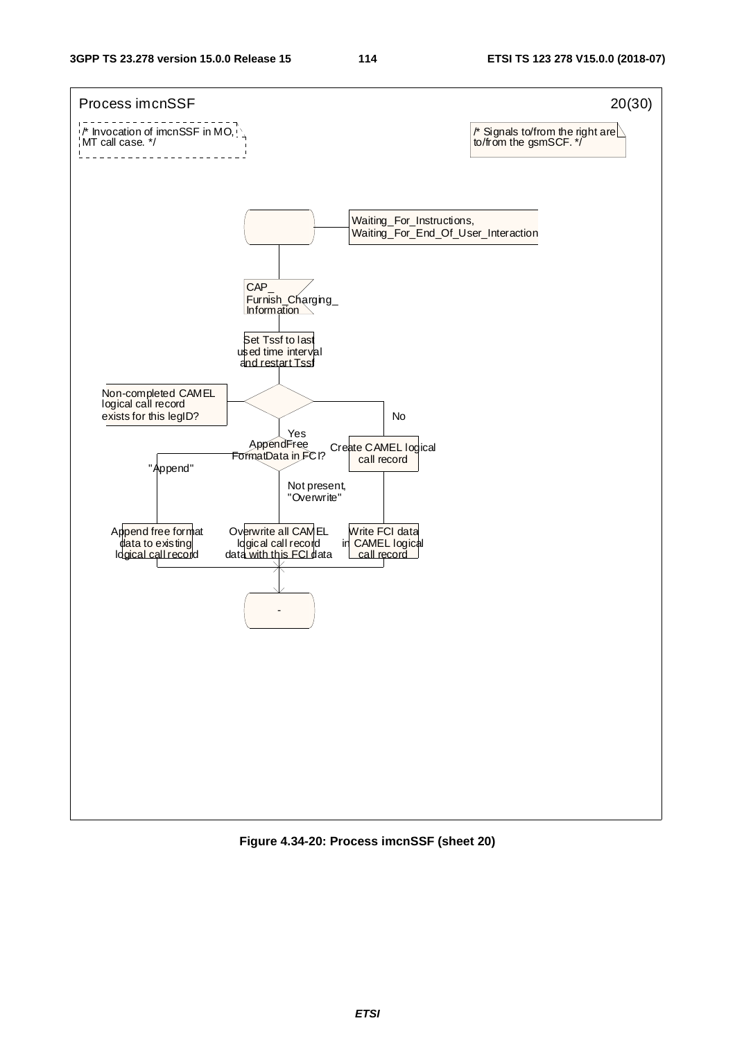Process imcnSSF

20(30)

/* Invocation of imcnSSF in MO, MT call case. */

/* Signals to/from the right are to/from the gsmSCF. */

Waiting_For_Instructions, Waiting_For_End_Of_User_Interaction

CAP_ Furnish_Charging_ Information

Set Tssf to last used time interval and restart Tssf

Non-completed CAMEL logical call record exists for this legID?

Yes

No

AppendFree FormatData in FCI?

Create CAMEL logical call record

"Append"

Not present, "Overwrite"

Append free format data to existing logical call record

Overwrite all CAMEL logical call record data with this FCI data

Write FCI data in CAMEL logical call record

-

**Figure 4.34-20: Process imcnSSF (sheet 20)**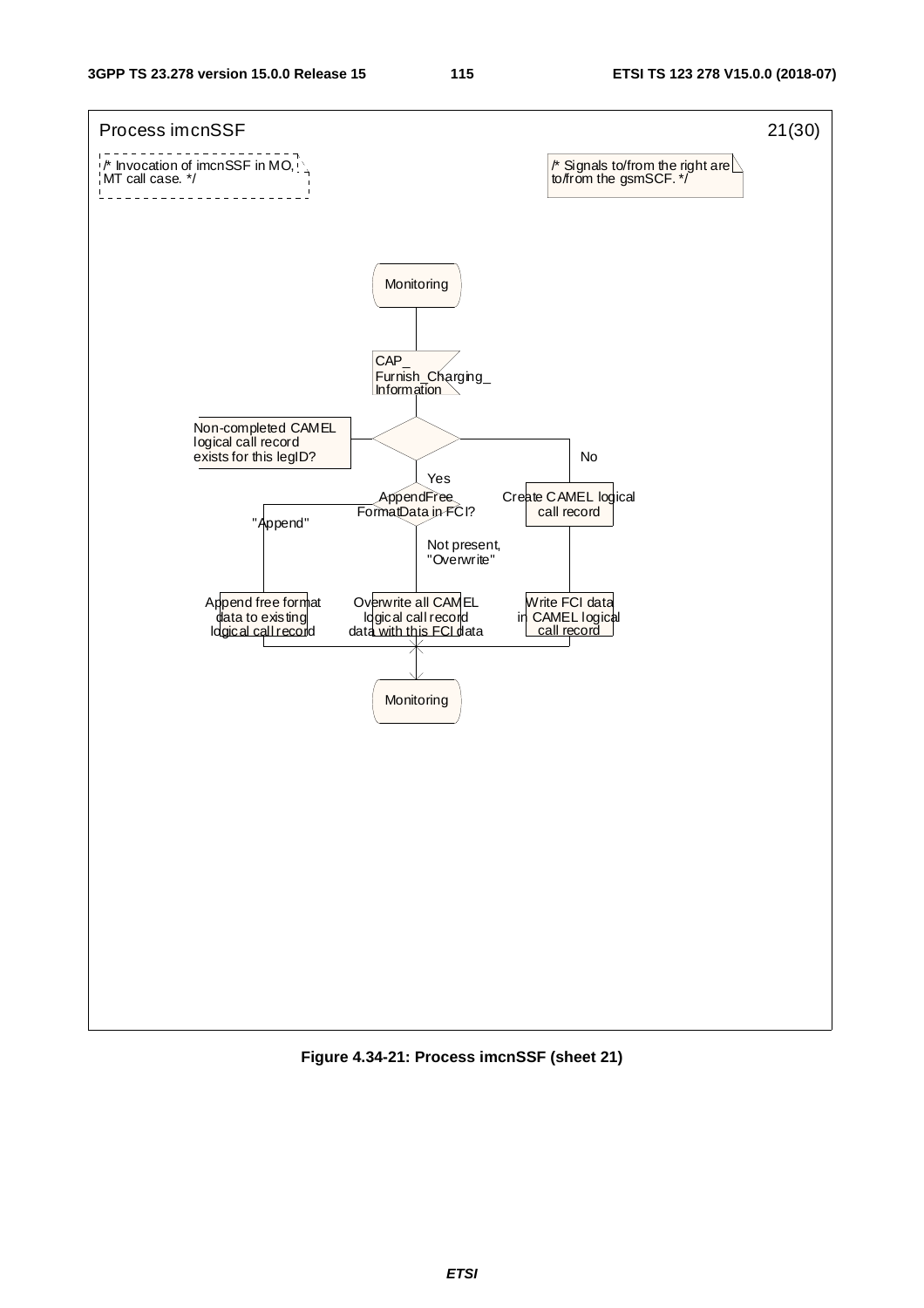Process imcnSSF 21(30)

/* Invocation of imcnSSF in MO, MT call case. */

/* Signals to/from the right are to/from the gsmSCF. */

Monitoring

CAP_Furnish_Charging_Information

Non-completed CAMEL logical call record exists for this legID?

Yes

No

AppendFreeFormatData in FCI?

"Append"

Not present, "Overwrite"

Create CAMEL logical call record

Append free format data to existing logical call record

Overwrite all CAMEL logical call record data with this FCI data

Write FCI data in CAMEL logical call record

Monitoring

**Figure 4.34-21: Process imcnSSF (sheet 21)**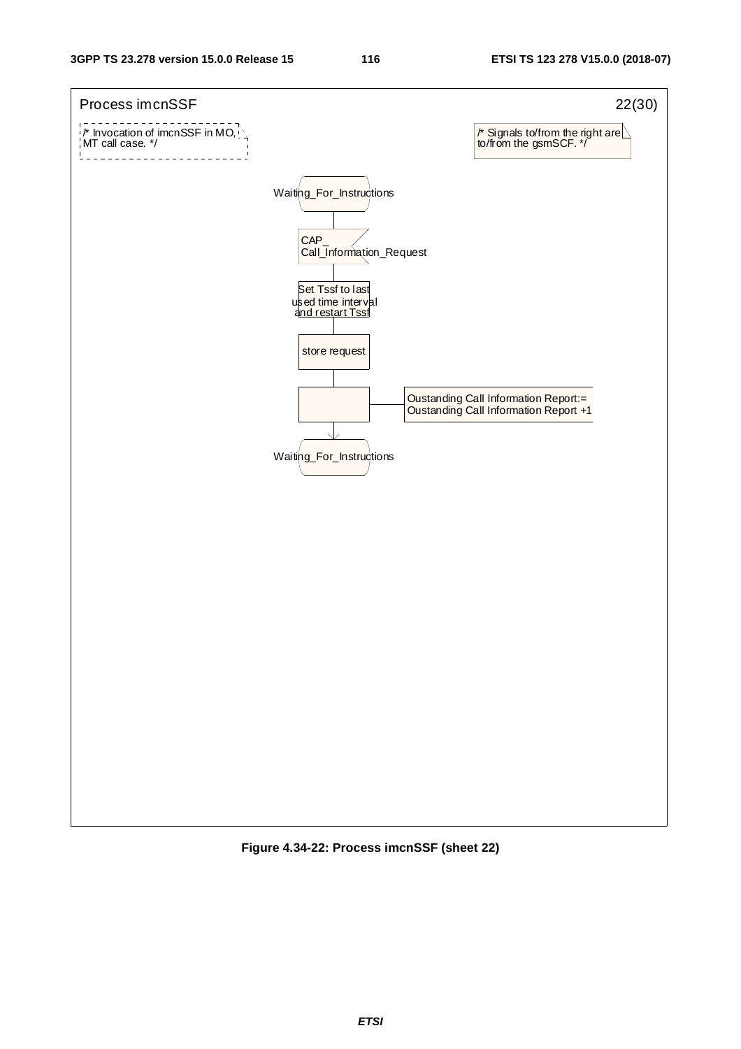Process imcnSSF 22(30)

/* Invocation of imcnSSF in MO, MT call case. */

/* Signals to/from the right are to/from the gsmSCF. */

Waiting_For_Instructions

CAP_ Call_Information_Request

Set Tssf to last used time interval and restart Tssf

store request

Oustanding Call Information Report:= Oustanding Call Information Report +1

Waiting_For_Instructions

**Figure 4.34-22: Process imcnSSF (sheet 22)**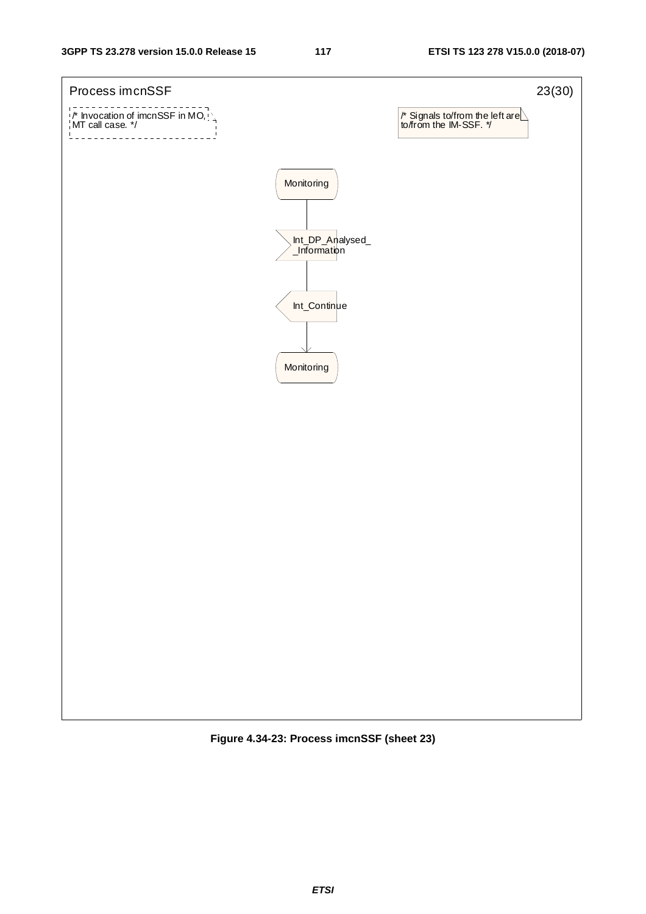Process imcnSSF 23(30)

/* Invocation of imcnSSF in MO, MT call case. */

/* Signals to/from the left are to/from the IM-SSF. */

Monitoring

Int_DP_Analysed_ _Information

Int_Continue

Monitoring

**Figure 4.34-23: Process imcnSSF (sheet 23)**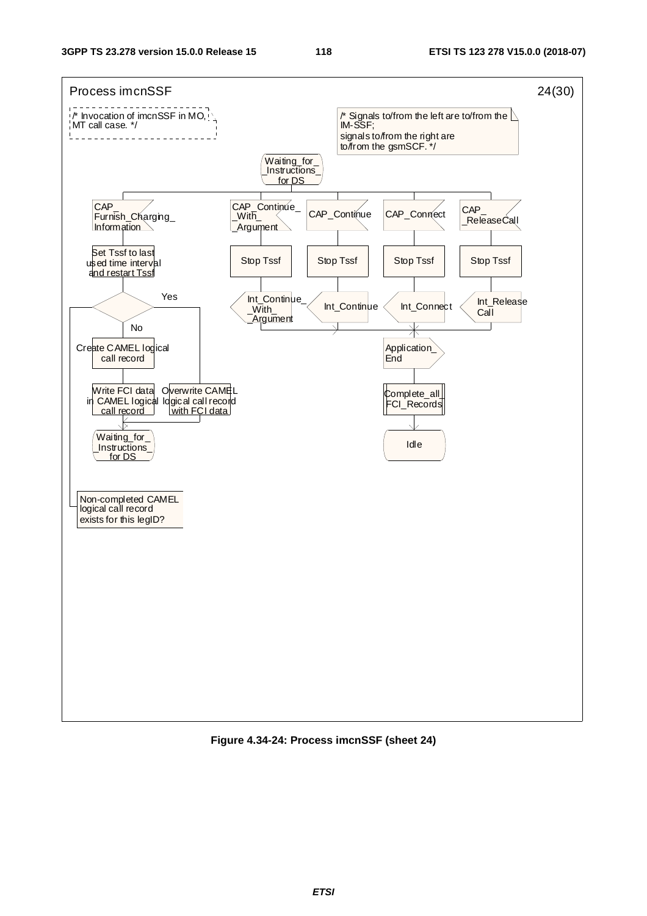Process imcnSSF 24(30)

/* Invocation of imcnSSF in MO, MT call case. */

/* Signals to/from the left are to/from the IM-SSF; signals to/from the right are to/from the gsmSCF. */

Waiting_for_ _Instructions_ for DS

CAP_ Furnish_Charging_ Information

Set Tssf to last used time interval and restart Tssf

Non-completed CAMEL logical call record exists for this legID?

Yes

No

Create CAMEL logical call record

Write FCI data in CAMEL logical call record

Overwrite CAMEL logical call record with FCI data

Waiting_for_ _Instructions_ for DS

CAP_Continue_ _With_ _Argument

Stop Tssf

Int_Continue_ _With_ _Argument

CAP_Continue

Stop Tssf

Int_Continue

CAP_Connect

Stop Tssf

Int_Connect

CAP_ _ReleaseCall

Stop Tssf

Int_Release Call

Application_ End

Complete_all_ FCI_Records

Idle

**Figure 4.34-24: Process imcnSSF (sheet 24)**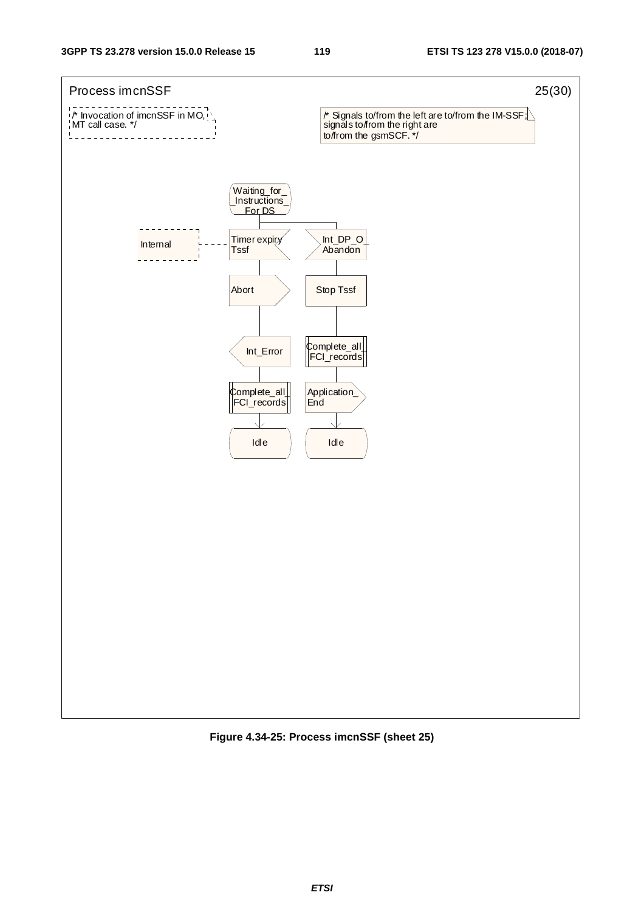Process imcnSSF 25(30)

/* Invocation of imcnSSF in MO, MT call case. */

/* Signals to/from the left are to/from the IM-SSF; signals to/from the right are to/from the gsmSCF. */

Waiting_for_ _Instructions_ For DS

Internal

Timer expiry Tssf

Int_DP_O_ Abandon

Abort

Stop Tssf

Int_Error

Complete_all_ FCI_records

Complete_all_ FCI_records

Application_ End

Idle

Idle

**Figure 4.34-25: Process imcnSSF (sheet 25)**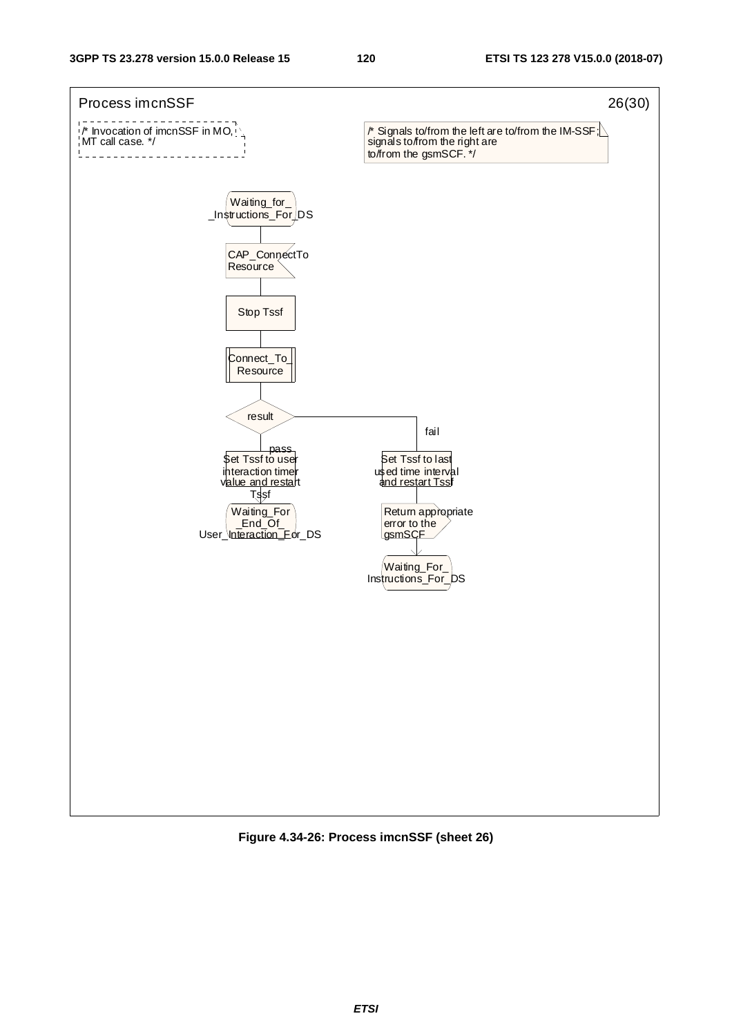Process imcnSSF 26(30)

/* Invocation of imcnSSF in MO, MT call case. */

/* Signals to/from the left are to/from the IM-SSF; signals to/from the right are to/from the gsmSCF. */

Waiting_for_ _Instructions_For_DS

CAP_ConnectTo Resource

Stop Tssf

Connect_To_ Resource

result

pass

fail

Set Tssf to user interaction timer value and restart Tssf

Waiting_For _End_Of_ User_Interaction_For_DS

Set Tssf to last used time interval and restart Tssf

Return appropriate error to the gsmSCF

Waiting_For_ Instructions_For_DS

**Figure 4.34-26: Process imcnSSF (sheet 26)**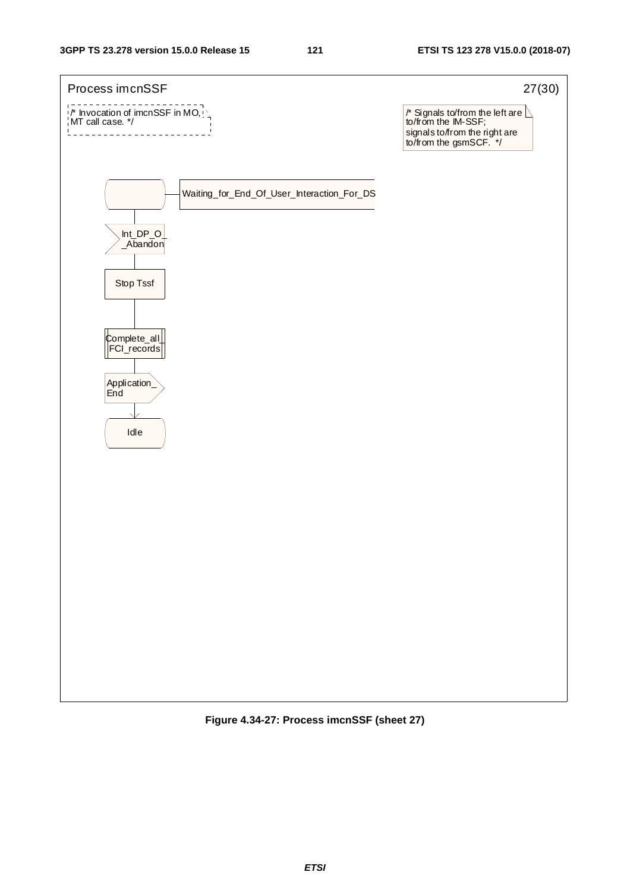Process imcnSSF 27(30)

/* Invocation of imcnSSF in MO, MT call case. */

/* Signals to/from the left are to/from the IM-SSF; signals to/from the right are to/from the gsmSCF. */

Waiting_for_End_Of_User_Interaction_For_DS

Int_DP_O__Abandon

Stop Tssf

Complete_all_FCI_records

Application_End

Idle

**Figure 4.34-27: Process imcnSSF (sheet 27)**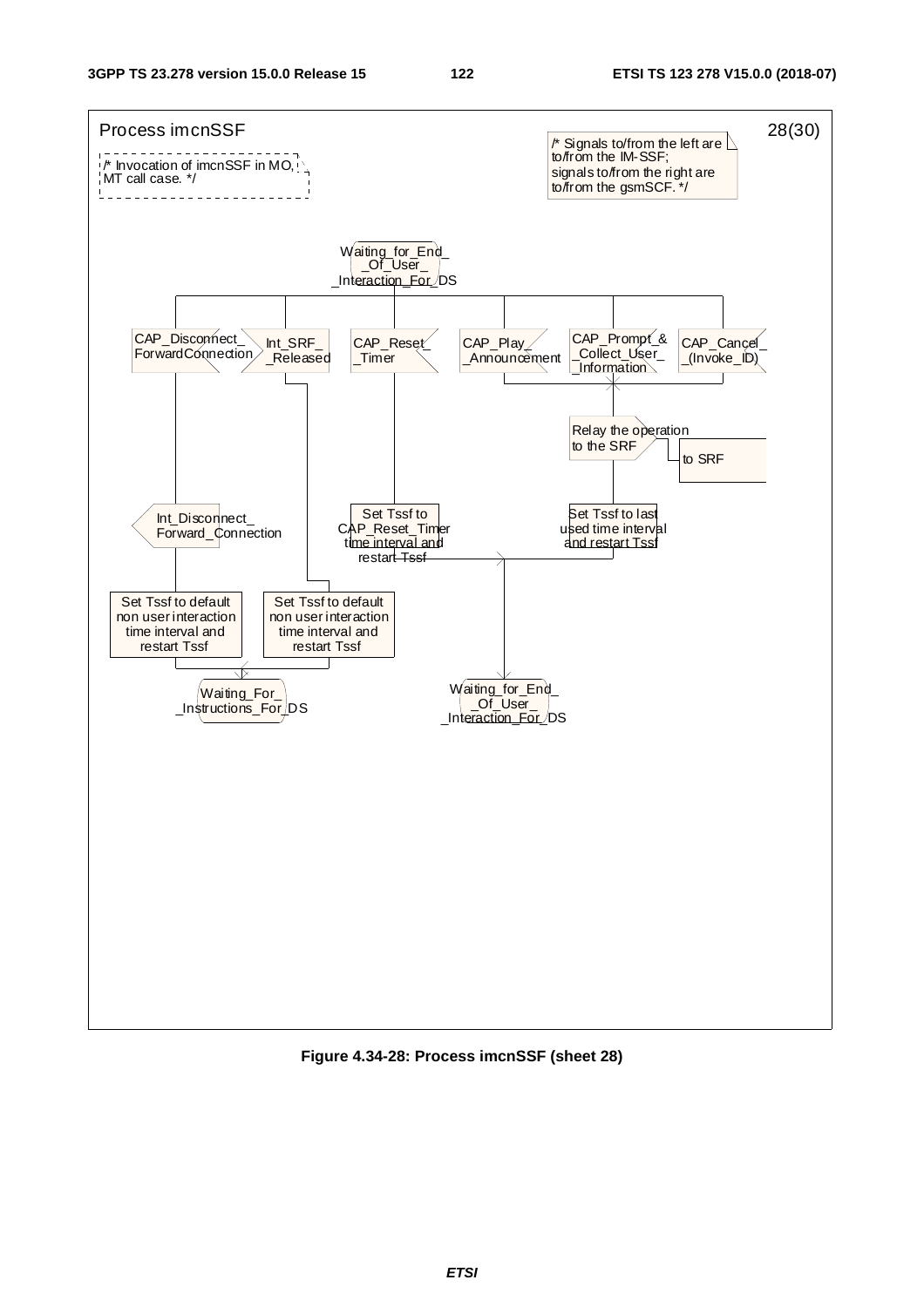Process imcnSSF

28(30)

/* Invocation of imcnSSF in MO, MT call case. */

/* Signals to/from the left are to/from the IM-SSF; signals to/from the right are to/from the gsmSCF. */

Waiting_for_End_ _Of_User_ _Interaction_For_DS

CAP_Disconnect_ ForwardConnection

Int_SRF_ _Released

CAP_Reset_ _Timer

CAP_Play_ _Announcement

CAP_Prompt_& _Collect_User_ _Information

CAP_Cancel_ _(Invoke_ID)

Relay the operation to the SRF

to SRF

Int_Disconnect_ Forward_Connection

Set Tssf to CAP_Reset_Timer time interval and restart Tssf

Set Tssf to last used time interval and restart Tssf

Set Tssf to default non user interaction time interval and restart Tssf

Set Tssf to default non user interaction time interval and restart Tssf

Waiting_For_ _Instructions_For_DS

Waiting_for_End_ _Of_User_ _Interaction_For_DS

**Figure 4.34-28: Process imcnSSF (sheet 28)**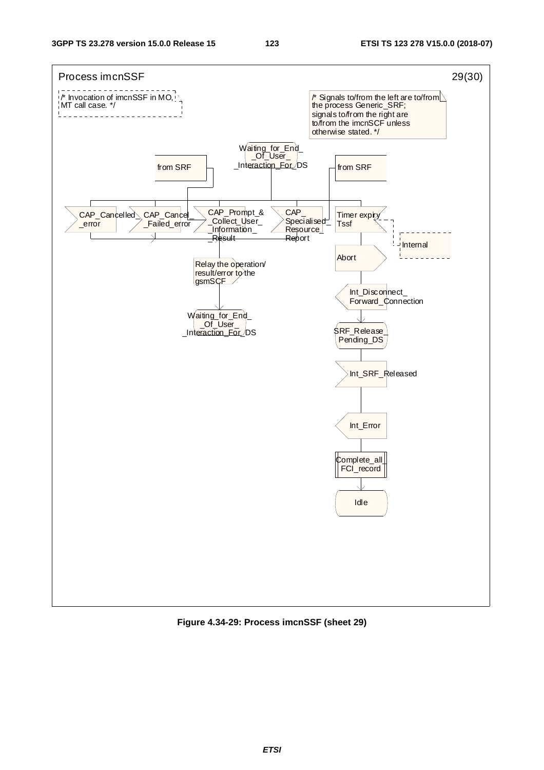Process imcnSSF 29(30)

/* Invocation of imcnSSF in MO, MT call case. */

/* Signals to/from the left are to/from the process Generic_SRF; signals to/from the right are to/from the imcnSCF unless otherwise stated. */

Waiting_for_End_ _Of_User_ _Interaction_For_DS

from SRF

from SRF

CAP_Cancelled_ _error

CAP_Cancel_ _Failed_error

CAP_Prompt_& _Collect_User_ _Information_ _Result

CAP_ Specialised_ Resource_ Report

Timer expiry Tssf

Internal

Relay the operation/ result/error to the gsmSCF

Waiting_for_End_ _Of_User_ _Interaction_For_DS

Abort

Int_Disconnect_ Forward_Connection

SRF_Release_ Pending_DS

Int_SRF_Released

Int_Error

Complete_all_ FCI_record

Idle

**Figure 4.34-29: Process imcnSSF (sheet 29)**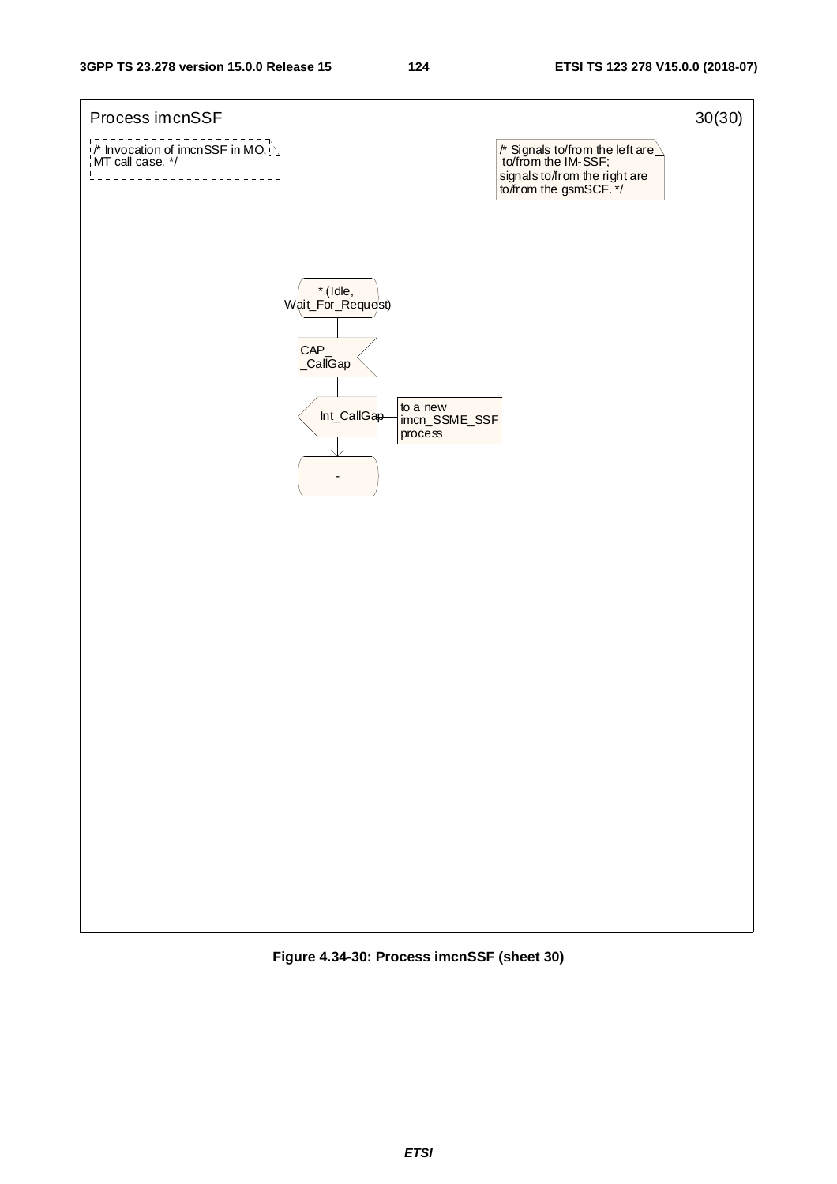Process imcnSSF 30(30)

/* Invocation of imcnSSF in MO, MT call case. */

/* Signals to/from the left are to/from the IM-SSF; signals to/from the right are to/from the gsmSCF. */

* (Idle, Wait_For_Request)

CAP_ _CallGap

Int_CallGap

to a new imcn_SSME_SSF process

-

**Figure 4.34-30: Process imcnSSF (sheet 30)**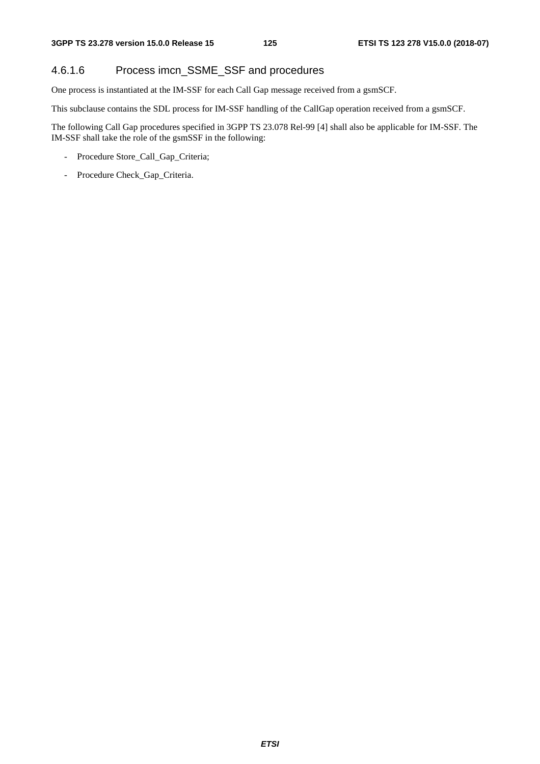#### 4.6.1.6 Process imcn_SSME_SSF and procedures

One process is instantiated at the IM-SSF for each Call Gap message received from a gsmSCF.

This subclause contains the SDL process for IM-SSF handling of the CallGap operation received from a gsmSCF.

The following Call Gap procedures specified in 3GPP TS 23.078 Rel-99 [4] shall also be applicable for IM-SSF. The IM-SSF shall take the role of the gsmSSF in the following:

- Procedure Store_Call_Gap_Criteria;
- Procedure Check_Gap_Criteria.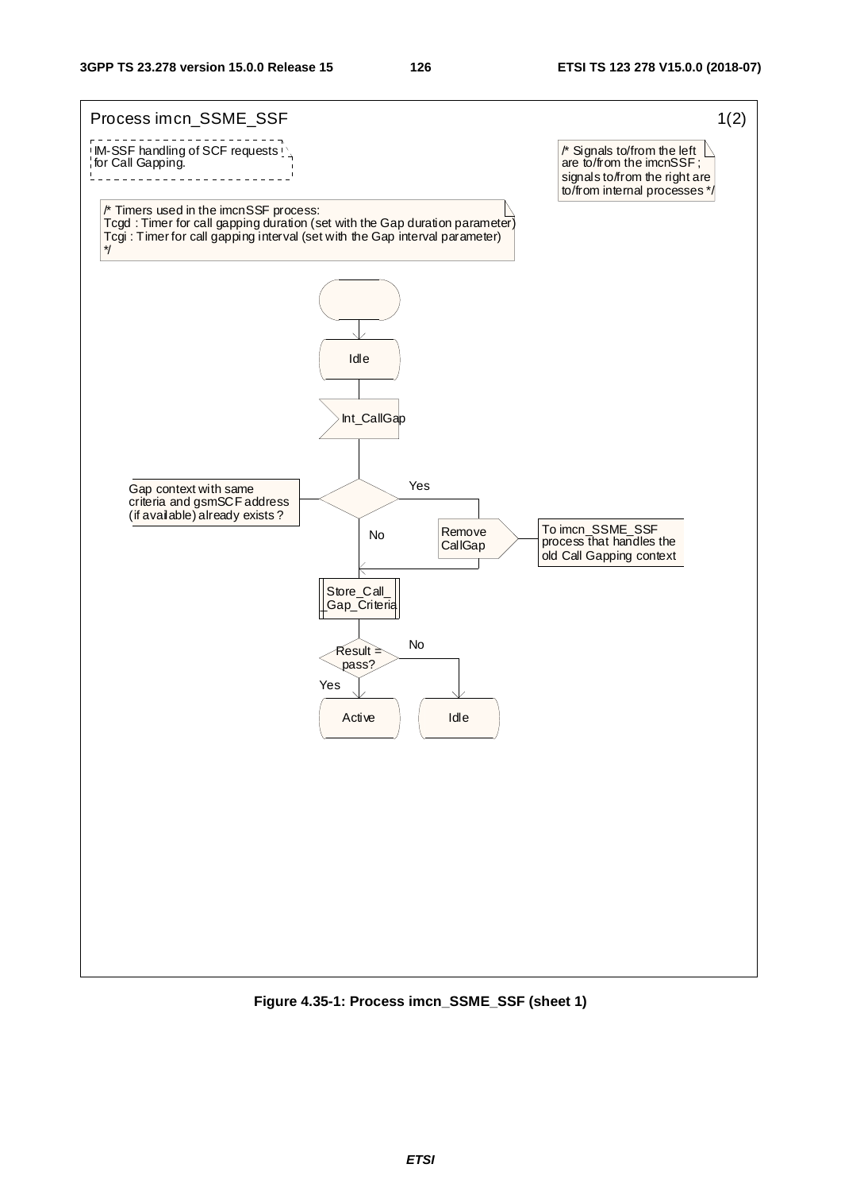Process imcn_SSME_SSF 1(2)

IM-SSF handling of SCF requests for Call Gapping.

/* Signals to/from the left are to/from the imcnSSF ; signals to/from the right are to/from internal processes */

/* Timers used in the imcnSSF process:
Tcgd : Timer for call gapping duration (set with the Gap duration parameter)
Tcgi : Timer for call gapping interval (set with the Gap interval parameter)
*/

Idle

Int_CallGap

Gap context with same criteria and gsmSCF address (if available) already exists ?

Yes

Remove CallGap

To imcn_SSME_SSF process that handles the old Call Gapping context

No

Store_Call_Gap_Criteria

Result = pass?

No

Yes

Active

Idle

**Figure 4.35-1: Process imcn_SSME_SSF (sheet 1)**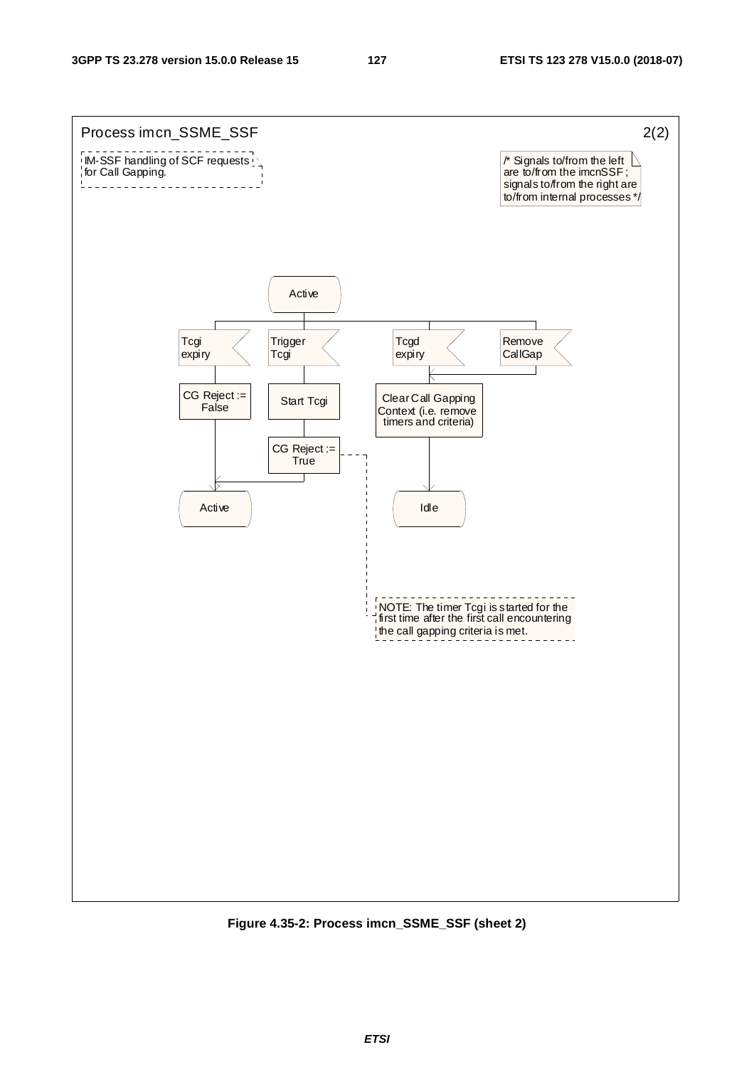Process imcn_SSME_SSF 2(2)

IM-SSF handling of SCF requests for Call Gapping.

/* Signals to/from the left are to/from the imcnSSF ; signals to/from the right are to/from internal processes */

Active

Tcgi expiry

Trigger Tcgi

Tcgd expiry

Remove CallGap

CG Reject := False

Start Tcgi

CG Reject := True

Clear Call Gapping Context (i.e. remove timers and criteria)

Active

Idle

NOTE: The timer Tcgi is started for the first time after the first call encountering the call gapping criteria is met.

**Figure 4.35-2: Process imcn_SSME_SSF (sheet 2)**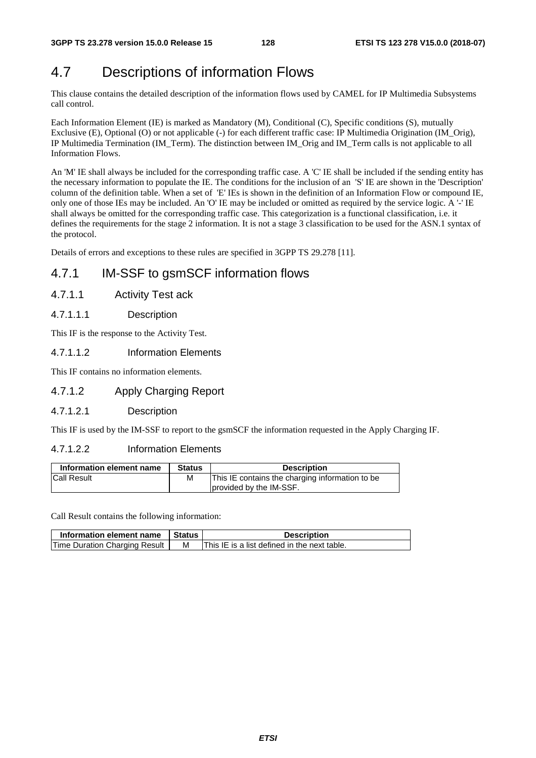# 4.7 Descriptions of information Flows

This clause contains the detailed description of the information flows used by CAMEL for IP Multimedia Subsystems call control.

Each Information Element (IE) is marked as Mandatory (M), Conditional (C), Specific conditions (S), mutually Exclusive (E), Optional (O) or not applicable (-) for each different traffic case: IP Multimedia Origination (IM_Orig), IP Multimedia Termination (IM_Term). The distinction between IM_Orig and IM_Term calls is not applicable to all Information Flows.

An 'M' IE shall always be included for the corresponding traffic case. A 'C' IE shall be included if the sending entity has the necessary information to populate the IE. The conditions for the inclusion of an 'S' IE are shown in the 'Description' column of the definition table. When a set of 'E' IEs is shown in the definition of an Information Flow or compound IE, only one of those IEs may be included. An 'O' IE may be included or omitted as required by the service logic. A '-' IE shall always be omitted for the corresponding traffic case. This categorization is a functional classification, i.e. it defines the requirements for the stage 2 information. It is not a stage 3 classification to be used for the ASN.1 syntax of the protocol.

Details of errors and exceptions to these rules are specified in 3GPP TS 29.278 [11].

## 4.7.1 IM-SSF to gsmSCF information flows

### 4.7.1.1 Activity Test ack

#### 4.7.1.1.1 Description

This IF is the response to the Activity Test.

#### 4.7.1.1.2 Information Elements

This IF contains no information elements.

### 4.7.1.2 Apply Charging Report

#### 4.7.1.2.1 Description

This IF is used by the IM-SSF to report to the gsmSCF the information requested in the Apply Charging IF.

#### 4.7.1.2.2 Information Elements

| Information element name | Status | Description |
|---|---|---|
| Call Result | M | This IE contains the charging information to be provided by the IM-SSF. |

Call Result contains the following information:

| Information element name | Status | Description |
|---|---|---|
| Time Duration Charging Result | M | This IE is a list defined in the next table. |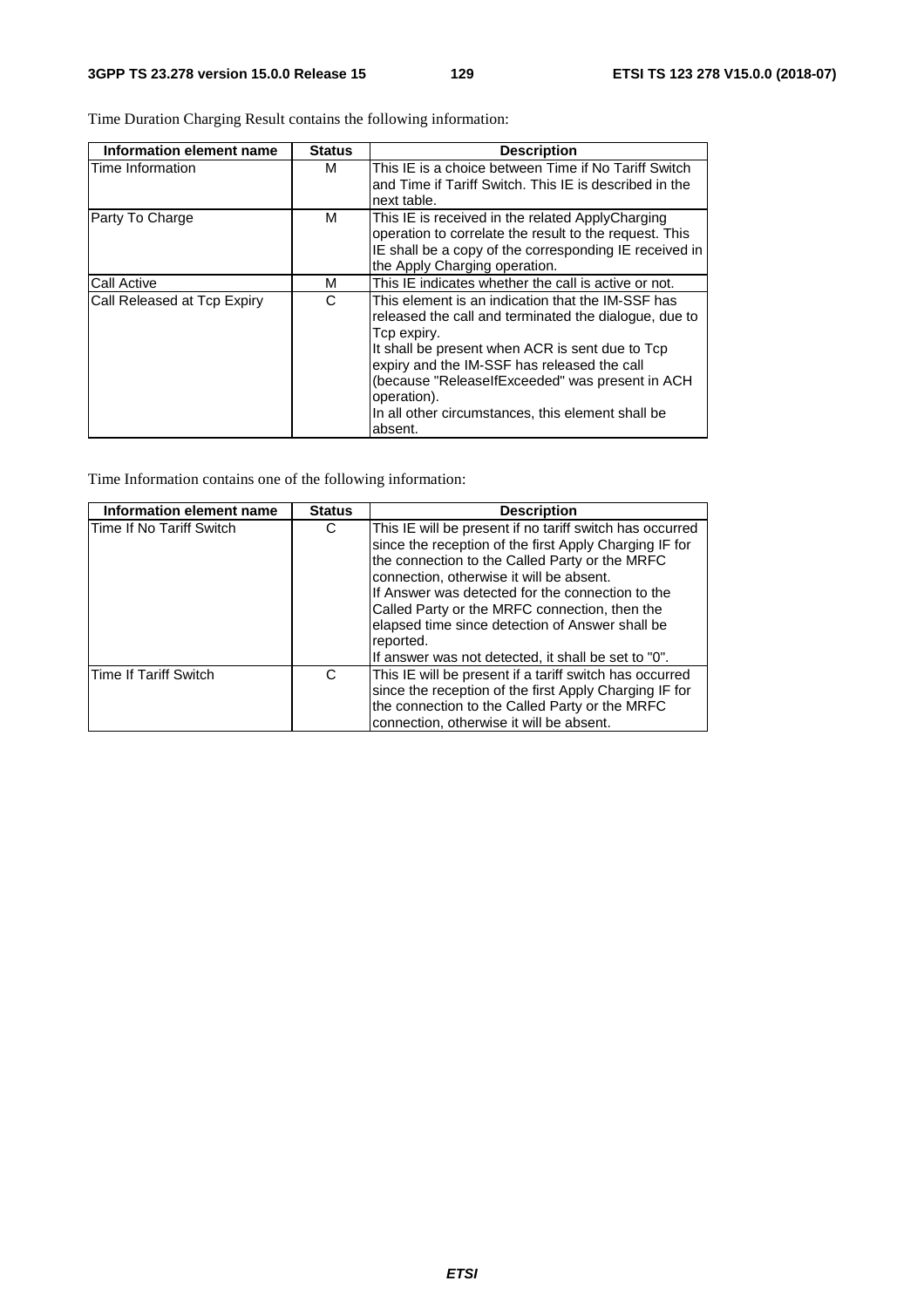Time Duration Charging Result contains the following information:

| Information element name | Status | Description |
|---|---|---|
| Time Information | M | This IE is a choice between Time if No Tariff Switch and Time if Tariff Switch. This IE is described in the next table. |
| Party To Charge | M | This IE is received in the related ApplyCharging operation to correlate the result to the request. This IE shall be a copy of the corresponding IE received in the Apply Charging operation. |
| Call Active | M | This IE indicates whether the call is active or not. |
| Call Released at Tcp Expiry | C | This element is an indication that the IM-SSF has released the call and terminated the dialogue, due to Tcp expiry.<br>It shall be present when ACR is sent due to Tcp expiry and the IM-SSF has released the call (because "ReleaseIfExceeded" was present in ACH operation).<br>In all other circumstances, this element shall be absent. |

Time Information contains one of the following information:

| Information element name | Status | Description |
|---|---|---|
| Time If No Tariff Switch | C | This IE will be present if no tariff switch has occurred since the reception of the first Apply Charging IF for the connection to the Called Party or the MRFC connection, otherwise it will be absent.<br>If Answer was detected for the connection to the Called Party or the MRFC connection, then the elapsed time since detection of Answer shall be reported.<br>If answer was not detected, it shall be set to "0". |
| Time If Tariff Switch | C | This IE will be present if a tariff switch has occurred since the reception of the first Apply Charging IF for the connection to the Called Party or the MRFC connection, otherwise it will be absent. |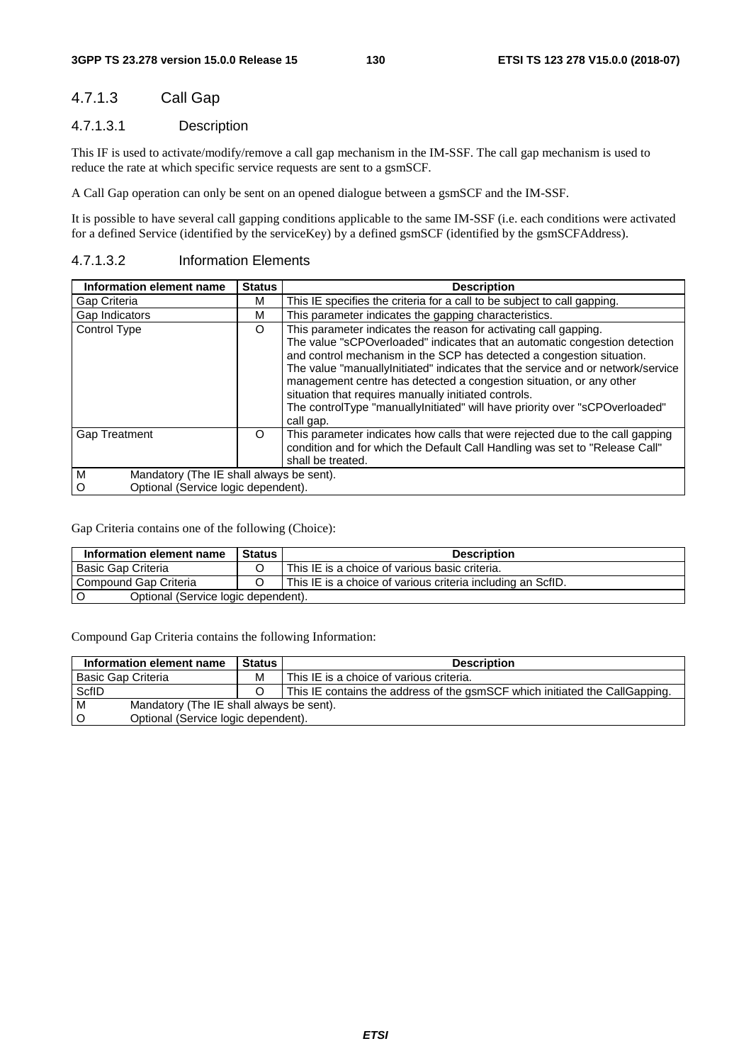#### 4.7.1.3 Call Gap

##### 4.7.1.3.1 Description

This IF is used to activate/modify/remove a call gap mechanism in the IM-SSF. The call gap mechanism is used to reduce the rate at which specific service requests are sent to a gsmSCF.

A Call Gap operation can only be sent on an opened dialogue between a gsmSCF and the IM-SSF.

It is possible to have several call gapping conditions applicable to the same IM-SSF (i.e. each conditions were activated for a defined Service (identified by the serviceKey) by a defined gsmSCF (identified by the gsmSCFAddress).

##### 4.7.1.3.2 Information Elements

| Information element name | Status | Description |
|---|---|---|
| Gap Criteria | M | This IE specifies the criteria for a call to be subject to call gapping. |
| Gap Indicators | M | This parameter indicates the gapping characteristics. |
| Control Type | O | This parameter indicates the reason for activating call gapping.<br>The value "sCPOverloaded" indicates that an automatic congestion detection and control mechanism in the SCP has detected a congestion situation.<br>The value "manuallyInitiated" indicates that the service and or network/service management centre has detected a congestion situation, or any other situation that requires manually initiated controls.<br>The controlType "manuallyInitiated" will have priority over "sCPOverloaded" call gap. |
| Gap Treatment | O | This parameter indicates how calls that were rejected due to the call gapping condition and for which the Default Call Handling was set to "Release Call" shall be treated. |
| M Mandatory (The IE shall always be sent).<br>O Optional (Service logic dependent). | | |

Gap Criteria contains one of the following (Choice):

| Information element name | Status | Description |
|---|---|---|
| Basic Gap Criteria | O | This IE is a choice of various basic criteria. |
| Compound Gap Criteria | O | This IE is a choice of various criteria including an ScfID. |
| O Optional (Service logic dependent). | | |

Compound Gap Criteria contains the following Information:

| Information element name | Status | Description |
|---|---|---|
| Basic Gap Criteria | M | This IE is a choice of various criteria. |
| ScfID | O | This IE contains the address of the gsmSCF which initiated the CallGapping. |
| M Mandatory (The IE shall always be sent).<br>O Optional (Service logic dependent). | | |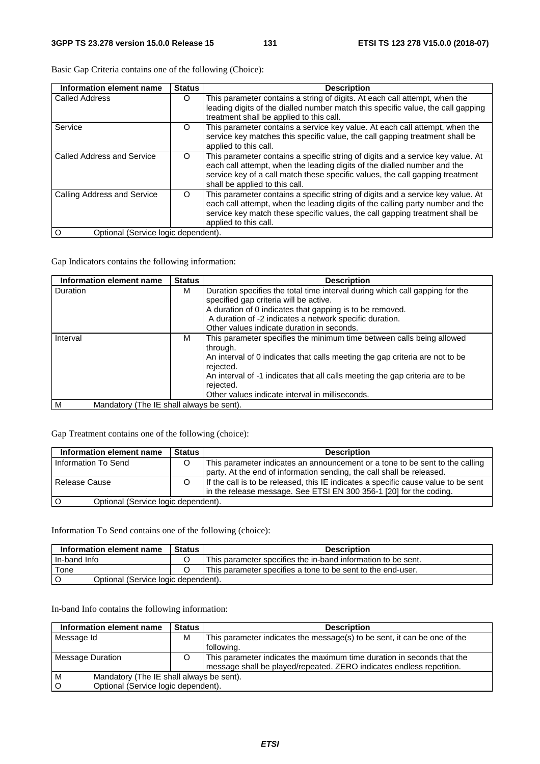Basic Gap Criteria contains one of the following (Choice):

| Information element name | Status | Description |
| --- | --- | --- |
| Called Address | O | This parameter contains a string of digits. At each call attempt, when the leading digits of the dialled number match this specific value, the call gapping treatment shall be applied to this call. |
| Service | O | This parameter contains a service key value. At each call attempt, when the service key matches this specific value, the call gapping treatment shall be applied to this call. |
| Called Address and Service | O | This parameter contains a specific string of digits and a service key value. At each call attempt, when the leading digits of the dialled number and the service key of a call match these specific values, the call gapping treatment shall be applied to this call. |
| Calling Address and Service | O | This parameter contains a specific string of digits and a service key value. At each call attempt, when the leading digits of the calling party number and the service key match these specific values, the call gapping treatment shall be applied to this call. |
| O Optional (Service logic dependent). | | |

Gap Indicators contains the following information:

| Information element name | Status | Description |
| --- | --- | --- |
| Duration | M | Duration specifies the total time interval during which call gapping for the specified gap criteria will be active.<br>A duration of 0 indicates that gapping is to be removed.<br>A duration of -2 indicates a network specific duration.<br>Other values indicate duration in seconds. |
| Interval | M | This parameter specifies the minimum time between calls being allowed through.<br>An interval of 0 indicates that calls meeting the gap criteria are not to be rejected.<br>An interval of -1 indicates that all calls meeting the gap criteria are to be rejected.<br>Other values indicate interval in milliseconds. |
| M Mandatory (The IE shall always be sent). | | |

Gap Treatment contains one of the following (choice):

| Information element name | Status | Description |
| --- | --- | --- |
| Information To Send | O | This parameter indicates an announcement or a tone to be sent to the calling party. At the end of information sending, the call shall be released. |
| Release Cause | O | If the call is to be released, this IE indicates a specific cause value to be sent in the release message. See ETSI EN 300 356-1 [20] for the coding. |
| O Optional (Service logic dependent). | | |

Information To Send contains one of the following (choice):

| Information element name | Status | Description |
| --- | --- | --- |
| In-band Info | O | This parameter specifies the in-band information to be sent. |
| Tone | O | This parameter specifies a tone to be sent to the end-user. |
| O Optional (Service logic dependent). | | |

In-band Info contains the following information:

| Information element name | Status | Description |
| --- | --- | --- |
| Message Id | M | This parameter indicates the message(s) to be sent, it can be one of the following. |
| Message Duration | O | This parameter indicates the maximum time duration in seconds that the message shall be played/repeated. ZERO indicates endless repetition. |
| M Mandatory (The IE shall always be sent).<br>O Optional (Service logic dependent). | | |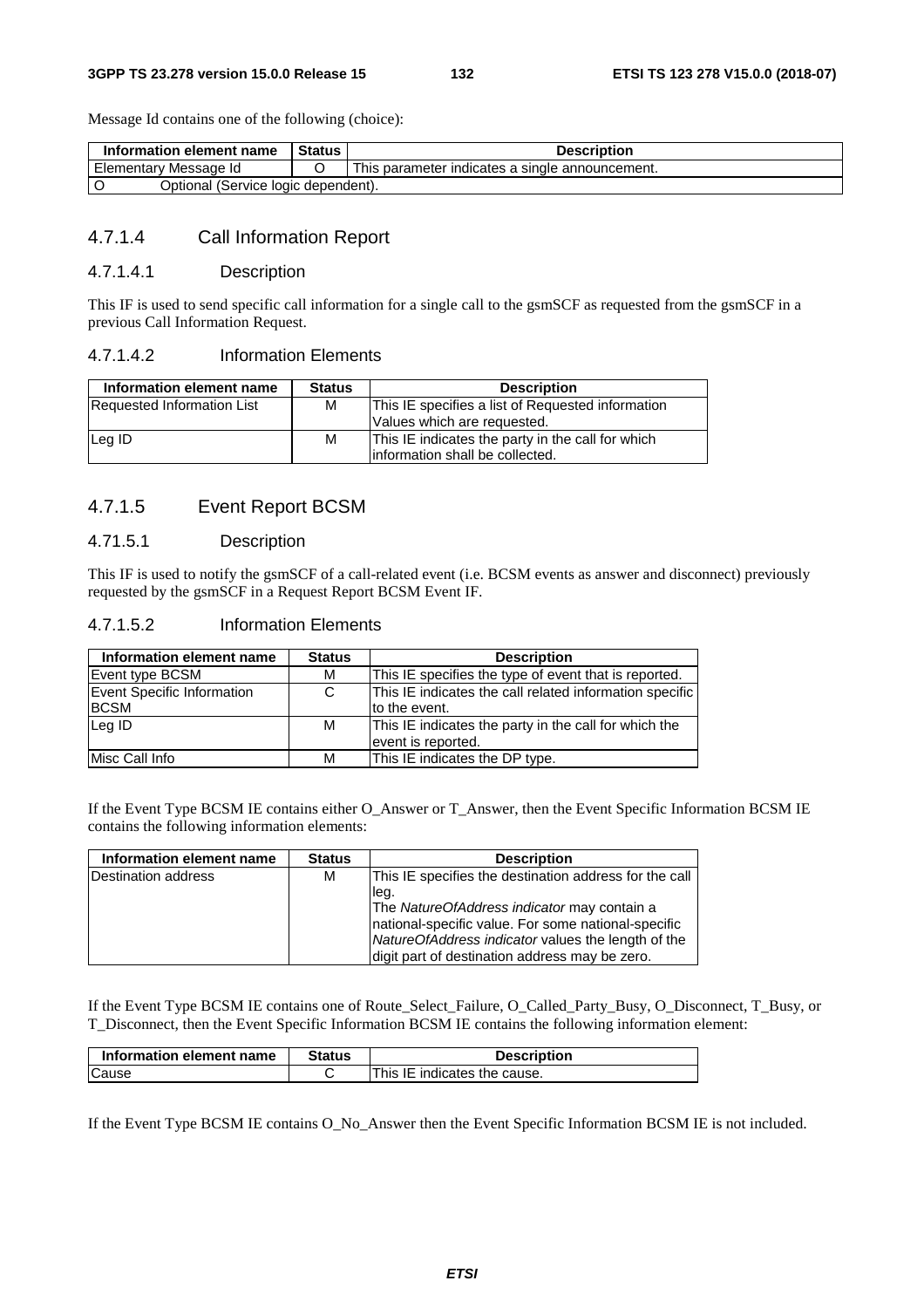Message Id contains one of the following (choice):

| Information element name | Status | Description |
| --- | --- | --- |
| Elementary Message Id | O | This parameter indicates a single announcement. |
| O | Optional (Service logic dependent). | |

### 4.7.1.4 Call Information Report

#### 4.7.1.4.1 Description

This IF is used to send specific call information for a single call to the gsmSCF as requested from the gsmSCF in a previous Call Information Request.

#### 4.7.1.4.2 Information Elements

| Information element name | Status | Description |
| --- | --- | --- |
| Requested Information List | M | This IE specifies a list of Requested information Values which are requested. |
| Leg ID | M | This IE indicates the party in the call for which information shall be collected. |

### 4.7.1.5 Event Report BCSM

#### 4.71.5.1 Description

This IF is used to notify the gsmSCF of a call-related event (i.e. BCSM events as answer and disconnect) previously requested by the gsmSCF in a Request Report BCSM Event IF.

#### 4.7.1.5.2 Information Elements

| Information element name | Status | Description |
| --- | --- | --- |
| Event type BCSM | M | This IE specifies the type of event that is reported. |
| Event Specific Information BCSM | C | This IE indicates the call related information specific to the event. |
| Leg ID | M | This IE indicates the party in the call for which the event is reported. |
| Misc Call Info | M | This IE indicates the DP type. |

If the Event Type BCSM IE contains either O_Answer or T_Answer, then the Event Specific Information BCSM IE contains the following information elements:

| Information element name | Status | Description |
| --- | --- | --- |
| Destination address | M | This IE specifies the destination address for the call leg. The *NatureOfAddress indicator* may contain a national-specific value. For some national-specific *NatureOfAddress indicator* values the length of the digit part of destination address may be zero. |

If the Event Type BCSM IE contains one of Route_Select_Failure, O_Called_Party_Busy, O_Disconnect, T_Busy, or T_Disconnect, then the Event Specific Information BCSM IE contains the following information element:

| Information element name | Status | Description |
| --- | --- | --- |
| Cause | C | This IE indicates the cause. |

If the Event Type BCSM IE contains O_No_Answer then the Event Specific Information BCSM IE is not included.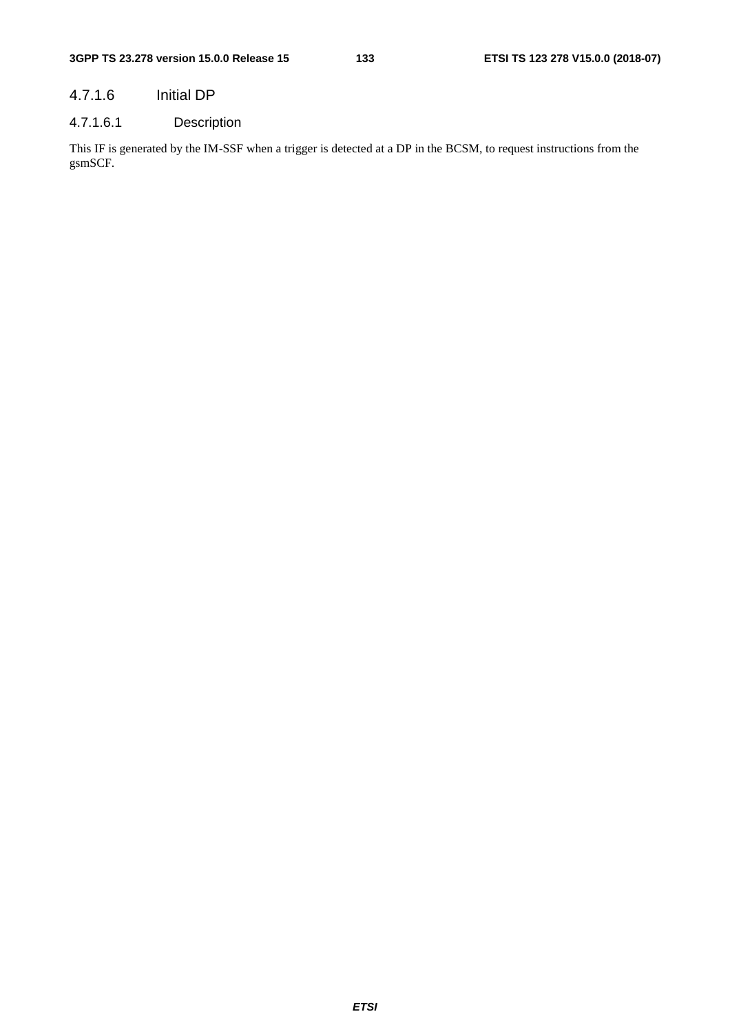#### 4.7.1.6 Initial DP

##### 4.7.1.6.1 Description

This IF is generated by the IM-SSF when a trigger is detected at a DP in the BCSM, to request instructions from the gsmSCF.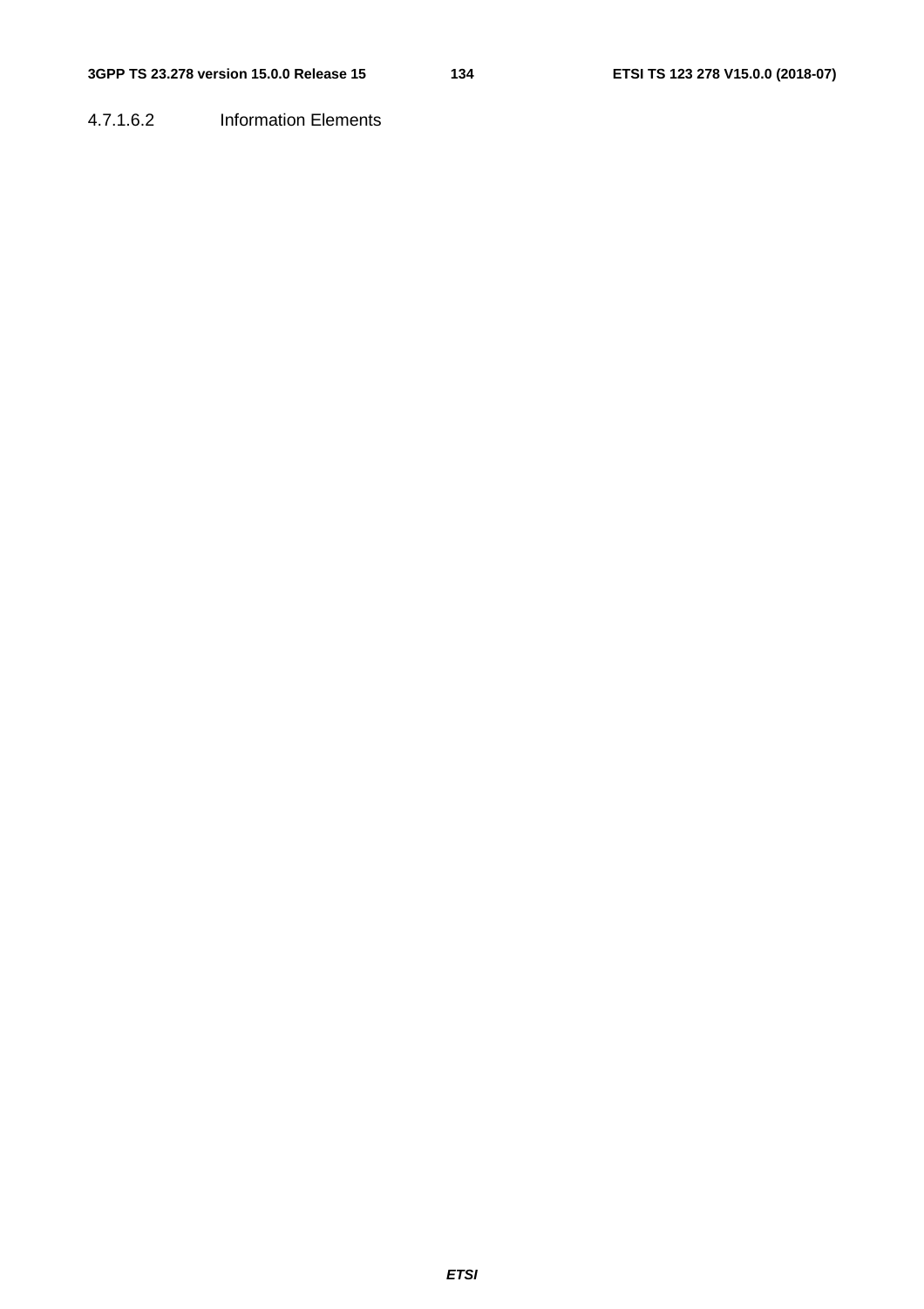##### 4.7.1.6.2 Information Elements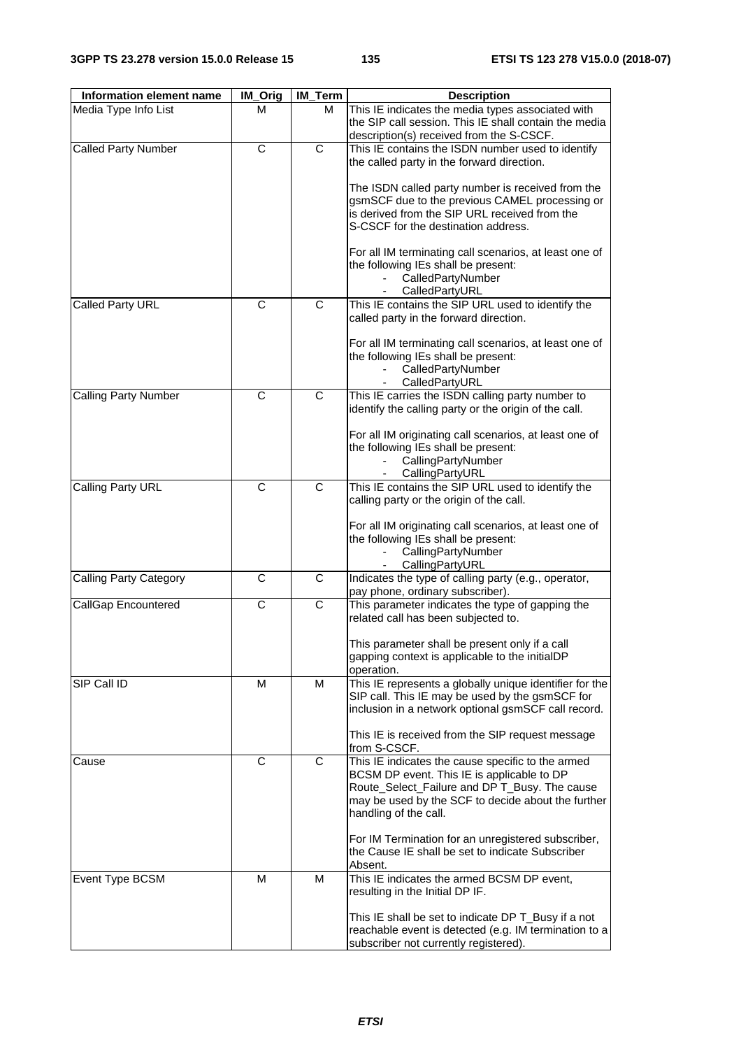| Information element name | IM_Orig | IM_Term | Description |
|---|---|---|---|
| Media Type Info List | M | M | This IE indicates the media types associated with the SIP call session. This IE shall contain the media description(s) received from the S-CSCF. |
| Called Party Number | C | C | This IE contains the ISDN number used to identify the called party in the forward direction.<br><br>The ISDN called party number is received from the gsmSCF due to the previous CAMEL processing or is derived from the SIP URL received from the S-CSCF for the destination address.<br><br>For all IM terminating call scenarios, at least one of the following IEs shall be present:<br>- CalledPartyNumber<br>- CalledPartyURL |
| Called Party URL | C | C | This IE contains the SIP URL used to identify the called party in the forward direction.<br><br>For all IM terminating call scenarios, at least one of the following IEs shall be present:<br>- CalledPartyNumber<br>- CalledPartyURL |
| Calling Party Number | C | C | This IE carries the ISDN calling party number to identify the calling party or the origin of the call.<br><br>For all IM originating call scenarios, at least one of the following IEs shall be present:<br>- CallingPartyNumber<br>- CallingPartyURL |
| Calling Party URL | C | C | This IE contains the SIP URL used to identify the calling party or the origin of the call.<br><br>For all IM originating call scenarios, at least one of the following IEs shall be present:<br>- CallingPartyNumber<br>- CallingPartyURL |
| Calling Party Category | C | C | Indicates the type of calling party (e.g., operator, pay phone, ordinary subscriber). |
| CallGap Encountered | C | C | This parameter indicates the type of gapping the related call has been subjected to.<br><br>This parameter shall be present only if a call gapping context is applicable to the initialDP operation. |
| SIP Call ID | M | M | This IE represents a globally unique identifier for the SIP call. This IE may be used by the gsmSCF for inclusion in a network optional gsmSCF call record.<br><br>This IE is received from the SIP request message from S-CSCF. |
| Cause | C | C | This IE indicates the cause specific to the armed BCSM DP event. This IE is applicable to DP Route_Select_Failure and DP T_Busy. The cause may be used by the SCF to decide about the further handling of the call.<br><br>For IM Termination for an unregistered subscriber, the Cause IE shall be set to indicate Subscriber Absent. |
| Event Type BCSM | M | M | This IE indicates the armed BCSM DP event, resulting in the Initial DP IF.<br><br>This IE shall be set to indicate DP T_Busy if a not reachable event is detected (e.g. IM termination to a subscriber not currently registered). |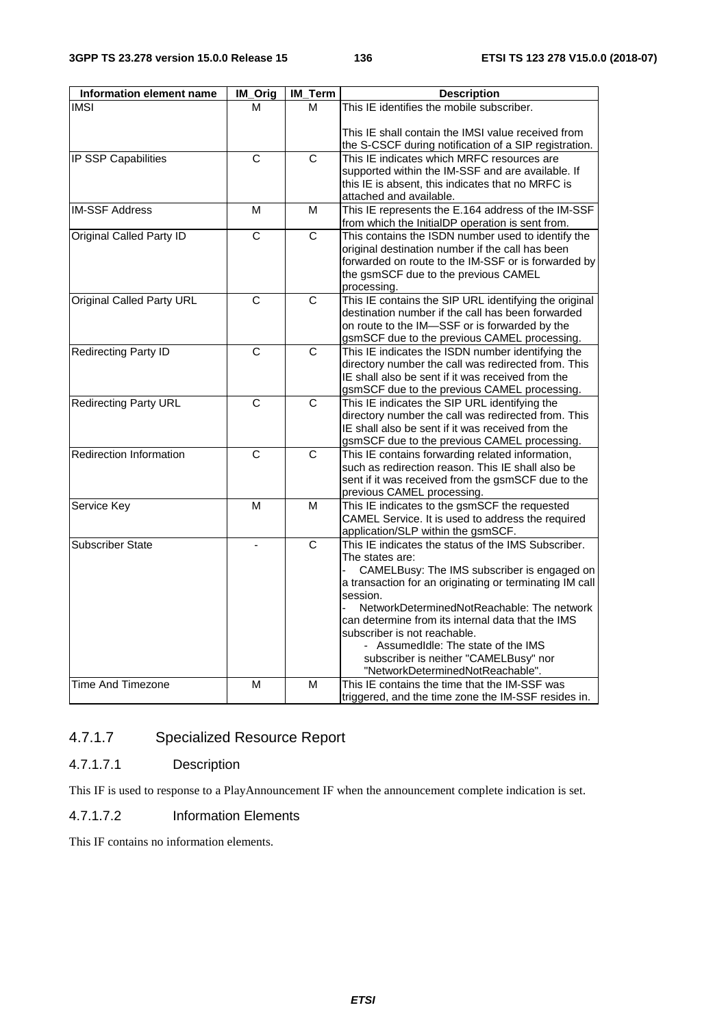| Information element name | IM_Orig | IM_Term | Description |
| --- | --- | --- | --- |
| IMSI | M | M | This IE identifies the mobile subscriber.<br><br>This IE shall contain the IMSI value received from the S-CSCF during notification of a SIP registration. |
| IP SSP Capabilities | C | C | This IE indicates which MRFC resources are supported within the IM-SSF and are available. If this IE is absent, this indicates that no MRFC is attached and available. |
| IM-SSF Address | M | M | This IE represents the E.164 address of the IM-SSF from which the InitialDP operation is sent from. |
| Original Called Party ID | C | C | This contains the ISDN number used to identify the original destination number if the call has been forwarded on route to the IM-SSF or is forwarded by the gsmSCF due to the previous CAMEL processing. |
| Original Called Party URL | C | C | This IE contains the SIP URL identifying the original destination number if the call has been forwarded on route to the IM—SSF or is forwarded by the gsmSCF due to the previous CAMEL processing. |
| Redirecting Party ID | C | C | This IE indicates the ISDN number identifying the directory number the call was redirected from. This IE shall also be sent if it was received from the gsmSCF due to the previous CAMEL processing. |
| Redirecting Party URL | C | C | This IE indicates the SIP URL identifying the directory number the call was redirected from. This IE shall also be sent if it was received from the gsmSCF due to the previous CAMEL processing. |
| Redirection Information | C | C | This IE contains forwarding related information, such as redirection reason. This IE shall also be sent if it was received from the gsmSCF due to the previous CAMEL processing. |
| Service Key | M | M | This IE indicates to the gsmSCF the requested CAMEL Service. It is used to address the required application/SLP within the gsmSCF. |
| Subscriber State | - | C | This IE indicates the status of the IMS Subscriber. The states are:<br>- CAMELBusy: The IMS subscriber is engaged on a transaction for an originating or terminating IM call session.<br>- NetworkDeterminedNotReachable: The network can determine from its internal data that the IMS subscriber is not reachable.<br>- AssumedIdle: The state of the IMS subscriber is neither "CAMELBusy" nor "NetworkDeterminedNotReachable". |
| Time And Timezone | M | M | This IE contains the time that the IM-SSF was triggered, and the time zone the IM-SSF resides in. |

#### 4.7.1.7 Specialized Resource Report

##### 4.7.1.7.1 Description

This IF is used to response to a PlayAnnouncement IF when the announcement complete indication is set.

##### 4.7.1.7.2 Information Elements

This IF contains no information elements.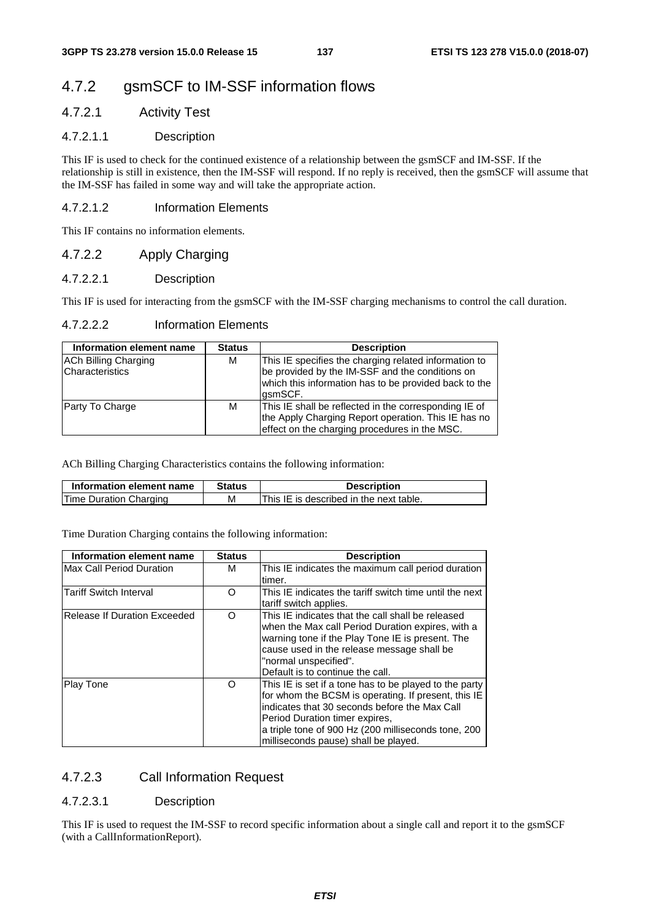## 4.7.2 gsmSCF to IM-SSF information flows

### 4.7.2.1 Activity Test

#### 4.7.2.1.1 Description

This IF is used to check for the continued existence of a relationship between the gsmSCF and IM-SSF. If the relationship is still in existence, then the IM-SSF will respond. If no reply is received, then the gsmSCF will assume that the IM-SSF has failed in some way and will take the appropriate action.

#### 4.7.2.1.2 Information Elements

This IF contains no information elements.

### 4.7.2.2 Apply Charging

#### 4.7.2.2.1 Description

This IF is used for interacting from the gsmSCF with the IM-SSF charging mechanisms to control the call duration.

#### 4.7.2.2.2 Information Elements

| Information element name | Status | Description |
|---|---|---|
| ACh Billing Charging Characteristics | M | This IE specifies the charging related information to be provided by the IM-SSF and the conditions on which this information has to be provided back to the gsmSCF. |
| Party To Charge | M | This IE shall be reflected in the corresponding IE of the Apply Charging Report operation. This IE has no effect on the charging procedures in the MSC. |

ACh Billing Charging Characteristics contains the following information:

| Information element name | Status | Description |
|---|---|---|
| Time Duration Charging | M | This IE is described in the next table. |

Time Duration Charging contains the following information:

| Information element name | Status | Description |
|---|---|---|
| Max Call Period Duration | M | This IE indicates the maximum call period duration timer. |
| Tariff Switch Interval | O | This IE indicates the tariff switch time until the next tariff switch applies. |
| Release If Duration Exceeded | O | This IE indicates that the call shall be released when the Max call Period Duration expires, with a warning tone if the Play Tone IE is present. The cause used in the release message shall be "normal unspecified".<br>Default is to continue the call. |
| Play Tone | O | This IE is set if a tone has to be played to the party for whom the BCSM is operating. If present, this IE indicates that 30 seconds before the Max Call Period Duration timer expires,<br>a triple tone of 900 Hz (200 milliseconds tone, 200 milliseconds pause) shall be played. |

### 4.7.2.3 Call Information Request

#### 4.7.2.3.1 Description

This IF is used to request the IM-SSF to record specific information about a single call and report it to the gsmSCF (with a CallInformationReport).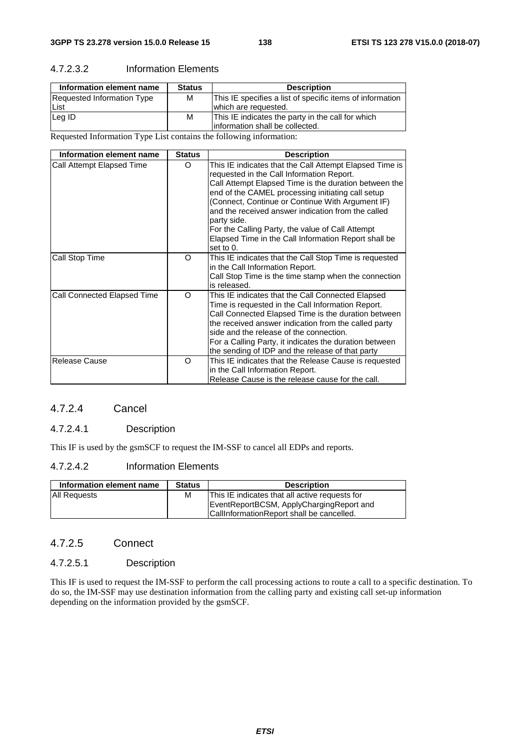#### 4.7.2.3.2 Information Elements

| Information element name | Status | Description |
|---|---|---|
| Requested Information Type List | M | This IE specifies a list of specific items of information which are requested. |
| Leg ID | M | This IE indicates the party in the call for which information shall be collected. |

Requested Information Type List contains the following information:

| Information element name | Status | Description |
|---|---|---|
| Call Attempt Elapsed Time | O | This IE indicates that the Call Attempt Elapsed Time is requested in the Call Information Report.<br>Call Attempt Elapsed Time is the duration between the end of the CAMEL processing initiating call setup (Connect, Continue or Continue With Argument IF) and the received answer indication from the called party side.<br>For the Calling Party, the value of Call Attempt Elapsed Time in the Call Information Report shall be set to 0. |
| Call Stop Time | O | This IE indicates that the Call Stop Time is requested in the Call Information Report.<br>Call Stop Time is the time stamp when the connection is released. |
| Call Connected Elapsed Time | O | This IE indicates that the Call Connected Elapsed Time is requested in the Call Information Report.<br>Call Connected Elapsed Time is the duration between the received answer indication from the called party side and the release of the connection.<br>For a Calling Party, it indicates the duration between the sending of IDP and the release of that party |
| Release Cause | O | This IE indicates that the Release Cause is requested in the Call Information Report.<br>Release Cause is the release cause for the call. |

### 4.7.2.4 Cancel

#### 4.7.2.4.1 Description

This IF is used by the gsmSCF to request the IM-SSF to cancel all EDPs and reports.

#### 4.7.2.4.2 Information Elements

| Information element name | Status | Description |
|---|---|---|
| All Requests | M | This IE indicates that all active requests for EventReportBCSM, ApplyChargingReport and CallInformationReport shall be cancelled. |

### 4.7.2.5 Connect

#### 4.7.2.5.1 Description

This IF is used to request the IM-SSF to perform the call processing actions to route a call to a specific destination. To do so, the IM-SSF may use destination information from the calling party and existing call set-up information depending on the information provided by the gsmSCF.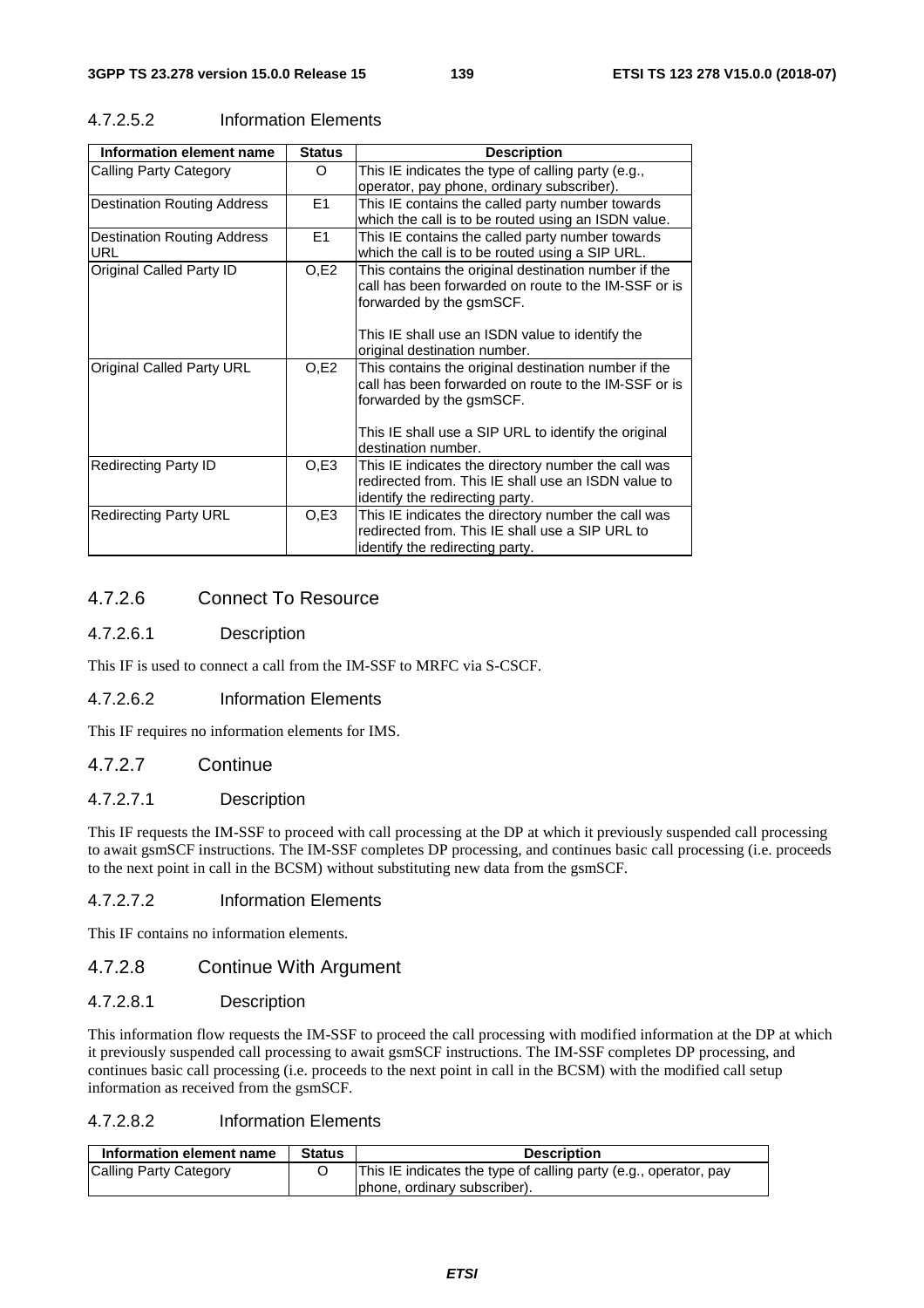#### 4.7.2.5.2 Information Elements

| Information element name | Status | Description |
|---|---|---|
| Calling Party Category | O | This IE indicates the type of calling party (e.g., operator, pay phone, ordinary subscriber). |
| Destination Routing Address | E1 | This IE contains the called party number towards which the call is to be routed using an ISDN value. |
| Destination Routing Address URL | E1 | This IE contains the called party number towards which the call is to be routed using a SIP URL. |
| Original Called Party ID | O,E2 | This contains the original destination number if the call has been forwarded on route to the IM-SSF or is forwarded by the gsmSCF.<br><br>This IE shall use an ISDN value to identify the original destination number. |
| Original Called Party URL | O,E2 | This contains the original destination number if the call has been forwarded on route to the IM-SSF or is forwarded by the gsmSCF.<br><br>This IE shall use a SIP URL to identify the original destination number. |
| Redirecting Party ID | O,E3 | This IE indicates the directory number the call was redirected from. This IE shall use an ISDN value to identify the redirecting party. |
| Redirecting Party URL | O,E3 | This IE indicates the directory number the call was redirected from. This IE shall use a SIP URL to identify the redirecting party. |

### 4.7.2.6 Connect To Resource

#### 4.7.2.6.1 Description

This IF is used to connect a call from the IM-SSF to MRFC via S-CSCF.

#### 4.7.2.6.2 Information Elements

This IF requires no information elements for IMS.

### 4.7.2.7 Continue

#### 4.7.2.7.1 Description

This IF requests the IM-SSF to proceed with call processing at the DP at which it previously suspended call processing to await gsmSCF instructions. The IM-SSF completes DP processing, and continues basic call processing (i.e. proceeds to the next point in call in the BCSM) without substituting new data from the gsmSCF.

#### 4.7.2.7.2 Information Elements

This IF contains no information elements.

### 4.7.2.8 Continue With Argument

#### 4.7.2.8.1 Description

This information flow requests the IM-SSF to proceed the call processing with modified information at the DP at which it previously suspended call processing to await gsmSCF instructions. The IM-SSF completes DP processing, and continues basic call processing (i.e. proceeds to the next point in call in the BCSM) with the modified call setup information as received from the gsmSCF.

#### 4.7.2.8.2 Information Elements

| Information element name | Status | Description |
|---|---|---|
| Calling Party Category | O | This IE indicates the type of calling party (e.g., operator, pay phone, ordinary subscriber). |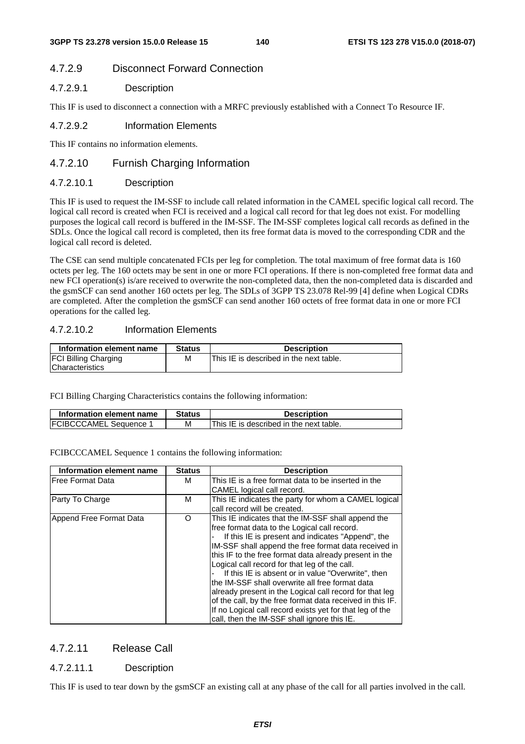#### 4.7.2.9 Disconnect Forward Connection

##### 4.7.2.9.1 Description

This IF is used to disconnect a connection with a MRFC previously established with a Connect To Resource IF.

##### 4.7.2.9.2 Information Elements

This IF contains no information elements.

#### 4.7.2.10 Furnish Charging Information

##### 4.7.2.10.1 Description

This IF is used to request the IM-SSF to include call related information in the CAMEL specific logical call record. The logical call record is created when FCI is received and a logical call record for that leg does not exist. For modelling purposes the logical call record is buffered in the IM-SSF. The IM-SSF completes logical call records as defined in the SDLs. Once the logical call record is completed, then its free format data is moved to the corresponding CDR and the logical call record is deleted.

The CSE can send multiple concatenated FCIs per leg for completion. The total maximum of free format data is 160 octets per leg. The 160 octets may be sent in one or more FCI operations. If there is non-completed free format data and new FCI operation(s) is/are received to overwrite the non-completed data, then the non-completed data is discarded and the gsmSCF can send another 160 octets per leg. The SDLs of 3GPP TS 23.078 Rel-99 [4] define when Logical CDRs are completed. After the completion the gsmSCF can send another 160 octets of free format data in one or more FCI operations for the called leg.

##### 4.7.2.10.2 Information Elements

| Information element name | Status | Description |
|---|---|---|
| FCI Billing Charging Characteristics | M | This IE is described in the next table. |

FCI Billing Charging Characteristics contains the following information:

| Information element name | Status | Description |
|---|---|---|
| FCIBCCCAMEL Sequence 1 | M | This IE is described in the next table. |

FCIBCCCAMEL Sequence 1 contains the following information:

| Information element name | Status | Description |
|---|---|---|
| Free Format Data | M | This IE is a free format data to be inserted in the CAMEL logical call record. |
| Party To Charge | M | This IE indicates the party for whom a CAMEL logical call record will be created. |
| Append Free Format Data | O | This IE indicates that the IM-SSF shall append the free format data to the Logical call record.<br>- If this IE is present and indicates "Append", the IM-SSF shall append the free format data received in this IF to the free format data already present in the Logical call record for that leg of the call.<br>- If this IE is absent or in value "Overwrite", then the IM-SSF shall overwrite all free format data already present in the Logical call record for that leg of the call, by the free format data received in this IF.<br>If no Logical call record exists yet for that leg of the call, then the IM-SSF shall ignore this IE. |

#### 4.7.2.11 Release Call

##### 4.7.2.11.1 Description

This IF is used to tear down by the gsmSCF an existing call at any phase of the call for all parties involved in the call.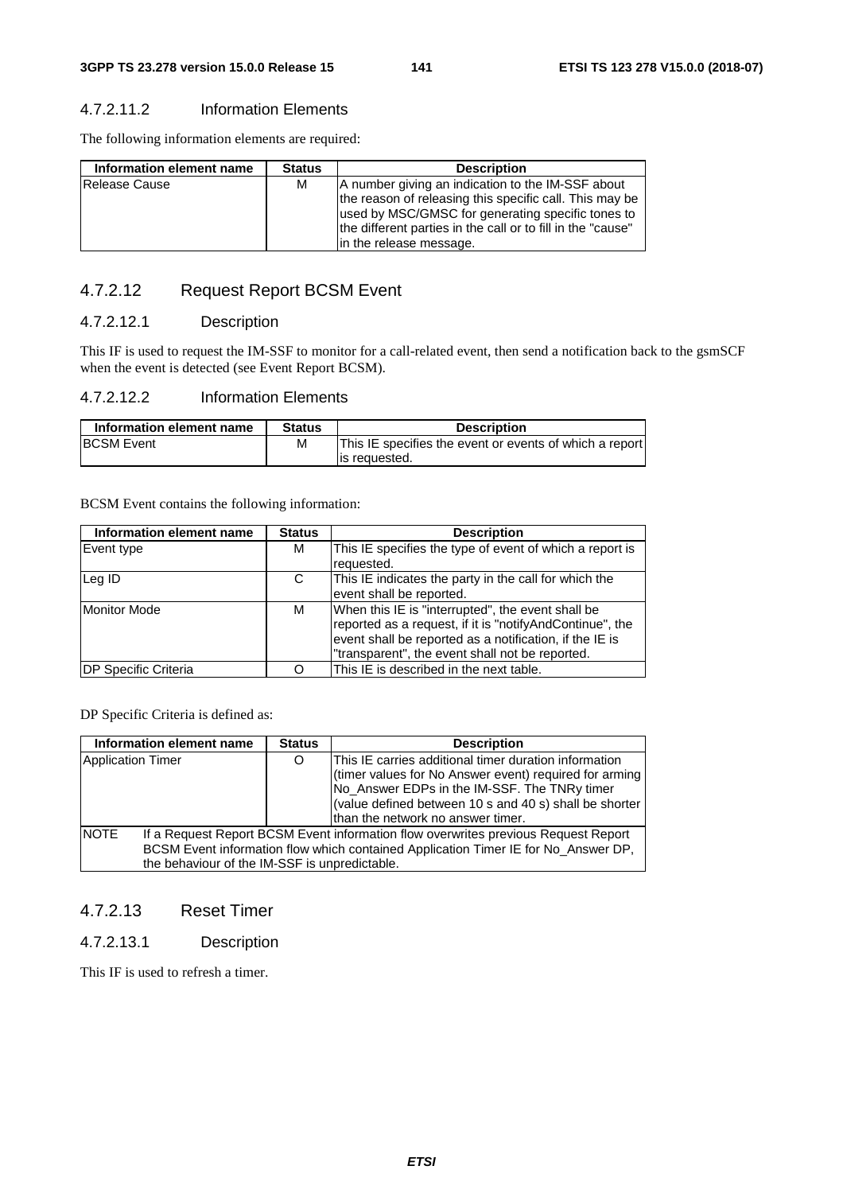#### 4.7.2.11.2 Information Elements

The following information elements are required:

| Information element name | Status | Description |
|---|---|---|
| Release Cause | M | A number giving an indication to the IM-SSF about the reason of releasing this specific call. This may be used by MSC/GMSC for generating specific tones to the different parties in the call or to fill in the "cause" in the release message. |

### 4.7.2.12 Request Report BCSM Event

#### 4.7.2.12.1 Description

This IF is used to request the IM-SSF to monitor for a call-related event, then send a notification back to the gsmSCF when the event is detected (see Event Report BCSM).

#### 4.7.2.12.2 Information Elements

| Information element name | Status | Description |
|---|---|---|
| BCSM Event | M | This IE specifies the event or events of which a report is requested. |

BCSM Event contains the following information:

| Information element name | Status | Description |
|---|---|---|
| Event type | M | This IE specifies the type of event of which a report is requested. |
| Leg ID | C | This IE indicates the party in the call for which the event shall be reported. |
| Monitor Mode | M | When this IE is "interrupted", the event shall be reported as a request, if it is "notifyAndContinue", the event shall be reported as a notification, if the IE is "transparent", the event shall not be reported. |
| DP Specific Criteria | O | This IE is described in the next table. |

DP Specific Criteria is defined as:

| Information element name | Status | Description |
|---|---|---|
| Application Timer | O | This IE carries additional timer duration information (timer values for No Answer event) required for arming No_Answer EDPs in the IM-SSF. The TNRy timer (value defined between 10 s and 40 s) shall be shorter than the network no answer timer. |
| NOTE If a Request Report BCSM Event information flow overwrites previous Request Report BCSM Event information flow which contained Application Timer IE for No_Answer DP, the behaviour of the IM-SSF is unpredictable. | | |

### 4.7.2.13 Reset Timer

#### 4.7.2.13.1 Description

This IF is used to refresh a timer.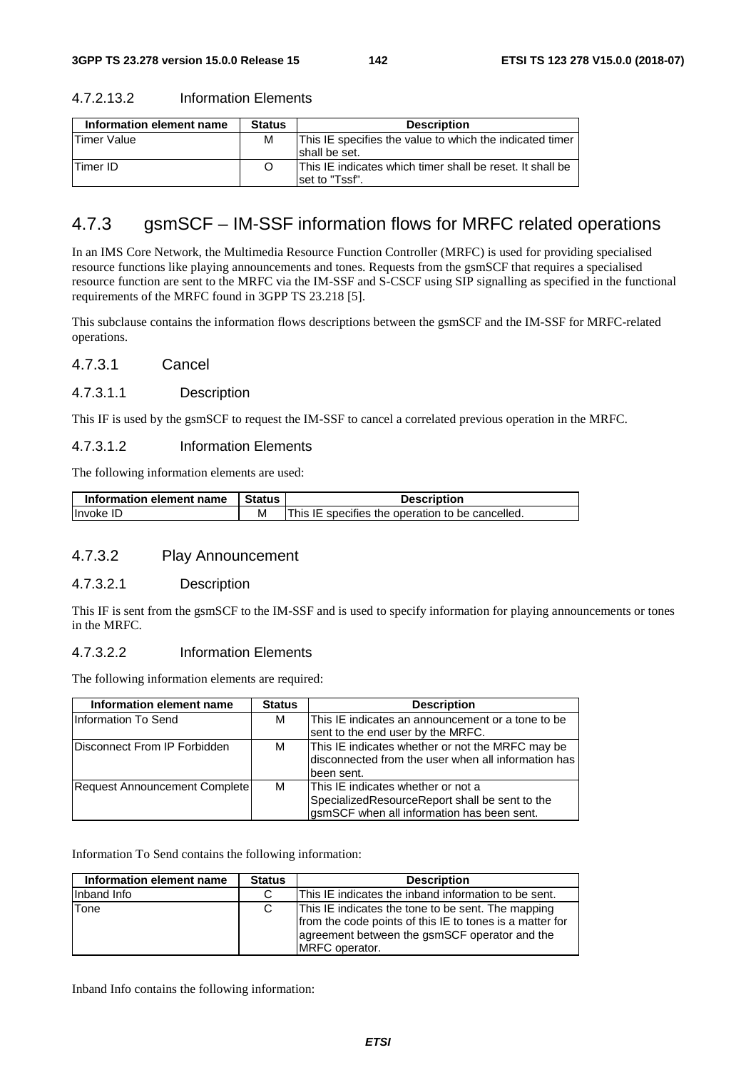#### 4.7.2.13.2 Information Elements

| Information element name | Status | Description |
|---|---|---|
| Timer Value | M | This IE specifies the value to which the indicated timer shall be set. |
| Timer ID | O | This IE indicates which timer shall be reset. It shall be set to "Tssf". |

## 4.7.3 gsmSCF – IM-SSF information flows for MRFC related operations

In an IMS Core Network, the Multimedia Resource Function Controller (MRFC) is used for providing specialised resource functions like playing announcements and tones. Requests from the gsmSCF that requires a specialised resource function are sent to the MRFC via the IM-SSF and S-CSCF using SIP signalling as specified in the functional requirements of the MRFC found in 3GPP TS 23.218 [5].

This subclause contains the information flows descriptions between the gsmSCF and the IM-SSF for MRFC-related operations.

### 4.7.3.1 Cancel

#### 4.7.3.1.1 Description

This IF is used by the gsmSCF to request the IM-SSF to cancel a correlated previous operation in the MRFC.

#### 4.7.3.1.2 Information Elements

The following information elements are used:

| Information element name | Status | Description |
|---|---|---|
| Invoke ID | M | This IE specifies the operation to be cancelled. |

### 4.7.3.2 Play Announcement

#### 4.7.3.2.1 Description

This IF is sent from the gsmSCF to the IM-SSF and is used to specify information for playing announcements or tones in the MRFC.

#### 4.7.3.2.2 Information Elements

The following information elements are required:

| Information element name | Status | Description |
|---|---|---|
| Information To Send | M | This IE indicates an announcement or a tone to be sent to the end user by the MRFC. |
| Disconnect From IP Forbidden | M | This IE indicates whether or not the MRFC may be disconnected from the user when all information has been sent. |
| Request Announcement Complete | M | This IE indicates whether or not a SpecializedResourceReport shall be sent to the gsmSCF when all information has been sent. |

Information To Send contains the following information:

| Information element name | Status | Description |
|---|---|---|
| Inband Info | C | This IE indicates the inband information to be sent. |
| Tone | C | This IE indicates the tone to be sent. The mapping from the code points of this IE to tones is a matter for agreement between the gsmSCF operator and the MRFC operator. |

Inband Info contains the following information: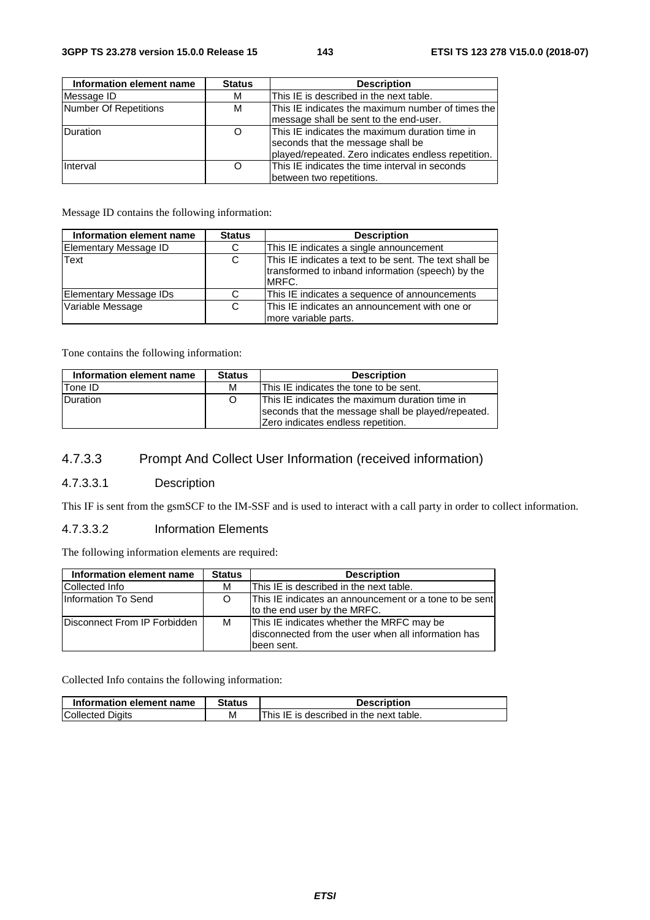| Information element name | Status | Description |
| --- | --- | --- |
| Message ID | M | This IE is described in the next table. |
| Number Of Repetitions | M | This IE indicates the maximum number of times the message shall be sent to the end-user. |
| Duration | O | This IE indicates the maximum duration time in seconds that the message shall be played/repeated. Zero indicates endless repetition. |
| Interval | O | This IE indicates the time interval in seconds between two repetitions. |

Message ID contains the following information:

| Information element name | Status | Description |
| --- | --- | --- |
| Elementary Message ID | C | This IE indicates a single announcement |
| Text | C | This IE indicates a text to be sent. The text shall be transformed to inband information (speech) by the MRFC. |
| Elementary Message IDs | C | This IE indicates a sequence of announcements |
| Variable Message | C | This IE indicates an announcement with one or more variable parts. |

Tone contains the following information:

| Information element name | Status | Description |
| --- | --- | --- |
| Tone ID | M | This IE indicates the tone to be sent. |
| Duration | O | This IE indicates the maximum duration time in seconds that the message shall be played/repeated. Zero indicates endless repetition. |

### 4.7.3.3 Prompt And Collect User Information (received information)

#### 4.7.3.3.1 Description

This IF is sent from the gsmSCF to the IM-SSF and is used to interact with a call party in order to collect information.

#### 4.7.3.3.2 Information Elements

The following information elements are required:

| Information element name | Status | Description |
| --- | --- | --- |
| Collected Info | M | This IE is described in the next table. |
| Information To Send | O | This IE indicates an announcement or a tone to be sent to the end user by the MRFC. |
| Disconnect From IP Forbidden | M | This IE indicates whether the MRFC may be disconnected from the user when all information has been sent. |

Collected Info contains the following information:

| Information element name | Status | Description |
| --- | --- | --- |
| Collected Digits | M | This IE is described in the next table. |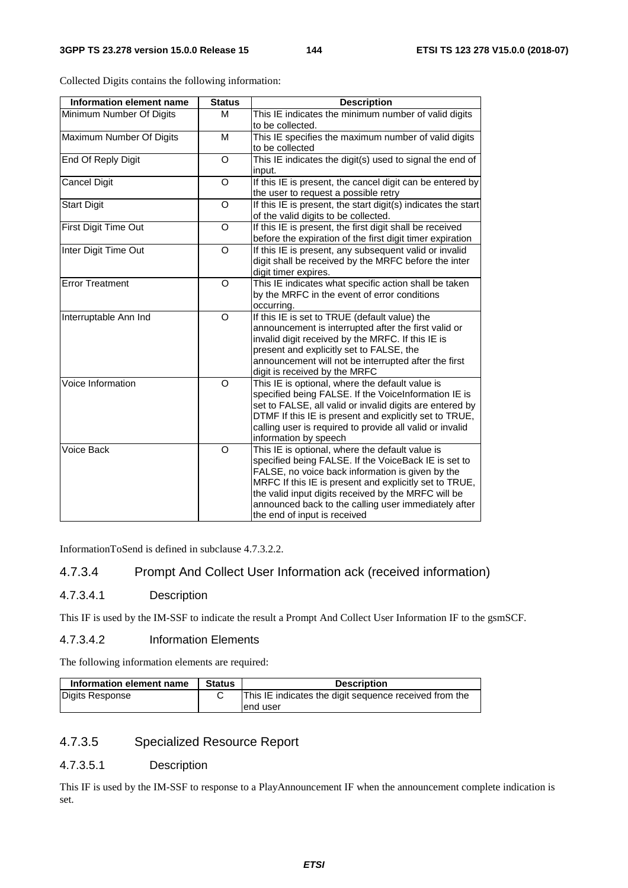Collected Digits contains the following information:

| Information element name | Status | Description |
|---|---|---|
| Minimum Number Of Digits | M | This IE indicates the minimum number of valid digits to be collected. |
| Maximum Number Of Digits | M | This IE specifies the maximum number of valid digits to be collected |
| End Of Reply Digit | O | This IE indicates the digit(s) used to signal the end of input. |
| Cancel Digit | O | If this IE is present, the cancel digit can be entered by the user to request a possible retry |
| Start Digit | O | If this IE is present, the start digit(s) indicates the start of the valid digits to be collected. |
| First Digit Time Out | O | If this IE is present, the first digit shall be received before the expiration of the first digit timer expiration |
| Inter Digit Time Out | O | If this IE is present, any subsequent valid or invalid digit shall be received by the MRFC before the inter digit timer expires. |
| Error Treatment | O | This IE indicates what specific action shall be taken by the MRFC in the event of error conditions occurring. |
| Interruptable Ann Ind | O | If this IE is set to TRUE (default value) the announcement is interrupted after the first valid or invalid digit received by the MRFC. If this IE is present and explicitly set to FALSE, the announcement will not be interrupted after the first digit is received by the MRFC |
| Voice Information | O | This IE is optional, where the default value is specified being FALSE. If the VoiceInformation IE is set to FALSE, all valid or invalid digits are entered by DTMF If this IE is present and explicitly set to TRUE, calling user is required to provide all valid or invalid information by speech |
| Voice Back | O | This IE is optional, where the default value is specified being FALSE. If the VoiceBack IE is set to FALSE, no voice back information is given by the MRFC If this IE is present and explicitly set to TRUE, the valid input digits received by the MRFC will be announced back to the calling user immediately after the end of input is received |

InformationToSend is defined in subclause 4.7.3.2.2.

### 4.7.3.4 Prompt And Collect User Information ack (received information)

#### 4.7.3.4.1 Description

This IF is used by the IM-SSF to indicate the result a Prompt And Collect User Information IF to the gsmSCF.

#### 4.7.3.4.2 Information Elements

The following information elements are required:

| Information element name | Status | Description |
|---|---|---|
| Digits Response | C | This IE indicates the digit sequence received from the end user |

### 4.7.3.5 Specialized Resource Report

#### 4.7.3.5.1 Description

This IF is used by the IM-SSF to response to a PlayAnnouncement IF when the announcement complete indication is set.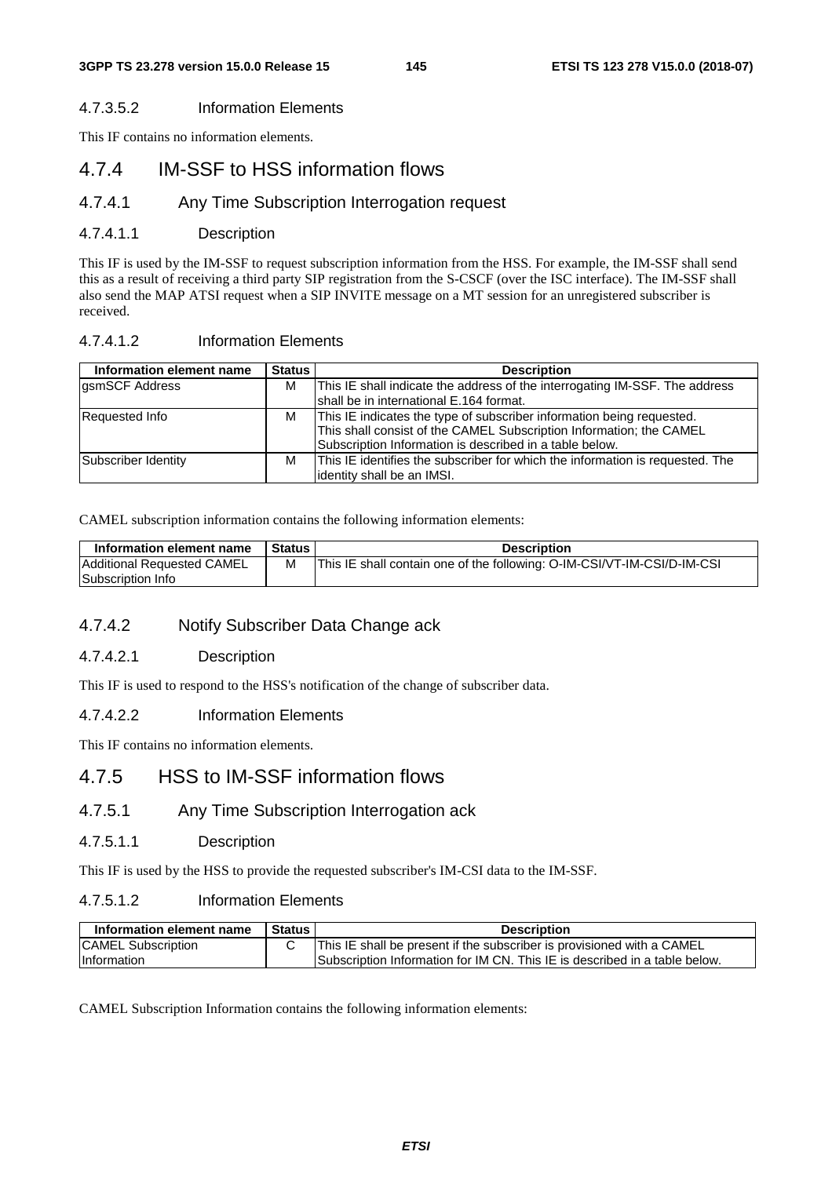#### 4.7.3.5.2 Information Elements

This IF contains no information elements.

## 4.7.4 IM-SSF to HSS information flows

### 4.7.4.1 Any Time Subscription Interrogation request

#### 4.7.4.1.1 Description

This IF is used by the IM-SSF to request subscription information from the HSS. For example, the IM-SSF shall send this as a result of receiving a third party SIP registration from the S-CSCF (over the ISC interface). The IM-SSF shall also send the MAP ATSI request when a SIP INVITE message on a MT session for an unregistered subscriber is received.

#### 4.7.4.1.2 Information Elements

| Information element name | Status | Description |
|---|---|---|
| gsmSCF Address | M | This IE shall indicate the address of the interrogating IM-SSF. The address shall be in international E.164 format. |
| Requested Info | M | This IE indicates the type of subscriber information being requested. This shall consist of the CAMEL Subscription Information; the CAMEL Subscription Information is described in a table below. |
| Subscriber Identity | M | This IE identifies the subscriber for which the information is requested. The identity shall be an IMSI. |

CAMEL subscription information contains the following information elements:

| Information element name | Status | Description |
|---|---|---|
| Additional Requested CAMEL Subscription Info | M | This IE shall contain one of the following: O-IM-CSI/VT-IM-CSI/D-IM-CSI |

### 4.7.4.2 Notify Subscriber Data Change ack

#### 4.7.4.2.1 Description

This IF is used to respond to the HSS's notification of the change of subscriber data.

#### 4.7.4.2.2 Information Elements

This IF contains no information elements.

## 4.7.5 HSS to IM-SSF information flows

### 4.7.5.1 Any Time Subscription Interrogation ack

#### 4.7.5.1.1 Description

This IF is used by the HSS to provide the requested subscriber's IM-CSI data to the IM-SSF.

#### 4.7.5.1.2 Information Elements

| Information element name | Status | Description |
|---|---|---|
| CAMEL Subscription Information | C | This IE shall be present if the subscriber is provisioned with a CAMEL Subscription Information for IM CN. This IE is described in a table below. |

CAMEL Subscription Information contains the following information elements: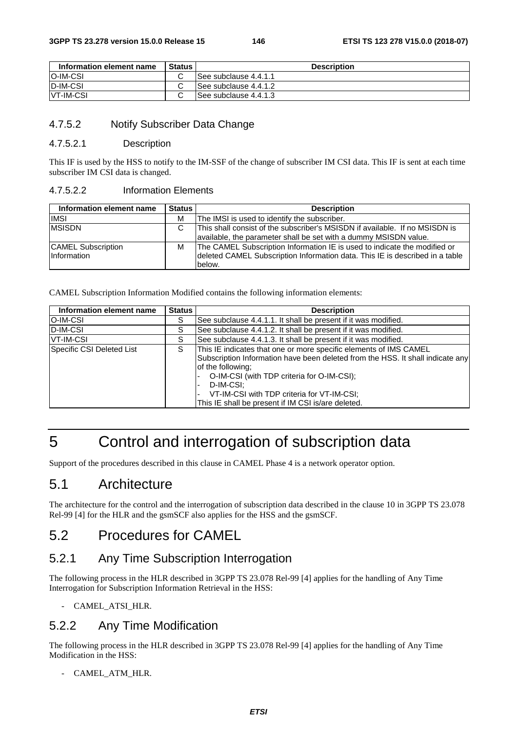| Information element name | Status | Description |
| --- | --- | --- |
| O-IM-CSI | C | See subclause 4.4.1.1 |
| D-IM-CSI | C | See subclause 4.4.1.2 |
| VT-IM-CSI | C | See subclause 4.4.1.3 |

#### 4.7.5.2 Notify Subscriber Data Change

##### 4.7.5.2.1 Description

This IF is used by the HSS to notify to the IM-SSF of the change of subscriber IM CSI data. This IF is sent at each time subscriber IM CSI data is changed.

##### 4.7.5.2.2 Information Elements

| Information element name | Status | Description |
| --- | --- | --- |
| IMSI | M | The IMSI is used to identify the subscriber. |
| MSISDN | C | This shall consist of the subscriber's MSISDN if available. If no MSISDN is available, the parameter shall be set with a dummy MSISDN value. |
| CAMEL Subscription Information | M | The CAMEL Subscription Information IE is used to indicate the modified or deleted CAMEL Subscription Information data. This IE is described in a table below. |

CAMEL Subscription Information Modified contains the following information elements:

| Information element name | Status | Description |
| --- | --- | --- |
| O-IM-CSI | S | See subclause 4.4.1.1. It shall be present if it was modified. |
| D-IM-CSI | S | See subclause 4.4.1.2. It shall be present if it was modified. |
| VT-IM-CSI | S | See subclause 4.4.1.3. It shall be present if it was modified. |
| Specific CSI Deleted List | S | This IE indicates that one or more specific elements of IMS CAMEL Subscription Information have been deleted from the HSS. It shall indicate any of the following;<br>- O-IM-CSI (with TDP criteria for O-IM-CSI);<br>- D-IM-CSI;<br>- VT-IM-CSI with TDP criteria for VT-IM-CSI;<br>This IE shall be present if IM CSI is/are deleted. |

# 5 Control and interrogation of subscription data

Support of the procedures described in this clause in CAMEL Phase 4 is a network operator option.

## 5.1 Architecture

The architecture for the control and the interrogation of subscription data described in the clause 10 in 3GPP TS 23.078 Rel-99 [4] for the HLR and the gsmSCF also applies for the HSS and the gsmSCF.

## 5.2 Procedures for CAMEL

### 5.2.1 Any Time Subscription Interrogation

The following process in the HLR described in 3GPP TS 23.078 Rel-99 [4] applies for the handling of Any Time Interrogation for Subscription Information Retrieval in the HSS:

- CAMEL_ATSI_HLR.

### 5.2.2 Any Time Modification

The following process in the HLR described in 3GPP TS 23.078 Rel-99 [4] applies for the handling of Any Time Modification in the HSS:

- CAMEL_ATM_HLR.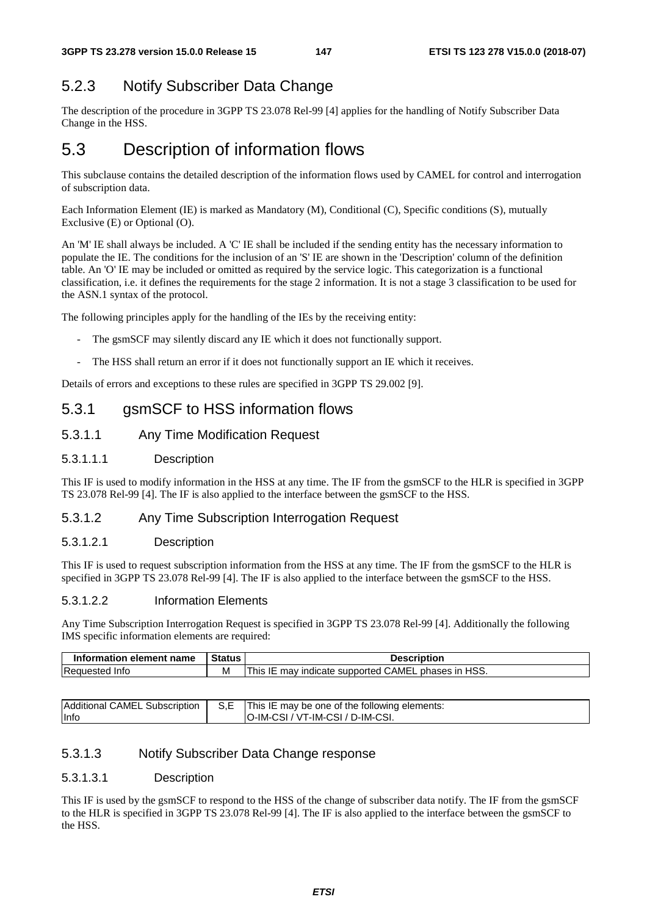## 5.2.3 Notify Subscriber Data Change

The description of the procedure in 3GPP TS 23.078 Rel-99 [4] applies for the handling of Notify Subscriber Data Change in the HSS.

# 5.3 Description of information flows

This subclause contains the detailed description of the information flows used by CAMEL for control and interrogation of subscription data.

Each Information Element (IE) is marked as Mandatory (M), Conditional (C), Specific conditions (S), mutually Exclusive (E) or Optional (O).

An 'M' IE shall always be included. A 'C' IE shall be included if the sending entity has the necessary information to populate the IE. The conditions for the inclusion of an 'S' IE are shown in the 'Description' column of the definition table. An 'O' IE may be included or omitted as required by the service logic. This categorization is a functional classification, i.e. it defines the requirements for the stage 2 information. It is not a stage 3 classification to be used for the ASN.1 syntax of the protocol.

The following principles apply for the handling of the IEs by the receiving entity:

- The gsmSCF may silently discard any IE which it does not functionally support.
- The HSS shall return an error if it does not functionally support an IE which it receives.

Details of errors and exceptions to these rules are specified in 3GPP TS 29.002 [9].

## 5.3.1 gsmSCF to HSS information flows

### 5.3.1.1 Any Time Modification Request

#### 5.3.1.1.1 Description

This IF is used to modify information in the HSS at any time. The IF from the gsmSCF to the HLR is specified in 3GPP TS 23.078 Rel-99 [4]. The IF is also applied to the interface between the gsmSCF to the HSS.

### 5.3.1.2 Any Time Subscription Interrogation Request

#### 5.3.1.2.1 Description

This IF is used to request subscription information from the HSS at any time. The IF from the gsmSCF to the HLR is specified in 3GPP TS 23.078 Rel-99 [4]. The IF is also applied to the interface between the gsmSCF to the HSS.

#### 5.3.1.2.2 Information Elements

Any Time Subscription Interrogation Request is specified in 3GPP TS 23.078 Rel-99 [4]. Additionally the following IMS specific information elements are required:

| Information element name | Status | Description |
|---|---|---|
| Requested Info | M | This IE may indicate supported CAMEL phases in HSS. |
| Additional CAMEL Subscription Info | S,E | This IE may be one of the following elements:<br>O-IM-CSI / VT-IM-CSI / D-IM-CSI. |

### 5.3.1.3 Notify Subscriber Data Change response

#### 5.3.1.3.1 Description

This IF is used by the gsmSCF to respond to the HSS of the change of subscriber data notify. The IF from the gsmSCF to the HLR is specified in 3GPP TS 23.078 Rel-99 [4]. The IF is also applied to the interface between the gsmSCF to the HSS.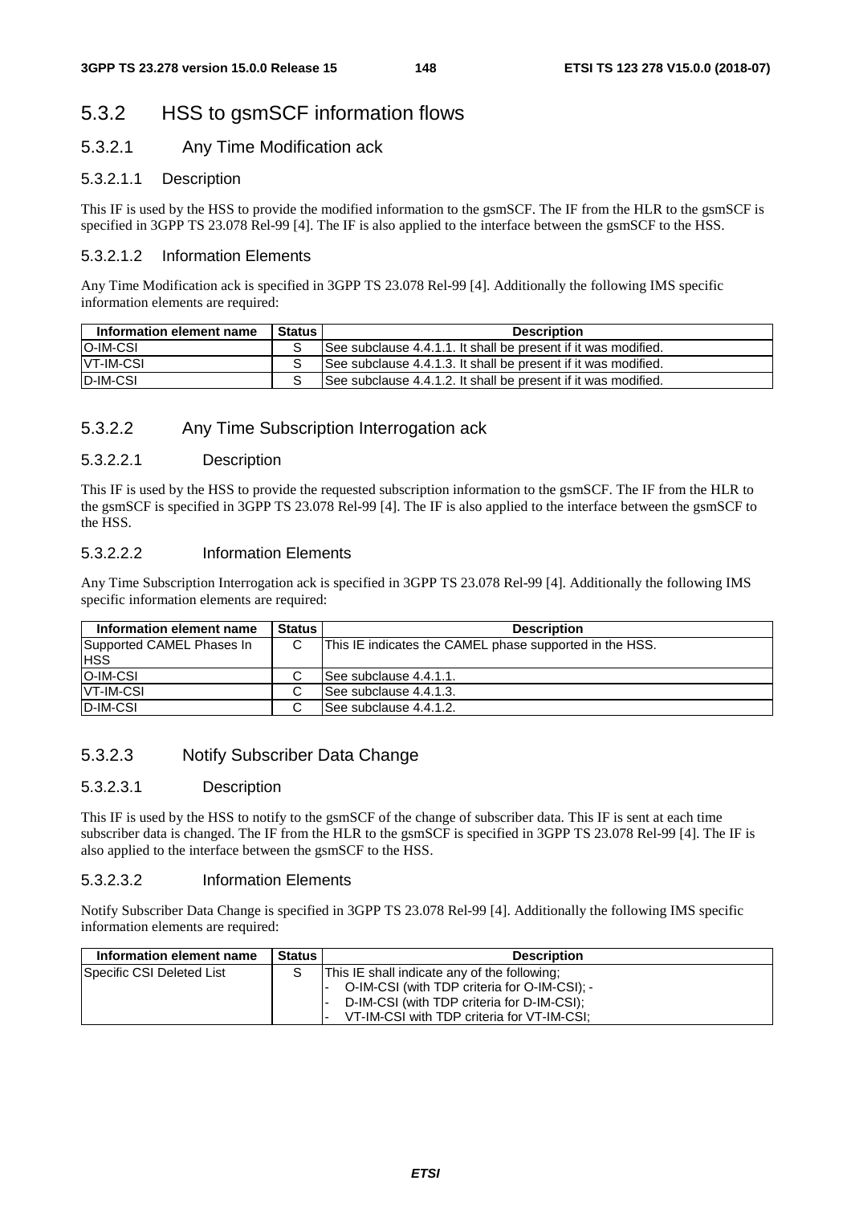## 5.3.2 HSS to gsmSCF information flows

### 5.3.2.1 Any Time Modification ack

#### 5.3.2.1.1 Description

This IF is used by the HSS to provide the modified information to the gsmSCF. The IF from the HLR to the gsmSCF is specified in 3GPP TS 23.078 Rel-99 [4]. The IF is also applied to the interface between the gsmSCF to the HSS.

#### 5.3.2.1.2 Information Elements

Any Time Modification ack is specified in 3GPP TS 23.078 Rel-99 [4]. Additionally the following IMS specific information elements are required:

| Information element name | Status | Description |
|---|---|---|
| O-IM-CSI | S | See subclause 4.4.1.1. It shall be present if it was modified. |
| VT-IM-CSI | S | See subclause 4.4.1.3. It shall be present if it was modified. |
| D-IM-CSI | S | See subclause 4.4.1.2. It shall be present if it was modified. |

### 5.3.2.2 Any Time Subscription Interrogation ack

#### 5.3.2.2.1 Description

This IF is used by the HSS to provide the requested subscription information to the gsmSCF. The IF from the HLR to the gsmSCF is specified in 3GPP TS 23.078 Rel-99 [4]. The IF is also applied to the interface between the gsmSCF to the HSS.

#### 5.3.2.2.2 Information Elements

Any Time Subscription Interrogation ack is specified in 3GPP TS 23.078 Rel-99 [4]. Additionally the following IMS specific information elements are required:

| Information element name | Status | Description |
|---|---|---|
| Supported CAMEL Phases In HSS | C | This IE indicates the CAMEL phase supported in the HSS. |
| O-IM-CSI | C | See subclause 4.4.1.1. |
| VT-IM-CSI | C | See subclause 4.4.1.3. |
| D-IM-CSI | C | See subclause 4.4.1.2. |

### 5.3.2.3 Notify Subscriber Data Change

#### 5.3.2.3.1 Description

This IF is used by the HSS to notify to the gsmSCF of the change of subscriber data. This IF is sent at each time subscriber data is changed. The IF from the HLR to the gsmSCF is specified in 3GPP TS 23.078 Rel-99 [4]. The IF is also applied to the interface between the gsmSCF to the HSS.

#### 5.3.2.3.2 Information Elements

Notify Subscriber Data Change is specified in 3GPP TS 23.078 Rel-99 [4]. Additionally the following IMS specific information elements are required:

| Information element name | Status | Description |
|---|---|---|
| Specific CSI Deleted List | S | This IE shall indicate any of the following;<br>- O-IM-CSI (with TDP criteria for O-IM-CSI); -<br>- D-IM-CSI (with TDP criteria for D-IM-CSI);<br>- VT-IM-CSI with TDP criteria for VT-IM-CSI; |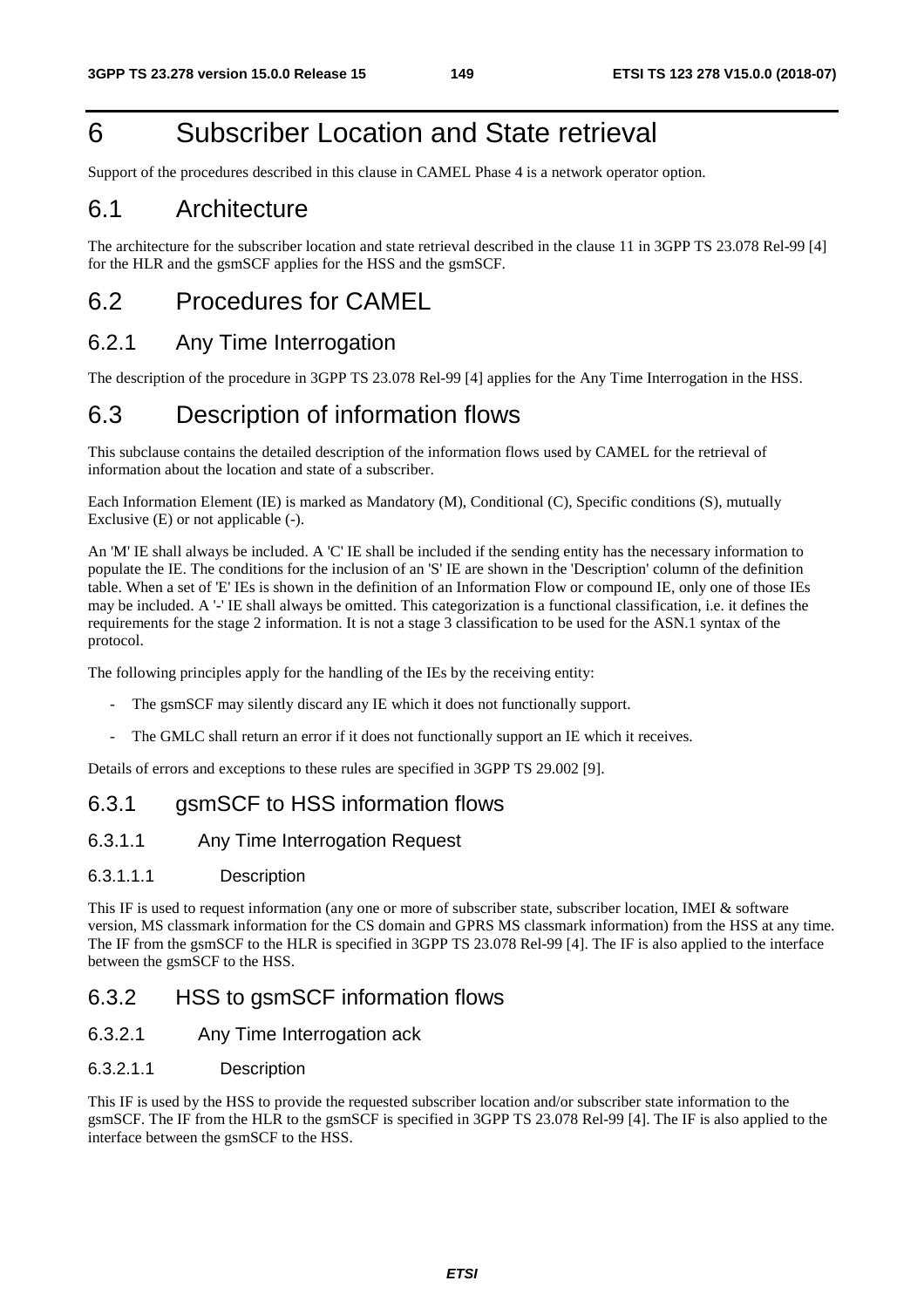# 6 Subscriber Location and State retrieval

Support of the procedures described in this clause in CAMEL Phase 4 is a network operator option.

## 6.1 Architecture

The architecture for the subscriber location and state retrieval described in the clause 11 in 3GPP TS 23.078 Rel-99 [4] for the HLR and the gsmSCF applies for the HSS and the gsmSCF.

## 6.2 Procedures for CAMEL

### 6.2.1 Any Time Interrogation

The description of the procedure in 3GPP TS 23.078 Rel-99 [4] applies for the Any Time Interrogation in the HSS.

## 6.3 Description of information flows

This subclause contains the detailed description of the information flows used by CAMEL for the retrieval of information about the location and state of a subscriber.

Each Information Element (IE) is marked as Mandatory (M), Conditional (C), Specific conditions (S), mutually Exclusive (E) or not applicable (-).

An 'M' IE shall always be included. A 'C' IE shall be included if the sending entity has the necessary information to populate the IE. The conditions for the inclusion of an 'S' IE are shown in the 'Description' column of the definition table. When a set of 'E' IEs is shown in the definition of an Information Flow or compound IE, only one of those IEs may be included. A '-' IE shall always be omitted. This categorization is a functional classification, i.e. it defines the requirements for the stage 2 information. It is not a stage 3 classification to be used for the ASN.1 syntax of the protocol.

The following principles apply for the handling of the IEs by the receiving entity:

- The gsmSCF may silently discard any IE which it does not functionally support.
- The GMLC shall return an error if it does not functionally support an IE which it receives.

Details of errors and exceptions to these rules are specified in 3GPP TS 29.002 [9].

### 6.3.1 gsmSCF to HSS information flows

#### 6.3.1.1 Any Time Interrogation Request

##### 6.3.1.1.1 Description

This IF is used to request information (any one or more of subscriber state, subscriber location, IMEI & software version, MS classmark information for the CS domain and GPRS MS classmark information) from the HSS at any time. The IF from the gsmSCF to the HLR is specified in 3GPP TS 23.078 Rel-99 [4]. The IF is also applied to the interface between the gsmSCF to the HSS.

### 6.3.2 HSS to gsmSCF information flows

#### 6.3.2.1 Any Time Interrogation ack

##### 6.3.2.1.1 Description

This IF is used by the HSS to provide the requested subscriber location and/or subscriber state information to the gsmSCF. The IF from the HLR to the gsmSCF is specified in 3GPP TS 23.078 Rel-99 [4]. The IF is also applied to the interface between the gsmSCF to the HSS.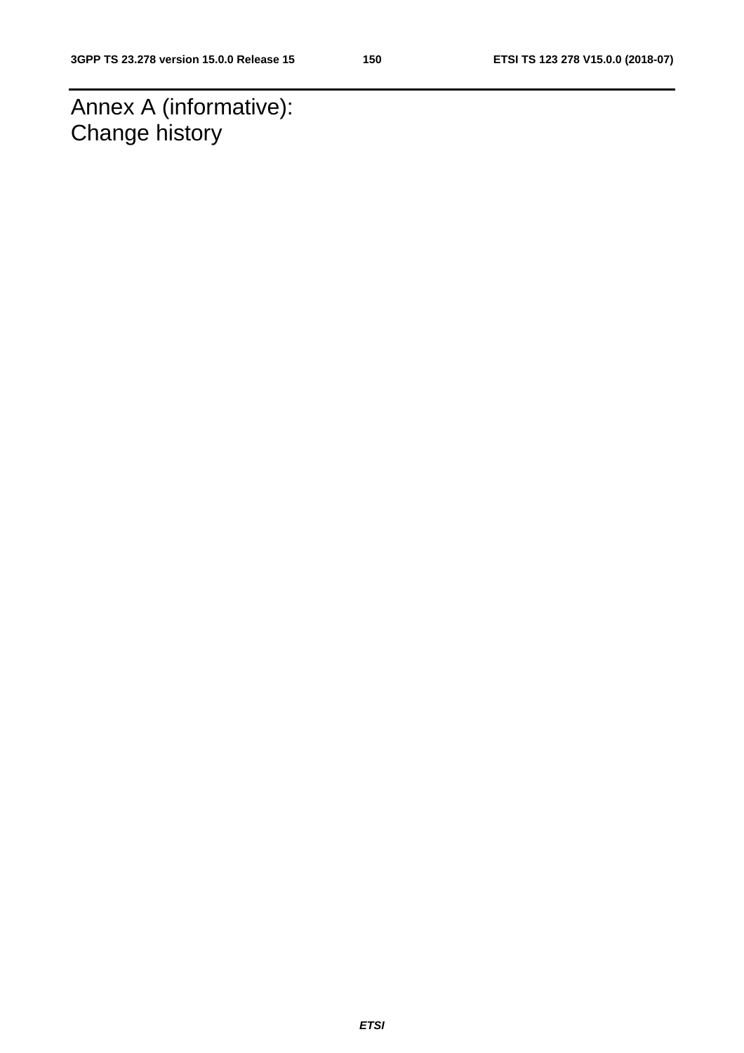# Annex A (informative): Change history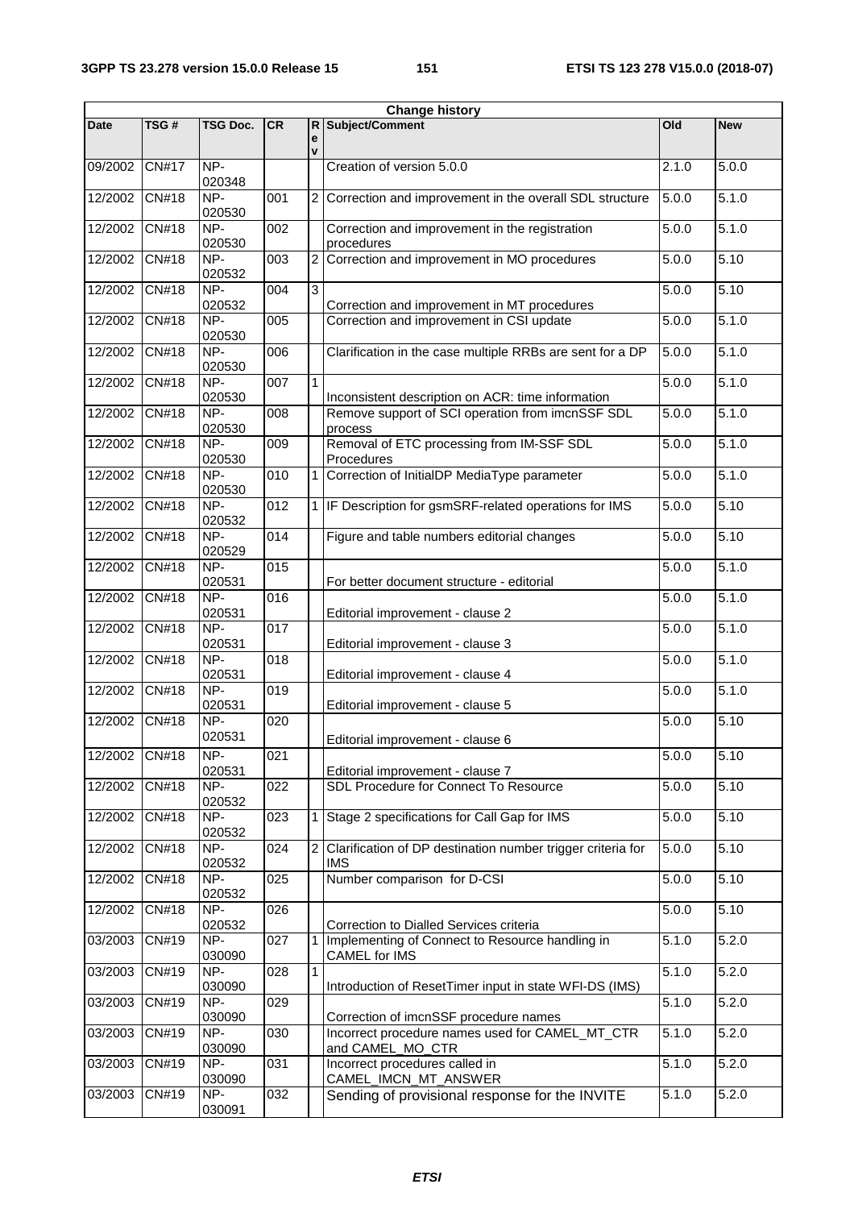| Change history | | | | | | | |
|---|---|---|---|---|---|---|---|
| **Date** | **TSG #** | **TSG Doc.** | **CR** | **Rev** | **Subject/Comment** | **Old** | **New** |
| 09/2002 | CN#17 | NP-020348 | | | Creation of version 5.0.0 | 2.1.0 | 5.0.0 |
| 12/2002 | CN#18 | NP-020530 | 001 | 2 | Correction and improvement in the overall SDL structure | 5.0.0 | 5.1.0 |
| 12/2002 | CN#18 | NP-020530 | 002 | | Correction and improvement in the registration procedures | 5.0.0 | 5.1.0 |
| 12/2002 | CN#18 | NP-020532 | 003 | 2 | Correction and improvement in MO procedures | 5.0.0 | 5.10 |
| 12/2002 | CN#18 | NP-020532 | 004 | 3 | Correction and improvement in MT procedures | 5.0.0 | 5.10 |
| 12/2002 | CN#18 | NP-020530 | 005 | | Correction and improvement in CSI update | 5.0.0 | 5.1.0 |
| 12/2002 | CN#18 | NP-020530 | 006 | | Clarification in the case multiple RRBs are sent for a DP | 5.0.0 | 5.1.0 |
| 12/2002 | CN#18 | NP-020530 | 007 | 1 | Inconsistent description on ACR: time information | 5.0.0 | 5.1.0 |
| 12/2002 | CN#18 | NP-020530 | 008 | | Remove support of SCI operation from imcnSSF SDL process | 5.0.0 | 5.1.0 |
| 12/2002 | CN#18 | NP-020530 | 009 | | Removal of ETC processing from IM-SSF SDL Procedures | 5.0.0 | 5.1.0 |
| 12/2002 | CN#18 | NP-020530 | 010 | 1 | Correction of InitialDP MediaType parameter | 5.0.0 | 5.1.0 |
| 12/2002 | CN#18 | NP-020532 | 012 | 1 | IF Description for gsmSRF-related operations for IMS | 5.0.0 | 5.10 |
| 12/2002 | CN#18 | NP-020529 | 014 | | Figure and table numbers editorial changes | 5.0.0 | 5.10 |
| 12/2002 | CN#18 | NP-020531 | 015 | | For better document structure - editorial | 5.0.0 | 5.1.0 |
| 12/2002 | CN#18 | NP-020531 | 016 | | Editorial improvement - clause 2 | 5.0.0 | 5.1.0 |
| 12/2002 | CN#18 | NP-020531 | 017 | | Editorial improvement - clause 3 | 5.0.0 | 5.1.0 |
| 12/2002 | CN#18 | NP-020531 | 018 | | Editorial improvement - clause 4 | 5.0.0 | 5.1.0 |
| 12/2002 | CN#18 | NP-020531 | 019 | | Editorial improvement - clause 5 | 5.0.0 | 5.1.0 |
| 12/2002 | CN#18 | NP-020531 | 020 | | Editorial improvement - clause 6 | 5.0.0 | 5.10 |
| 12/2002 | CN#18 | NP-020531 | 021 | | Editorial improvement - clause 7 | 5.0.0 | 5.10 |
| 12/2002 | CN#18 | NP-020532 | 022 | | SDL Procedure for Connect To Resource | 5.0.0 | 5.10 |
| 12/2002 | CN#18 | NP-020532 | 023 | 1 | Stage 2 specifications for Call Gap for IMS | 5.0.0 | 5.10 |
| 12/2002 | CN#18 | NP-020532 | 024 | 2 | Clarification of DP destination number trigger criteria for IMS | 5.0.0 | 5.10 |
| 12/2002 | CN#18 | NP-020532 | 025 | | Number comparison for D-CSI | 5.0.0 | 5.10 |
| 12/2002 | CN#18 | NP-020532 | 026 | | Correction to Dialled Services criteria | 5.0.0 | 5.10 |
| 03/2003 | CN#19 | NP-030090 | 027 | 1 | Implementing of Connect to Resource handling in CAMEL for IMS | 5.1.0 | 5.2.0 |
| 03/2003 | CN#19 | NP-030090 | 028 | 1 | Introduction of ResetTimer input in state WFI-DS (IMS) | 5.1.0 | 5.2.0 |
| 03/2003 | CN#19 | NP-030090 | 029 | | Correction of imcnSSF procedure names | 5.1.0 | 5.2.0 |
| 03/2003 | CN#19 | NP-030090 | 030 | | Incorrect procedure names used for CAMEL_MT_CTR and CAMEL_MO_CTR | 5.1.0 | 5.2.0 |
| 03/2003 | CN#19 | NP-030090 | 031 | | Incorrect procedures called in CAMEL_IMCN_MT_ANSWER | 5.1.0 | 5.2.0 |
| 03/2003 | CN#19 | NP-030091 | 032 | | Sending of provisional response for the INVITE | 5.1.0 | 5.2.0 |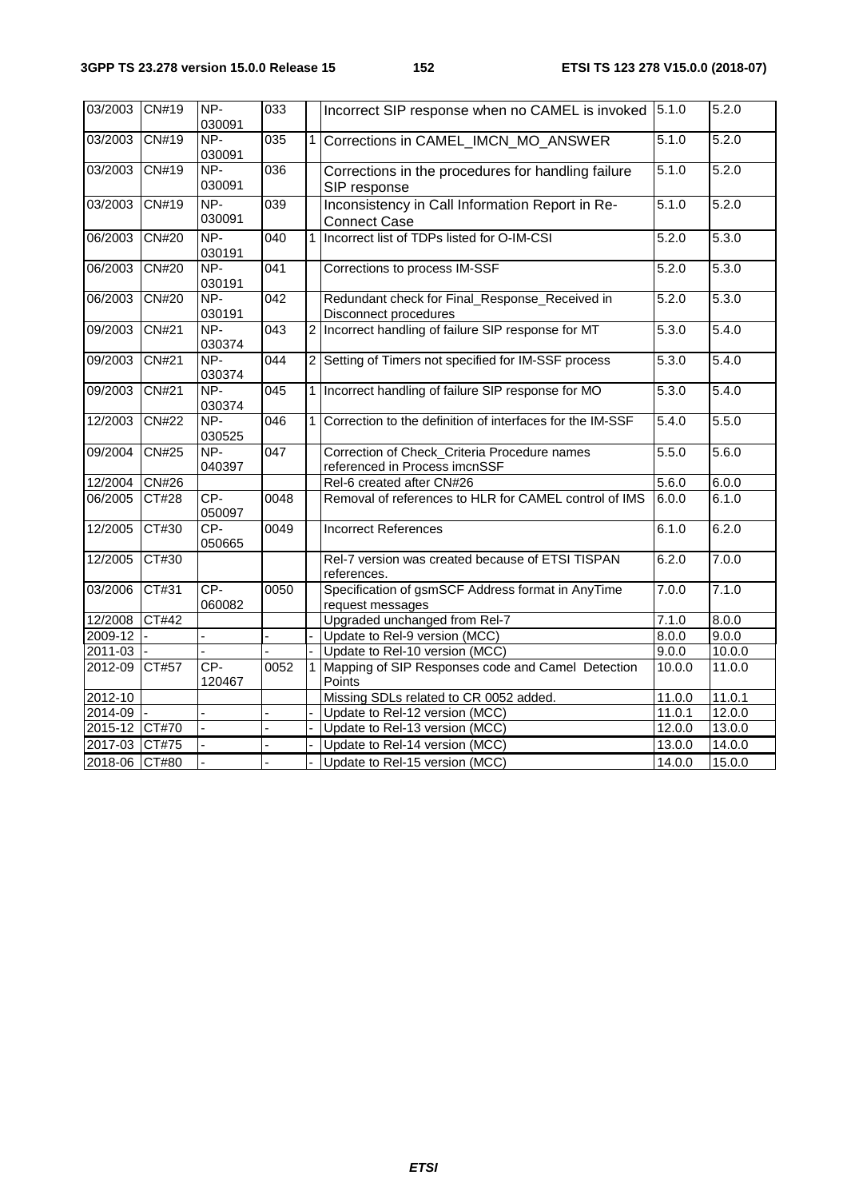| | | | | | | | |
|---|---|---|---|---|---|---|---|
| 03/2003 | CN#19 | NP-030091 | 033 | | Incorrect SIP response when no CAMEL is invoked | 5.1.0 | 5.2.0 |
| 03/2003 | CN#19 | NP-030091 | 035 | 1 | Corrections in CAMEL_IMCN_MO_ANSWER | 5.1.0 | 5.2.0 |
| 03/2003 | CN#19 | NP-030091 | 036 | | Corrections in the procedures for handling failure SIP response | 5.1.0 | 5.2.0 |
| 03/2003 | CN#19 | NP-030091 | 039 | | Inconsistency in Call Information Report in Re-Connect Case | 5.1.0 | 5.2.0 |
| 06/2003 | CN#20 | NP-030191 | 040 | 1 | Incorrect list of TDPs listed for O-IM-CSI | 5.2.0 | 5.3.0 |
| 06/2003 | CN#20 | NP-030191 | 041 | | Corrections to process IM-SSF | 5.2.0 | 5.3.0 |
| 06/2003 | CN#20 | NP-030191 | 042 | | Redundant check for Final_Response_Received in Disconnect procedures | 5.2.0 | 5.3.0 |
| 09/2003 | CN#21 | NP-030374 | 043 | 2 | Incorrect handling of failure SIP response for MT | 5.3.0 | 5.4.0 |
| 09/2003 | CN#21 | NP-030374 | 044 | 2 | Setting of Timers not specified for IM-SSF process | 5.3.0 | 5.4.0 |
| 09/2003 | CN#21 | NP-030374 | 045 | 1 | Incorrect handling of failure SIP response for MO | 5.3.0 | 5.4.0 |
| 12/2003 | CN#22 | NP-030525 | 046 | 1 | Correction to the definition of interfaces for the IM-SSF | 5.4.0 | 5.5.0 |
| 09/2004 | CN#25 | NP-040397 | 047 | | Correction of Check_Criteria Procedure names referenced in Process imcnSSF | 5.5.0 | 5.6.0 |
| 12/2004 | CN#26 | | | | Rel-6 created after CN#26 | 5.6.0 | 6.0.0 |
| 06/2005 | CT#28 | CP-050097 | 0048 | | Removal of references to HLR for CAMEL control of IMS | 6.0.0 | 6.1.0 |
| 12/2005 | CT#30 | CP-050665 | 0049 | | Incorrect References | 6.1.0 | 6.2.0 |
| 12/2005 | CT#30 | | | | Rel-7 version was created because of ETSI TISPAN references. | 6.2.0 | 7.0.0 |
| 03/2006 | CT#31 | CP-060082 | 0050 | | Specification of gsmSCF Address format in AnyTime request messages | 7.0.0 | 7.1.0 |
| 12/2008 | CT#42 | | | | Upgraded unchanged from Rel-7 | 7.1.0 | 8.0.0 |
| 2009-12 | - | - | - | - | Update to Rel-9 version (MCC) | 8.0.0 | 9.0.0 |
| 2011-03 | - | - | - | - | Update to Rel-10 version (MCC) | 9.0.0 | 10.0.0 |
| 2012-09 | CT#57 | CP-120467 | 0052 | 1 | Mapping of SIP Responses code and Camel Detection Points | 10.0.0 | 11.0.0 |
| 2012-10 | | | | | Missing SDLs related to CR 0052 added. | 11.0.0 | 11.0.1 |
| 2014-09 | - | - | - | - | Update to Rel-12 version (MCC) | 11.0.1 | 12.0.0 |
| 2015-12 | CT#70 | - | - | - | Update to Rel-13 version (MCC) | 12.0.0 | 13.0.0 |
| 2017-03 | CT#75 | - | - | - | Update to Rel-14 version (MCC) | 13.0.0 | 14.0.0 |
| 2018-06 | CT#80 | - | - | - | Update to Rel-15 version (MCC) | 14.0.0 | 15.0.0 |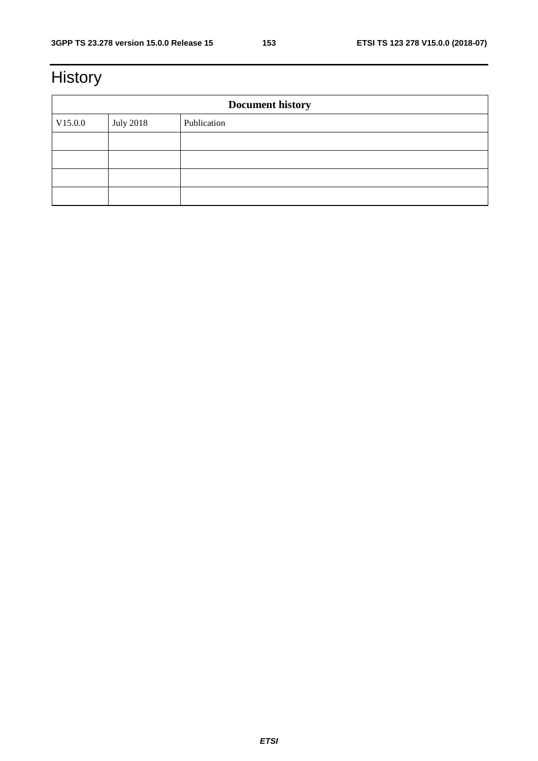# History

| Document history | | |
|---|---|---|
| V15.0.0 | July 2018 | Publication |
| | | |
| | | |
| | | |
| | | |